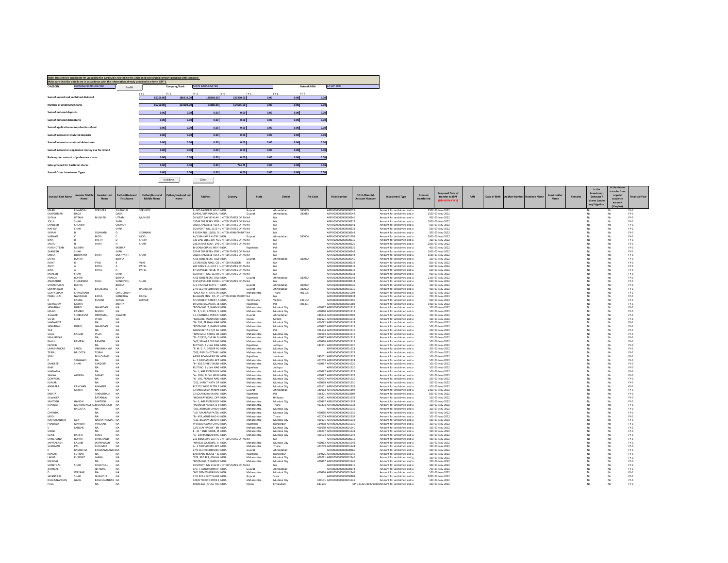Note: This sheet is applicable for uploading the particulars related to the unclaimed and unpaid amount pending with company.
Make sure that the details are in accordance with the information already provided in e-form IEPF-2

| CIN/BCIN | L65990GJ1992PLC017460 | Prefill | Company/Bank | ARFIN INDIA LIMITED | Date of AGM | 22-SEP-2021 |
|---|---|---|---|---|---|---|

| | FY-1 | FY-2 | FY-3 | FY-4 | FY-5 | FY-6 | FY-7 |
|---|---|---|---|---|---|---|---|
| Sum of unpaid and unclaimed dividend | 85750.00 | 186912.00 | 128360.00 | 229330.00 | 0.00 | 0.00 | 0.00 |
| Number of underlying Shares | 85750.00 | 124608.00 | 64180.00 | 114665.00 | 0.00 | 0.00 | 0.00 |
| Sum of matured deposits | 0.00 | 0.00 | 0.00 | 0.00 | 0.00 | 0.00 | 0.00 |
| Sum of matured debentures | 0.00 | 0.00 | 0.00 | 0.00 | 0.00 | 0.00 | 0.00 |
| Sum of application money due for refund | 0.00 | 0.00 | 0.00 | 0.00 | 0.00 | 0.00 | 0.00 |
| Sum of interest on matured deposits | 0.00 | 0.00 | 0.00 | 0.00 | 0.00 | 0.00 | 0.00 |
| Sum of interest on matured debentures | 0.00 | 0.00 | 0.00 | 0.00 | 0.00 | 0.00 | 0.00 |
| Sum of interest on application money due for refund | 0.00 | 0.00 | 0.00 | 0.00 | 0.00 | 0.00 | 0.00 |
| Redemption amount of preference shares | 0.00 | 0.00 | 0.00 | 0.00 | 0.00 | 0.00 | 0.00 |
| Sales proceed for fractional shares | 0.00 | 0.00 | 0.00 | 774.75 | 0.00 | 0.00 | 0.00 |
| Sum of Other Investment Types | 0.00 | 0.00 | 0.00 | 0.00 | 0.00 | 0.00 | 0.00 |

Validate | Clear

| Investor First Name | Investor Middle Name | Investor Last Name | Father/Husband First Name | Father/Husband Middle Name | Father/Husband Last Name | Address | Country | State | District | Pin Code | Folio Number | DP Id-Client Id-Account Number | Investment Type | Amount transferred | Proposed Date of transfer to IEPF (DD-MON-YYYY) | PAN | Date of Birth | Aadhar Number | Nominee Name | Joint Holder Name | Remarks | Is the Investment (amount / shares )under any litigation. | Is the shares transfer from unpaid suspense account (Yes/No) | Financial Year |
|---|---|---|---|---|---|---|---|---|---|---|---|---|---|---|---|---|---|---|---|---|---|---|---|---|
| MARU | FINANCIAL | SERVICES | FINANCIAL | SERVICES | | A -305 FAIRDEAL HOUS | INDIA | Gujarat | Ahmedabad | 380009 | ARFI000000000000029 | | Amount for unclaimed and u | 2500 | 03-Nov-2022 | | | | | | | No | No | FY-1 |
| DILIPKUMAR | DAGA | | DAGA | | | 82/490, VIJAYNAGAR, N | INDIA | Gujarat | Ahmedabad | 380013 | ARFI000000000000042 | | Amount for unclaimed and u | 2500 | 03-Nov-2022 | | | | | | | No | No | FY-1 |
| SUDHA | UTTAM | MUNVER | UTTAM | MUNVER | | 26 WEST BAYVIEW AV | UNITED STATES OF AM | NA | NA | | ARFI000000000000246 | | Amount for unclaimed and u | 900 | 03-Nov-2022 | | | | | | | No | No | FY-1 |
| JOLLY | SHAH | | SHAH | | | 15749 TURBERRY STRE | UNITED STATES OF AM | NA | NA | | ARFI000000000000228 | | Amount for unclaimed and u | 1000 | 03-Nov-2022 | | | | | | | No | No | FY-1 |
| SHAILESH | CHOKSHI | | CHOKSHI | | | 3028 CHAMBLEE TUCK | UNITED STATES OF AM | NA | NA | | ARFI000000000000241 | | Amount for unclaimed and u | 500 | 03-Nov-2022 | | | | | | | No | No | FY-1 |
| NATVAR | SHAH | | SHAH | | | COMFORT INN, 1112 H | UNITED STATES OF AM | NA | NA | | ARFI000000000000232 | | Amount for unclaimed and u | 500 | 03-Nov-2022 | | | | | | | No | No | FY-1 |
| SHYAM | D | SIDHNANI | D | SIDHNANI | | P O BOX NO. 12656, DU | UNITED ARAB EMIRAT | NA | NA | | ARFI000000000000243 | | Amount for unclaimed and u | 300 | 03-Nov-2022 | | | | | | | No | No | FY-1 |
| VARNAN | C | MODI | C | MODI | | A-/1 MAHAVIR KUTIR S | INDIA | Gujarat | Ahmedabad | 380004 | ARFI000000000001799 | | Amount for unclaimed and u | 2900 | 03-Nov-2022 | | | | | | | No | No | FY-1 |
| BINA | D | SHETH | D | SHETH | | 336 OAK VILLE, DR. NO | UNITED STATES OF AM | NA | NA | | ARFI000000000000219 | | Amount for unclaimed and u | 300 | 03-Nov-2022 | | | | | | | No | No | FY-1 |
| JAGRUTI | H | SHAH | H | SHAH | | 2413 KINGS KENT, DY | UNITED STATES OF AM | NA | NA | | ARFI000000000000226 | | Amount for unclaimed and u | 2000 | 03-Nov-2022 | | | | | | | No | No | FY-1 |
| PURSHOTTAM | MISHRA | | MISHRA | | | MUKAM CHAND MEHT | INDIA | Rajasthan | Pali | | ARFI000000000000235 | | Amount for unclaimed and u | 400 | 03-Nov-2022 | | | | | | | No | No | FY-1 |
| SHAILESH | SHAH | | SHAH | | | 15749 TURBERRY STRE | UNITED STATES OF AM | NA | NA | | ARFI000000000000242 | | Amount for unclaimed and u | 1000 | 03-Nov-2022 | | | | | | | No | No | FY-1 |
| SMITA | DUSHYANT | SHAH | DUSHYANT | SHAH | | 3028 CHAMBLEE TUCK | UNITED STATES OF AM | NA | NA | | ARFI000000000000244 | | Amount for unclaimed and u | 1000 | 03-Nov-2022 | | | | | | | No | No | FY-1 |
| DIVYA | BOHRA | | BOHRA | | | A-66 SUNBREERE TOW | INDIA | Gujarat | Ahmedabad | 380052 | ARFI000000000000040 | | Amount for unclaimed and u | 100 | 03-Nov-2022 | | | | | | | No | No | FY-1 |
| ROHIT | R | VYAS | R | VYAS | | 13 SPENSER ROAD, CO | UNITED KINGDOM | NA | NA | | ARFI000000000000238 | | Amount for unclaimed and u | 600 | 03-Nov-2022 | | | | | | | No | No | FY-1 |
| AMIT | A | PATEL | A | PATEL | | 287 OAKVILLE, DR # 1 | UNITED STATES OF AM | NA | NA | | ARFI000000000000213 | | Amount for unclaimed and u | 600 | 03-Nov-2022 | | | | | | | No | No | FY-1 |
| BINA | A | PATEL | A | PATEL | | 87 OAKVILLE PO 1B, PF | UNITED STATES OF AM | NA | NA | | ARFI000000000000218 | | Amount for unclaimed and u | 500 | 03-Nov-2022 | | | | | | | No | No | FY-1 |
| MUKESH | SHAH | | SHAH | | | COMFORT INN, 112 HI | UNITED STATES OF AM | NA | NA | | ARFI000000000000231 | | Amount for unclaimed and u | 900 | 03-Nov-2022 | | | | | | | No | No | FY-1 |
| PRASON | BOHRA | | BOHRA | | | A-66 SUNBREERE TOW | INDIA | Gujarat | Ahmedabad | 380052 | ARFI000000000000041 | | Amount for unclaimed and u | 1100 | 03-Nov-2022 | | | | | | | No | No | FY-1 |
| ANURADHA | SHAILENDU | SHAH | SHAILENDU | SHAH | | 9125 BAVCLERE CIRCLE | UNITED STATES OF AM | NA | NA | | ARFI000000000000214 | | Amount for unclaimed and u | 500 | 03-Nov-2022 | | | | | | | No | No | FY-1 |
| VIRENDRARAJ | BOHRA | | BOHRA | | | A-4, VISHRAT FLATS, " | INDIA | Gujarat | Ahmedabad | 380052 | ARFI000000000000039 | | Amount for unclaimed and u | 100 | 03-Nov-2022 | | | | | | | No | No | FY-1 |
| OMPRAKASH | K | BAGRECHA | K | BAGRECHA | | 27/1 CLOTH COMMER | INDIA | Gujarat | Ahmedabad | 380002 | ARFI000000000001219 | | Amount for unclaimed and u | 400 | 03-Nov-2022 | | | | | | | No | No | FY-1 |
| GOVINDRAM | CHAUDHARY | | CHAUDHARY | | | "GALA NO. 4, PATIL IN | INDIA | Maharashtra | Thane | 401105 | ARFI000000000001994 | | Amount for unclaimed and u | 100 | 03-Nov-2022 | | | | | | | No | No | FY-1 |
| PRABHULAL | NANJIBHAI | KADIA | NANJIBHAI | KADIA | | BHAWAN ENGI. CO., P | UNITED ARAB EMIRAT | NA | NA | | ARFI000000000000234 | | Amount for unclaimed and u | 700 | 03-Nov-2022 | | | | | | | No | No | FY-1 |
| R | KAMAL | KUMAR | KAMAL | KUMAR | | 5/E MARKET STREET, S | INDIA | Tamil Nadu | Vellore | 631102 | ARFI000000000001359 | | Amount for unclaimed and u | 500 | 03-Nov-2022 | | | | | | | No | No | FY-1 |
| SEEMADEVI | MEHTA | | MEHTA | | | 69 GHEE KA ZANDA, BE | INDIA | Rajasthan | Pali | 306401 | ARFI000000000001602 | | Amount for unclaimed and u | 1400 | 03-Nov-2022 | | | | | | | No | No | FY-1 |
| JANARDAN | DUBEY | JANARDAN | NA | | | "ROOM NO. 7, IMAM F | INDIA | Maharashtra | Mumbai City | 400067 | ARFI000000000001911 | | Amount for unclaimed and u | 100 | 03-Nov-2022 | | | | | | | No | No | FY-1 |
| MANOJ | KAMBLE | MANOJ | NA | | | "R - 3, 5-13, A WING, V | INDIA | Maharashtra | Mumbai City | 400060 | ARFI000000000001912 | | Amount for unclaimed and u | 100 | 03-Nov-2022 | | | | | | | No | No | FY-1 |
| JHAWAR | SHREEKANT | INDRAMAL | JHAWAR | | | 11- CHANDAN WADI C | INDIA | Gujarat | Ahmedabad | 380004 | ARFI000000000002290 | | Amount for unclaimed and u | 100 | 03-Nov-2022 | | | | | | | No | No | FY-1 |
| VIVEK | LUKE | VIVEK | NA | | | "MALAYIL, MANAKKAR | INDIA | Kerala | Kollam | 690521 | ARFI000000000001913 | | Amount for unclaimed and u | 100 | 03-Nov-2022 | | | | | | | No | No | FY-1 |
| VAKHARIYA | | NA | NA | | | "G - 102, PRANAY NAG | INDIA | Maharashtra | Mumbai City | 400092 | ARFI000000000001914 | | Amount for unclaimed and u | 100 | 03-Nov-2022 | | | | | | | No | No | FY-1 |
| JANARDAN | DUBEY | JANARDAN | NA | | | "ROOM NO. 7, IMAM F | INDIA | Maharashtra | Mumbai City | 400067 | ARFI000000000001917 | | Amount for unclaimed and u | 100 | 03-Nov-2022 | | | | | | | No | No | FY-1 |
| TAK | | NA | NA | | | ABHISHEK TAK C/O RA | INDIA | Rajasthan | Pali | 306104 | ARFI000000000001915 | | Amount for unclaimed and u | 100 | 03-Nov-2022 | | | | | | | No | No | FY-1 |
| VILAS | KADAM | VILAS | NA | | | "RAM GALI, YADAV CH | INDIA | Maharashtra | Mumbai City | 400063 | ARFI000000000001916 | | Amount for unclaimed and u | 100 | 03-Nov-2022 | | | | | | | No | No | FY-1 |
| MANJREKAR | | NA | NA | | | "D - 12/829, OM SAI C | INDIA | Maharashtra | Mumbai City | 400067 | ARFI000000000001918 | | Amount for unclaimed and u | 100 | 03-Nov-2022 | | | | | | | No | No | FY-1 |
| RAHUL | RAMESH | RAMESH | NA | | | "A/7, SAHARA CHS SA | INDIA | Maharashtra | Mumbai City | 400066 | ARFI000000000001919 | | Amount for unclaimed and u | 100 | 03-Nov-2022 | | | | | | | No | No | FY-1 |
| NIKKUB | | NA | NA | | | PLOT NO. 8 VIJAY NAG | INDIA | Rajasthan | Jodhpur | 342001 | ARFI000000000001920 | | Amount for unclaimed and u | 100 | 03-Nov-2022 | | | | | | | No | No | FY-1 |
| UMASHANKAR | SAROJ | UMASHANKAR | NA | | | "P. M. G. P. GROUP NO | INDIA | Maharashtra | Mumbai City | | ARFI000000000001921 | | Amount for unclaimed and u | 100 | 03-Nov-2022 | | | | | | | No | No | FY-1 |
| TEJRAJ | BALDOTA | TEJRAJ | NA | | | "303, PURUSHOTTAM J | INDIA | Maharashtra | Mumbai City | | ARFI000000000001922 | | Amount for unclaimed and u | 100 | 03-Nov-2022 | | | | | | | No | No | FY-1 |
| SONI | | MULCHAND | NA | | | AASNI ROAD NEAR SAL | INDIA | Rajasthan | Jaisalmer | 345001 | ARFI000000000001923 | | Amount for unclaimed and u | 100 | 03-Nov-2022 | | | | | | | No | No | FY-1 |
| P | SANGHAVI | NA | NA | | | A - 2 NEW ASHISH APP | INDIA | Maharashtra | Mumbai City | 401209 | ARFI000000000001924 | | Amount for unclaimed and u | 100 | 03-Nov-2022 | | | | | | | No | No | FY-1 |
| SANDEEP | SHAH | SANDEEP | NA | | | "B - 603, SHREE SHUBH | INDIA | Maharashtra | Mumbai City | 400067 | ARFI000000000001925 | | Amount for unclaimed and u | 100 | 03-Nov-2022 | | | | | | | No | No | FY-1 |
| RAMI | | NA | NA | | | PLOT NO. 8 VIJAY NAG | INDIA | Rajasthan | Jodhpur | | ARFI000000000001926 | | Amount for unclaimed and u | 100 | 03-Nov-2022 | | | | | | | No | No | FY-1 |
| VAKHARIA | | NA | NA | | | "A - 1, AGRASEN BLDG | INDIA | Maharashtra | Mumbai City | 400097 | ARFI000000000001927 | | Amount for unclaimed and u | 100 | 03-Nov-2022 | | | | | | | No | No | FY-1 |
| SANJAY | AJMERA | SANJAY | NA | | | "A - 1004, RUSHI HEIG | INDIA | Maharashtra | Mumbai City | 400097 | ARFI000000000001928 | | Amount for unclaimed and u | 100 | 03-Nov-2022 | | | | | | | No | No | FY-1 |
| GOWADIA | | NA | NA | | | "G - 102, PRANAY NAG | INDIA | Maharashtra | Mumbai City | 400092 | ARFI000000000001929 | | Amount for unclaimed and u | 100 | 03-Nov-2022 | | | | | | | No | No | FY-1 |
| KUMAR | | NA | NA | | | "202, SHANTINATH OP | INDIA | Maharashtra | Mumbai City | 400068 | ARFI000000000001930 | | Amount for unclaimed and u | 100 | 03-Nov-2022 | | | | | | | No | No | FY-1 |
| ANNAPPA | KANCHAN | ANNAPPA | NA | | | FLT 701 WING D 7TH F | INDIA | Maharashtra | Mumbai City | 400101 | ARFI000000000001931 | | Amount for unclaimed and u | 100 | 03-Nov-2022 | | | | | | | No | No | FY-1 |
| V | MEHTA | NA | NA | | | 32 Mitra-Milan Mirami | INDIA | Gujarat | Ahmedabad | 380013 | ARFI000000000001892 | | Amount for unclaimed and u | 1300 | 03-Nov-2022 | | | | | | | No | No | FY-1 |
| MEHTA | | TAKHATRAJJI | NA | | | 12 SOLANKIYA KA BAS | INDIA | Rajasthan | Pali | 306401 | ARFI000000000002307 | | Amount for unclaimed and u | 600 | 03-Nov-2022 | | | | | | | No | No | FY-1 |
| SUWALKA | | RATANLAL | NA | | | "HIGHWAY ROAD, OPP | INDIA | Rajasthan | Bhilwara | 311001 | ARFI000000000001932 | | Amount for unclaimed and u | 100 | 03-Nov-2022 | | | | | | | No | No | FY-1 |
| SANTOSH | GANDHI | SANTOSH | NA | | | "A - 1, AGRASEN BLDG | INDIA | Maharashtra | Mumbai City | 400097 | ARFI000000000001933 | | Amount for unclaimed and u | 100 | 03-Nov-2022 | | | | | | | No | No | FY-1 |
| KANWAR | MULKANSINGJIS | MULKANSINGH | NA | | | "POONAM ANNEX, B W | INDIA | Maharashtra | Thane | 401303 | ARFI000000000001934 | | Amount for unclaimed and u | 100 | 03-Nov-2022 | | | | | | | No | No | FY-1 |
| J | BALDOTA | NA | NA | | | "301, RISHABH DARSHA | INDIA | Maharashtra | Mumbai City | | ARFI000000000001935 | | Amount for unclaimed and u | 100 | 03-Nov-2022 | | | | | | | No | No | FY-1 |
| CHAWDA | | NA | NA | | | "10/ TUKARAM PATEK | INDIA | Maharashtra | Mumbai City | 400066 | ARFI000000000001936 | | Amount for unclaimed and u | 100 | 03-Nov-2022 | | | | | | | No | No | FY-1 |
| MODI | | NA | NA | | | "B - 403, ASHIRWAD AP | INDIA | Maharashtra | Thane | 401209 | ARFI000000000001937 | | Amount for unclaimed and u | 100 | 03-Nov-2022 | | | | | | | No | No | FY-1 |
| NAVRATANMAL | JAIN | NAVRATANMAL | NA | | | "311, BALDEV SMRUTI | INDIA | Maharashtra | Mumbai City | 400101 | ARFI000000000001938 | | Amount for unclaimed and u | 100 | 03-Nov-2022 | | | | | | | No | No | FY-1 |
| PRALHAD | MAHESHI | PRALHAD | NA | | | VPO BODIGAMA CHHO | INDIA | Rajasthan | Dungarpur | 314038 | ARFI000000000001939 | | Amount for unclaimed and u | 100 | 03-Nov-2022 | | | | | | | No | No | FY-1 |
| S | LANGHE | NA | NA | | | 12/13 SAI NAGAR " BH | INDIA | Maharashtra | Mumbai City | 400050 | ARFI000000000001940 | | Amount for unclaimed and u | 100 | 03-Nov-2022 | | | | | | | No | No | FY-1 |
| SINGH | | NA | NA | | | E - 21 " 2ND FLOOR, M | INDIA | Maharashtra | Mumbai City | 400097 | ARFI000000000001941 | | Amount for unclaimed and u | 100 | 03-Nov-2022 | | | | | | | No | No | FY-1 |
| SUNIL | BAHETI | SUNIL | NA | | | "A - 3/8 RATNANIWAS, | INDIA | Maharashtra | Mumbai City | 400104 | ARFI000000000001942 | | Amount for unclaimed and u | 100 | 03-Nov-2022 | | | | | | | No | No | FY-1 |
| SHRICHAND | BOHRA | SHRICHAND | NA | | | 316 KNOX AVE CLIFF S | UNITED STATES OF AM | NA | NA | | ARFI000000000000215 | | Amount for unclaimed and u | 400 | 03-Nov-2022 | | | | | | | No | No | FY-1 |
| JAYPRAKASH | KADAM | JAYPRAKASH | NA | | | "RAHEJA SOLITAIRE, B- | INDIA | Maharashtra | Mumbai City | 400062 | ARFI000000000001943 | | Amount for unclaimed and u | 100 | 03-Nov-2022 | | | | | | | No | No | FY-1 |
| SUKUMAR | PAL | SUKUMAR | NA | | | A - 2 NEW ASHISH APP | INDIA | Maharashtra | Thane | 401209 | ARFI000000000001944 | | Amount for unclaimed and u | 100 | 03-Nov-2022 | | | | | | | No | No | FY-1 |
| K | BAGRECHA | KALURAMBAGRECHA | NA | | | 27/1 CLOTH COMMER | INDIA | Gujarat | Ahmedabad | | ARFI000000000000360 | | Amount for unclaimed and u | 400 | 03-Nov-2022 | | | | | | | No | No | FY-1 |
| KUMAR | SUTHAR | NA | NA | | | EAR WARE HOUSE " SU | INDIA | Rajasthan | Dungarpur | 314025 | ARFI000000000001945 | | Amount for unclaimed and u | 100 | 03-Nov-2022 | | | | | | | No | No | FY-1 |
| LAKHA | PUROHIT | LAKHA | NA | | | "300, 3RD FLR, ASHIYA | INDIA | Maharashtra | Mumbai City | 400061 | ARFI000000000001946 | | Amount for unclaimed and u | 100 | 03-Nov-2022 | | | | | | | No | No | FY-1 |
| MANDAL | | NA | NA | | | "ROOM NO. 7, IMAM F | INDIA | Maharashtra | Mumbai City | 400067 | ARFI000000000001947 | | Amount for unclaimed and u | 100 | 03-Nov-2022 | | | | | | | No | No | FY-1 |
| SHANTILAL | SHAH | SHANTILAL | NA | | | COMFORT INN 1112 H | UNITED STATES OF AM | NA | NA | | ARFI000000000000216 | | Amount for unclaimed and u | 400 | 03-Nov-2022 | | | | | | | No | No | FY-1 |
| JETHMAL | | JETHMAL | NA | | | C/O. J. ASHOKKUMAR | INDIA | Gujarat | Ahmedabad | | ARFI000000000000374 | | Amount for unclaimed and u | 700 | 03-Nov-2022 | | | | | | | No | No | FY-1 |
| D | WAYKAR | NA | NA | | | "601 SOMESHWAR HS | INDIA | Maharashtra | Mumbai City | 400066 | ARFI000000000001948 | | Amount for unclaimed and u | 100 | 03-Nov-2022 | | | | | | | No | No | FY-1 |
| JAYANTILAL | SHAH | JAYANTILAL | NA | | | C 31 JIVAN JYOT NAGA | INDIA | Gujarat | Surat | | ARFI000000000000383 | | Amount for unclaimed and u | 2000 | 03-Nov-2022 | | | | | | | No | No | FY-1 |
| RAGHUNANDAN | GARG | RAGHUNANDAN | NA | | | 103/B TECHNO PARK 1 | INDIA | Maharashtra | Mumbai City | 400101 | ARFI000000000001949 | | Amount for unclaimed and u | 100 | 03-Nov-2022 | | | | | | | No | No | FY-1 |
| PAUL | | NA | NA | | | PARACKAL HOUSE THU | INDIA | Kerala | Ernakulam | 683575 | | DPID-CLID-1202390000 | Amount for unclaimed and u | 300 | 03-Nov-2022 | | | | | | | No | No | FY-1 |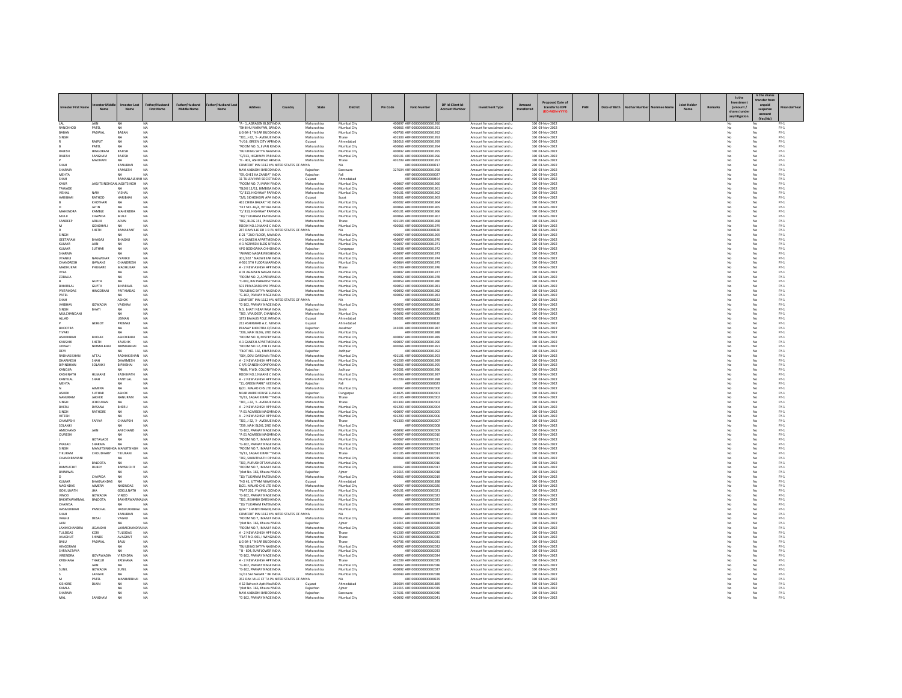| Investor First Name | Investor Middle Name | Investor Last Name | Father/Husband First Name | Father/Husband Middle Name | Father/Husband Last Name | Address | Country | State | District | Pin Code | Folio Number | DP Id-Client Id-Account Number | Investment Type | Amount transferred | Proposed Date of transfer to IEPF (DD-MON-YYYY) | PAN | Date of Birth | Aadhar Number | Nominee Name | Joint Holder Name | Remarks | Is the Investment (amount / shares) under any litigation. | Is the shares transfer from unpaid suspense account (Yes/No) | Financial Year |
|---|---|---|---|---|---|---|---|---|---|---|---|---|---|---|---|---|---|---|---|---|---|---|---|---|
| LAL | JAIN | NA | NA | | | "A - 1, AGRASEN BLDG | INDIA | Maharashtra | Mumbai City | 400097 | ARF00000000000001950 | | Amount for unclaimed and u | 100 | 03-Nov-2022 | | | | | | | No | No | FY-1 |
| RANCHHOD | PATEL | NA | NA | | | "BHIKHU NARAYAN, B | INDIA | Maharashtra | Mumbai City | 400066 | ARF00000000000001951 | | Amount for unclaimed and u | 100 | 03-Nov-2022 | | | | | | | No | No | FY-1 |
| BABAN | PADWAL | BABAN | NA | | | LIG-B4-1 " NEAR BUDD | INDIA | Maharashtra | Mumbai City | 400706 | ARF00000000000001952 | | Amount for unclaimed and u | 100 | 03-Nov-2022 | | | | | | | No | No | FY-1 |
| SINGH | | NA | NA | | | "301, J-32, '/- AVENUE | INDIA | Maharashtra | Thane | 401303 | ARF00000000000001953 | | Amount for unclaimed and u | 100 | 03-Nov-2022 | | | | | | | No | No | FY-1 |
| R | RAJPUT | NA | NA | | | "H/16, GREEN CITY AP | INDIA | Gujarat | Ahmedabad | 380016 | ARF00000000000001959 | | Amount for unclaimed and u | 100 | 03-Nov-2022 | | | | | | | No | No | FY-1 |
| B | PATEL | NA | NA | | | "ROOM NO. 5, JIVAN R | INDIA | Maharashtra | Mumbai City | 400066 | ARF00000000000001954 | | Amount for unclaimed and u | 100 | 03-Nov-2022 | | | | | | | No | No | FY-1 |
| RAJESH | HINGORANI | RAJESH | NA | | | "BUILDING SATYA NAG | INDIA | Maharashtra | Mumbai City | 400092 | ARF00000000000001955 | | Amount for unclaimed and u | 100 | 03-Nov-2022 | | | | | | | No | No | FY-1 |
| RAJESH | SANGHAVI | RAJESH | NA | | | "C/313, HIGHWAY PAR | INDIA | Maharashtra | Mumbai City | 400101 | ARF00000000000001956 | | Amount for unclaimed and u | 100 | 03-Nov-2022 | | | | | | | No | No | FY-1 |
| P | MADHANI | NA | NA | | | "B - 403, ASHIRWAD AI | INDIA | Maharashtra | Thane | 401209 | ARF00000000000001957 | | Amount for unclaimed and u | 100 | 03-Nov-2022 | | | | | | | No | No | FY-1 |
| SHAH | | KANUBHAI | NA | | | COMFORT INN 1112 ¥ | UNITED STATES OF AM | NA | NA | | ARF00000000000000217 | | Amount for unclaimed and u | 200 | 03-Nov-2022 | | | | | | | No | No | FY-1 |
| SHARMA | | KAMLESH | NA | | | NAYI AABADHI BADOD | INDIA | Rajasthan | Banswara | 327604 | ARF00000000000001958 | | Amount for unclaimed and u | 100 | 03-Nov-2022 | | | | | | | No | No | FY-1 |
| MEHTA | | NA | NA | | | "69, GHEE KA ZANDA" | INDIA | Rajasthan | Pali | | ARF00000000000000027 | | Amount for unclaimed and u | 100 | 03-Nov-2022 | | | | | | | No | No | FY-1 |
| SHAH | | RAMANLALSHAH | NA | | | 11 TULSIVIHAR SOCIET | INDIA | Gujarat | Ahmedabad | | ARF00000000000000464 | | Amount for unclaimed and u | 400 | 03-Nov-2022 | | | | | | | No | No | FY-1 |
| KAUR | JAGJITSINGHGAN | JAGJITSINGH | NA | | | "ROOM NO. 7, IMAM F | INDIA | Maharashtra | Mumbai City | 400067 | ARF00000000000001960 | | Amount for unclaimed and u | 100 | 03-Nov-2022 | | | | | | | No | No | FY-1 |
| TAWADE | | NA | NA | | | "BLDG 11/11, BIMBISA | INDIA | Maharashtra | Mumbai City | 400065 | ARF00000000000001961 | | Amount for unclaimed and u | 100 | 03-Nov-2022 | | | | | | | No | No | FY-1 |
| VISHAL | NAIK | VISHAL | NA | | | "C/ 313, HIGHWAY PAF | INDIA | Maharashtra | Mumbai City | 400101 | ARF00000000000001962 | | Amount for unclaimed and u | 100 | 03-Nov-2022 | | | | | | | No | No | FY-1 |
| HARIBHAI | RATHOD | HARIBHAI | NA | | | "2/B, SIDHDHGIRI APA | INDIA | Gujarat | Surat | 395001 | ARF00000000000001963 | | Amount for unclaimed and u | 100 | 03-Nov-2022 | | | | | | | No | No | FY-1 |
| B | KHOTHARI | NA | NA | | | 461 CHIRA BAZAR " KE | INDIA | Maharashtra | Mumbai City | 400002 | ARF00000000000001964 | | Amount for unclaimed and u | 100 | 03-Nov-2022 | | | | | | | No | No | FY-1 |
| D | JATIN | NA | NA | | | "FLT NO -16/4, VITHAL | INDIA | Maharashtra | Mumbai City | 400066 | ARF00000000000001965 | | Amount for unclaimed and u | 100 | 03-Nov-2022 | | | | | | | No | No | FY-1 |
| MAHENDRA | KAMBLE | MAHENDRA | NA | | | "C/ 313, HIGHWAY PAF | INDIA | Maharashtra | Mumbai City | 400101 | ARF00000000000001966 | | Amount for unclaimed and u | 100 | 03-Nov-2022 | | | | | | | No | No | FY-1 |
| MULJI | CHAWDA | MULJI | NA | | | "10/ TUKARAM PATEK | INDIA | Maharashtra | Mumbai City | 400066 | ARF00000000000001967 | | Amount for unclaimed and u | 100 | 03-Nov-2022 | | | | | | | No | No | FY-1 |
| SANDEEP | ARJUN | ARUN | NA | | | "B02, BLDG 351, PHASE | INDIA | Maharashtra | Thane | 401104 | ARF00000000000001968 | | Amount for unclaimed and u | 100 | 03-Nov-2022 | | | | | | | No | No | FY-1 |
| M | GONDHALI | NA | NA | | | ROOM NO.19 MANE C | INDIA | Maharashtra | Mumbai City | 400066 | ARF00000000000001979 | | Amount for unclaimed and u | 100 | 03-Nov-2022 | | | | | | | No | No | FY-1 |
| R | SHETH | RAMAKANT | NA | | | 287 OAKVILLE DR 1 8 P | UNITED STATES OF AM | NA | NA | | ARF00000000000000220 | | Amount for unclaimed and u | 500 | 03-Nov-2022 | | | | | | | No | No | FY-1 |
| SINGH | | NA | NA | | | E-21 " 2ND FLOOR, MA | INDIA | Maharashtra | Mumbai City | 400097 | ARF00000000000001969 | | Amount for unclaimed and u | 100 | 03-Nov-2022 | | | | | | | No | No | FY-1 |
| GEETARAM | BHAGAJI | BHAGAJI | NA | | | A-1 GANESH APARTM | INDIA | Maharashtra | Mumbai City | 400097 | ARF00000000000001970 | | Amount for unclaimed and u | 100 | 03-Nov-2022 | | | | | | | No | No | FY-1 |
| KUMAR | JAIN | NA | NA | | | A-1 AGRASEN BLDG LI | INDIA | Maharashtra | Mumbai City | 400097 | ARF00000000000001971 | | Amount for unclaimed and u | 100 | 03-Nov-2022 | | | | | | | No | No | FY-1 |
| KUMAR | SUTHAR | NA | NA | | | VPO BODIGAMA CHHO | INDIA | Rajasthan | Dungarpur | 314038 | ARF00000000000001972 | | Amount for unclaimed and u | 100 | 03-Nov-2022 | | | | | | | No | No | FY-1 |
| SHARMA | | NA | NA | | | "ANAND NAGAR RIKSH | INDIA | Maharashtra | Mumbai City | 400097 | ARF00000000000001973 | | Amount for unclaimed and u | 100 | 03-Nov-2022 | | | | | | | No | No | FY-1 |
| VYANKJI | NAGWEKAR | VYANKJI | NA | | | 301/302 " NAGWEKAR | INDIA | Maharashtra | Mumbai City | 400101 | ARF00000000000001974 | | Amount for unclaimed and u | 100 | 03-Nov-2022 | | | | | | | No | No | FY-1 |
| CHANDRESH | GAWANS | CHANDRESH | NA | | | A-501 5TH FLOOR MAF | INDIA | Maharashtra | Mumbai City | 400064 | ARF00000000000001975 | | Amount for unclaimed and u | 100 | 03-Nov-2022 | | | | | | | No | No | FY-1 |
| MADHUKAR | PHUGARE | MADHUKAR | NA | | | A - 2 NEW ASHISH APP | INDIA | Maharashtra | Thane | 401209 | ARF00000000000001976 | | Amount for unclaimed and u | 100 | 03-Nov-2022 | | | | | | | No | No | FY-1 |
| VYAS | | NA | NA | | | A 01 AGARSEN NAGAR | INDIA | Maharashtra | Mumbai City | 400097 | ARF00000000000001977 | | Amount for unclaimed and u | 100 | 03-Nov-2022 | | | | | | | No | No | FY-1 |
| ZOBALIA | | NA | NA | | | "ROOM NO. 2, APARNA | INDIA | Maharashtra | Mumbai City | 400092 | ARF00000000000001978 | | Amount for unclaimed and u | 100 | 03-Nov-2022 | | | | | | | No | No | FY-1 |
| B | GUPTA | NA | NA | | | "C-803, RAJ PARADISE" | INDIA | Maharashtra | Mumbai City | 400059 | ARF00000000000001980 | | Amount for unclaimed and u | 100 | 03-Nov-2022 | | | | | | | No | No | FY-1 |
| BIHARILAL | GUPTA | BIHARILAL | NA | | | 501 PRIYADARSHINI P | INDIA | Maharashtra | Mumbai City | 400059 | ARF00000000000001981 | | Amount for unclaimed and u | 100 | 03-Nov-2022 | | | | | | | No | No | FY-1 |
| PRITAMDAS | HINGORANI | PRITAMDAS | NA | | | "BUILDING SATYA NAG | INDIA | Maharashtra | Mumbai City | 400092 | ARF00000000000001982 | | Amount for unclaimed and u | 100 | 03-Nov-2022 | | | | | | | No | No | FY-1 |
| PATEL | | NA | NA | | | "G-102, PRANAY NAGE | INDIA | Maharashtra | Mumbai City | 400092 | ARF00000000000001983 | | Amount for unclaimed and u | 100 | 03-Nov-2022 | | | | | | | No | No | FY-1 |
| SHAH | | ASHOK | NA | | | COMFORT INN 1112 ¥ | UNITED STATES OF AM | NA | NA | | ARF00000000000000222 | | Amount for unclaimed and u | 200 | 03-Nov-2022 | | | | | | | No | No | FY-1 |
| VAIBHAV | GOWADIA | VAIBHAV | NA | | | "G-102, PRANAY NAGE | INDIA | Maharashtra | Mumbai City | 400092 | ARF00000000000001984 | | Amount for unclaimed and u | 100 | 03-Nov-2022 | | | | | | | No | No | FY-1 |
| SINGH | BHATI | NA | NA | | | N.S. BHATI NEAR RAJA | INDIA | Rajasthan | Sirohi | 307026 | ARF00000000000001985 | | Amount for unclaimed and u | 100 | 03-Nov-2022 | | | | | | | No | No | FY-1 |
| MULCHANDANI | | NA | NA | | | "303 , VRAIDEEP, CHAN | INDIA | Maharashtra | Mumbai City | 400092 | ARF00000000000001986 | | Amount for unclaimed and u | 100 | 03-Nov-2022 | | | | | | | No | No | FY-1 |
| ALLAD | | USMAN | NA | | | 1873 BAVAJIS POLE JA | INDIA | Gujarat | Ahmedabad | 380001 | ARF00000000000000023 | | Amount for unclaimed and u | 400 | 03-Nov-2022 | | | | | | | No | No | FY-1 |
| P | GEHLOT | PREMAJI | NA | | | 212 ASHIRWAD A.C. M | INDIA | Gujarat | Ahmedabad | | ARF00000000000000610 | | Amount for unclaimed and u | 100 | 03-Nov-2022 | | | | | | | No | No | FY-1 |
| BHOOTRA | | NA | NA | | | PRANAY BHOOTRA C/ | INDIA | Rajasthan | Jaisalmer | 345001 | ARF00000000000001987 | | Amount for unclaimed and u | 100 | 03-Nov-2022 | | | | | | | No | No | FY-1 |
| TIVARI | | NA | NA | | | "239, NAIK BLDG, 2ND | INDIA | Maharashtra | Mumbai City | | ARF00000000000001988 | | Amount for unclaimed and u | 100 | 03-Nov-2022 | | | | | | | No | No | FY-1 |
| ASHOKBHAI | BHOJAK | ASHOKBHAI | NA | | | "ROOM NO. 8, MISTRY | INDIA | Maharashtra | Mumbai City | 400097 | ARF00000000000001989 | | Amount for unclaimed and u | 100 | 03-Nov-2022 | | | | | | | No | No | FY-1 |
| KAUSHIK | SHETH | KAUSHIK | NA | | | A-1 GANESH APARTM | INDIA | Maharashtra | Mumbai City | 400097 | ARF00000000000001990 | | Amount for unclaimed and u | 100 | 03-Nov-2022 | | | | | | | No | No | FY-1 |
| UNNATI | NIRMALBHAI | NIRMALBHAI | NA | | | "ROOM NO.12, 4TH FL | INDIA | Maharashtra | Mumbai City | 400066 | ARF00000000000001991 | | Amount for unclaimed and u | 100 | 03-Nov-2022 | | | | | | | No | No | FY-1 |
| DEVI | | NA | NA | | | "PLOT NO. 166, KHASR | INDIA | Rajasthan | Jodhpur | | ARF00000000000001992 | | Amount for unclaimed and u | 100 | 03-Nov-2022 | | | | | | | No | No | FY-1 |
| RADHAKISHAN | ATTAL | RADHAKISHAN | NA | | | "604, DEVI DARSHAN T | INDIA | Maharashtra | Mumbai City | 401101 | ARF00000000000001993 | | Amount for unclaimed and u | 100 | 03-Nov-2022 | | | | | | | No | No | FY-1 |
| DHARMESH | SHAH | DHARMESH | NA | | | A - 2 NEW ASHISH APP | INDIA | Maharashtra | Mumbai City | 401209 | ARF00000000000001999 | | Amount for unclaimed and u | 100 | 03-Nov-2022 | | | | | | | No | No | FY-1 |
| BIPINBHAIN | SOLANKI | BIPINBHAI | NA | | | C 4/5 GANESH COMPO | INDIA | Maharashtra | Mumbai City | 400066 | ARF00000000000001995 | | Amount for unclaimed and u | 100 | 03-Nov-2022 | | | | | | | No | No | FY-1 |
| KANJIJA | | NA | NA | | | "46/B, P.WD. COLONY" | INDIA | Rajasthan | Jodhpur | 342001 | ARF00000000000001996 | | Amount for unclaimed and u | 100 | 03-Nov-2022 | | | | | | | No | No | FY-1 |
| KASHINATH | HUMANE | KASHINATH | NA | | | ROOM NO.19 MANE C | INDIA | Maharashtra | Mumbai City | 400066 | ARF00000000000001997 | | Amount for unclaimed and u | 100 | 03-Nov-2022 | | | | | | | No | No | FY-1 |
| KANTILAL | SHAH | KANTILAL | NA | | | A - 2 NEW ASHISH APP | INDIA | Maharashtra | Mumbai City | 401209 | ARF00000000000001998 | | Amount for unclaimed and u | 100 | 03-Nov-2022 | | | | | | | No | No | FY-1 |
| MEHTA | | NA | NA | | | "11, GREEN PARK" VEE | INDIA | Rajasthan | Pali | | ARF00000000000000023 | | Amount for unclaimed and u | 100 | 03-Nov-2022 | | | | | | | No | No | FY-1 |
| N | AJMERA | NA | NA | | | B/21. MALAD CHS LTD | INDIA | Maharashtra | Mumbai City | 400097 | ARF00000000000002000 | | Amount for unclaimed and u | 100 | 03-Nov-2022 | | | | | | | No | No | FY-1 |
| ASHOK | SUTHAR | ASHOK | NA | | | NEAR WARE HOUSE SL | INDIA | Rajasthan | Dungarpur | 314025 | ARF00000000000002001 | | Amount for unclaimed and u | 100 | 03-Nov-2022 | | | | | | | No | No | FY-1 |
| NANURAM | JAKHER | NANURAM | NA | | | "B/13, SAGAR KIRAN '" | INDIA | Maharashtra | Thane | 401105 | ARF00000000000002002 | | Amount for unclaimed and u | 100 | 03-Nov-2022 | | | | | | | No | No | FY-1 |
| SINGH | JCHOUHAN | NA | NA | | | "301, J-32, '/- AVENUE | INDIA | Maharashtra | Thane | 401303 | ARF00000000000002003 | | Amount for unclaimed and u | 100 | 03-Nov-2022 | | | | | | | No | No | FY-1 |
| BHERU | DASANA | BHERU | NA | | | A - 2 NEW ASHISH APP | INDIA | Maharashtra | Mumbai City | 401209 | ARF00000000000002004 | | Amount for unclaimed and u | 100 | 03-Nov-2022 | | | | | | | No | No | FY-1 |
| SINGH | RATHORE | NA | NA | | | "A 01 AGARSEN NAGA | INDIA | Maharashtra | Mumbai City | 400097 | ARF00000000000002005 | | Amount for unclaimed and u | 100 | 03-Nov-2022 | | | | | | | No | No | FY-1 |
| HITESH | | NA | NA | | | A - 2 NEW ASHISH APP | INDIA | Maharashtra | Mumbai City | 401209 | ARF00000000000002006 | | Amount for unclaimed and u | 100 | 03-Nov-2022 | | | | | | | No | No | FY-1 |
| CHAMPSHI | FARIYA | CHAMPSHI | NA | | | "301, J-32, '/- AVENUE | INDIA | Maharashtra | Thane | 401303 | ARF00000000000002007 | | Amount for unclaimed and u | 100 | 03-Nov-2022 | | | | | | | No | No | FY-1 |
| SOLANKI | | NA | NA | | | "239, NAIK BLDG, 2ND | INDIA | Maharashtra | Mumbai City | | ARF00000000000002008 | | Amount for unclaimed and u | 100 | 03-Nov-2022 | | | | | | | No | No | FY-1 |
| AMICHAND | JAIN | AMICHAND | NA | | | "G-102, PRANAY NAGE | INDIA | Maharashtra | Mumbai City | 400092 | ARF00000000000002009 | | Amount for unclaimed and u | 100 | 03-Nov-2022 | | | | | | | No | No | FY-1 |
| QURESHI | | NA | NA | | | "A 01 AGARSEN NAGA | INDIA | Maharashtra | Mumbai City | 400097 | ARF00000000000002010 | | Amount for unclaimed and u | 100 | 03-Nov-2022 | | | | | | | No | No | FY-1 |
| J | GOTAVADE | NA | NA | | | "ROOM NO.7, IMAM P | INDIA | Maharashtra | Mumbai City | 400067 | ARF00000000000002011 | | Amount for unclaimed and u | 100 | 03-Nov-2022 | | | | | | | No | No | FY-1 |
| PRASAD | SHARMA | NA | NA | | | "G-102, PRANAY NAGE | INDIA | Maharashtra | Mumbai City | 400092 | ARF00000000000002012 | | Amount for unclaimed and u | 100 | 03-Nov-2022 | | | | | | | No | No | FY-1 |
| SINGH | MANJITSINGHGA | MANJITSINGH | NA | | | "ROOM NO.7, IMAM P | INDIA | Maharashtra | Mumbai City | 400067 | ARF00000000000002014 | | Amount for unclaimed and u | 100 | 03-Nov-2022 | | | | | | | No | No | FY-1 |
| TIKURAM | CHOUDHARY | TIKURAM | NA | | | "B/13, SAGAR KIRAN '" | INDIA | Maharashtra | Thane | 401105 | ARF00000000000002013 | | Amount for unclaimed and u | 100 | 03-Nov-2022 | | | | | | | No | No | FY-1 |
| CHANDIRAMANI | | NA | NA | | | "202, SHANTINATH OP | INDIA | Maharashtra | Mumbai City | 400068 | ARF00000000000002015 | | Amount for unclaimed and u | 100 | 03-Nov-2022 | | | | | | | No | No | FY-1 |
| J | BALDOTA | NA | NA | | | "303, PURUSHOTTAM | INDIA | Maharashtra | Mumbai City | | ARF00000000000002016 | | Amount for unclaimed and u | 100 | 03-Nov-2022 | | | | | | | No | No | FY-1 |
| RAMSUCHIT | DUBEY | RAMSUCHIT | NA | | | "ROOM NO.7, IMAM P | INDIA | Maharashtra | Mumbai City | 400067 | ARF00000000000002017 | | Amount for unclaimed and u | 100 | 03-Nov-2022 | | | | | | | No | No | FY-1 |
| BAINIWAL | | NA | NA | | | "plot No. 166, Khasra | INDIA | Rajasthan | Ajmer | 342015 | ARF00000000000002018 | | Amount for unclaimed and u | 100 | 03-Nov-2022 | | | | | | | No | No | FY-1 |
| D | CHAWDA | NA | NA | | | "10/ TUKARAM PATEK | INDIA | Maharashtra | Mumbai City | 400066 | ARF00000000000002019 | | Amount for unclaimed and u | 100 | 03-Nov-2022 | | | | | | | No | No | FY-1 |
| KUMAR | BHAGVANDAS | NA | NA | | | "NO 41, UTTAM NIWA | INDIA | Gujarat | Ahmedabad | | ARF00000000000001898 | | Amount for unclaimed and u | 300 | 03-Nov-2022 | | | | | | | No | No | FY-1 |
| NAGINDAS | AJMERA | NAGINDAS | NA | | | B/21. MALAD CHS LTD | INDIA | Maharashtra | Mumbai City | 400097 | ARF00000000000002020 | | Amount for unclaimed and u | 100 | 03-Nov-2022 | | | | | | | No | No | FY-1 |
| GOKULNATH | JHA | GOKULNATH | NA | | | "FLAT 202, F WING, GC | INDIA | Maharashtra | Mumbai City | 400101 | ARF00000000000002021 | | Amount for unclaimed and u | 100 | 03-Nov-2022 | | | | | | | No | No | FY-1 |
| VINOD | GOWADIA | VINOD | NA | | | "G-102, PRANAY NAGE | INDIA | Maharashtra | Mumbai City | 400092 | ARF00000000000002022 | | Amount for unclaimed and u | 100 | 03-Nov-2022 | | | | | | | No | No | FY-1 |
| BAKHTAWARMAL | BALDOTA | BAKHTAWARMAL | NA | | | "301, RISHABH DARSH | INDIA | Maharashtra | Mumbai City | | ARF00000000000002023 | | Amount for unclaimed and u | 100 | 03-Nov-2022 | | | | | | | No | No | FY-1 |
| CHAWDA | | NA | NA | | | "10/ TUKARAM PATEK | INDIA | Maharashtra | Mumbai City | 400066 | ARF00000000000002024 | | Amount for unclaimed and u | 100 | 03-Nov-2022 | | | | | | | No | No | FY-1 |
| HASMUKHBHAI | PANCHAL | HASMUKHBHAI | NA | | | B/34 " SHANTI NAGER | INDIA | Maharashtra | Mumbai City | 400066 | ARF00000000000002025 | | Amount for unclaimed and u | 100 | 03-Nov-2022 | | | | | | | No | No | FY-1 |
| SHAH | | KANUBHAI | NA | | | COMFORT INN 1112 ¥ | UNITED STATES OF AM | NA | NA | | ARF00000000000000227 | | Amount for unclaimed and u | 1000 | 03-Nov-2022 | | | | | | | No | No | FY-1 |
| VAGHJI | DESAI | VAGHJI | NA | | | "ROOM NO.7, IMAM P | INDIA | Maharashtra | Mumbai City | 400067 | ARF00000000000002026 | | Amount for unclaimed and u | 100 | 03-Nov-2022 | | | | | | | No | No | FY-1 |
| JAIN | | NA | NA | | | "plot No. 166, Khasra | INDIA | Rajasthan | Ajmer | 342015 | ARF00000000000002028 | | Amount for unclaimed and u | 100 | 03-Nov-2022 | | | | | | | No | No | FY-1 |
| LAXMICHANDRA | JIGANDHI | LAXMICHANDRAJ | NA | | | "ROOM NO.7, IMAM P | INDIA | Maharashtra | Mumbai City | 400067 | ARF00000000000002029 | | Amount for unclaimed and u | 100 | 03-Nov-2022 | | | | | | | No | No | FY-1 |
| TULSIDAS | KORI | TULSIDAS | NA | | | A - 2 NEW ASHISH APP | INDIA | Maharashtra | Thane | 401209 | ARF00000000000002027 | | Amount for unclaimed and u | 100 | 03-Nov-2022 | | | | | | | No | No | FY-1 |
| AVADHUT | SHINDE | AVADHUT | NA | | | "FLAT NO. 001, I WING | INDIA | Maharashtra | Thane | 401209 | ARF00000000000002030 | | Amount for unclaimed and u | 100 | 03-Nov-2022 | | | | | | | No | No | FY-1 |
| BALU | PADWAL | BALU | NA | | | LIG-B4-1 " NEAR BUDD | INDIA | Maharashtra | Thane | 400706 | ARF00000000000002031 | | Amount for unclaimed and u | 100 | 03-Nov-2022 | | | | | | | No | No | FY-1 |
| HINGORANI | | NA | NA | | | "BUILDING SATYA NAG | INDIA | Maharashtra | Mumbai City | 400092 | ARF00000000000002032 | | Amount for unclaimed and u | 100 | 03-Nov-2022 | | | | | | | No | No | FY-1 |
| SHRIVASTAVA | | NA | NA | | | "B - 804, SUNFLOWER | INDIA | Maharashtra | Mumbai City | | ARF00000000000002033 | | Amount for unclaimed and u | 100 | 03-Nov-2022 | | | | | | | No | No | FY-1 |
| VIRENDRA | GOVAWADIA | VIRENDRA | NA | | | "G-102, PRANAY NAGE | INDIA | Maharashtra | Mumbai City | 400092 | ARF00000000000002034 | | Amount for unclaimed and u | 100 | 03-Nov-2022 | | | | | | | No | No | FY-1 |
| KRISHANA | THAKUR | KRISHANA | NA | | | A - 2 NEW ASHISH APP | INDIA | Maharashtra | Thane | 401209 | ARF00000000000002035 | | Amount for unclaimed and u | 100 | 03-Nov-2022 | | | | | | | No | No | FY-1 |
| S | JAIN | NA | NA | | | "G-102, PRANAY NAGE | INDIA | Maharashtra | Mumbai City | 400092 | ARF00000000000002036 | | Amount for unclaimed and u | 100 | 03-Nov-2022 | | | | | | | No | No | FY-1 |
| SUNIL | GOWADIA | SUNIL | NA | | | "G-102, PRANAY NAGE | INDIA | Maharashtra | Mumbai City | 400092 | ARF00000000000002037 | | Amount for unclaimed and u | 100 | 03-Nov-2022 | | | | | | | No | No | FY-1 |
| S | LANGHE | NA | NA | | | 12/13 SAI NAGAR " BH | INDIA | Maharashtra | Mumbai City | 400043 | ARF00000000000002038 | | Amount for unclaimed and u | 100 | 03-Nov-2022 | | | | | | | No | No | FY-1 |
| M | PATEL | MANHARBHAI | NA | | | 352 OAK VILLE CT TA P | UNITED STATES OF AM | NA | NA | | ARF00000000000000229 | | Amount for unclaimed and u | 100 | 03-Nov-2022 | | | | | | | No | No | FY-1 |
| KISHORE | DJAIN | NA | NA | | | A 12 Bahvesh Aptt Nav | INDIA | Gujarat | Ahmedabad | 380004 | ARF00000000000001889 | | Amount for unclaimed and u | 500 | 03-Nov-2022 | | | | | | | No | No | FY-1 |
| KAMLA | | NA | NA | | | "plot No. 166, Khasra | INDIA | Rajasthan | Ajmer | 342015 | ARF00000000000002039 | | Amount for unclaimed and u | 100 | 03-Nov-2022 | | | | | | | No | No | FY-1 |
| SHARMA | | NA | NA | | | NAYI AABADHI BADOD | INDIA | Rajasthan | Banswara | 327601 | ARF00000000000002040 | | Amount for unclaimed and u | 100 | 03-Nov-2022 | | | | | | | No | No | FY-1 |
| MAL | SANGHAVI | NA | NA | | | "G-102, PRANAY NAGE | INDIA | Maharashtra | Mumbai City | 400092 | ARF00000000000002041 | | Amount for unclaimed and u | 100 | 03-Nov-2022 | | | | | | | No | No | FY-1 |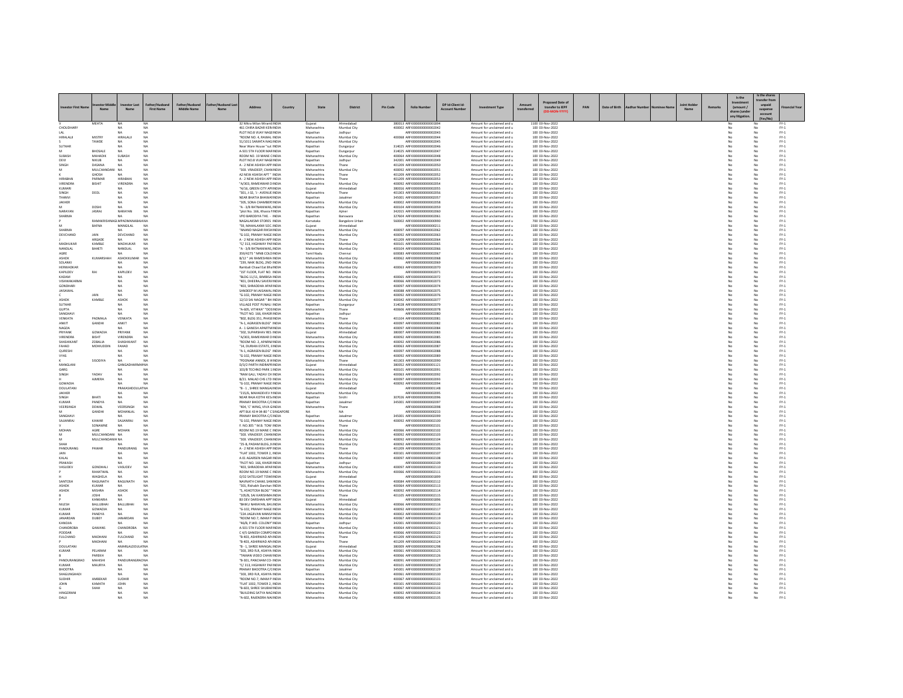| Investor First Name | Investor Middle Name | Investor Last Name | Father/Husband First Name | Father/Husband Middle Name | Father/Husband Last Name | Address | Country | State | District | Pin Code | Folio Number | DP Id-Client Id-Account Number | Investment Type | Amount transferred | Proposed Date of transfer to IEPF (DD-MON-YYYY) | PAN | Date of Birth | Aadhar Number | Nominee Name | Joint Holder Name | Remarks | Is the Investment (amount / shares )under any litigation. | Is the shares transfer from unpaid suspense account (Yes/No) | Financial Year |
|---|---|---|---|---|---|---|---|---|---|---|---|---|---|---|---|---|---|---|---|---|---|---|---|---|
| V | MEHTA | NA | NA | | | 32 Mitra Milan Mirambi | INDIA | Gujarat | Ahmedabad | 380013 | ARF0000000000001894 | | Amount for unclaimed and u | 1100 | 03-Nov-2022 | | | | | | | No | No | FY-1 |
| CHOUDHARY | | NA | NA | | | 461 CHIRA BAZAR KERI | INDIA | Maharashtra | Mumbai City | 400002 | ARF0000000000002042 | | Amount for unclaimed and u | 100 | 03-Nov-2022 | | | | | | | No | No | FY-1 |
| LAL | | NA | NA | | | PLOT NO.8 VIJAY NAGE | INDIA | Rajasthan | Jodhpur | | ARF0000000000002043 | | Amount for unclaimed and u | 100 | 03-Nov-2022 | | | | | | | No | No | FY-1 |
| HIRALALJI | MISTRY | HIRALALJI | NA | | | "ROOM NO. 4, RAWAL | INDIA | Maharashtra | Mumbai City | 400068 | ARF0000000000002044 | | Amount for unclaimed and u | 100 | 03-Nov-2022 | | | | | | | No | No | FY-1 |
| S | TAWDE | NA | NA | | | 51/1011 SAMATA NAG | INDIA | Maharashtra | Mumbai City | | ARF0000000000002045 | | Amount for unclaimed and u | 100 | 03-Nov-2022 | | | | | | | No | No | FY-1 |
| SUTHAR | | NA | NA | | | Near Wave House "sut | INDIA | Rajasthan | Dungarpur | 314025 | ARF0000000000002046 | | Amount for unclaimed and u | 100 | 03-Nov-2022 | | | | | | | No | No | FY-1 |
| M | BHOSALE | NA | NA | | | A-501 5TH FLOOR MAR | INDIA | Rajasthan | Dungarpur | 314025 | ARF0000000000002047 | | Amount for unclaimed and u | 100 | 03-Nov-2022 | | | | | | | No | No | FY-1 |
| SUBASH | MAHADIK | SUBASH | NA | | | ROOM NO. 19 MAINE C | INDIA | Maharashtra | Mumbai City | 400064 | ARF0000000000002048 | | Amount for unclaimed and u | 100 | 03-Nov-2022 | | | | | | | No | No | FY-1 |
| DEVI | NIKUB | NA | NA | | | PLOT NO.8 VIJAY NAGE | INDIA | Rajasthan | Jodhpur | 342001 | ARF0000000000002049 | | Amount for unclaimed and u | 100 | 03-Nov-2022 | | | | | | | No | No | FY-1 |
| SINGH | DASANA | NA | NA | | | A - 2 NEW ASHISH APP | INDIA | Maharashtra | Thane | 401209 | ARF0000000000002050 | | Amount for unclaimed and u | 100 | 03-Nov-2022 | | | | | | | No | No | FY-1 |
| M | MULCHANDANI | NA | NA | | | "303 . VRAJDEEP, CHAN | INDIA | Maharashtra | Mumbai City | 400092 | ARF0000000000002051 | | Amount for unclaimed and u | 100 | 03-Nov-2022 | | | | | | | No | No | FY-1 |
| K | GHOSH | NA | NA | | | A2 NEW ASHISH APT " | INDIA | Maharashtra | Thane | 401209 | ARF0000000000002052 | | Amount for unclaimed and u | 100 | 03-Nov-2022 | | | | | | | No | No | FY-1 |
| HIRABHAI | PARMAR | HIRABHAI | NA | | | A - 2 NEW ASHISH APP | INDIA | Maharashtra | Thane | 401209 | ARF0000000000002053 | | Amount for unclaimed and u | 100 | 03-Nov-2022 | | | | | | | No | No | FY-1 |
| VIRENDRA | BISHT | VIRENDRA | NA | | | "A/303, RAMESHWAR D | INDIA | Maharashtra | Mumbai City | 400092 | ARF0000000000002054 | | Amount for unclaimed and u | 100 | 03-Nov-2022 | | | | | | | No | No | FY-1 |
| KUMARI | | NA | NA | | | "H/16, GREEN CITY AP | INDIA | Gujarat | Ahmedabad | 380016 | ARF0000000000002055 | | Amount for unclaimed and u | 100 | 03-Nov-2022 | | | | | | | No | No | FY-1 |
| SINGH | DEOL | NA | NA | | | "301, J-32, 'J - AVENUE | INDIA | Maharashtra | Thane | 401303 | ARF0000000000002056 | | Amount for unclaimed and u | 100 | 03-Nov-2022 | | | | | | | No | No | FY-1 |
| THANVI | | NA | NA | | | NEAR BHATIA BHAWAN | INDIA | Rajasthan | Jaisalmer | 345001 | ARF0000000000002057 | | Amount for unclaimed and u | 100 | 03-Nov-2022 | | | | | | | No | No | FY-1 |
| JAKHER | | NA | NA | | | "305, SONA CHAMBER | INDIA | Maharashtra | Mumbai City | 400002 | ARF0000000000002058 | | Amount for unclaimed and u | 100 | 03-Nov-2022 | | | | | | | No | No | FY-1 |
| M | DOSHI | NA | NA | | | "A - 3/8 RATNANIWAS, | INDIA | Maharashtra | Mumbai City | 400104 | ARF0000000000002059 | | Amount for unclaimed and u | 100 | 03-Nov-2022 | | | | | | | No | No | FY-1 |
| NARAYAN | JASRAJ | NARAYAN | NA | | | "plot No. 166, Khasra F | INDIA | Rajasthan | Ajmer | 342015 | ARF0000000000002060 | | Amount for unclaimed and u | 100 | 03-Nov-2022 | | | | | | | No | No | FY-1 |
| SHARMA | | NA | NA | | | VPO BARODIYA THE. - | INDIA | Rajasthan | Banswara | 327604 | ARF0000000000002061 | | Amount for unclaimed and u | 100 | 03-Nov-2022 | | | | | | | No | No | FY-1 |
| P | RAMAKRISHNAG | MPADMANABALANA | | | | NAGALAKSMI STORES | INDIA | Karnataka | Bangalore Urban | 560002 | ARF0000000000000990 | | Amount for unclaimed and u | 700 | 03-Nov-2022 | | | | | | | No | No | FY-1 |
| M | BAFNA | MANGILAL | NA | | | "58, MAHALAXMI SOC | INDIA | Gujarat | Ahmedabad | | ARF0000000000000211 | | Amount for unclaimed and u | 1500 | 03-Nov-2022 | | | | | | | No | No | FY-1 |
| SHARMA | | NA | NA | | | "ANAND NAGAR RIKSH | INDIA | Maharashtra | Mumbai City | 400097 | ARF0000000000002062 | | Amount for unclaimed and u | 100 | 03-Nov-2022 | | | | | | | No | No | FY-1 |
| DEVCHAND | JAIN | DEVCHAND | NA | | | "G-102, PRANAY NAGE | INDIA | Maharashtra | Mumbai City | 400092 | ARF0000000000002063 | | Amount for unclaimed and u | 100 | 03-Nov-2022 | | | | | | | No | No | FY-1 |
| J | ARGADE | NA | NA | | | A - 2 NEW ASHISH APP | INDIA | Maharashtra | Thane | 401209 | ARF0000000000002064 | | Amount for unclaimed and u | 100 | 03-Nov-2022 | | | | | | | No | No | FY-1 |
| MADHUKAR | KAMBLE | MADHUKAR | NA | | | "C/ 313, HIGHWAY PAR | INDIA | Maharashtra | Mumbai City | 400101 | ARF0000000000002065 | | Amount for unclaimed and u | 100 | 03-Nov-2022 | | | | | | | No | No | FY-1 |
| NANDLAL | BAHETI | NANDLAL | NA | | | "A - 3/8 RATNANIWAS, | INDIA | Maharashtra | Mumbai City | 400104 | ARF0000000000002066 | | Amount for unclaimed and u | 100 | 03-Nov-2022 | | | | | | | No | No | FY-1 |
| AGRE | | NA | NA | | | 359/4275 " MMB COLO | INDIA | Tamil Nadu | Chennai | 600083 | ARF0000000000002067 | | Amount for unclaimed and u | 100 | 03-Nov-2022 | | | | | | | No | No | FY-1 |
| ASHOK | KUMARSHAH | ASHOKKUMAR | NA | | | B/12 " JAI RAMESHWA | INDIA | Maharashtra | Mumbai City | 400062 | ARF0000000000002068 | | Amount for unclaimed and u | 100 | 03-Nov-2022 | | | | | | | No | No | FY-1 |
| SOLANKI | | NA | NA | | | "239, NAIK BLDG, 2ND | INDIA | Maharashtra | Mumbai City | | ARF0000000000002069 | | Amount for unclaimed and u | 100 | 03-Nov-2022 | | | | | | | No | No | FY-1 |
| HERWADKAR | | NA | NA | | | Rambali Chawl Gat Bha | INDIA | Maharashtra | Mumbai City | 400063 | ARF0000000000002070 | | Amount for unclaimed and u | 100 | 03-Nov-2022 | | | | | | | No | No | FY-1 |
| KAPILDEV | RAI | KAPILDEV | NA | | | "1ST FLOOR, FLAT NO. | INDIA | Maharashtra | Mumbai City | | ARF0000000000002071 | | Amount for unclaimed and u | 100 | 03-Nov-2022 | | | | | | | No | No | FY-1 |
| KADAM | | NA | NA | | | "BLDG 11/11, BIMBISA | INDIA | Maharashtra | Mumbai City | 400065 | ARF0000000000002072 | | Amount for unclaimed and u | 100 | 03-Nov-2022 | | | | | | | No | No | FY-1 |
| VISHWAKARMA | | NA | NA | | | "401, DHEERAJ SAVERA | INDIA | Maharashtra | Mumbai City | 400066 | ARF0000000000002073 | | Amount for unclaimed and u | 100 | 03-Nov-2022 | | | | | | | No | No | FY-1 |
| GONDHARI | | NA | NA | | | "403, SHRADDHA APAR | INDIA | Maharashtra | Mumbai City | 400097 | ARF0000000000002074 | | Amount for unclaimed and u | 100 | 03-Nov-2022 | | | | | | | No | No | FY-1 |
| JAISAWAL | | NA | NA | | | SANDEEP M JAISAWAL | INDIA | Maharashtra | Mumbai City | 400088 | ARF0000000000002075 | | Amount for unclaimed and u | 100 | 03-Nov-2022 | | | | | | | No | No | FY-1 |
| C | JAIN | NA | NA | | | "G-102, PRANAY NAGE | INDIA | Maharashtra | Mumbai City | 400092 | ARF0000000000002076 | | Amount for unclaimed and u | 100 | 03-Nov-2022 | | | | | | | No | No | FY-1 |
| ASHOK | KAMBLE | ASHOK | NA | | | 12/13 SAI NAGAR " BH | INDIA | Maharashtra | Mumbai City | 400042 | ARF0000000000002077 | | Amount for unclaimed and u | 100 | 03-Nov-2022 | | | | | | | No | No | FY-1 |
| SUTHAR | | NA | NA | | | VILLAGE POST PUNALI | INDIA | Rajasthan | Dungarpur | 314028 | ARF0000000000002079 | | Amount for unclaimed and u | 100 | 03-Nov-2022 | | | | | | | No | No | FY-1 |
| GUPTA | | NA | NA | | | "A-605, VITHIKA" "DOS | INDIA | Maharashtra | Thane | 400606 | ARF0000000000002078 | | Amount for unclaimed and u | 100 | 03-Nov-2022 | | | | | | | No | No | FY-1 |
| SANGHAVI | | NA | NA | | | "PLOT NO. 166, KHASR | INDIA | Rajasthan | Jodhpur | | ARF0000000000002080 | | Amount for unclaimed and u | 100 | 03-Nov-2022 | | | | | | | No | No | FY-1 |
| VENKATA | PADMALA | VENKATA | NA | | | "802, BLDG 151, PHASE | INDIA | Maharashtra | Thane | 401104 | ARF0000000000002081 | | Amount for unclaimed and u | 100 | 03-Nov-2022 | | | | | | | No | No | FY-1 |
| ANKIT | GANDHI | ANKIT | NA | | | "A-1, AGRASEN BLDG" | INDIA | Maharashtra | Mumbai City | 400097 | ARF0000000000002082 | | Amount for unclaimed and u | 100 | 03-Nov-2022 | | | | | | | No | No | FY-1 |
| NAGDA | | NA | NA | | | "A - 1 GANESH APART | INDIA | Maharashtra | Mumbai City | 400097 | ARF0000000000002084 | | Amount for unclaimed and u | 100 | 03-Nov-2022 | | | | | | | No | No | FY-1 |
| PRIYANK | GOWADIA | PRIYANK | NA | | | "302, SUPARSHAV RES | INDIA | Gujarat | Ahmedabad | 380007 | ARF0000000000002083 | | Amount for unclaimed and u | 100 | 03-Nov-2022 | | | | | | | No | No | FY-1 |
| VIRENDRA | BISHT | VIRENDRA | NA | | | "A/303, RAMESHWAR D | INDIA | Maharashtra | Mumbai City | 400092 | ARF0000000000002085 | | Amount for unclaimed and u | 100 | 03-Nov-2022 | | | | | | | No | No | FY-1 |
| SHASHIKANT | ZOBALIA | SHASHIKANT | NA | | | "ROOM NO. 2, APARN | INDIA | Maharashtra | Mumbai City | 400092 | ARF0000000000002086 | | Amount for unclaimed and u | 100 | 03-Nov-2022 | | | | | | | No | No | FY-1 |
| FAHAD | MOHIUDDIN | FAHAD | NA | | | "34, DURIAN ESTATE, | INDIA | Maharashtra | Mumbai City | 400063 | ARF0000000000002087 | | Amount for unclaimed and u | 100 | 03-Nov-2022 | | | | | | | No | No | FY-1 |
| QURESHI | | NA | NA | | | "A-1, AGRASEN BLDG" | INDIA | Maharashtra | Mumbai City | 400097 | ARF0000000000002088 | | Amount for unclaimed and u | 100 | 03-Nov-2022 | | | | | | | No | No | FY-1 |
| VYAS | | NA | NA | | | "G-102, PRANAY NAGE | INDIA | Maharashtra | Mumbai City | 400092 | ARF0000000000002089 | | Amount for unclaimed and u | 100 | 03-Nov-2022 | | | | | | | No | No | FY-1 |
| K | SISODIYA | NA | NA | | | "POONAM ANNEX, B W | INDIA | Maharashtra | Thane | 401303 | ARF0000000000002090 | | Amount for unclaimed and u | 100 | 03-Nov-2022 | | | | | | | No | No | FY-1 |
| MANGLANI | | GANGADHARMANA | | | | D/3/2 PARTH INDRAPR | INDIA | Gujarat | Ahmedabad | 380052 | ARF0000000000001121 | | Amount for unclaimed and u | 300 | 03-Nov-2022 | | | | | | | No | No | FY-1 |
| GARG | | NA | NA | | | 103/B TECHNO PARK 1 | INDIA | Maharashtra | Mumbai City | 400101 | ARF0000000000002091 | | Amount for unclaimed and u | 100 | 03-Nov-2022 | | | | | | | No | No | FY-1 |
| SINGH | YADAV | NA | NA | | | "RAM GALI, YADAV CH | INDIA | Maharashtra | Mumbai City | 400063 | ARF0000000000002092 | | Amount for unclaimed and u | 100 | 03-Nov-2022 | | | | | | | No | No | FY-1 |
| H | AJMERA | NA | NA | | | B/21. MALAD CHS LTD | INDIA | Maharashtra | Mumbai City | 400097 | ARF0000000000002093 | | Amount for unclaimed and u | 100 | 03-Nov-2022 | | | | | | | No | No | FY-1 |
| GOWADIA | | NA | NA | | | "G-102, PRANAY NAGE | INDIA | Maharashtra | Mumbai City | 400092 | ARF0000000000002094 | | Amount for unclaimed and u | 100 | 03-Nov-2022 | | | | | | | No | No | FY-1 |
| DOULATANI | | PRAKASHDOULATNA | | | | "B - 1 , SHREE MANGA | INDIA | Gujarat | Ahmedabad | | ARF0000000000001148 | | Amount for unclaimed and u | 700 | 03-Nov-2022 | | | | | | | No | No | FY-1 |
| JAKHER | | NA | NA | | | "215/6, MAHADEVEV P | INDIA | Maharashtra | Mumbai City | | ARF0000000000002095 | | Amount for unclaimed and u | 100 | 03-Nov-2022 | | | | | | | No | No | FY-1 |
| SINGH | BHATI | NA | NA | | | NEAR RAJA KOTHI KES | INDIA | Rajasthan | Sirohi | 307026 | ARF0000000000002096 | | Amount for unclaimed and u | 100 | 03-Nov-2022 | | | | | | | No | No | FY-1 |
| KUMAR | PANDYA | NA | NA | | | PRANAY BHOOTRA C/ | INDIA | Rajasthan | Jaisalmer | 345001 | ARF0000000000002097 | | Amount for unclaimed and u | 100 | 03-Nov-2022 | | | | | | | No | No | FY-1 |
| VEERSINGH | DEWAL | VEERSINGH | NA | | | "404, 'C' WING, VIVA G | INDIA | Maharashtra | Thane | | ARF0000000000002098 | | Amount for unclaimed and u | 100 | 03-Nov-2022 | | | | | | | No | No | FY-1 |
| M | GANDHI | MOHANLAL | NA | | | APT BLK 43 # 04-80 " C | SINGAPORE | NA | NA | | ARF0000000000000233 | | Amount for unclaimed and u | 100 | 03-Nov-2022 | | | | | | | No | No | FY-1 |
| SANGHAVI | | NA | NA | | | PRANAY BHOOTRA C/ | INDIA | Rajasthan | Jaisalmer | 345001 | ARF0000000000002099 | | Amount for unclaimed and u | 100 | 03-Nov-2022 | | | | | | | No | No | FY-1 |
| SAJJANRAJ | KAWAR | SAJJANRAJ | NA | | | "G-102, PRANAY NAGE | INDIA | Maharashtra | Mumbai City | 400092 | ARF0000000000002100 | | Amount for unclaimed and u | 100 | 03-Nov-2022 | | | | | | | No | No | FY-1 |
| V | SONAWNE | NA | NA | | | F. NO.305 " M.B. TOW | INDIA | Maharashtra | Thane | | ARF0000000000002101 | | Amount for unclaimed and u | 100 | 03-Nov-2022 | | | | | | | No | No | FY-1 |
| MOHAN | AGRE | MOHAN | NA | | | ROOM NO.19 MANE C | INDIA | Maharashtra | Mumbai City | 400066 | ARF0000000000002102 | | Amount for unclaimed and u | 100 | 03-Nov-2022 | | | | | | | No | No | FY-1 |
| M | MULCHANDANI | NA | NA | | | "303 . VRAJDEEP, CHAN | INDIA | Maharashtra | Mumbai City | 400092 | ARF0000000000002103 | | Amount for unclaimed and u | 100 | 03-Nov-2022 | | | | | | | No | No | FY-1 |
| M | MULCHANDANIH | NA | | | | "303 . VRAJDEEP, CHAN | INDIA | Maharashtra | Mumbai City | 400092 | ARF0000000000002104 | | Amount for unclaimed and u | 100 | 03-Nov-2022 | | | | | | | No | No | FY-1 |
| SHAH | | NA | NA | | | "25-B, PADAM BLDG, N | INDIA | Maharashtra | Mumbai City | 400092 | ARF0000000000002105 | | Amount for unclaimed and u | 100 | 03-Nov-2022 | | | | | | | No | No | FY-1 |
| PANDURANG | PAWAR | PANDURANG | NA | | | A - 2 NEW ASHISH APP | INDIA | Maharashtra | Thane | 401209 | ARF0000000000002106 | | Amount for unclaimed and u | 100 | 03-Nov-2022 | | | | | | | No | No | FY-1 |
| JAIN | | NA | NA | | | "FLAT 1002, TOWER 2, | INDIA | Maharashtra | Mumbai City | 400101 | ARF0000000000002107 | | Amount for unclaimed and u | 100 | 03-Nov-2022 | | | | | | | No | No | FY-1 |
| KALAL | | NA | NA | | | A 01 AGARSEN NAGAR | INDIA | Maharashtra | Mumbai City | 400097 | ARF0000000000002108 | | Amount for unclaimed and u | 100 | 03-Nov-2022 | | | | | | | No | No | FY-1 |
| PRAKASH | | NA | NA | | | "PLOT NO. 166, KHASR | INDIA | Rajasthan | Jodhpur | | ARF0000000000002109 | | Amount for unclaimed and u | 100 | 03-Nov-2022 | | | | | | | No | No | FY-1 |
| VASUDEV | GONDHALI | VASUDEV | NA | | | "403, SHRADDHA APAR | INDIA | Maharashtra | Mumbai City | 400097 | ARF0000000000002110 | | Amount for unclaimed and u | 100 | 03-Nov-2022 | | | | | | | No | No | FY-1 |
| P | RAHATWAL | NA | NA | | | ROOM NO.19 MANE C | INDIA | Maharashtra | Mumbai City | 400066 | ARF0000000000002111 | | Amount for unclaimed and u | 100 | 03-Nov-2022 | | | | | | | No | No | FY-1 |
| H | WAGHELA | NA | NA | | | D/32 SATELLIGHT TOW | INDIA | Gujarat | Ahmedabad | | ARF0000000000001899 | | Amount for unclaimed and u | 800 | 03-Nov-2022 | | | | | | | No | No | FY-1 |
| SANTOSH | RAGUNATH | RAGUNATH | NA | | | NAVNATH CHAWL SAN | INDIA | Maharashtra | Mumbai City | 400084 | ARF0000000000002112 | | Amount for unclaimed and u | 100 | 03-Nov-2022 | | | | | | | No | No | FY-1 |
| ASHOK | KUMAR | NA | NA | | | "301, Rishabh Darshan | INDIA | Maharashtra | Mumbai City | 400064 | ARF0000000000002113 | | Amount for unclaimed and u | 100 | 03-Nov-2022 | | | | | | | No | No | FY-1 |
| ASHOK | MISHRA | ASHOK | NA | | | "5, ASHOTOSH BLDG" " | INDIA | Maharashtra | Mumbai City | 400092 | ARF0000000000002114 | | Amount for unclaimed and u | 100 | 03-Nov-2022 | | | | | | | No | No | FY-1 |
| B | JOSHI | NA | NA | | | "105/B, SAI KARISHMA | INDIA | Maharashtra | Thane | 401105 | ARF0000000000002115 | | Amount for unclaimed and u | 100 | 03-Nov-2022 | | | | | | | No | No | FY-1 |
| P | KANKARIA | NA | NA | | | B2 DEV DARSHAN APP | INDIA | Gujarat | Ahmedabad | | ARF0000000000001896 | | Amount for unclaimed and u | 600 | 03-Nov-2022 | | | | | | | No | No | FY-1 |
| NILESH | BALLUBHAI | BALLUBHAI | NA | | | "BHIKU NARAYAN, BAI | INDIA | Maharashtra | Mumbai City | 400066 | ARF0000000000002116 | | Amount for unclaimed and u | 100 | 03-Nov-2022 | | | | | | | No | No | FY-1 |
| KUMAR | GOWADIA | NA | NA | | | "G-102, PRANAY NAGE | INDIA | Maharashtra | Mumbai City | 400092 | ARF0000000000002117 | | Amount for unclaimed and u | 100 | 03-Nov-2022 | | | | | | | No | No | FY-1 |
| KUMAR | PANDYA | NA | NA | | | "22A JAGJIVAN MANSI | INDIA | Maharashtra | Mumbai City | 400002 | ARF0000000000002118 | | Amount for unclaimed and u | 100 | 03-Nov-2022 | | | | | | | No | No | FY-1 |
| JANARDAN | DUBEY | JANARDAN | NA | | | "ROOM NO.7, IMAM P | INDIA | Maharashtra | Mumbai City | 400067 | ARF0000000000002119 | | Amount for unclaimed and u | 100 | 03-Nov-2022 | | | | | | | No | No | FY-1 |
| KANOJIA | | NA | NA | | | "46/B, P.W.D. COLONY" | INDIA | Rajasthan | Jodhpur | 342001 | ARF0000000000002120 | | Amount for unclaimed and u | 100 | 03-Nov-2022 | | | | | | | No | No | FY-1 |
| CHANDROBA | GAWANS | CHANDROBA | NA | | | A-501 5TH FLOOR MAR | INDIA | Maharashtra | Mumbai City | 400064 | ARF0000000000002121 | | Amount for unclaimed and u | 100 | 03-Nov-2022 | | | | | | | No | No | FY-1 |
| PODDAR | | NA | NA | | | C 4/5 GANESH COMPO | INDIA | Maharashtra | Mumbai City | 400066 | ARF0000000000002122 | | Amount for unclaimed and u | 100 | 03-Nov-2022 | | | | | | | No | No | FY-1 |
| FULCHAND | MADHANI | FULCHAND | NA | | | "B-403, ASHIRWAD AP | INDIA | Maharashtra | Thane | 401209 | ARF0000000000002123 | | Amount for unclaimed and u | 100 | 03-Nov-2022 | | | | | | | No | No | FY-1 |
| P | MADHANI | NA | NA | | | "B-403, ASHIRWAD AP | INDIA | Maharashtra | Thane | 401209 | ARF0000000000002124 | | Amount for unclaimed and u | 100 | 03-Nov-2022 | | | | | | | No | No | FY-1 |
| DOULATANI | | AMARLALDOULATNA | | | | "B - 1, SHREE MANGAL | INDIA | Gujarat | Ahmedabad | 380009 | ARF0000000000001298 | | Amount for unclaimed and u | 400 | 03-Nov-2022 | | | | | | | No | No | FY-1 |
| KUMAR | PELARAM | NA | NA | | | "303, 3RD FLR, ASHIYA | INDIA | Maharashtra | Mumbai City | 400061 | ARF0000000000002125 | | Amount for unclaimed and u | 100 | 03-Nov-2022 | | | | | | | No | No | FY-1 |
| B | PAREKH | NA | NA | | | "TAMAN VIDEO CHAW | INDIA | Maharashtra | Mumbai City | 400066 | ARF0000000000002126 | | Amount for unclaimed and u | 100 | 03-Nov-2022 | | | | | | | No | No | FY-1 |
| PANDURANGRAO | MAHISHI | PANDURANGRAONA | | | | "B-301, PANCHAM CO- | INDIA | Maharashtra | Mumbai City | 400091 | ARF0000000000002127 | | Amount for unclaimed and u | 100 | 03-Nov-2022 | | | | | | | No | No | FY-1 |
| KUMAR | MAURYA | NA | NA | | | "C/ 313, HIGHWAY PAR | INDIA | Maharashtra | Mumbai City | 400101 | ARF0000000000002128 | | Amount for unclaimed and u | 100 | 03-Nov-2022 | | | | | | | No | No | FY-1 |
| BHOOTRA | | NA | NA | | | PRANAY BHOOTRA C/ | INDIA | Rajasthan | Jaisalmer | 345001 | ARF0000000000002129 | | Amount for unclaimed and u | 100 | 03-Nov-2022 | | | | | | | No | No | FY-1 |
| SHAGUNGHADI | | NA | NA | | | "303, 3RD FLR, ASHIYA | INDIA | Maharashtra | Mumbai City | 400061 | ARF0000000000002130 | | Amount for unclaimed and u | 100 | 03-Nov-2022 | | | | | | | No | No | FY-1 |
| SUDHIR | AMBEKAR | SUDHIR | NA | | | "ROOM NO.7, IMAM P | INDIA | Maharashtra | Mumbai City | 400067 | ARF0000000000002131 | | Amount for unclaimed and u | 100 | 03-Nov-2022 | | | | | | | No | No | FY-1 |
| JOHN | KAMATH | JOHN | NA | | | "FLAT 1002, TOWER 2, | INDIA | Maharashtra | Mumbai City | 400101 | ARF0000000000002132 | | Amount for unclaimed and u | 100 | 03-Nov-2022 | | | | | | | No | No | FY-1 |
| G | SHAH | NA | NA | | | "B-603, SHREE SHUBH | INDIA | Maharashtra | Mumbai City | 400067 | ARF0000000000002133 | | Amount for unclaimed and u | 100 | 03-Nov-2022 | | | | | | | No | No | FY-1 |
| HINGORANI | | NA | NA | | | "BUILDING SATYA NAG | INDIA | Maharashtra | Mumbai City | 400092 | ARF0000000000002134 | | Amount for unclaimed and u | 100 | 03-Nov-2022 | | | | | | | No | No | FY-1 |
| DALJI | | NA | NA | | | "A-602, RAJENDRA NAL | INDIA | Maharashtra | Mumbai City | 400066 | ARF0000000000002135 | | Amount for unclaimed and u | 100 | 03-Nov-2022 | | | | | | | No | No | FY-1 |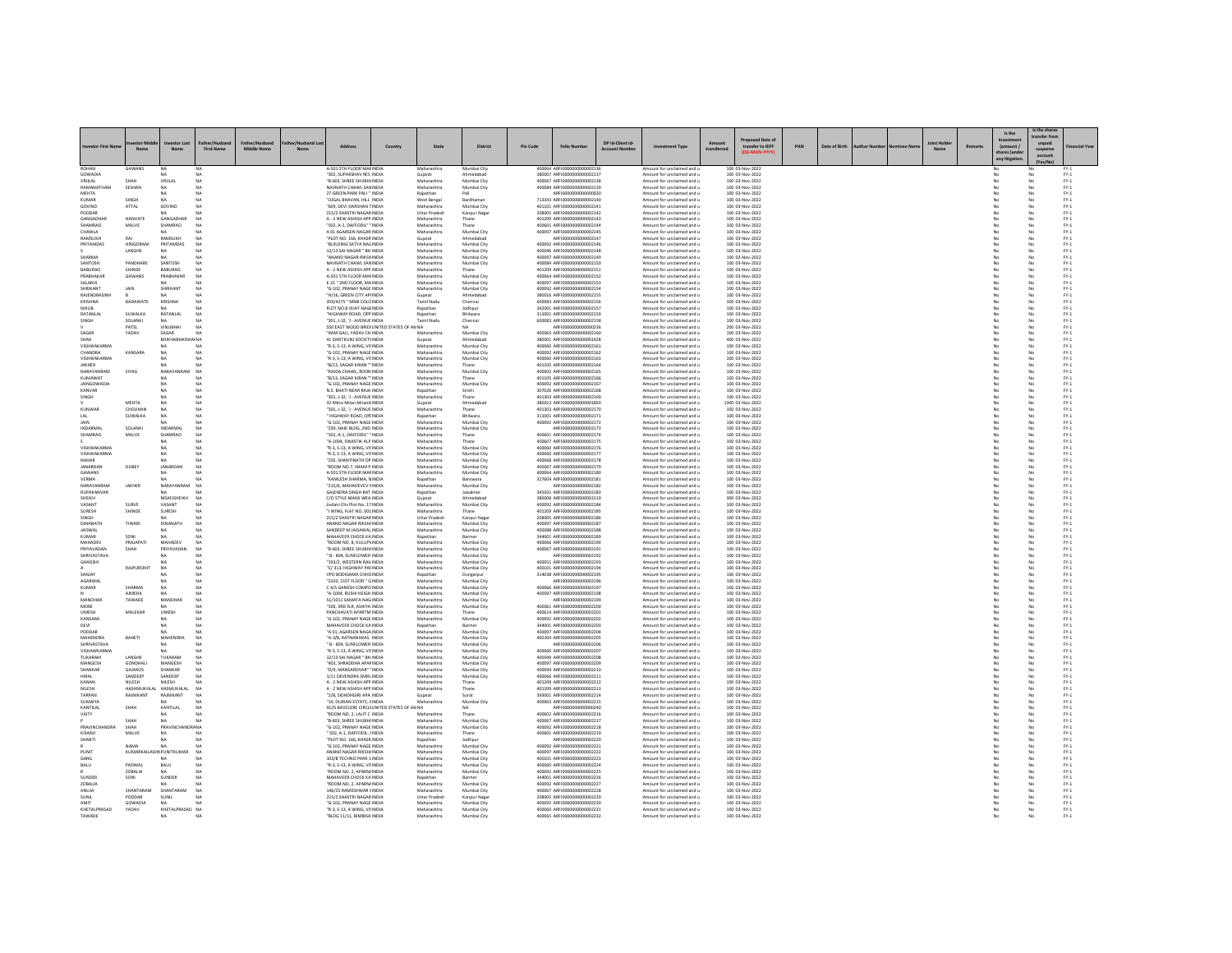| Investor First Name | Investor Middle Name | Investor Last Name | Father/Husband First Name | Father/Husband Middle Name | Father/Husband Last Name | Address | Country | State | District | Pin Code | Folio Number | DP Id-Client Id-Account Number | Investment Type | Amount transferred | Proposed Date of transfer to IEPF (DD-MON-YYYY) | PAN | Date of Birth | Aadhar Number | Nominee Name | Joint Holder Name | Remarks | Is the Investment (amount / shares )under any litigation. | Is the shares transfer from unpaid suspense account (Yes/No) | Financial Year |
|---|---|---|---|---|---|---|---|---|---|---|---|---|---|---|---|---|---|---|---|---|---|---|---|---|
| ROHAN | GAWANS | NA | NA | | | A-501 5TH FLOOR MAF | INDIA | Maharashtra | Mumbai City | 400064 | ARF0000000000002136 | | Amount for unclaimed and u | 100 | 03-Nov-2022 | | | | | | | No | No | FY-1 |
| GOWADIA | | NA | NA | | | "302, SUPARSHAV RES | INDIA | Gujarat | Ahmedabad | 380007 | ARF0000000000002137 | | Amount for unclaimed and u | 100 | 03-Nov-2022 | | | | | | | No | No | FY-1 |
| VRIJLAL | SHAH | VRIJLAL | NA | | | "B-603, SHREE SHUBH | INDIA | Maharashtra | Mumbai City | 400067 | ARF0000000000002138 | | Amount for unclaimed and u | 100 | 03-Nov-2022 | | | | | | | No | No | FY-1 |
| RAMANATHAM | SESHAN | NA | NA | | | NAVNATH CHAWL SANI | INDIA | Maharashtra | Mumbai City | 400084 | ARF0000000000002139 | | Amount for unclaimed and u | 100 | 03-Nov-2022 | | | | | | | No | No | FY-1 |
| MEHTA | | NA | NA | | | 27 GREEN PARK PALI " | INDIA | Rajasthan | Pali | | ARF0000000000000020 | | Amount for unclaimed and u | 100 | 03-Nov-2022 | | | | | | | No | No | FY-1 |
| KUMAR | SINGH | NA | NA | | | "JUGAL BHAVAN, HILL | INDIA | West Bengal | Bardhaman | 713343 | ARF0000000000002140 | | Amount for unclaimed and u | 100 | 03-Nov-2022 | | | | | | | No | No | FY-1 |
| GOVIND | ATTAL | GOVIND | NA | | | "604, DEVI DARSHAN T | INDIA | Maharashtra | Mumbai City | 401101 | ARF0000000000002141 | | Amount for unclaimed and u | 100 | 03-Nov-2022 | | | | | | | No | No | FY-1 |
| PODDAR | | NA | NA | | | 215/2 SHASTRI NAGAR | INDIA | Uttar Pradesh | Kanpur Nagar | 208005 | ARF0000000000002142 | | Amount for unclaimed and u | 100 | 03-Nov-2022 | | | | | | | No | No | FY-1 |
| GANGADHAR | HANVATE | GANGADHAR | NA | | | A - 2 NEW ASHISH APP | INDIA | Maharashtra | Thane | 401209 | ARF0000000000002143 | | Amount for unclaimed and u | 100 | 03-Nov-2022 | | | | | | | No | No | FY-1 |
| SHAMRAO | MALVE | SHAMRAO | NA | | | "502, A-1, DAFFODIL" " | INDIA | Maharashtra | Thane | 400601 | ARF0000000000002144 | | Amount for unclaimed and u | 100 | 03-Nov-2022 | | | | | | | No | No | FY-1 |
| CHAWLA | | NA | NA | | | A 01 AGARSEN NAGAR | INDIA | Maharashtra | Mumbai City | 400097 | ARF0000000000002145 | | Amount for unclaimed and u | 100 | 03-Nov-2022 | | | | | | | No | No | FY-1 |
| RAMSUKH | RAI | RAMSUKH | NA | | | "PLOT NO. 166, KHASR | INDIA | Gujarat | Ahmedabad | | ARF0000000000002147 | | Amount for unclaimed and u | 100 | 03-Nov-2022 | | | | | | | No | No | FY-1 |
| PRITAMDAS | HINGORANI | PRITAMDAS | NA | | | "BUILDING SATYA NAG | INDIA | Maharashtra | Mumbai City | 400092 | ARF0000000000002146 | | Amount for unclaimed and u | 100 | 03-Nov-2022 | | | | | | | No | No | FY-1 |
| S | LANGHE | NA | NA | | | 12/13 SAI NAGAR " BH | INDIA | Maharashtra | Mumbai City | 400046 | ARF0000000000002148 | | Amount for unclaimed and u | 100 | 03-Nov-2022 | | | | | | | No | No | FY-1 |
| SHARMA | | NA | NA | | | "ANAND NAGAR RIKSH | INDIA | Maharashtra | Mumbai City | 400097 | ARF0000000000002149 | | Amount for unclaimed and u | 100 | 03-Nov-2022 | | | | | | | No | No | FY-1 |
| SANTOSH | PANDHARE | SANTOSH | NA | | | NAVNATH CHAWL SANI | INDIA | Maharashtra | Mumbai City | 400084 | ARF0000000000002150 | | Amount for unclaimed and u | 100 | 03-Nov-2022 | | | | | | | No | No | FY-1 |
| BABURAO | SHINDE | BABURAO | NA | | | A - 2 NEW ASHISH APP | INDIA | Maharashtra | Thane | 401209 | ARF0000000000002151 | | Amount for unclaimed and u | 100 | 03-Nov-2022 | | | | | | | No | No | FY-1 |
| PRABHAKAR | GAWANS | PRABHAKAR | NA | | | A-501 5TH FLOOR MAF | INDIA | Maharashtra | Mumbai City | 400064 | ARF0000000000002152 | | Amount for unclaimed and u | 100 | 03-Nov-2022 | | | | | | | No | No | FY-1 |
| SALARIA | | NA | NA | | | E-21 " 2ND FLOOR, MA | INDIA | Maharashtra | Mumbai City | 400097 | ARF0000000000002153 | | Amount for unclaimed and u | 100 | 03-Nov-2022 | | | | | | | No | No | FY-1 |
| SHRIKANT | JAIN | SHRIKANT | NA | | | "G-102, PRANAY NAGE | INDIA | Maharashtra | Mumbai City | 400092 | ARF0000000000002154 | | Amount for unclaimed and u | 100 | 03-Nov-2022 | | | | | | | No | No | FY-1 |
| RAJENDRASINH | B | NA | NA | | | "H/16, GREEN CITY AP | INDIA | Gujarat | Ahmedabad | 380016 | ARF0000000000002155 | | Amount for unclaimed and u | 100 | 03-Nov-2022 | | | | | | | No | No | FY-1 |
| KRISHNA | BADAWATE | KRISHNA | NA | | | 359/4275 " MHB COLO | INDIA | Tamil Nadu | Chennai | 600083 | ARF0000000000002156 | | Amount for unclaimed and u | 100 | 03-Nov-2022 | | | | | | | No | No | FY-1 |
| NIKUB | | NA | NA | | | PLOT NO.8 VIJAY NAGE | INDIA | Rajasthan | Jodhpur | 342001 | ARF0000000000002157 | | Amount for unclaimed and u | 100 | 03-Nov-2022 | | | | | | | No | No | FY-1 |
| RATANLAL | SUWALKA | RATANLAL | NA | | | "HIGHWAY ROAD, OPP | INDIA | Rajasthan | Bhilwara | 311001 | ARF0000000000002159 | | Amount for unclaimed and u | 100 | 03-Nov-2022 | | | | | | | No | No | FY-1 |
| SINGH | SOLANKI | NA | NA | | | "301, J-32, 'J - AVENUE | INDIA | Tamil Nadu | Chennai | 600083 | ARF0000000000002158 | | Amount for unclaimed and u | 100 | 03-Nov-2022 | | | | | | | No | No | FY-1 |
| V | PATEL | VINUBHAI | NA | | | 550 EAST WOOD BIRD | UNITED STATES OF AM | NA | NA | | ARF0000000000000236 | | Amount for unclaimed and u | 200 | 03-Nov-2022 | | | | | | | No | No | FY-1 |
| SAGAR | YADAV | SAGAR | NA | | | "RAM GALI, YADAV CH | INDIA | Maharashtra | Mumbai City | 400063 | ARF0000000000002160 | | Amount for unclaimed and u | 100 | 03-Nov-2022 | | | | | | | No | No | FY-1 |
| SHAH | | BHIKHABHAISHAH | NA | | | 41 SARITKUNJ SOCIETY | INDIA | Gujarat | Ahmedabad | 380001 | ARF0000000000001428 | | Amount for unclaimed and u | 400 | 03-Nov-2022 | | | | | | | No | No | FY-1 |
| VISHWAKARMA | | NA | NA | | | "R-3, S-13, A WING, VE | INDIA | Maharashtra | Mumbai City | 400060 | ARF0000000000002161 | | Amount for unclaimed and u | 100 | 03-Nov-2022 | | | | | | | No | No | FY-1 |
| CHANDRA | KANSARA | NA | NA | | | "G-102, PRANAY NAGE | INDIA | Maharashtra | Mumbai City | 400092 | ARF0000000000002162 | | Amount for unclaimed and u | 100 | 03-Nov-2022 | | | | | | | No | No | FY-1 |
| VISHWAKARMA | | NA | NA | | | "R-3, S-13, A WING, VE | INDIA | Maharashtra | Mumbai City | 400060 | ARF0000000000002163 | | Amount for unclaimed and u | 100 | 03-Nov-2022 | | | | | | | No | No | FY-1 |
| JAKHER | | NA | NA | | | "B/13, SAGAR KIRAN "" | INDIA | Maharashtra | Thane | 401105 | ARF0000000000002164 | | Amount for unclaimed and u | 100 | 03-Nov-2022 | | | | | | | No | No | FY-1 |
| NARAYANRAM | SIYAG | NARAYANRAM | NA | | | "RAJDA CHAWL, ROOM | INDIA | Maharashtra | Mumbai City | 400002 | ARF0000000000002165 | | Amount for unclaimed and u | 100 | 03-Nov-2022 | | | | | | | No | No | FY-1 |
| KUMAWAT | | NA | NA | | | "B/13, SAGAR KIRAN "" | INDIA | Maharashtra | Thane | 401105 | ARF0000000000002166 | | Amount for unclaimed and u | 100 | 03-Nov-2022 | | | | | | | No | No | FY-1 |
| JAINGIDWADIA | | NA | NA | | | "G-102, PRANAY NAGE | INDIA | Maharashtra | Mumbai City | 400092 | ARF0000000000002167 | | Amount for unclaimed and u | 100 | 03-Nov-2022 | | | | | | | No | No | FY-1 |
| KANWAR | | NA | NA | | | N.S. BHATI NEAR RAJA | INDIA | Rajasthan | Sirohi | 307026 | ARF0000000000002168 | | Amount for unclaimed and u | 100 | 03-Nov-2022 | | | | | | | No | No | FY-1 |
| SINGH | | NA | NA | | | "301, J-32, 'J - AVENUE | INDIA | Maharashtra | Thane | 401303 | ARF0000000000002169 | | Amount for unclaimed and u | 100 | 03-Nov-2022 | | | | | | | No | No | FY-1 |
| V | MEHTA | NA | NA | | | 32 Mitra Milan Mirami | INDIA | Gujarat | Ahmedabad | 380013 | ARF0000000000001893 | | Amount for unclaimed and u | 1300 | 03-Nov-2022 | | | | | | | No | No | FY-1 |
| KUNWAR | CHOUHAN | NA | NA | | | "301, J-32, 'J - AVENUE | INDIA | Maharashtra | Thane | 401303 | ARF0000000000002170 | | Amount for unclaimed and u | 100 | 03-Nov-2022 | | | | | | | No | No | FY-1 |
| LAL | SUWALKA | NA | NA | | | " HIGHWAY ROAD, OPP | INDIA | Rajasthan | Bhilwara | 311001 | ARF0000000000002171 | | Amount for unclaimed and u | 100 | 03-Nov-2022 | | | | | | | No | No | FY-1 |
| JAIN | | NA | NA | | | "G-102, PRANAY NAGE | INDIA | Maharashtra | Mumbai City | 400092 | ARF0000000000002172 | | Amount for unclaimed and u | 100 | 03-Nov-2022 | | | | | | | No | No | FY-1 |
| INDARMAL | SOLANKI | INDARMAL | NA | | | "239, NAIK BLDG, 2ND | INDIA | Maharashtra | Mumbai City | | ARF0000000000002173 | | Amount for unclaimed and u | 100 | 03-Nov-2022 | | | | | | | No | No | FY-1 |
| SHAMRAO | MALVE | SHAMRAO | NA | | | "502, A-1, DAFFODIL" " | INDIA | Maharashtra | Thane | 400601 | ARF0000000000002174 | | Amount for unclaimed and u | 100 | 03-Nov-2022 | | | | | | | No | No | FY-1 |
| S | | NA | NA | | | "A-1004, SWASTIK ALP | INDIA | Maharashtra | Thane | 400607 | ARF0000000000002175 | | Amount for unclaimed and u | 100 | 03-Nov-2022 | | | | | | | No | No | FY-1 |
| VISHWAKARMA | | NA | NA | | | "R-3, S-13, A WING, VE | INDIA | Maharashtra | Mumbai City | 400060 | ARF0000000000002176 | | Amount for unclaimed and u | 100 | 03-Nov-2022 | | | | | | | No | No | FY-1 |
| VISHWAKARMA | | NA | NA | | | "R-3, S-13, A WING, VE | INDIA | Maharashtra | Mumbai City | 400060 | ARF0000000000002177 | | Amount for unclaimed and u | 100 | 03-Nov-2022 | | | | | | | No | No | FY-1 |
| NAHAR | | NA | NA | | | "202, SHANTINATH OP | INDIA | Maharashtra | Mumbai City | 400068 | ARF0000000000002178 | | Amount for unclaimed and u | 100 | 03-Nov-2022 | | | | | | | No | No | FY-1 |
| JANARDAN | DUBEY | JANARDAN | NA | | | "ROOM NO.7, IMAM P | INDIA | Maharashtra | Mumbai City | 400067 | ARF0000000000002179 | | Amount for unclaimed and u | 100 | 03-Nov-2022 | | | | | | | No | No | FY-1 |
| GAWANS | | NA | NA | | | A-501 5TH FLOOR MAF | INDIA | Maharashtra | Mumbai City | 400064 | ARF0000000000002180 | | Amount for unclaimed and u | 100 | 03-Nov-2022 | | | | | | | No | No | FY-1 |
| VERMA | | NA | NA | | | "KAMLESH SHARMA, N | INDIA | Rajasthan | Banswara | 327604 | ARF0000000000002181 | | Amount for unclaimed and u | 100 | 03-Nov-2022 | | | | | | | No | No | FY-1 |
| NARAYANRAM | JAKHER | NARAYANRAM | NA | | | "215/6, MAHADEVEV P | INDIA | Maharashtra | Mumbai City | | ARF0000000000002182 | | Amount for unclaimed and u | 100 | 03-Nov-2022 | | | | | | | No | No | FY-1 |
| RUPAKANWAR | | NA | NA | | | GAJENDRA SINGH RAT | INDIA | Rajasthan | Jaisalmer | 345021 | ARF0000000000002183 | | Amount for unclaimed and u | 100 | 03-Nov-2022 | | | | | | | No | No | FY-1 |
| SHEIKH | | MSAFISHEIKH | NA | | | C/O STYLE MANS WEA | INDIA | Gujarat | Ahmedabad | 380008 | ARF0000000000001519 | | Amount for unclaimed and u | 300 | 03-Nov-2022 | | | | | | | No | No | FY-1 |
| VASANT | SURVE | VASANT | NA | | | Jivdani Chs Plot No. 17 | INDIA | Maharashtra | Mumbai City | 400092 | ARF0000000000002184 | | Amount for unclaimed and u | 100 | 03-Nov-2022 | | | | | | | No | No | FY-1 |
| SURESH | SHINDE | SURESH | NA | | | "I WING, FLAT NO. 001 | INDIA | Maharashtra | Thane | 401209 | ARF0000000000002185 | | Amount for unclaimed and u | 100 | 03-Nov-2022 | | | | | | | No | No | FY-1 |
| SINGH | | NA | NA | | | 215/2 SHASTRI NAGAR | INDIA | Uttar Pradesh | Kanpur Nagar | 208005 | ARF0000000000002186 | | Amount for unclaimed and u | 100 | 03-Nov-2022 | | | | | | | No | No | FY-1 |
| DINANATH | TIWARI | DINANATH | NA | | | ANAND NAGAR RIKSH | INDIA | Maharashtra | Mumbai City | 400097 | ARF0000000000002187 | | Amount for unclaimed and u | 100 | 03-Nov-2022 | | | | | | | No | No | FY-1 |
| JAISWAL | | NA | NA | | | SANDEEP M JAISAWAL | INDIA | Maharashtra | Mumbai City | 400088 | ARF0000000000002188 | | Amount for unclaimed and u | 100 | 03-Nov-2022 | | | | | | | No | No | FY-1 |
| KUMAR | SONI | NA | NA | | | MAHAVEER CHOCK KA | INDIA | Rajasthan | Barmer | 344001 | ARF0000000000002189 | | Amount for unclaimed and u | 100 | 03-Nov-2022 | | | | | | | No | No | FY-1 |
| MAHADEV | PRAJAPATI | MAHADEV | NA | | | "ROOM NO. 8, KULUP | INDIA | Maharashtra | Mumbai City | 400066 | ARF0000000000002190 | | Amount for unclaimed and u | 100 | 03-Nov-2022 | | | | | | | No | No | FY-1 |
| PRIYAVADAN | SHAH | PRIYAVADAN | NA | | | "B-603, SHREE SHUBH | INDIA | Maharashtra | Mumbai City | 400067 | ARF0000000000002191 | | Amount for unclaimed and u | 100 | 03-Nov-2022 | | | | | | | No | No | FY-1 |
| SHRIVASTAVA | | NA | NA | | | " B - 804, SUNFLOWER | INDIA | Maharashtra | Mumbai City | | ARF0000000000002192 | | Amount for unclaimed and u | 100 | 03-Nov-2022 | | | | | | | No | No | FY-1 |
| GHADISHI | | NA | NA | | | "193/2, WESTERN RAIL | INDIA | Maharashtra | Mumbai City | 400051 | ARF0000000000002193 | | Amount for unclaimed and u | 100 | 03-Nov-2022 | | | | | | | No | No | FY-1 |
| A | RAJPUROHIT | NA | NA | | | "C/ 313, HIGHWAY PAR | INDIA | Maharashtra | Mumbai City | 400101 | ARF0000000000002194 | | Amount for unclaimed and u | 100 | 03-Nov-2022 | | | | | | | No | No | FY-1 |
| SANJAY | | NA | NA | | | VPO BODIGAMA CHHO | INDIA | Rajasthan | Dungarpur | 314038 | ARF0000000000002195 | | Amount for unclaimed and u | 100 | 03-Nov-2022 | | | | | | | No | No | FY-1 |
| AGARWAL | | NA | NA | | | "2103, 21ST FLOOR " G | INDIA | Maharashtra | Mumbai City | | ARF0000000000002196 | | Amount for unclaimed and u | 100 | 03-Nov-2022 | | | | | | | No | No | FY-1 |
| KUMAR | SHARMA | NA | NA | | | C 4/5 GANESH COMPO | INDIA | Maharashtra | Mumbai City | 400066 | ARF0000000000002197 | | Amount for unclaimed and u | 100 | 03-Nov-2022 | | | | | | | No | No | FY-1 |
| N | AJMERA | NA | NA | | | "A-1004, RUSHI HEIGH | INDIA | Maharashtra | Mumbai City | 400097 | ARF0000000000002198 | | Amount for unclaimed and u | 100 | 03-Nov-2022 | | | | | | | No | No | FY-1 |
| MANOHAR | TAWADE | MANOHAR | NA | | | 51/1011 SAMATA NAG | INDIA | Maharashtra | Mumbai City | | ARF0000000000002199 | | Amount for unclaimed and u | 100 | 03-Nov-2022 | | | | | | | No | No | FY-1 |
| MORE | | NA | NA | | | "303, 3RD FLR, ASHIYA | INDIA | Maharashtra | Mumbai City | 400061 | ARF0000000000002200 | | Amount for unclaimed and u | 100 | 03-Nov-2022 | | | | | | | No | No | FY-1 |
| UMESH | MALEKAR | UMESH | NA | | | PANCHAVATI APARTM | INDIA | Maharashtra | Thane | 400614 | ARF0000000000002201 | | Amount for unclaimed and u | 100 | 03-Nov-2022 | | | | | | | No | No | FY-1 |
| KANSARA | | NA | NA | | | "G-102, PRANAY NAGE | INDIA | Maharashtra | Mumbai City | 400092 | ARF0000000000002202 | | Amount for unclaimed and u | 100 | 03-Nov-2022 | | | | | | | No | No | FY-1 |
| DEVI | | NA | NA | | | MAHAVEER CHOCK KA | INDIA | Rajasthan | Barmer | 344001 | ARF0000000000002203 | | Amount for unclaimed and u | 100 | 03-Nov-2022 | | | | | | | No | No | FY-1 |
| PODDAR | | NA | NA | | | "A-01, AGARSEN NAGA | INDIA | Maharashtra | Mumbai City | 400097 | ARF0000000000002204 | | Amount for unclaimed and u | 100 | 03-Nov-2022 | | | | | | | No | No | FY-1 |
| MAHENDRA | BAHETI | MAHENDRA | NA | | | "A-3/8, RATNANIWAS | INDIA | Maharashtra | Mumbai City | 400104 | ARF0000000000002205 | | Amount for unclaimed and u | 100 | 03-Nov-2022 | | | | | | | No | No | FY-1 |
| SHRIVASTAVA | | NA | NA | | | " B - 804, SUNFLOWER | INDIA | Maharashtra | Mumbai City | | ARF0000000000002206 | | Amount for unclaimed and u | 100 | 03-Nov-2022 | | | | | | | No | No | FY-1 |
| VISHWAKARMA | | NA | NA | | | "R-3, S-13, A WING, VE | INDIA | Maharashtra | Mumbai City | 400060 | ARF0000000000002207 | | Amount for unclaimed and u | 100 | 03-Nov-2022 | | | | | | | No | No | FY-1 |
| TUKARAM | LANGHE | TUKARAM | NA | | | 12/13 SAI NAGAR " BH | INDIA | Maharashtra | Mumbai City | 400049 | ARF0000000000002208 | | Amount for unclaimed and u | 100 | 03-Nov-2022 | | | | | | | No | No | FY-1 |
| MANGESH | GONDHALI | MANGESH | NA | | | "403, SHRADDHA APAR | INDIA | Maharashtra | Mumbai City | 400097 | ARF0000000000002209 | | Amount for unclaimed and u | 100 | 03-Nov-2022 | | | | | | | No | No | FY-1 |
| SHANKAR | GAJAKOS | SHANKAR | NA | | | "D/9, MANSAROVAR" " | INDIA | Maharashtra | Mumbai City | 400094 | ARF0000000000002210 | | Amount for unclaimed and u | 100 | 03-Nov-2022 | | | | | | | No | No | FY-1 |
| HIRAL | SANDEEP | SANDEEP | NA | | | 1/11 DEVENDRA SMRU | INDIA | Maharashtra | Mumbai City | 400066 | ARF0000000000002211 | | Amount for unclaimed and u | 100 | 03-Nov-2022 | | | | | | | No | No | FY-1 |
| KANAN | NILESH | NILESH | NA | | | A - 2 NEW ASHISH APP | INDIA | Maharashtra | Thane | 401209 | ARF0000000000002212 | | Amount for unclaimed and u | 100 | 03-Nov-2022 | | | | | | | No | No | FY-1 |
| NILESH | HASHMUKHLAL | HASMUKHLAL | NA | | | A - 2 NEW ASHISH APP | INDIA | Maharashtra | Thane | 401209 | ARF0000000000002213 | | Amount for unclaimed and u | 100 | 03-Nov-2022 | | | | | | | No | No | FY-1 |
| TARPAN | RAJNIKANT | RAJNIKANT | NA | | | "2/B, SIDDHIGIRI APA | INDIA | Gujarat | Surat | 395001 | ARF0000000000002214 | | Amount for unclaimed and u | 100 | 03-Nov-2022 | | | | | | | No | No | FY-1 |
| SUMMIYA | | NA | NA | | | "14, DURIAN ESTATE, 1 | INDIA | Maharashtra | Mumbai City | 400063 | ARF0000000000002215 | | Amount for unclaimed and u | 100 | 03-Nov-2022 | | | | | | | No | No | FY-1 |
| KANTILAL | SHAH | KANTILAL | NA | | | 9125 BAVCLERE CIRCLE | UNITED STATES OF AM | NA | NA | | ARF0000000000000240 | | Amount for unclaimed and u | 100 | 03-Nov-2022 | | | | | | | No | No | FY-1 |
| VAITY | | NA | NA | | | "ROOM NO. 2, LALIT C | INDIA | Maharashtra | Thane | 400602 | ARF0000000000002216 | | Amount for unclaimed and u | 100 | 03-Nov-2022 | | | | | | | No | No | FY-1 |
| P | SHAH | NA | NA | | | "B-603, SHREE SHUBH | INDIA | Maharashtra | Mumbai City | 400067 | ARF0000000000002217 | | Amount for unclaimed and u | 100 | 03-Nov-2022 | | | | | | | No | No | FY-1 |
| PRAVINCHANDRA | SHAH | PRAVINCHANDRA | NA | | | "G-102, PRANAY NAGE | INDIA | Maharashtra | Mumbai City | 400092 | ARF0000000000002218 | | Amount for unclaimed and u | 100 | 03-Nov-2022 | | | | | | | No | No | FY-1 |
| KISANJI | MALVE | NA | NA | | | "502, A-1, DAFFODIL, | INDIA | Maharashtra | Thane | 400601 | ARF0000000000002219 | | Amount for unclaimed and u | 100 | 03-Nov-2022 | | | | | | | No | No | FY-1 |
| SHANTI | | NA | NA | | | "PLOT NO. 166, KHASR | INDIA | Rajasthan | Jodhpur | | ARF0000000000002220 | | Amount for unclaimed and u | 100 | 03-Nov-2022 | | | | | | | No | No | FY-1 |
| R | NAMA | NA | NA | | | "G-102, PRANAY NAGE | INDIA | Maharashtra | Mumbai City | 400092 | ARF0000000000002221 | | Amount for unclaimed and u | 100 | 03-Nov-2022 | | | | | | | No | No | FY-1 |
| PUNIT | KUMARKAILASHN | PUNITKUMAR | NA | | | ANAND NAGAR RIKSH | INDIA | Maharashtra | Mumbai City | 400097 | ARF0000000000002222 | | Amount for unclaimed and u | 100 | 03-Nov-2022 | | | | | | | No | No | FY-1 |
| GARG | | NA | NA | | | 103/B TECHNO PARK 1 | INDIA | Maharashtra | Mumbai City | 400101 | ARF0000000000002223 | | Amount for unclaimed and u | 100 | 03-Nov-2022 | | | | | | | No | No | FY-1 |
| BALU | PADWAL | BALU | NA | | | "R-3, S-13, A WING, VE | INDIA | Maharashtra | Mumbai City | 400060 | ARF0000000000002224 | | Amount for unclaimed and u | 100 | 03-Nov-2022 | | | | | | | No | No | FY-1 |
| R | ZOBALIA | NA | NA | | | "ROOM NO. 2, APARN | INDIA | Maharashtra | Mumbai City | 400092 | ARF0000000000002225 | | Amount for unclaimed and u | 100 | 03-Nov-2022 | | | | | | | No | No | FY-1 |
| SUNDER | SONI | SUNDER | NA | | | MAHAVEER CHOCK KA | INDIA | Rajasthan | Barmer | 344001 | ARF0000000000002226 | | Amount for unclaimed and u | 100 | 03-Nov-2022 | | | | | | | No | No | FY-1 |
| ZOBALIA | | NA | NA | | | "ROOM NO. 2, APARN | INDIA | Maharashtra | Mumbai City | 400092 | ARF0000000000002227 | | Amount for unclaimed and u | 100 | 03-Nov-2022 | | | | | | | No | No | FY-1 |
| ANUJA | SHANTARAM | SHANTARAM | NA | | | 146/25 RAMESHWAR S | INDIA | Maharashtra | Mumbai City | 400067 | ARF0000000000002228 | | Amount for unclaimed and u | 100 | 03-Nov-2022 | | | | | | | No | No | FY-1 |
| SUNIL | PODDAR | SUNIL | NA | | | 215/2 SHASTRI NAGAR | INDIA | Uttar Pradesh | Kanpur Nagar | 208005 | ARF0000000000002229 | | Amount for unclaimed and u | 100 | 03-Nov-2022 | | | | | | | No | No | FY-1 |
| AMIT | GOWADIA | NA | NA | | | "G-102, PRANAY NAGE | INDIA | Maharashtra | Mumbai City | 400092 | ARF0000000000002230 | | Amount for unclaimed and u | 100 | 03-Nov-2022 | | | | | | | No | No | FY-1 |
| KHETALPRASAD | YADAV | KHETALPRASAD | NA | | | "R-3, S-13, A WING, VE | INDIA | Maharashtra | Mumbai City | 400060 | ARF0000000000002231 | | Amount for unclaimed and u | 100 | 03-Nov-2022 | | | | | | | No | No | FY-1 |
| TAWADE | | NA | NA | | | "BLDG 11/11, BIMBISA | INDIA | Maharashtra | Mumbai City | 400065 | ARF0000000000002232 | | Amount for unclaimed and u | 100 | 03-Nov-2022 | | | | | | | No | No | FY-1 |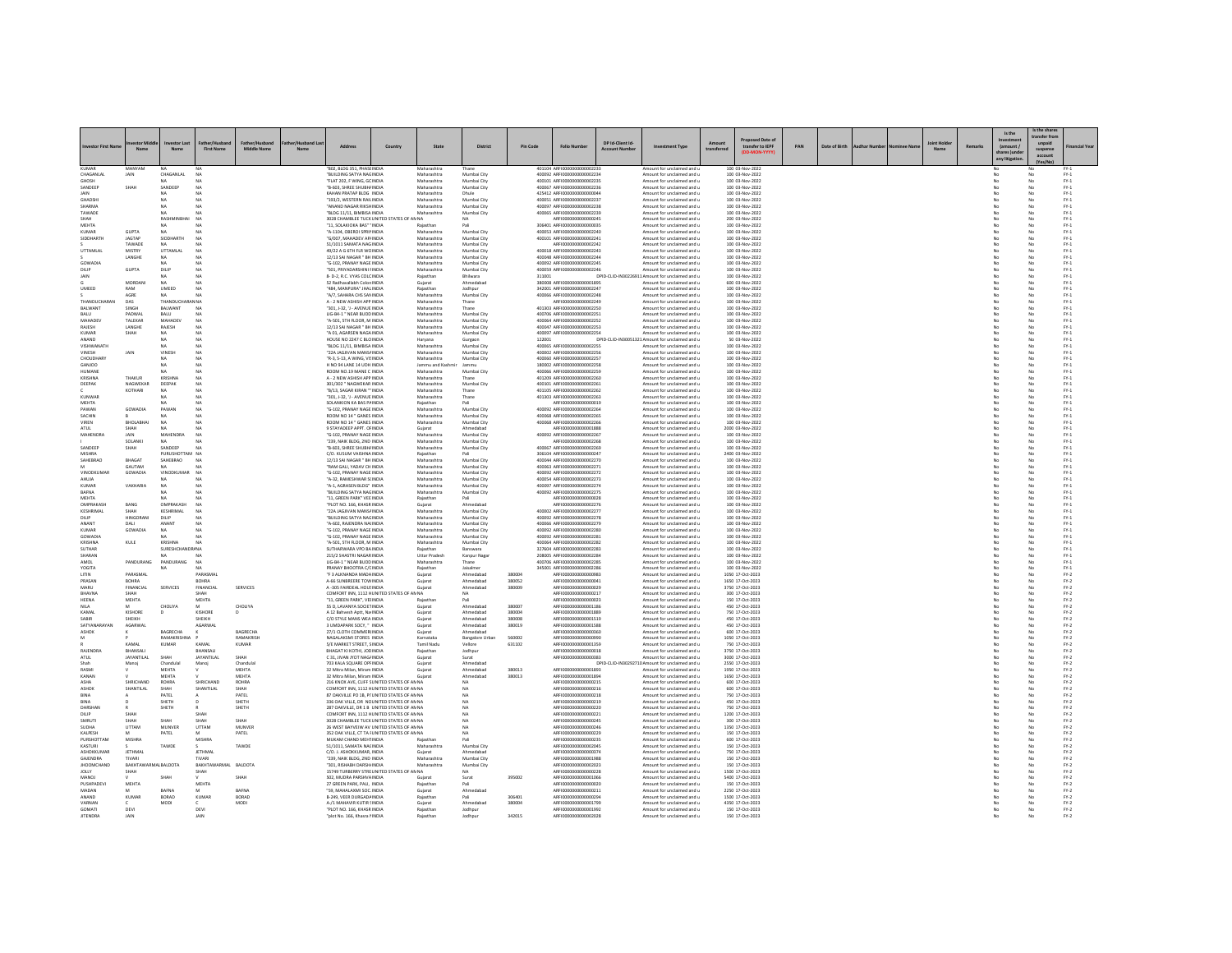| Investor First Name | Investor Middle Name | Investor Last Name | Father/Husband First Name | Father/Husband Middle Name | Father/Husband Last Name | Address | Country | State | District | Pin Code | Folio Number | DP Id-Client Id-Account Number | Investment Type | Amount transferred | Proposed Date of transfer to IEPF (DD-MON-YYYY) | PAN | Date of Birth | Aadhar Number | Nominee Name | Joint Holder Name | Remarks | Is the Investment (amount / shares )under any litigation. | Is the shares transfer from unpaid suspense account (Yes/No) | Financial Year |
|---|---|---|---|---|---|---|---|---|---|---|---|---|---|---|---|---|---|---|---|---|---|---|---|---|
| KUMAR | MANYAM | NA | NA | | | "802, BLDG 351, PHASE | INDIA | Maharashtra | Thane | 401104 | ARFI000000000002233 | | Amount for unclaimed and u | 100 | 03-Nov-2022 | | | | | | | No | No | FY-1 |
| CHAGANLAL | JAIN | CHAGANLAL | NA | | | "BUILDING SATYA NAG | INDIA | Maharashtra | Mumbai City | 400092 | ARFI000000000002234 | | Amount for unclaimed and u | 100 | 03-Nov-2022 | | | | | | | No | No | FY-1 |
| GHOSH | | NA | NA | | | "FLAT 202, F WING, GC | INDIA | Maharashtra | Mumbai City | 400101 | ARFI000000000002235 | | Amount for unclaimed and u | 100 | 03-Nov-2022 | | | | | | | No | No | FY-1 |
| SANDEEP | SHAH | SANDEEP | NA | | | "B-603, SHREE SHUBH | INDIA | Maharashtra | Mumbai City | 400067 | ARFI000000000002236 | | Amount for unclaimed and u | 100 | 03-Nov-2022 | | | | | | | No | No | FY-1 |
| JAIN | | NA | NA | | | KAHAN PRATAP BLDG | INDIA | Maharashtra | Dhule | 425412 | ARFI000000000000044 | | Amount for unclaimed and u | 100 | 03-Nov-2022 | | | | | | | No | No | FY-1 |
| GHADSHI | | NA | NA | | | "103/2, WESTERN RAIL | INDIA | Maharashtra | Mumbai City | 400051 | ARFI000000000002237 | | Amount for unclaimed and u | 100 | 03-Nov-2022 | | | | | | | No | No | FY-1 |
| SHARMA | | NA | NA | | | "ANAND NAGAR RIKSH | INDIA | Maharashtra | Mumbai City | 400097 | ARFI000000000002238 | | Amount for unclaimed and u | 100 | 03-Nov-2022 | | | | | | | No | No | FY-1 |
| TAWADE | | NA | NA | | | "BLDG 11/11, BIMBISA | INDIA | Maharashtra | Mumbai City | 400065 | ARFI000000000002239 | | Amount for unclaimed and u | 100 | 03-Nov-2022 | | | | | | | No | No | FY-1 |
| SHAH | | RASHMINBHAI | NA | | | 3028 CHAMBLEE TUCK | UNITED STATES OF AM | NA | NA | | ARFI000000000002245 | | Amount for unclaimed and u | 200 | 03-Nov-2022 | | | | | | | No | No | FY-1 |
| MEHTA | | NA | NA | | | "11, SOLANKIEKA BAS" | INDIA | Rajasthan | Pali | 306401 | ARFI000000000000035 | | Amount for unclaimed and u | 100 | 03-Nov-2022 | | | | | | | No | No | FY-1 |
| KUMAR | GUPTA | NA | NA | | | "A-1104, OBEROI SPRIN | INDIA | Maharashtra | Mumbai City | 400053 | ARFI000000000002240 | | Amount for unclaimed and u | 100 | 03-Nov-2022 | | | | | | | No | No | FY-1 |
| SIDDHARTH | JAGTAP | SIDDHARTH | NA | | | "G/007, MAHADEV APA | INDIA | Maharashtra | Mumbai City | 400101 | ARFI000000000002241 | | Amount for unclaimed and u | 100 | 03-Nov-2022 | | | | | | | No | No | FY-1 |
| S | TAWADE | NA | NA | | | 51/1011 SAMATA NAG | INDIA | Maharashtra | Mumbai City | | ARFI000000000002242 | | Amount for unclaimed and u | 100 | 03-Nov-2022 | | | | | | | No | No | FY-1 |
| UTTAMLAL | MISTRY | UTTAMLAL | NA | | | 49/22 A G 6TH FLR W | INDIA | Maharashtra | Mumbai City | 400018 | ARFI000000000002243 | | Amount for unclaimed and u | 100 | 03-Nov-2022 | | | | | | | No | No | FY-1 |
| S | LANGHE | NA | NA | | | 12/13 SAI NAGAR " BH | INDIA | Maharashtra | Mumbai City | 400048 | ARFI000000000002244 | | Amount for unclaimed and u | 100 | 03-Nov-2022 | | | | | | | No | No | FY-1 |
| GOWADIA | | NA | NA | | | "G-102, PRANAY NAGE | INDIA | Maharashtra | Mumbai City | 400092 | ARFI000000000002245 | | Amount for unclaimed and u | 100 | 03-Nov-2022 | | | | | | | No | No | FY-1 |
| DILIP | GUPTA | DILIP | NA | | | "501, PRIYADARSHINI I | INDIA | Maharashtra | Mumbai City | 400059 | ARFI000000000002246 | | Amount for unclaimed and u | 100 | 03-Nov-2022 | | | | | | | No | No | FY-1 |
| JAIN | | NA | NA | | | B- D-2, R.C. VYAS COL | INDIA | Rajasthan | Bhilwara | 311001 | | DPID-CLID-IN30226911 | Amount for unclaimed and u | 100 | 03-Nov-2022 | | | | | | | No | No | FY-1 |
| G | MORDANI | NA | NA | | | 52 Radhavallabh Colon | INDIA | Gujarat | Ahmedabad | 380008 | ARFI000000000001895 | | Amount for unclaimed and u | 600 | 03-Nov-2022 | | | | | | | No | No | FY-1 |
| UMEED | RAM | UMEED | NA | | | "484, MANPURA" HAL | INDIA | Rajasthan | Jodhpur | 342001 | ARFI000000000002247 | | Amount for unclaimed and u | 100 | 03-Nov-2022 | | | | | | | No | No | FY-1 |
| S | AGRE | NA | NA | | | "A/7, SAHARA CHS SAI | INDIA | Maharashtra | Mumbai City | 400066 | ARFI000000000002248 | | Amount for unclaimed and u | 100 | 03-Nov-2022 | | | | | | | No | No | FY-1 |
| THANDUCHARAN | DAS | THANDUCHARAN | NA | | | A - 2 NEW ASHISH APP | INDIA | Maharashtra | Thane | | ARFI000000000002249 | | Amount for unclaimed and u | 100 | 03-Nov-2022 | | | | | | | No | No | FY-1 |
| BALWANT | SINGH | BALWANT | NA | | | "301, J-32, 'J - AVENUE | INDIA | Maharashtra | Thane | 401303 | ARFI000000000002250 | | Amount for unclaimed and u | 100 | 03-Nov-2022 | | | | | | | No | No | FY-1 |
| BALU | PADWAL | BALU | NA | | | LIG-84-1 " NEAR BUDD | INDIA | Maharashtra | Mumbai City | 400706 | ARFI000000000002251 | | Amount for unclaimed and u | 100 | 03-Nov-2022 | | | | | | | No | No | FY-1 |
| MAHADEV | TALEKAR | MAHADEV | NA | | | "A-501, 5TH FLOOR, M | INDIA | Maharashtra | Mumbai City | 400064 | ARFI000000000002252 | | Amount for unclaimed and u | 100 | 03-Nov-2022 | | | | | | | No | No | FY-1 |
| RAJESH | LANGHE | RAJESH | NA | | | 12/13 SAI NAGAR " BH | INDIA | Maharashtra | Mumbai City | 400047 | ARFI000000000002253 | | Amount for unclaimed and u | 100 | 03-Nov-2022 | | | | | | | No | No | FY-1 |
| KUMAR | SHAH | NA | NA | | | "A-01, AGARSEN NAGA | INDIA | Maharashtra | Mumbai City | 400097 | ARFI000000000002254 | | Amount for unclaimed and u | 100 | 03-Nov-2022 | | | | | | | No | No | FY-1 |
| ANAND | | NA | NA | | | HOUSE NO 2247 C BLO | INDIA | Haryana | Gurgaon | 122001 | | DPID-CLID-IN30051321 | Amount for unclaimed and u | 50 | 03-Nov-2022 | | | | | | | No | No | FY-1 |
| VISHWANATH | | NA | NA | | | "BLDG 11/11, BIMBISA | INDIA | Maharashtra | Mumbai City | 400065 | ARFI000000000002255 | | Amount for unclaimed and u | 100 | 03-Nov-2022 | | | | | | | No | No | FY-1 |
| VINESH | JAIN | VINESH | NA | | | "22A JAGJIVAN MANSI | INDIA | Maharashtra | Mumbai City | 400002 | ARFI000000000002256 | | Amount for unclaimed and u | 100 | 03-Nov-2022 | | | | | | | No | No | FY-1 |
| CHOUDHARY | | NA | NA | | | "R-3, S-13, A WING, VII | INDIA | Maharashtra | Mumbai City | 400060 | ARFI000000000002257 | | Amount for unclaimed and u | 100 | 03-Nov-2022 | | | | | | | No | No | FY-1 |
| GANJOO | | NA | NA | | | H NO 94 LANE 14 UDH | INDIA | Jammu and Kashmir | Jammu | 180002 | ARFI000000000002258 | | Amount for unclaimed and u | 100 | 03-Nov-2022 | | | | | | | No | No | FY-1 |
| HUMANE | | NA | NA | | | ROOM NO.19 MANE C | INDIA | Maharashtra | Mumbai City | 400066 | ARFI000000000002259 | | Amount for unclaimed and u | 100 | 03-Nov-2022 | | | | | | | No | No | FY-1 |
| KRISHNA | THAKUR | KRISHNA | NA | | | A - 2 NEW ASHISH APP | INDIA | Maharashtra | Thane | 401209 | ARFI000000000002260 | | Amount for unclaimed and u | 100 | 03-Nov-2022 | | | | | | | No | No | FY-1 |
| DEEPAK | NAGWEKAR | DEEPAK | NA | | | 301/302 " NAGWEKAR | INDIA | Maharashtra | Mumbai City | 400101 | ARFI000000000002261 | | Amount for unclaimed and u | 100 | 03-Nov-2022 | | | | | | | No | No | FY-1 |
| C | KOTHARI | NA | NA | | | "B/13, SAGAR KIRAN "" | INDIA | Maharashtra | Thane | 401105 | ARFI000000000002262 | | Amount for unclaimed and u | 100 | 03-Nov-2022 | | | | | | | No | No | FY-1 |
| KUNWAR | | NA | NA | | | "301, J-32, 'J - AVENUE | INDIA | Maharashtra | Thane | 401303 | ARFI000000000002263 | | Amount for unclaimed and u | 100 | 03-Nov-2022 | | | | | | | No | No | FY-1 |
| MEHTA | | NA | NA | | | SOLANKION KA BAS PA | INDIA | Rajasthan | Pali | | ARFI000000000000019 | | Amount for unclaimed and u | 100 | 03-Nov-2022 | | | | | | | No | No | FY-1 |
| PAWAN | GOWADIA | PAWAN | NA | | | "G-102, PRANAY NAGE | INDIA | Maharashtra | Mumbai City | 400092 | ARFI000000000002264 | | Amount for unclaimed and u | 100 | 03-Nov-2022 | | | | | | | No | No | FY-1 |
| SACHIN | B | NA | NA | | | ROOM NO 14 " GANES | INDIA | Maharashtra | Mumbai City | 400068 | ARFI000000000002265 | | Amount for unclaimed and u | 100 | 03-Nov-2022 | | | | | | | No | No | FY-1 |
| VIREN | BHOLABHAI | NA | NA | | | ROOM NO 14 " GANES | INDIA | Maharashtra | Mumbai City | 400068 | ARFI000000000002266 | | Amount for unclaimed and u | 100 | 03-Nov-2022 | | | | | | | No | No | FY-1 |
| ATUL | SHAH | NA | NA | | | 9 STAYADEEP APPT. OF | INDIA | Gujarat | Ahmedabad | | ARFI000000000001888 | | Amount for unclaimed and u | 2000 | 03-Nov-2022 | | | | | | | No | No | FY-1 |
| MAHENDRA | JAIN | MAHENDRA | NA | | | "G-102, PRANAY NAGE | INDIA | Maharashtra | Mumbai City | 400092 | ARFI000000000002267 | | Amount for unclaimed and u | 100 | 03-Nov-2022 | | | | | | | No | No | FY-1 |
| I | SOLANKI | NA | NA | | | "239, NAIK BLDG, 2ND | INDIA | Maharashtra | Mumbai City | | ARFI000000000002268 | | Amount for unclaimed and u | 100 | 03-Nov-2022 | | | | | | | No | No | FY-1 |
| SANDEEP | SHAH | SANDEEP | NA | | | "B-603, SHREE SHUBH | INDIA | Maharashtra | Mumbai City | 400067 | ARFI000000000002269 | | Amount for unclaimed and u | 100 | 03-Nov-2022 | | | | | | | No | No | FY-1 |
| MISHRA | | PURUSHOTTAM | NA | | | C/O. KUSUM VAISHNA | INDIA | Rajasthan | Pali | 306104 | ARFI000000000000247 | | Amount for unclaimed and u | 2400 | 03-Nov-2022 | | | | | | | No | No | FY-1 |
| SAHEBRAO | BHAGAT | SAHEBRAO | NA | | | 12/13 SAI NAGAR " BH | INDIA | Maharashtra | Mumbai City | 400044 | ARFI000000000002270 | | Amount for unclaimed and u | 100 | 03-Nov-2022 | | | | | | | No | No | FY-1 |
| M | GAUTAM | NA | NA | | | "RAM GALI, YADAV CH | INDIA | Maharashtra | Mumbai City | 400063 | ARFI000000000002271 | | Amount for unclaimed and u | 100 | 03-Nov-2022 | | | | | | | No | No | FY-1 |
| VINODKUMAR | GOWADIA | VINODKUMAR | NA | | | "G-102, PRANAY NAGE | INDIA | Maharashtra | Mumbai City | 400092 | ARFI000000000002272 | | Amount for unclaimed and u | 100 | 03-Nov-2022 | | | | | | | No | No | FY-1 |
| AHUJA | | NA | NA | | | "A-32, RAMESHWAR SC | INDIA | Maharashtra | Mumbai City | 400054 | ARFI000000000002273 | | Amount for unclaimed and u | 100 | 03-Nov-2022 | | | | | | | No | No | FY-1 |
| KUMAR | VAKHARIA | NA | NA | | | "A-1, AGRASEN BLDG" | INDIA | Maharashtra | Mumbai City | 400097 | ARFI000000000002274 | | Amount for unclaimed and u | 100 | 03-Nov-2022 | | | | | | | No | No | FY-1 |
| BAFNA | | NA | NA | | | "BUILDING SATYA NAG | INDIA | Maharashtra | Mumbai City | 400092 | ARFI000000000002275 | | Amount for unclaimed and u | 100 | 03-Nov-2022 | | | | | | | No | No | FY-1 |
| MEHTA | | NA | NA | | | "11, GREEN PARK" VEE | INDIA | Rajasthan | Pali | | ARFI000000000000028 | | Amount for unclaimed and u | 100 | 03-Nov-2022 | | | | | | | No | No | FY-1 |
| OMPRAKASH | BANG | OMPRAKASH | NA | | | "PLOT NO. 166, KHASR | INDIA | Gujarat | Ahmedabad | | ARFI000000000002276 | | Amount for unclaimed and u | 100 | 03-Nov-2022 | | | | | | | No | No | FY-1 |
| KESHRIMAL | SHAH | KESHRIMAL | NA | | | "22A JAGJIVAN MANSI | INDIA | Maharashtra | Mumbai City | 400002 | ARFI000000000002277 | | Amount for unclaimed and u | 100 | 03-Nov-2022 | | | | | | | No | No | FY-1 |
| DILIP | HINGORANI | DILIP | NA | | | "BUILDING SATYA NAG | INDIA | Maharashtra | Mumbai City | 400092 | ARFI000000000002278 | | Amount for unclaimed and u | 100 | 03-Nov-2022 | | | | | | | No | No | FY-1 |
| ANANT | DALI | ANANT | NA | | | "A-602, RAJENDRA NAI | INDIA | Maharashtra | Mumbai City | 400066 | ARFI000000000002279 | | Amount for unclaimed and u | 100 | 03-Nov-2022 | | | | | | | No | No | FY-1 |
| KUMAR | GOWADIA | NA | NA | | | "G-102, PRANAY NAGE | INDIA | Maharashtra | Mumbai City | 400092 | ARFI000000000002280 | | Amount for unclaimed and u | 100 | 03-Nov-2022 | | | | | | | No | No | FY-1 |
| GOWADIA | | NA | NA | | | "G-102, PRANAY NAGE | INDIA | Maharashtra | Mumbai City | 400092 | ARFI000000000002281 | | Amount for unclaimed and u | 100 | 03-Nov-2022 | | | | | | | No | No | FY-1 |
| KRISHNA | KULE | KRISHNA | NA | | | "A-501, 5TH FLOOR, M | INDIA | Maharashtra | Mumbai City | 400064 | ARFI000000000002282 | | Amount for unclaimed and u | 100 | 03-Nov-2022 | | | | | | | No | No | FY-1 |
| SUTHAR | | SURESHCHANDRA | NA | | | SUTHARWARA VPO BA | INDIA | Rajasthan | Banswara | 327604 | ARFI000000000002283 | | Amount for unclaimed and u | 100 | 03-Nov-2022 | | | | | | | No | No | FY-1 |
| SHARAN | | NA | NA | | | 215/2 SHASTRI NAGAR | INDIA | Uttar Pradesh | Kanpur Nagar | 208005 | ARFI000000000002284 | | Amount for unclaimed and u | 100 | 03-Nov-2022 | | | | | | | No | No | FY-1 |
| AMOL | PANDURANG | PANDURANG | NA | | | LIG-84-1 " NEAR BUDD | INDIA | Maharashtra | Thane | 400706 | ARFI000000000002285 | | Amount for unclaimed and u | 100 | 03-Nov-2022 | | | | | | | No | No | FY-1 |
| YOGITA | | NA | NA | | | PRANAY BHOOTRA C/ | INDIA | Rajasthan | Jaisalmer | 345001 | ARFI000000000002286 | | Amount for unclaimed and u | 100 | 03-Nov-2022 | | | | | | | No | No | FY-1 |
| LITIN | PARASMAL | | PARASMAL | | | "F 3 ALKNANDA MAD | INDIA | Gujarat | Ahmedabad | 380004 | ARFI000000000000983 | | Amount for unclaimed and u | 1050 | 17-Oct-2023 | | | | | | | No | No | FY-2 |
| PRASAN | BOHRA | | BOHRA | | | A-66 SUNBREERE TOW | INDIA | Gujarat | Ahmedabad | 380052 | ARFI000000000000041 | | Amount for unclaimed and u | 1650 | 17-Oct-2023 | | | | | | | No | No | FY-2 |
| MARU | FINANCIAL | SERVICES | FINANCIAL | SERVICES | | A -305 FAIRDEAL HOU | INDIA | Gujarat | Ahmedabad | 380009 | ARFI000000000000029 | | Amount for unclaimed and u | 3750 | 17-Oct-2023 | | | | | | | No | No | FY-2 |
| BHAVNA | SHAH | | SHAH | | | COMFORT INN, 1112 H | UNITED STATES OF AM | NA | NA | | ARFI000000000000217 | | Amount for unclaimed and u | 300 | 17-Oct-2023 | | | | | | | No | No | FY-2 |
| HEENA | MEHTA | | MEHTA | | | "11, GREEN PARK" VEE | INDIA | Rajasthan | Pali | | ARFI000000000000023 | | Amount for unclaimed and u | 150 | 17-Oct-2023 | | | | | | | No | No | FY-2 |
| NILA | M | CHOLIYA | M | CHOLIYA | | 55 D, LAVANYA SOCIE | INDIA | Gujarat | Ahmedabad | 380007 | ARFI000000000001186 | | Amount for unclaimed and u | 450 | 17-Oct-2023 | | | | | | | No | No | FY-2 |
| KAMAL | KISHORE | D | KISHORE | D | | A 12 Bahvesh Apt, Na | INDIA | Gujarat | Ahmedabad | 380004 | ARFI000000000001889 | | Amount for unclaimed and u | 750 | 17-Oct-2023 | | | | | | | No | No | FY-2 |
| SABIR | SHEIKH | | SHEIKH | | | C/O STYLE MANS WEA | INDIA | Gujarat | Ahmedabad | 380008 | ARFI000000000001519 | | Amount for unclaimed and u | 450 | 17-Oct-2023 | | | | | | | No | No | FY-2 |
| SATYANARAYAN | AGARWAL | | AGARWAL | | | 3 UMDAPARK SOCY, " | INDIA | Gujarat | Ahmedabad | 380019 | ARFI000000000001588 | | Amount for unclaimed and u | 450 | 17-Oct-2023 | | | | | | | No | No | FY-2 |
| ASHOK | K | BAGRECHA | K | BAGRECHA | | 27/1 CLOTH COMMER | INDIA | Gujarat | Ahmedabad | | ARFI000000000000360 | | Amount for unclaimed and u | 600 | 17-Oct-2023 | | | | | | | No | No | FY-2 |
| M | P | RAMAKRISHNA | P | RAMAKRISH | | NAGALAKSMI STORES | INDIA | Karnataka | Bangalore Urban | 560002 | ARFI000000000000990 | | Amount for unclaimed and u | 1050 | 17-Oct-2023 | | | | | | | No | No | FY-2 |
| R | KAMAL | KUMAR | KAMAL | KUMAR | | S/E MARKET STREET, S | INDIA | Tamil Nadu | Vellore | 631102 | ARFI000000000001359 | | Amount for unclaimed and u | 750 | 17-Oct-2023 | | | | | | | No | No | FY-2 |
| RAJENDRA | BHANSALI | | BHANSALI | | | BHAGAT KI KOTHI, JOD | INDIA | Rajasthan | Jodhpur | | ARFI000000000000018 | | Amount for unclaimed and u | 3750 | 17-Oct-2023 | | | | | | | No | No | FY-2 |
| ATUL | JAYANTILAL | SHAH | JAYANTILAL | SHAH | | C 31, JIVAN JYOT NAG | INDIA | Gujarat | Surat | | ARFI000000000000383 | | Amount for unclaimed and u | 3000 | 17-Oct-2023 | | | | | | | No | No | FY-2 |
| Shah | Manoj | Chandulal | Manoj | Chandulal | | 703 KALA SQUARE OPP | INDIA | Gujarat | Ahmedabad | | | DPID-CLID-IN30292710 | Amount for unclaimed and u | 2550 | 17-Oct-2023 | | | | | | | No | No | FY-2 |
| RASMI | V | MEHTA | V | MEHTA | | 32 Mitra Milan, Miram | INDIA | Gujarat | Ahmedabad | 380013 | ARFI000000000001893 | | Amount for unclaimed and u | 1950 | 17-Oct-2023 | | | | | | | No | No | FY-2 |
| KANAN | V | MEHTA | V | MEHTA | | 32 Mitra Milan, Miram | INDIA | Gujarat | Ahmedabad | 380013 | ARFI000000000001894 | | Amount for unclaimed and u | 1650 | 17-Oct-2023 | | | | | | | No | No | FY-2 |
| ASHA | SHRICHAND | ROHRA | SHRICHAND | ROHRA | | 216 KNOX AVE, CLIFF S | UNITED STATES OF AM | NA | NA | | ARFI000000000000215 | | Amount for unclaimed and u | 600 | 17-Oct-2023 | | | | | | | No | No | FY-2 |
| ASHOK | SHANTILAL | SHAH | SHANTILAL | SHAH | | COMFORT INN, 1112 H | UNITED STATES OF AM | NA | NA | | ARFI000000000000216 | | Amount for unclaimed and u | 600 | 17-Oct-2023 | | | | | | | No | No | FY-2 |
| BINA | A | PATEL | A | PATEL | | 87 OAKVILLE PO 18, P | UNITED STATES OF AM | NA | NA | | ARFI000000000000218 | | Amount for unclaimed and u | 750 | 17-Oct-2023 | | | | | | | No | No | FY-2 |
| BINA | D | SHETH | D | SHETH | | 336 OAK VILLE, DR. NO | UNITED STATES OF AM | NA | NA | | ARFI000000000000219 | | Amount for unclaimed and u | 450 | 17-Oct-2023 | | | | | | | No | No | FY-2 |
| DARSHAN | R | SHETH | R | SHETH | | 287 OAKVILLE, DR 1 8 | UNITED STATES OF AM | NA | NA | | ARFI000000000000220 | | Amount for unclaimed and u | 750 | 17-Oct-2023 | | | | | | | No | No | FY-2 |
| DILIP | SHAH | | SHAH | | | COMFORT INN, 1112 H | UNITED STATES OF AM | NA | NA | | ARFI000000000000221 | | Amount for unclaimed and u | 1200 | 17-Oct-2023 | | | | | | | No | No | FY-2 |
| SMRUTI | SHAH | SHAH | SHAH | SHAH | | 3028 CHAMBLEE TUCK | UNITED STATES OF AM | NA | NA | | ARFI000000000000245 | | Amount for unclaimed and u | 300 | 17-Oct-2023 | | | | | | | No | No | FY-2 |
| SUDHA | UTTAM | MUNVER | UTTAM | MUNVER | | 26 WEST BAYVEIW AV | UNITED STATES OF AM | NA | NA | | ARFI000000000000246 | | Amount for unclaimed and u | 1350 | 17-Oct-2023 | | | | | | | No | No | FY-2 |
| KALPESH | M | PATEL | M | PATEL | | 352 OAK VILLE, CT TA F | UNITED STATES OF AM | NA | NA | | ARFI000000000000229 | | Amount for unclaimed and u | 150 | 17-Oct-2023 | | | | | | | No | No | FY-2 |
| PURSHOTTAM | MISHRA | | MISHRA | | | MUKAM CHAND MEH | INDIA | Rajasthan | Pali | | ARFI000000000000235 | | Amount for unclaimed and u | 600 | 17-Oct-2023 | | | | | | | No | No | FY-2 |
| KASTURI | S | TAWDE | S | TAWDE | | 51/1011, SAMATA NAG | INDIA | Maharashtra | Mumbai City | | ARFI000000000002045 | | Amount for unclaimed and u | 150 | 17-Oct-2023 | | | | | | | No | No | FY-2 |
| ASHOKKUMAR | JETHMAL | | JETHMAL | | | C/O. J. ASHOKKUMAR, | INDIA | Gujarat | Ahmedabad | | ARFI000000000000374 | | Amount for unclaimed and u | 750 | 17-Oct-2023 | | | | | | | No | No | FY-2 |
| GAJENDRA | TIVARI | | TIVARI | | | "239, NAIK BLDG, 2ND | INDIA | Maharashtra | Mumbai City | | ARFI000000000001988 | | Amount for unclaimed and u | 150 | 17-Oct-2023 | | | | | | | No | No | FY-2 |
| JHOOMCHAND | BAKHTAWARMAL | BALDOTA | BAKHTAWARMAL | BALDOTA | | "301, RISHABH DARSH | INDIA | Maharashtra | Mumbai City | | ARFI000000000002023 | | Amount for unclaimed and u | 150 | 17-Oct-2023 | | | | | | | No | No | FY-2 |
| JOLLY | SHAH | | SHAH | | | 35749 TURBERRY STRE | UNITED STATES OF AM | NA | NA | | ARFI000000000000228 | | Amount for unclaimed and u | 1500 | 17-Oct-2023 | | | | | | | No | No | FY-2 |
| MANOJ | V | SHAH | V | SHAH | | 502, MUDRA PARSHVA | INDIA | Gujarat | Surat | 395002 | ARFI000000000001066 | | Amount for unclaimed and u | 5400 | 17-Oct-2023 | | | | | | | No | No | FY-2 |
| PUSHPADEVI | MEHTA | | MEHTA | | | 27 GREEN PARK, PALI, | INDIA | Rajasthan | Pali | | ARFI000000000000020 | | Amount for unclaimed and u | 150 | 17-Oct-2023 | | | | | | | No | No | FY-2 |
| MADAN | M | BAFNA | M | BAFNA | | "58, MAHALAXMI SOC | INDIA | Gujarat | Ahmedabad | | ARFI000000000000211 | | Amount for unclaimed and u | 2250 | 17-Oct-2023 | | | | | | | No | No | FY-2 |
| ANAND | KUMAR | BORAD | KUMAR | BORAD | | B-249, VEER DURGAD | INDIA | Rajasthan | Pali | 306401 | ARFI000000000000294 | | Amount for unclaimed and u | 1500 | 17-Oct-2023 | | | | | | | No | No | FY-2 |
| VARNAN | C | MODI | C | MODI | | A-/1 MAHAVIR KUTIR | INDIA | Gujarat | Ahmedabad | 380004 | ARFI000000000001799 | | Amount for unclaimed and u | 4350 | 17-Oct-2023 | | | | | | | No | No | FY-2 |
| GOMATI | DEVI | | DEVI | | | "PLOT NO. 166, KHASR | INDIA | Rajasthan | Jodhpur | | ARFI000000000001992 | | Amount for unclaimed and u | 150 | 17-Oct-2023 | | | | | | | No | No | FY-2 |
| JITENDRA | JAIN | | JAIN | | | "plot No. 166, Khasra F | INDIA | Rajasthan | Jodhpur | 342015 | ARFI000000000002028 | | Amount for unclaimed and u | 150 | 17-Oct-2023 | | | | | | | No | No | FY-2 |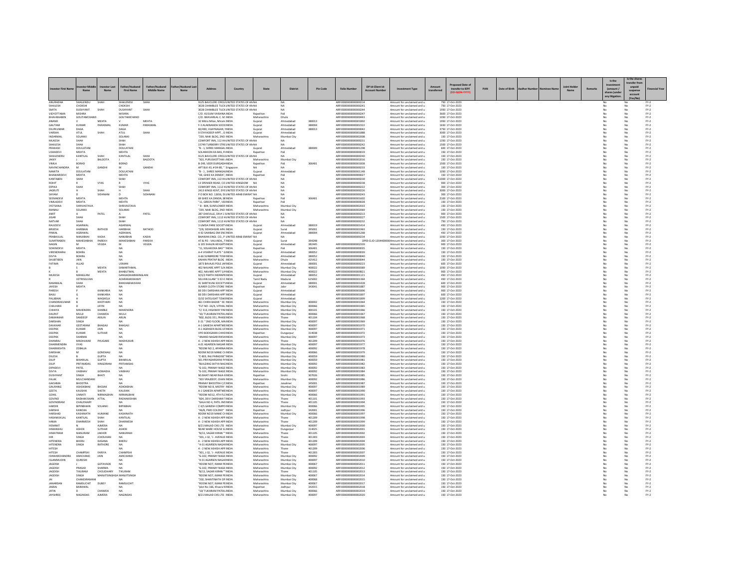| Investor First Name | Investor Middle Name | Investor Last Name | Father/Husband First Name | Father/Husband Middle Name | Father/Husband Last Name | Address | Country | State | District | Pin Code | Folio Number | DP Id-Client Id-Account Number | Investment Type | Amount transferred | Proposed Date of transfer to IEPF (DD-MON-YYYY) | PAN | Date of Birth | Aadhar Number | Nominee Name | Joint Holder Name | Remarks | Is the Investment (amount / shares )under any litigation. | Is the shares transfer from unpaid suspense account (Yes/No) | Financial Year |
|---|---|---|---|---|---|---|---|---|---|---|---|---|---|---|---|---|---|---|---|---|---|---|---|---|
| ANURADHA | SHAILENDU | SHAH | SHAILENDU | SHAH | | 9125 BAVCLERE CIRCLE | UNITED STATES OF AM | NA | NA | | ARF0000000000000214 | | Amount for unclaimed and u | 750 | 17-Oct-2023 | | | | | | | No | No | FY-2 |
| SHAILESH | CHOKSHI | | CHOKSHI | | | 3028 CHANBLEE TUCK | UNITED STATES OF AM | NA | NA | | ARF0000000000000241 | | Amount for unclaimed and u | 750 | 17-Oct-2023 | | | | | | | No | No | FY-2 |
| SMITA | DUSHYANT | SHAH | DUSHYANT | SHAH | | 3028 CHANBLEE TUCK | UNITED STATES OF AM | NA | NA | | ARF0000000000000244 | | Amount for unclaimed and u | 1950 | 17-Oct-2023 | | | | | | | No | No | FY-2 |
| VIDYOTTAMA | MISHRA | | MISHRA | | | C/O. KUSUM VAISHNA | INDIA | Rajasthan | Pali | | ARF0000000000000247 | | Amount for unclaimed and u | 3600 | 17-Oct-2023 | | | | | | | No | No | FY-2 |
| BHAVANABEN | GOUTAMCHAND | | GOUTAMCHAND | | | C/O. BHAVARLAL C. M | INDIA | Maharashtra | Dhule | | ARF0000000000000443 | | Amount for unclaimed and u | 1050 | 17-Oct-2023 | | | | | | | No | No | FY-2 |
| ANAND | V | MEHTA | V | MEHTA | | 32 Mitra-Milan, Miram | INDIA | Gujarat | Ahmedabad | 380013 | ARF0000000000001892 | | Amount for unclaimed and u | 1050 | 17-Oct-2023 | | | | | | | No | No | FY-2 |
| GAUTAM | KUMAR | PARASMAL | KUMAR | PARASMAL | | F-3 ALAKNANDA SOCIE | INDIA | Gujarat | Ahmedabad | 380004 | ARF0000000000002322 | | Amount for unclaimed and u | 1650 | 17-Oct-2023 | | | | | | | No | No | FY-2 |
| DILIPKUMAR | DAGA | | DAGA | | | B2/490, VIJAYNAGAR, | INDIA | Gujarat | Ahmedabad | 380013 | ARF0000000000000042 | | Amount for unclaimed and u | 3750 | 17-Oct-2023 | | | | | | | No | No | FY-2 |
| VARSHA | ATUL | SHAH | ATUL | SHAH | | 9 STAYADEEP APPT., O | INDIA | Gujarat | Ahmedabad | | ARF0000000000001888 | | Amount for unclaimed and u | 3000 | 17-Oct-2023 | | | | | | | No | No | FY-2 |
| INDARMAL | SOLANKI | | SOLANKI | | | "239, NAIK BLDG, 2ND | INDIA | Maharashtra | Mumbai City | | ARF0000000000002008 | | Amount for unclaimed and u | 150 | 17-Oct-2023 | | | | | | | No | No | FY-2 |
| MUKESH | SHAH | | SHAH | | | COMFORT INN, 112 HI | UNITED STATES OF AM | NA | NA | | ARF0000000000000231 | | Amount for unclaimed and u | 1350 | 17-Oct-2023 | | | | | | | No | No | FY-2 |
| SHAILESH | SHAH | | SHAH | | | 15749 TURBERRY STRE | UNITED STATES OF AM | NA | NA | | ARF0000000000000242 | | Amount for unclaimed and u | 1500 | 17-Oct-2023 | | | | | | | No | No | FY-2 |
| PRAKASH | DOULATANI | | DOULATANI | | | "B - 1, SHREE MANGAL | INDIA | Gujarat | Ahmedabad | 380009 | ARF0000000000001298 | | Amount for unclaimed and u | 600 | 17-Oct-2023 | | | | | | | No | No | FY-2 |
| USHADEVI | MEHTA | | MEHTA | | | SOLANKION KA BAS, P | INDIA | Rajasthan | Pali | | ARF0000000000000019 | | Amount for unclaimed and u | 150 | 17-Oct-2023 | | | | | | | No | No | FY-2 |
| SHAILENDRU | KANTILAL | SHAH | KANTILAL | SHAH | | 9125 BAVCLERE CIRCLE | UNITED STATES OF AM | NA | NA | | ARF0000000000000240 | | Amount for unclaimed and u | 150 | 17-Oct-2023 | | | | | | | No | No | FY-2 |
| JAKKY | J | BALDOTA | J | BALDOTA | | "303, PURUSHOTTAM | INDIA | Maharashtra | Mumbai City | | ARF0000000000002016 | | Amount for unclaimed and u | 150 | 17-Oct-2023 | | | | | | | No | No | FY-2 |
| VIMLA | BORAD | | BORAD | | | B-249, VEER DURGADA | INDIA | Rajasthan | Pali | 306401 | ARF0000000000001838 | | Amount for unclaimed and u | 1500 | 17-Oct-2023 | | | | | | | No | No | FY-2 |
| NAVINCHANDRA | M | GANDHI | M | GANDHI | | APT BLK 43, #04-80, | Singapore | NA | NA | | ARF0000000000000233 | | Amount for unclaimed and u | 150 | 17-Oct-2023 | | | | | | | No | No | FY-2 |
| NAMITA | DOULATANI | | DOULATANI | | | "B - 1, SHREE MANGAL | INDIA | Gujarat | Ahmedabad | | ARF0000000000001148 | | Amount for unclaimed and u | 1050 | 17-Oct-2023 | | | | | | | No | No | FY-2 |
| BHAWARIDEVI | MEHTA | | MEHTA | | | "68, GHEE KA ZANDA", | INDIA | Rajasthan | Pali | | ARF0000000000000027 | | Amount for unclaimed and u | 150 | 17-Oct-2023 | | | | | | | No | No | FY-2 |
| KANTABEN | SHAH | | SHAH | | | COMFORT INN, 112 HI | UNITED STATES OF AM | NA | NA | | ARF0000000000000230 | | Amount for unclaimed and u | 51000 | 17-Oct-2023 | | | | | | | No | No | FY-2 |
| ROHIT | R | VYAS | R | VYAS | | 13 SPENSER ROAD, CO | UNITED KINGDOM | NA | NA | | ARF0000000000000238 | | Amount for unclaimed and u | 900 | 17-Oct-2023 | | | | | | | No | No | FY-2 |
| DIPIKA | SHAH | | SHAH | | | COMFORT INN, 1112 HI | UNITED STATES OF AM | NA | NA | | ARF0000000000000222 | | Amount for unclaimed and u | 300 | 17-Oct-2023 | | | | | | | No | No | FY-2 |
| JAGRUTI | H | SHAH | H | SHAH | | 2413 KINGS KENT, DYE | UNITED STATES OF AM | NA | NA | | ARF0000000000000226 | | Amount for unclaimed and u | 3000 | 17-Oct-2023 | | | | | | | No | No | FY-2 |
| SHYAM | D | SIDHNANI | D | SIDHNANI | | P O BOX NO. 12656, DU | UNITED ARAB EMIRAT | NA | NA | | ARF0000000000000243 | | Amount for unclaimed and u | 300 | 17-Oct-2023 | | | | | | | No | No | FY-2 |
| SEEMADEVI | MEHTA | | MEHTA | | | 69 GHEE KA ZANDA, BE | INDIA | Rajasthan | Pali | 306401 | ARF0000000000001602 | | Amount for unclaimed and u | 2100 | 17-Oct-2023 | | | | | | | No | No | FY-2 |
| VIMLADEVI | MEHTA | | MEHTA | | | "11, GREEN PARK", VE | INDIA | Rajasthan | Pali | | ARF0000000000000028 | | Amount for unclaimed and u | 150 | 17-Oct-2023 | | | | | | | No | No | FY-2 |
| JYOTSANA | SHRIVASTAVA | | SHRIVASTAVA | | | " B - 804, SUNFLOWER | INDIA | Maharashtra | Mumbai City | | ARF0000000000002033 | | Amount for unclaimed and u | 150 | 17-Oct-2023 | | | | | | | No | No | FY-2 |
| MANALI | SOLANKI | | SOLANKI | | | "239, NAIK BLDG, 2ND | INDIA | Maharashtra | Mumbai City | | ARF0000000000002069 | | Amount for unclaimed and u | 150 | 17-Oct-2023 | | | | | | | No | No | FY-2 |
| AMIT | A | PATEL | A | PATEL | | 287 OAKVILLE, DR # 1 | UNITED STATES OF AM | NA | NA | | ARF0000000000000213 | | Amount for unclaimed and u | 900 | 17-Oct-2023 | | | | | | | No | No | FY-2 |
| JIGAR | SHAH | | SHAH | | | COMFORT INN, 1112 HI | UNITED STATES OF AM | NA | NA | | ARF0000000000000227 | | Amount for unclaimed and u | 1500 | 17-Oct-2023 | | | | | | | No | No | FY-2 |
| NATVAR | SHAH | | SHAH | | | COMFORT INN, 1112 HI | UNITED STATES OF AM | NA | NA | | ARF0000000000000232 | | Amount for unclaimed and u | 750 | 17-Oct-2023 | | | | | | | No | No | FY-2 |
| RAJUDEVI | AGARWAL | | AGARWAL | | | 3 UMDA PARK SOCIETY | INDIA | Gujarat | Ahmedabad | 380019 | ARF0000000000001414 | | Amount for unclaimed and u | 450 | 17-Oct-2023 | | | | | | | No | No | FY-2 |
| BRIJESH | HARIBHAI | RATHOD | HARIBHAI | RATHOD | | "2/8, SIDHDHGIRI APA | INDIA | Gujarat | Surat | 395001 | ARF0000000000001963 | | Amount for unclaimed and u | 150 | 17-Oct-2023 | | | | | | | No | No | FY-2 |
| PINKAL | AGRAWAL | | AGRAWAL | | | A 92 SAHIBAG DM EN | INDIA | Gujarat | Ahmedabad | 380004 | ARF0000000000001268 | | Amount for unclaimed and u | 450 | 17-Oct-2023 | | | | | | | No | No | FY-2 |
| PRABHULAL | NANJIBHAI | KADIA | NANJIBHAI | KADIA | | BHAWAN ENGI. CO., P | UNITED ARAB EMIRAT | NA | NA | | ARF0000000000000234 | | Amount for unclaimed and u | 1050 | 17-Oct-2023 | | | | | | | No | No | FY-2 |
| SUMITRABEN | MAHESHBHAI | PAREKH | MAHESHBHAI | PAREKH | | AT & PO - VALVADA, T | INDIA | Gujarat | Surat | 394248 | | DPID-CLID-1204400000 | Amount for unclaimed and u | 300 | 17-Oct-2023 | | | | | | | No | No | FY-2 |
| NAGIN | M | VEGDA | M | VEGDA | | G 305 SHALIN HEIGHTS | INDIA | Gujarat | Ahmedabad | 382445 | ARF0000000000002339 | | Amount for unclaimed and u | 900 | 17-Oct-2023 | | | | | | | No | No | FY-2 |
| SOHANDEVI | MEHTA | | NA | | | "11, SOLANKIOKA BAS" | INDIA | Rajasthan | Pali | 306401 | ARF0000000000000035 | | Amount for unclaimed and u | 150 | 17-Oct-2023 | | | | | | | No | No | FY-2 |
| VIRENDRARAJ | BOHRA | | NA | | | A-4 VISHRAT FLATS " G | INDIA | Gujarat | Ahmedabad | 380052 | ARF0000000000000039 | | Amount for unclaimed and u | 150 | 17-Oct-2023 | | | | | | | No | No | FY-2 |
| DIVYA | BOHRA | | NA | | | A-66 SUNBREERE TOW | INDIA | Gujarat | Ahmedabad | 380052 | ARF0000000000000040 | | Amount for unclaimed and u | 150 | 17-Oct-2023 | | | | | | | No | No | FY-2 |
| SHUBTIBEN | JAIN | | NA | | | KAHAN PRATAP BLDG | INDIA | Maharashtra | Dhule | 425412 | ARF0000000000000044 | | Amount for unclaimed and u | 150 | 17-Oct-2023 | | | | | | | No | No | FY-2 |
| FATIMA | ALLAD | | USMAN | | | 1873 BAVAJIS POLE JA | INDIA | Gujarat | Ahmedabad | 380001 | ARF0000000000000223 | | Amount for unclaimed and u | 600 | 17-Oct-2023 | | | | | | | No | No | FY-2 |
| B | S | MEHTA | SAMARTHMAL | | | 402 NAVARE APPT 5/A | INDIA | Maharashtra | Mumbai City | 400022 | ARF0000000000000389 | | Amount for unclaimed and u | 1050 | 17-Oct-2023 | | | | | | | No | No | FY-2 |
| K | B | MEHTA | BHABUTMAL | | | 402, NAVARE APPT 5/A | INDIA | Maharashtra | Mumbai City | 400022 | ARF0000000000000821 | | Amount for unclaimed and u | 900 | 17-Oct-2023 | | | | | | | No | No | FY-2 |
| MUKESH | MANGLANI | | GANGADHARMANGLANI | | | D/3/2 PARTH INDRAPR | INDIA | Gujarat | Ahmedabad | 380052 | ARF0000000000001121 | | Amount for unclaimed and u | 450 | 17-Oct-2023 | | | | | | | No | No | FY-2 |
| R | VETIRSELVAN | | ACARAMASWAMY | | | SELVAN ILLAM "2 E2-E | INDIA | Tamil Nadu | Madurai | 625002 | ARF0000000000001364 | | Amount for unclaimed and u | 450 | 17-Oct-2023 | | | | | | | No | No | FY-2 |
| RAMANLAL | SHAH | | BHIKHABHAISHAH | | | 41 SARITKUNJ SOCIETY | INDIA | Gujarat | Ahmedabad | 380001 | ARF0000000000001428 | | Amount for unclaimed and u | 600 | 17-Oct-2023 | | | | | | | No | No | FY-2 |
| JAYESH | MEHTA | | NA | | | SUMER CLOTH STORE | INDIA | Rajasthan | Jalor | 343041 | ARF0000000000001887 | | Amount for unclaimed and u | 900 | 17-Oct-2023 | | | | | | | No | No | FY-2 |
| PARESH | P | KANKARIA | NA | | | B3 DEV DARSHAN APP | INDIA | Gujarat | Ahmedabad | | ARF0000000000001896 | | Amount for unclaimed and u | 900 | 17-Oct-2023 | | | | | | | No | No | FY-2 |
| BAIJU | G | KANKARIA | NA | | | B3 DEV DARSHAN APP | INDIA | Gujarat | Ahmedabad | | ARF0000000000001897 | | Amount for unclaimed and u | 600 | 17-Oct-2023 | | | | | | | No | No | FY-2 |
| PALIBHAI | H | WAGHELA | NA | | | D/32 SATELLIGHT TOW | INDIA | Gujarat | Ahmedabad | | ARF0000000000001899 | | Amount for unclaimed and u | 1200 | 17-Oct-2023 | | | | | | | No | No | FY-2 |
| CHANDRAKUMAR | B | KHOTHARI | NA | | | 461 CHIRA BAZAR " KE | INDIA | Maharashtra | Mumbai City | 400002 | ARF0000000000001964 | | Amount for unclaimed and u | 150 | 17-Oct-2023 | | | | | | | No | No | FY-2 |
| CHAUHAN | D | JATIN | NA | | | "FLT NO -16/4, VITHAL | INDIA | Maharashtra | Mumbai City | 400066 | ARF0000000000001965 | | Amount for unclaimed and u | 150 | 17-Oct-2023 | | | | | | | No | No | FY-2 |
| CHHAYA | MAHENDRA | KAMBLE | MAHENDRA | | | "C/ 313, HIGHWAY PAR | INDIA | Maharashtra | Mumbai City | 400101 | ARF0000000000001966 | | Amount for unclaimed and u | 150 | 17-Oct-2023 | | | | | | | No | No | FY-2 |
| DALPAT | MULJI | CHAWDA | MULJI | | | "10/ TUKARAM PATEK | INDIA | Maharashtra | Mumbai City | 400066 | ARF0000000000001967 | | Amount for unclaimed and u | 150 | 17-Oct-2023 | | | | | | | No | No | FY-2 |
| DAMANKAR | SANDEEP | ARJUN | ARJUN | | | "802, BLDG 351, PHASE | INDIA | Maharashtra | Thane | 401104 | ARF0000000000001968 | | Amount for unclaimed and u | 150 | 17-Oct-2023 | | | | | | | No | No | FY-2 |
| DARSHAN | SINGH | | NA | | | E-21 " 2ND FLOOR, MA | INDIA | Maharashtra | Mumbai City | 400097 | ARF0000000000001969 | | Amount for unclaimed and u | 150 | 17-Oct-2023 | | | | | | | No | No | FY-2 |
| DAVKHAR | GEETARAM | BHAGAJI | BHAGAJI | | | A-1 GANESH APARTM | INDIA | Maharashtra | Mumbai City | 400097 | ARF0000000000001970 | | Amount for unclaimed and u | 150 | 17-Oct-2023 | | | | | | | No | No | FY-2 |
| DEEPAK | KUMAR | JAIN | NA | | | A-1 AGRASEN BLDG LF | INDIA | Maharashtra | Mumbai City | 400097 | ARF0000000000001971 | | Amount for unclaimed and u | 150 | 17-Oct-2023 | | | | | | | No | No | FY-2 |
| DEEPAK | KUMAR | SUTHAR | NA | | | VPO BODIGAMA CHHO | INDIA | Rajasthan | Dungarpur | 314038 | ARF0000000000001972 | | Amount for unclaimed and u | 150 | 17-Oct-2023 | | | | | | | No | No | FY-2 |
| DEEPAK | SHARMA | | NA | | | "ANAND NAGAR RIKSH | INDIA | Maharashtra | Mumbai City | 400097 | ARF0000000000001973 | | Amount for unclaimed and u | 150 | 17-Oct-2023 | | | | | | | No | No | FY-2 |
| DHANRAJ | MADHUKAR | PHUGARE | MADHUKAR | | | A - 2 NEW ASHISH APP | INDIA | Maharashtra | Thane | 401209 | ARF0000000000001976 | | Amount for unclaimed and u | 150 | 17-Oct-2023 | | | | | | | No | No | FY-2 |
| DHARMENDRA | VYAS | | NA | | | A 01 AGARSEN NAGAR | INDIA | Maharashtra | Mumbai City | 400097 | ARF0000000000001977 | | Amount for unclaimed and u | 150 | 17-Oct-2023 | | | | | | | No | No | FY-2 |
| DHARMISHTA | ZOBALIA | | NA | | | "ROOM NO 2, APARNA | INDIA | Maharashtra | Mumbai City | 400092 | ARF0000000000001978 | | Amount for unclaimed and u | 150 | 17-Oct-2023 | | | | | | | No | No | FY-2 |
| DARSHAK | M | GONDHALI | NA | | | ROOM NO19 MANE CH | INDIA | Maharashtra | Mumbai City | 400066 | ARF0000000000001979 | | Amount for unclaimed and u | 150 | 17-Oct-2023 | | | | | | | No | No | FY-2 |
| DILESH | B | GUPTA | NA | | | "C-803, RAJ PARADISE" | INDIA | Maharashtra | Mumbai City | 400059 | ARF0000000000001980 | | Amount for unclaimed and u | 150 | 17-Oct-2023 | | | | | | | No | No | FY-2 |
| DILIP | BIHARILAL | GUPTA | BIHARILAL | | | 501 PRIYADARSHINI P | INDIA | Maharashtra | Mumbai City | 400059 | ARF0000000000001981 | | Amount for unclaimed and u | 150 | 17-Oct-2023 | | | | | | | No | No | FY-2 |
| DILIP | PRITAMDAS | HINGORANI | PRITAMDAS | | | "BUILDING SATYA NAG | INDIA | Maharashtra | Mumbai City | 400092 | ARF0000000000001982 | | Amount for unclaimed and u | 150 | 17-Oct-2023 | | | | | | | No | No | FY-2 |
| DIPADEVI | PATEL | | NA | | | "G-102, PRANAY NAGE | INDIA | Maharashtra | Mumbai City | 400092 | ARF0000000000001983 | | Amount for unclaimed and u | 150 | 17-Oct-2023 | | | | | | | No | No | FY-2 |
| DIVYA | VAIBHAV | GOWADIA | VAIBHAV | | | "G-102, PRANAY NAGE | INDIA | Maharashtra | Mumbai City | 400092 | ARF0000000000001984 | | Amount for unclaimed and u | 150 | 17-Oct-2023 | | | | | | | No | No | FY-2 |
| DUSHYANT | SINGH | BHATI | NA | | | NS BHATI NEAR RAJA K | INDIA | Rajasthan | Sirohi | 307026 | ARF0000000000001985 | | Amount for unclaimed and u | 150 | 17-Oct-2023 | | | | | | | No | No | FY-2 |
| FALAK | MULCHANDANI | | NA | | | "303 VRAJDEEP, CHAN | INDIA | Maharashtra | Mumbai City | 400092 | ARF0000000000001986 | | Amount for unclaimed and u | 150 | 17-Oct-2023 | | | | | | | No | No | FY-2 |
| GAISARAM | BHOOTRA | | NA | | | PRANAY BHOOTRA C/ | INDIA | Rajasthan | Jaisalmer | 345001 | ARF0000000000001987 | | Amount for unclaimed and u | 150 | 17-Oct-2023 | | | | | | | No | No | FY-2 |
| GAURANG | ASHOKBHAI | BHOJAK | ASHOKBHAI | | | "ROOM NO 8, MISTRY | INDIA | Maharashtra | Mumbai City | 400097 | ARF0000000000001989 | | Amount for unclaimed and u | 150 | 17-Oct-2023 | | | | | | | No | No | FY-2 |
| GEETA | KAUSHIK | SHETH | KAUSHIK | | | A-1 GANESH APARTM | INDIA | Maharashtra | Mumbai City | 400097 | ARF0000000000001990 | | Amount for unclaimed and u | 150 | 17-Oct-2023 | | | | | | | No | No | FY-2 |
| GOHIL | UNNATI | NIRMALBHAI | NIRMALBHAI | | | "ROOM NO12, 4TH FL | INDIA | Maharashtra | Mumbai City | 400066 | ARF0000000000001991 | | Amount for unclaimed and u | 150 | 17-Oct-2023 | | | | | | | No | No | FY-2 |
| GOVIND | RADHAKISHAN | ATTAL | RADHAKISHAN | | | "604, DEVI DARSHAN T | INDIA | Maharashtra | Thane | 401101 | ARF0000000000001993 | | Amount for unclaimed and u | 150 | 17-Oct-2023 | | | | | | | No | No | FY-2 |
| GOVINDRAM | CHAUDHARY | | NA | | | "GALA NO 4, PATIL IND | INDIA | Maharashtra | Thane | 401105 | ARF0000000000001994 | | Amount for unclaimed and u | 150 | 17-Oct-2023 | | | | | | | No | No | FY-2 |
| HARDIK | BIPINBHAI | SOLANKI | BIPINBHAI | | | C A/5 GANESH COMPO | INDIA | Maharashtra | Mumbai City | 400066 | ARF0000000000001995 | | Amount for unclaimed and u | 150 | 17-Oct-2023 | | | | | | | No | No | FY-2 |
| HARSHA | KANOJIA | | NA | | | "46/B, PWD COLONY" | INDIA | Rajasthan | Jodhpur | 342001 | ARF0000000000001996 | | Amount for unclaimed and u | 150 | 17-Oct-2023 | | | | | | | No | No | FY-2 |
| HARSHAD | KASHINATH | HUMANE | KASHINATH | | | ROOM NO19 MANE CH | INDIA | Maharashtra | Mumbai City | 400066 | ARF0000000000001997 | | Amount for unclaimed and u | 150 | 17-Oct-2023 | | | | | | | No | No | FY-2 |
| HASHMUKLAL | KANTILAL | SHAH | KANTILAL | | | A - 2 NEW ASHISH APP | INDIA | Maharashtra | Thane | 401209 | ARF0000000000001998 | | Amount for unclaimed and u | 150 | 17-Oct-2023 | | | | | | | No | No | FY-2 |
| HAMA | DHARMESH | SHAH | DHARMESH | | | A - 2 NEW ASHISH APP | INDIA | Maharashtra | Thane | 401209 | ARF0000000000001999 | | Amount for unclaimed and u | 150 | 17-Oct-2023 | | | | | | | No | No | FY-2 |
| HEMANT | N | AJMERA | NA | | | B/21 MALAD CHS LTD | INDIA | Maharashtra | Mumbai City | 400097 | ARF0000000000002000 | | Amount for unclaimed and u | 150 | 17-Oct-2023 | | | | | | | No | No | FY-2 |
| HIMANSHU | ASHOK | SUTHAR | ASHOK | | | NEAR WARE HOUSE S | INDIA | Rajasthan | Dungarpur | 314025 | ARF0000000000002001 | | Amount for unclaimed and u | 150 | 17-Oct-2023 | | | | | | | No | No | FY-2 |
| HIMATRAM | NANURAM | JAKHER | NANURAM | | | "B/13, SAGAR KIRAN " | INDIA | Maharashtra | Thane | 401105 | ARF0000000000002002 | | Amount for unclaimed and u | 150 | 17-Oct-2023 | | | | | | | No | No | FY-2 |
| HIR | SINGH | CHOUHAN | NA | | | "301, J-32, 'J - AVENUE | INDIA | Maharashtra | Thane | 401303 | ARF0000000000002003 | | Amount for unclaimed and u | 150 | 17-Oct-2023 | | | | | | | No | No | FY-2 |
| HITENDRA | BHERU | DASANA | BHERU | | | A - 2 NEW ASHISH APP | INDIA | Maharashtra | Thane | 401209 | ARF0000000000002004 | | Amount for unclaimed and u | 150 | 17-Oct-2023 | | | | | | | No | No | FY-2 |
| HITENDRA | SINGH | RATHORE | NA | | | "A 01 AGARSEN NAGA | INDIA | Maharashtra | Mumbai City | 400097 | ARF0000000000002005 | | Amount for unclaimed and u | 150 | 17-Oct-2023 | | | | | | | No | No | FY-2 |
| HITESH | | | NA | | | A - 2 NEW ASHISH APP | INDIA | Maharashtra | Thane | 401209 | ARF0000000000002006 | | Amount for unclaimed and u | 150 | 17-Oct-2023 | | | | | | | No | No | FY-2 |
| HITESH | CHAMPSHI | FARIYA | CHAMPSHI | | | "301, J-32, 'J - AVENUE | INDIA | Maharashtra | Thane | 401303 | ARF0000000000002007 | | Amount for unclaimed and u | 150 | 17-Oct-2023 | | | | | | | No | No | FY-2 |
| ISHWARCHANDRA | AMICHAND | JAIN | AMICHAND | | | "G-102, PRANAY NAGE | INDIA | Maharashtra | Mumbai City | 400092 | ARF0000000000002009 | | Amount for unclaimed and u | 150 | 17-Oct-2023 | | | | | | | No | No | FY-2 |
| ISLAMMUDIN | QURESHI | | NA | | | "A 01 AGARSEN NAGA | INDIA | Maharashtra | Mumbai City | 400097 | ARF0000000000002010 | | Amount for unclaimed and u | 150 | 17-Oct-2023 | | | | | | | No | No | FY-2 |
| JAGDISH | J | GOTAVADE | NA | | | "ROOM NO7, IMAM PE | INDIA | Maharashtra | Mumbai City | 400067 | ARF0000000000002011 | | Amount for unclaimed and u | 150 | 17-Oct-2023 | | | | | | | No | No | FY-2 |
| JAGDISH | PRASAD | SHARMA | NA | | | "G-102, PRANAY NAGE | INDIA | Maharashtra | Mumbai City | 400092 | ARF0000000000002012 | | Amount for unclaimed and u | 150 | 17-Oct-2023 | | | | | | | No | No | FY-2 |
| JAGDISH | TIKURAM | CHOUDHARY | TIKURAM | | | "B/13, SAGAR KIRAN " | INDIA | Maharashtra | Thane | 401105 | ARF0000000000002013 | | Amount for unclaimed and u | 150 | 17-Oct-2023 | | | | | | | No | No | FY-2 |
| JAGDISH | SINGH | MANJITSINGHGA | MANJITSINGH | | | "ROOM NO7, IMAM PE | INDIA | Maharashtra | Mumbai City | 400067 | ARF0000000000002014 | | Amount for unclaimed and u | 150 | 17-Oct-2023 | | | | | | | No | No | FY-2 |
| JAI | CHANDIRAMANI | | NA | | | "202, SHANTINATH OF | INDIA | Maharashtra | Mumbai City | 400068 | ARF0000000000002015 | | Amount for unclaimed and u | 150 | 17-Oct-2023 | | | | | | | No | No | FY-2 |
| JANARDAN | RAMSUCHIT | DUBEY | RAMSUCHIT | | | "ROOM NO7, IMAM PE | INDIA | Maharashtra | Mumbai City | 400067 | ARF0000000000002017 | | Amount for unclaimed and u | 150 | 17-Oct-2023 | | | | | | | No | No | FY-2 |
| JASRAJ | BANIWAL | | NA | | | "plot No 166, Khasra N | INDIA | Rajasthan | Jodhpur | 342015 | ARF0000000000002018 | | Amount for unclaimed and u | 150 | 17-Oct-2023 | | | | | | | No | No | FY-2 |
| JATIN | D | CHAWDA | NA | | | "10/ TUKARAM PATEK | INDIA | Maharashtra | Mumbai City | 400066 | ARF0000000000002019 | | Amount for unclaimed and u | 150 | 17-Oct-2023 | | | | | | | No | No | FY-2 |
| JAYSHREE | NAGINDAS | AJMERA | NAGINDAS | | | B/21 MALAD CHS LTD | INDIA | Maharashtra | Mumbai City | 400097 | ARF0000000000002020 | | Amount for unclaimed and u | 150 | 17-Oct-2023 | | | | | | | No | No | FY-2 |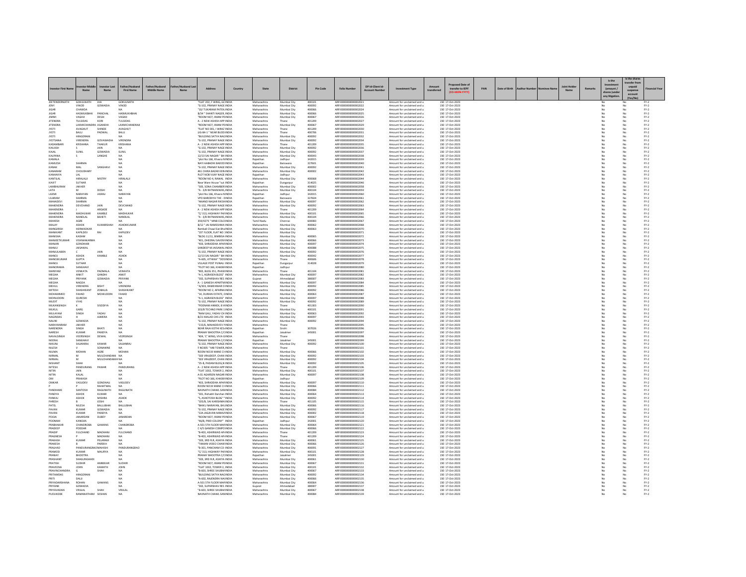| Investor First Name | Investor Middle Name | Investor Last Name | Father/Husband First Name | Father/Husband Middle Name | Father/Husband Last Name | Address | Country | State | District | Pin Code | Folio Number | DP Id-Client Id-Account Number | Investment Type | Amount transferred | Proposed Date of transfer to IEPF (DD-MON-YYYY) | PAN | Date of Birth | Aadhar Number | Nominee Name | Joint Holder Name | Remarks | Is the Investment (amount / shares )under any litigation. | Is the shares transfer from unpaid suspense account (Yes/No) | Financial Year |
|---|---|---|---|---|---|---|---|---|---|---|---|---|---|---|---|---|---|---|---|---|---|---|---|---|
| JEETENDERNATH | GOKULNATH | JHA | GOKULNATH | | | "FLAT 202, F WING, GC | INDIA | Maharashtra | Mumbai City | 400101 | ARF00000000000002021 | | Amount for unclaimed and u | 150 | 17-Oct-2023 | | | | | | | No | No | FY-2 |
| JENY | VINOD | GOWADIA | VINOD | | | "G-102, PRANAY NAGE | INDIA | Maharashtra | Mumbai City | 400092 | ARF00000000000002022 | | Amount for unclaimed and u | 150 | 17-Oct-2023 | | | | | | | No | No | FY-2 |
| JIGAR | CHAWDA | | NA | | | "30/ TUKARAM PATEK | INDIA | Maharashtra | Mumbai City | 400066 | ARF00000000000002024 | | Amount for unclaimed and u | 150 | 17-Oct-2023 | | | | | | | No | No | FY-2 |
| JIGAR | HASMUKHBHAI | PANCHAL | HASMUKHBHAI | | | B/34 " SHANTI NAGER, | INDIA | Maharashtra | Mumbai City | 400066 | ARF00000000000002025 | | Amount for unclaimed and u | 150 | 17-Oct-2023 | | | | | | | No | No | FY-2 |
| JIMMI | VAGHJI | DESAI | VAGHJI | | | "ROOM NO7, IMAM PE | INDIA | Maharashtra | Mumbai City | 400067 | ARF00000000000002026 | | Amount for unclaimed and u | 150 | 17-Oct-2023 | | | | | | | No | No | FY-2 |
| JITENDRA | TULSIDAS | KORI | TULSIDAS | | | A - 2 NEW ASHISH APP | INDIA | Maharashtra | Thane | 401209 | ARF00000000000002027 | | Amount for unclaimed and u | 150 | 17-Oct-2023 | | | | | | | No | No | FY-2 |
| JITENDRA | LAXMICHANDRA | GANDHI | LAXMICHANDRAI | | | "ROOM NO7, IMAM PE | INDIA | Maharashtra | Mumbai City | 400067 | ARF00000000000002029 | | Amount for unclaimed and u | 150 | 17-Oct-2023 | | | | | | | No | No | FY-2 |
| JYOTI | AVAGHUT | SHINDE | AVAGHUT | | | "FLAT NO 001, I WING | INDIA | Maharashtra | Thane | 401209 | ARF00000000000002030 | | Amount for unclaimed and u | 150 | 17-Oct-2023 | | | | | | | No | No | FY-2 |
| JYOTI | BALU | PADWAL | BALU | | | LIG-84-1 " NEAR BUDD | INDIA | Maharashtra | Thane | 400706 | ARF00000000000002031 | | Amount for unclaimed and u | 150 | 17-Oct-2023 | | | | | | | No | No | FY-2 |
| JYOTI | HINGORANI | | NA | | | "BUILDING SATYA NAG | INDIA | Maharashtra | Mumbai City | 400092 | ARF00000000000002032 | | Amount for unclaimed and u | 150 | 17-Oct-2023 | | | | | | | No | No | FY-2 |
| JYOTSANA | VIRENDRA | GOVAWADIA | VIRENDRA | | | "G-102, PRANAY NAGE | INDIA | Maharashtra | Mumbai City | 400092 | ARF00000000000002034 | | Amount for unclaimed and u | 150 | 17-Oct-2023 | | | | | | | No | No | FY-2 |
| KADAMBARI | KRISHANA | THAKUR | KRISHANA | | | A - 2 NEW ASHISH APP | INDIA | Maharashtra | Thane | 401209 | ARF00000000000002035 | | Amount for unclaimed and u | 150 | 17-Oct-2023 | | | | | | | No | No | FY-2 |
| KAILASH | S | JAIN | NA | | | "G-102, PRANAY NAGE | INDIA | Maharashtra | Mumbai City | 400092 | ARF00000000000002036 | | Amount for unclaimed and u | 150 | 17-Oct-2023 | | | | | | | No | No | FY-2 |
| KAJAL | SUNIL | GOWADIA | SUNIL | | | "G-102, PRANAY NAGE | INDIA | Maharashtra | Mumbai City | 400092 | ARF00000000000002037 | | Amount for unclaimed and u | 150 | 17-Oct-2023 | | | | | | | No | No | FY-2 |
| KALPANA | S | LANGHE | NA | | | 12/13 SAI NAGAR " BH | INDIA | Maharashtra | Mumbai City | 400043 | ARF00000000000002038 | | Amount for unclaimed and u | 150 | 17-Oct-2023 | | | | | | | No | No | FY-2 |
| KAMALA | | | NA | | | "plot No 166, Khasra N | INDIA | Rajasthan | Jodhpur | 342015 | ARF00000000000002039 | | Amount for unclaimed and u | 150 | 17-Oct-2023 | | | | | | | No | No | FY-2 |
| KAMLESH | SHARMA | | NA | | | NAYI AABADHI BADOD | INDIA | Rajasthan | Banswara | 327601 | ARF00000000000002040 | | Amount for unclaimed and u | 150 | 17-Oct-2023 | | | | | | | No | No | FY-2 |
| KANAK | MAL | SANGHAVI | NA | | | "G-102, PRANAY NAGE | INDIA | Maharashtra | Mumbai City | 400092 | ARF00000000000002041 | | Amount for unclaimed and u | 150 | 17-Oct-2023 | | | | | | | No | No | FY-2 |
| KANARAM | CHOUDHARY | | NA | | | 461 CHIRA BAZAR KER | INDIA | Maharashtra | Mumbai City | 400002 | ARF00000000000002042 | | Amount for unclaimed and u | 150 | 17-Oct-2023 | | | | | | | No | No | FY-2 |
| KANHAIYA | LAL | | NA | | | PLOT NO8 VIJAY NAGE | INDIA | Rajasthan | Jodhpur | | ARF00000000000002043 | | Amount for unclaimed and u | 150 | 17-Oct-2023 | | | | | | | No | No | FY-2 |
| KANTILAL | HIRALALJI | MISTRY | HIRALALJI | | | "ROOM NO 4, RAWAL | INDIA | Maharashtra | Mumbai City | 400068 | ARF00000000000002044 | | Amount for unclaimed and u | 150 | 17-Oct-2023 | | | | | | | No | No | FY-2 |
| KAVIT | SUTHAR | | NA | | | Near Wane House "sut | INDIA | Rajasthan | Dungarpur | 314025 | ARF00000000000002046 | | Amount for unclaimed and u | 150 | 17-Oct-2023 | | | | | | | No | No | FY-2 |
| LAXMIRAM | JAKHER | | NA | | | "305, SONA CHAMBER | INDIA | Maharashtra | Mumbai City | 400002 | ARF00000000000002058 | | Amount for unclaimed and u | 150 | 17-Oct-2023 | | | | | | | No | No | FY-2 |
| LATA | M | DOSHI | NA | | | "A - 3/8 RATNANIWAS, | INDIA | Maharashtra | Mumbai City | 400104 | ARF00000000000002059 | | Amount for unclaimed and u | 150 | 17-Oct-2023 | | | | | | | No | No | FY-2 |
| LAXMI | NARAYAN | JASRAJ | NARAYAN | | | "plot No 166, Khasra N | INDIA | Rajasthan | Jodhpur | 342015 | ARF00000000000002060 | | Amount for unclaimed and u | 150 | 17-Oct-2023 | | | | | | | No | No | FY-2 |
| LILARAM | SHARMA | | NA | | | VPO BARODIYA THE - | INDIA | Rajasthan | Banswara | 327604 | ARF00000000000002061 | | Amount for unclaimed and u | 150 | 17-Oct-2023 | | | | | | | No | No | FY-2 |
| MAHADEVI | SHARMA | | NA | | | "ANAND NAGAR RIKSH | INDIA | Maharashtra | Mumbai City | 400097 | ARF00000000000002062 | | Amount for unclaimed and u | 150 | 17-Oct-2023 | | | | | | | No | No | FY-2 |
| MAHENDRA | DEVCHAND | JAIN | DEVCHAND | | | "G-102, PRANAY NAGE | INDIA | Maharashtra | Mumbai City | 400092 | ARF00000000000002063 | | Amount for unclaimed and u | 150 | 17-Oct-2023 | | | | | | | No | No | FY-2 |
| MAHENDRA | J | ARGADE | NA | | | A - 2 NEW ASHISH APP | INDIA | Maharashtra | Thane | 401209 | ARF00000000000002064 | | Amount for unclaimed and u | 150 | 17-Oct-2023 | | | | | | | No | No | FY-2 |
| MAHENDRA | MADHUKAR | KAMBLE | MADHUKAR | | | "C/ 313, HIGHWAY PA | INDIA | Maharashtra | Mumbai City | 400101 | ARF00000000000002065 | | Amount for unclaimed and u | 150 | 17-Oct-2023 | | | | | | | No | No | FY-2 |
| MAHENDRA | NANDLAL | BAHETI | NANDLAL | | | "A - 3/8 RATNANIWAS, | INDIA | Maharashtra | Mumbai City | 400104 | ARF00000000000002066 | | Amount for unclaimed and u | 150 | 17-Oct-2023 | | | | | | | No | No | FY-2 |
| MAHESH | AGRE | | NA | | | 359/4275 " MNB COLO | INDIA | Tamil Nadu | Chennai | 600083 | ARF00000000000002067 | | Amount for unclaimed and u | 150 | 17-Oct-2023 | | | | | | | No | No | FY-2 |
| MALAY | ASHOK | KUMARSHAH | ASHOKKUMAR | | | B/12 " JAI RAMESHWA | INDIA | Maharashtra | Mumbai City | 400062 | ARF00000000000002068 | | Amount for unclaimed and u | 150 | 17-Oct-2023 | | | | | | | No | No | FY-2 |
| MANGIRISH | HERWADKAR | | NA | | | Rambali Chawl Eat Bha | INDIA | Maharashtra | Mumbai City | 400063 | ARF00000000000002070 | | Amount for unclaimed and u | 150 | 17-Oct-2023 | | | | | | | No | No | FY-2 |
| MANIKANT | KAPILDEV | RAI | KAPILDEV | | | "1ST FLOOR, FLAT NO | INDIA | Maharashtra | Mumbai City | | ARF00000000000002071 | | Amount for unclaimed and u | 150 | 17-Oct-2023 | | | | | | | No | No | FY-2 |
| MANISHA | KADAM | | NA | | | "BLDG 11/11, BIMBISA | INDIA | Maharashtra | Mumbai City | 400065 | ARF00000000000002072 | | Amount for unclaimed and u | 150 | 17-Oct-2023 | | | | | | | No | No | FY-2 |
| MANJEETKUMAR | VISHWAKARMA | | NA | | | "401, DHEERAJ SAVER | INDIA | Maharashtra | Mumbai City | 400066 | ARF00000000000002073 | | Amount for unclaimed and u | 150 | 17-Oct-2023 | | | | | | | No | No | FY-2 |
| MANJIRI | GONDHARI | | NA | | | "403, SHRADDHA APAR | INDIA | Maharashtra | Mumbai City | 400097 | ARF00000000000002074 | | Amount for unclaimed and u | 150 | 17-Oct-2023 | | | | | | | No | No | FY-2 |
| MANJU | JAISAWAL | | NA | | | SANDEEP MANJAWAL | INDIA | Maharashtra | Mumbai City | 400088 | ARF00000000000002075 | | Amount for unclaimed and u | 150 | 17-Oct-2023 | | | | | | | No | No | FY-2 |
| MANJULABEN | C | JAIN | NA | | | "G-102, PRANAY NAGE | INDIA | Maharashtra | Mumbai City | 400092 | ARF00000000000002076 | | Amount for unclaimed and u | 150 | 17-Oct-2023 | | | | | | | No | No | FY-2 |
| MANOJ | ASHOK | KAMBLE | ASHOK | | | 12/13 SAI NAGAR " BH | INDIA | Maharashtra | Mumbai City | 400042 | ARF00000000000002077 | | Amount for unclaimed and u | 150 | 17-Oct-2023 | | | | | | | No | No | FY-2 |
| MANOJKUMAR | GUPTA | | NA | | | "A-605, VITHIKA" "DOS | INDIA | Maharashtra | Thane | 400606 | ARF00000000000002078 | | Amount for unclaimed and u | 150 | 17-Oct-2023 | | | | | | | No | No | FY-2 |
| MANOJ | SUTHAR | | NA | | | VILLAGE POST PUNALI | INDIA | Rajasthan | Dungarpur | 314028 | ARF00000000000002079 | | Amount for unclaimed and u | 150 | 17-Oct-2023 | | | | | | | No | No | FY-2 |
| MANORAMA | SANGHAVI | | NA | | | "PLOT NO 166, KHASR | INDIA | Rajasthan | Jodhpur | | ARF00000000000002080 | | Amount for unclaimed and u | 150 | 17-Oct-2023 | | | | | | | No | No | FY-2 |
| MANYAM | VENKATA | PADMALA | VENKATA | | | "802, BLDG 151, PHASE | INDIA | Maharashtra | Thane | 401104 | ARF00000000000002081 | | Amount for unclaimed and u | 150 | 17-Oct-2023 | | | | | | | No | No | FY-2 |
| MEGHA | ANKIT | GANDHI | ANKIT | | | "A-1, AGRASEN BLDG" | INDIA | Maharashtra | Mumbai City | 400097 | ARF00000000000002082 | | Amount for unclaimed and u | 150 | 17-Oct-2023 | | | | | | | No | No | FY-2 |
| MEGHA | PRIYANK | GOWADIA | PRIYANK | | | "302, SUPARSHAV RES | INDIA | Gujarat | Ahmedabad | 380007 | ARF00000000000002083 | | Amount for unclaimed and u | 150 | 17-Oct-2023 | | | | | | | No | No | FY-2 |
| MEGHA | NAGDA | | NA | | | A - 1 GANESH APART | INDIA | Maharashtra | Mumbai City | 400097 | ARF00000000000002084 | | Amount for unclaimed and u | 150 | 17-Oct-2023 | | | | | | | No | No | FY-2 |
| MEHUL | VIRENDRA | BISHT | VIRENDRA | | | "A/303, RAMESHWAR D | INDIA | Maharashtra | Mumbai City | 400092 | ARF00000000000002085 | | Amount for unclaimed and u | 150 | 17-Oct-2023 | | | | | | | No | No | FY-2 |
| MITESH | SHASHIKANT | ZOBALIA | SHASHIKANT | | | "ROOM NO 2, APARNA | INDIA | Maharashtra | Mumbai City | 400092 | ARF00000000000002086 | | Amount for unclaimed and u | 150 | 17-Oct-2023 | | | | | | | No | No | FY-2 |
| MOHAMMED | FAHAD | MOHIUDDIN | FAHAD | | | "14, DURIAN ESTATE, | INDIA | Maharashtra | Mumbai City | 400063 | ARF00000000000002087 | | Amount for unclaimed and u | 150 | 17-Oct-2023 | | | | | | | No | No | FY-2 |
| MOINUDDIN | QURESHI | | NA | | | "A-1, AGRASEN BLDG" | INDIA | Maharashtra | Mumbai City | 400097 | ARF00000000000002088 | | Amount for unclaimed and u | 150 | 17-Oct-2023 | | | | | | | No | No | FY-2 |
| MUDIT | VYAS | | NA | | | "G-102, PRANAY NAGE | INDIA | Maharashtra | Mumbai City | 400092 | ARF00000000000002089 | | Amount for unclaimed and u | 150 | 17-Oct-2023 | | | | | | | No | No | FY-2 |
| MUKANSINGH | K | SISODIYA | NA | | | "POONAM ANNEX, B W | INDIA | Maharashtra | Thane | 401303 | ARF00000000000002090 | | Amount for unclaimed and u | 150 | 17-Oct-2023 | | | | | | | No | No | FY-2 |
| MUKUL | GARG | | NA | | | 103/B TECHNO PARK 1 | INDIA | Maharashtra | Mumbai City | 400101 | ARF00000000000002091 | | Amount for unclaimed and u | 150 | 17-Oct-2023 | | | | | | | No | No | FY-2 |
| MULAYAM | SINGH | YADAV | NA | | | "RAM GALI, YADAV CH | INDIA | Maharashtra | Mumbai City | 400063 | ARF00000000000002092 | | Amount for unclaimed and u | 150 | 17-Oct-2023 | | | | | | | No | No | FY-2 |
| NAGINDAS | H | AJMERA | NA | | | B/21 MALAD CHS LTD | INDIA | Maharashtra | Mumbai City | 400097 | ARF00000000000002093 | | Amount for unclaimed and u | 150 | 17-Oct-2023 | | | | | | | No | No | FY-2 |
| NALINI | GOWADIA | | NA | | | "G-102, PRANAY NAGE | INDIA | Maharashtra | Mumbai City | 400092 | ARF00000000000002094 | | Amount for unclaimed and u | 150 | 17-Oct-2023 | | | | | | | No | No | FY-2 |
| NARAYANRAM | JAKHER | | NA | | | "215/6, MAHADEVEV P | INDIA | Maharashtra | Thane | | ARF00000000000002095 | | Amount for unclaimed and u | 150 | 17-Oct-2023 | | | | | | | No | No | FY-2 |
| NARENDRA | SINGH | BHATI | NA | | | NEAR RAJA KOTHI KES | INDIA | Rajasthan | Sirohi | 307026 | ARF00000000000002096 | | Amount for unclaimed and u | 150 | 17-Oct-2023 | | | | | | | No | No | FY-2 |
| NARESH | KUMAR | PANDYA | NA | | | PRANAY BHOOTRA C/ | INDIA | Rajasthan | Jaisalmer | 345001 | ARF00000000000002097 | | Amount for unclaimed and u | 150 | 17-Oct-2023 | | | | | | | No | No | FY-2 |
| NAVALSINGH | VEERSINGH | DEWAL | VEERSINGH | | | "404, 'C' WING, VIVA G | INDIA | Maharashtra | Thane | | ARF00000000000002098 | | Amount for unclaimed and u | 150 | 17-Oct-2023 | | | | | | | No | No | FY-2 |
| NEERAJ | SANGHAVI | | NA | | | PRANAY BHOOTRA C/ | INDIA | Rajasthan | Jaisalmer | 345001 | ARF00000000000002099 | | Amount for unclaimed and u | 150 | 17-Oct-2023 | | | | | | | No | No | FY-2 |
| NIKUNJ | SAJJANRAJ | KAWAR | SAJJANRAJ | | | "G-102, PRANAY NAGE | INDIA | Maharashtra | Mumbai City | 400092 | ARF00000000000002100 | | Amount for unclaimed and u | 150 | 17-Oct-2023 | | | | | | | No | No | FY-2 |
| NILESH | V | SONAWNE | NA | | | F NO305 " MB TOWER | INDIA | Maharashtra | Thane | | ARF00000000000002101 | | Amount for unclaimed and u | 150 | 17-Oct-2023 | | | | | | | No | No | FY-2 |
| NILIMA | MOHAN | AGRE | MOHAN | | | ROOM NO39 MANE CH | INDIA | Maharashtra | Mumbai City | 400066 | ARF00000000000002102 | | Amount for unclaimed and u | 150 | 17-Oct-2023 | | | | | | | No | No | FY-2 |
| NIRMAL | M | MULCHANDANI | NA | | | "303 VRAJDEEP, CHAN | INDIA | Maharashtra | Mumbai City | 400092 | ARF00000000000002103 | | Amount for unclaimed and u | 150 | 17-Oct-2023 | | | | | | | No | No | FY-2 |
| NIRMAL | M | MULCHANDANI | NA | | | "303 VRAJDEEP, CHAN | INDIA | Maharashtra | Mumbai City | 400092 | ARF00000000000002104 | | Amount for unclaimed and u | 150 | 17-Oct-2023 | | | | | | | No | No | FY-2 |
| NISHANT | SHAH | | NA | | | "25-B, PADAM BLDG,N | INDIA | Maharashtra | Mumbai City | 400092 | ARF00000000000002105 | | Amount for unclaimed and u | 150 | 17-Oct-2023 | | | | | | | No | No | FY-2 |
| NITESH | PANDURANG | PAWAR | PANDURANG | | | A - 2 NEW ASHISH APP | INDIA | Maharashtra | Thane | 401209 | ARF00000000000002106 | | Amount for unclaimed and u | 150 | 17-Oct-2023 | | | | | | | No | No | FY-2 |
| NITIN | JAIN | | NA | | | "FLAT 1002, TOWER 2, | INDIA | Maharashtra | Mumbai City | 400101 | ARF00000000000002107 | | Amount for unclaimed and u | 150 | 17-Oct-2023 | | | | | | | No | No | FY-2 |
| NITIN | KALAL | | NA | | | A-01 AGARSEN NAGAR | INDIA | Maharashtra | Mumbai City | 400097 | ARF00000000000002108 | | Amount for unclaimed and u | 150 | 17-Oct-2023 | | | | | | | No | No | FY-2 |
| OM | PRAKASH | | NA | | | "PLOT NO 166, KHASR | INDIA | Rajasthan | Jodhpur | | ARF00000000000002109 | | Amount for unclaimed and u | 150 | 17-Oct-2023 | | | | | | | No | No | FY-2 |
| OMKAR | VASUDEV | GONDHALI | VASUDEV | | | "403, SHRADDHA APAR | INDIA | Maharashtra | Mumbai City | 400097 | ARF00000000000002110 | | Amount for unclaimed and u | 150 | 17-Oct-2023 | | | | | | | No | No | FY-2 |
| P | P | RAHATWAL | NA | | | ROOM NO39 MANE CH | INDIA | Maharashtra | Mumbai City | 400066 | ARF00000000000002111 | | Amount for unclaimed and u | 150 | 17-Oct-2023 | | | | | | | No | No | FY-2 |
| PANDHARE | SANTOSH | RAGUNATH | RAGUNATH | | | NAVNATH CHAWL SAN | INDIA | Maharashtra | Mumbai City | 400084 | ARF00000000000002112 | | Amount for unclaimed and u | 150 | 17-Oct-2023 | | | | | | | No | No | FY-2 |
| PANDYA | ASHOK | KUMAR | NA | | | "301, Rishabh Darshan | INDIA | Maharashtra | Mumbai City | 400064 | ARF00000000000002113 | | Amount for unclaimed and u | 150 | 17-Oct-2023 | | | | | | | No | No | FY-2 |
| PANKAJ | ASHOK | MISHRA | ASHOK | | | "5, ASHOTOSH BLDG" " | INDIA | Maharashtra | Mumbai City | 400092 | ARF00000000000002114 | | Amount for unclaimed and u | 150 | 17-Oct-2023 | | | | | | | No | No | FY-2 |
| PARESH | B | JOSHI | NA | | | "305/B, SAI KARISHMA | INDIA | Maharashtra | Thane | 401105 | ARF00000000000002115 | | Amount for unclaimed and u | 150 | 17-Oct-2023 | | | | | | | No | No | FY-2 |
| PATEL | NILESH | BALLUBHAI | BALLUBHAI | | | "BHIKU NARAYAN, BAV | INDIA | Maharashtra | Mumbai City | 400066 | ARF00000000000002116 | | Amount for unclaimed and u | 150 | 17-Oct-2023 | | | | | | | No | No | FY-2 |
| PAVAN | KUMAR | GOWADIA | NA | | | "G-102, PRANAY NAGE | INDIA | Maharashtra | Mumbai City | 400092 | ARF00000000000002117 | | Amount for unclaimed and u | 150 | 17-Oct-2023 | | | | | | | No | No | FY-2 |
| PAVAN | KUMAR | PANDYA | NA | | | "22A JAGJIVAN MANSI | INDIA | Maharashtra | Mumbai City | 400002 | ARF00000000000002118 | | Amount for unclaimed and u | 150 | 17-Oct-2023 | | | | | | | No | No | FY-2 |
| POOJA | JANARDAN | DUBEY | JANARDAN | | | "ROOM NO7, IMAM PE | INDIA | Maharashtra | Mumbai City | 400067 | ARF00000000000002119 | | Amount for unclaimed and u | 150 | 17-Oct-2023 | | | | | | | No | No | FY-2 |
| POONAM | KANOJIA | | NA | | | "46/B, PWD COLONY" | INDIA | Rajasthan | Jodhpur | 342001 | ARF00000000000002120 | | Amount for unclaimed and u | 150 | 17-Oct-2023 | | | | | | | No | No | FY-2 |
| PRABHAKAR | CHANDROBA | GAWANS | CHANDROBA | | | A-501 5TH FLOOR MAR | INDIA | Maharashtra | Mumbai City | 400064 | ARF00000000000002121 | | Amount for unclaimed and u | 150 | 17-Oct-2023 | | | | | | | No | No | FY-2 |
| PRADEEP | PODDAR | | NA | | | C 4/5 GANESH COMPO | INDIA | Maharashtra | Mumbai City | 400066 | ARF00000000000002122 | | Amount for unclaimed and u | 150 | 17-Oct-2023 | | | | | | | No | No | FY-2 |
| PRADIP | FULCHAND | MADHANI | FULCHAND | | | "B-403, ASHIRWAD AP | INDIA | Maharashtra | Thane | 401209 | ARF00000000000002123 | | Amount for unclaimed and u | 150 | 17-Oct-2023 | | | | | | | No | No | FY-2 |
| PRAGNESH | P | MADHANI | NA | | | "B-403, ASHIRWAD AP | INDIA | Maharashtra | Thane | 401209 | ARF00000000000002124 | | Amount for unclaimed and u | 150 | 17-Oct-2023 | | | | | | | No | No | FY-2 |
| PRAKASH | KUMAR | PELARAM | NA | | | "303, 3RD FLR, ASHIYA | INDIA | Maharashtra | Mumbai City | 400061 | ARF00000000000002125 | | Amount for unclaimed and u | 150 | 17-Oct-2023 | | | | | | | No | No | FY-2 |
| PRAKESH | B | PAREKH | NA | | | "TAMAN VIDEO CHAW | INDIA | Maharashtra | Mumbai City | 400066 | ARF00000000000002126 | | Amount for unclaimed and u | 150 | 17-Oct-2023 | | | | | | | No | No | FY-2 |
| PRALHAD | PANDURANGRAO | MAHISHI | PANDURANGRAO | | | "B-301, PANCHAM CO- | INDIA | Maharashtra | Mumbai City | 400091 | ARF00000000000002127 | | Amount for unclaimed and u | 150 | 17-Oct-2023 | | | | | | | No | No | FY-2 |
| PRAMOD | KUMAR | MAURYA | NA | | | "C/ 313, HIGHWAY PA | INDIA | Maharashtra | Mumbai City | 400101 | ARF00000000000002128 | | Amount for unclaimed and u | 150 | 17-Oct-2023 | | | | | | | No | No | FY-2 |
| PRANAY | BHOOTRA | | NA | | | PRANAY BHOOTRA C/ | INDIA | Rajasthan | Jaisalmer | 345001 | ARF00000000000002129 | | Amount for unclaimed and u | 150 | 17-Oct-2023 | | | | | | | No | No | FY-2 |
| PRASHANT | SHAGUNGHADI | | NA | | | "303, 3RD FLR, ASHIYA | INDIA | Maharashtra | Mumbai City | 400061 | ARF00000000000002130 | | Amount for unclaimed and u | 150 | 17-Oct-2023 | | | | | | | No | No | FY-2 |
| PRATISH | SUDHIR | AMBEKAR | SUDHIR | | | "ROOM NO7, IMAM PE | INDIA | Maharashtra | Mumbai City | 400067 | ARF00000000000002131 | | Amount for unclaimed and u | 150 | 17-Oct-2023 | | | | | | | No | No | FY-2 |
| PRAVEENA | JOHN | KAMATH | JOHN | | | "FLAT 1002, TOWER 2, | INDIA | Maharashtra | Mumbai City | 400101 | ARF00000000000002132 | | Amount for unclaimed and u | 150 | 17-Oct-2023 | | | | | | | No | No | FY-2 |
| PRAVINCHANDRA | G | SHAH | NA | | | "B-603, SHREE SHUBH | INDIA | Maharashtra | Mumbai City | 400067 | ARF00000000000002133 | | Amount for unclaimed and u | 150 | 17-Oct-2023 | | | | | | | No | No | FY-2 |
| PRITAMDAS | HINGORANI | | NA | | | "BUILDING SATYA NAG | INDIA | Maharashtra | Mumbai City | 400092 | ARF00000000000002134 | | Amount for unclaimed and u | 150 | 17-Oct-2023 | | | | | | | No | No | FY-2 |
| PRITI | DALJI | | NA | | | "A-602, RAJENDRA NA | INDIA | Maharashtra | Mumbai City | 400066 | ARF00000000000002135 | | Amount for unclaimed and u | 150 | 17-Oct-2023 | | | | | | | No | No | FY-2 |
| PRIYADARSHANA | ROHAN | GAWANS | NA | | | A-501 5TH FLOOR MAR | INDIA | Maharashtra | Mumbai City | 400064 | ARF00000000000002136 | | Amount for unclaimed and u | 150 | 17-Oct-2023 | | | | | | | No | No | FY-2 |
| PRIYANK | GOWADIA | | NA | | | "302, SUPARSHAV RES | INDIA | Gujarat | Ahmedabad | 380007 | ARF00000000000002137 | | Amount for unclaimed and u | 150 | 17-Oct-2023 | | | | | | | No | No | FY-2 |
| PRIYAVADAN | VRIJLAL | SHAH | VRIJLAL | | | "B-603, SHREE SHUBH | INDIA | Maharashtra | Mumbai City | 400067 | ARF00000000000002138 | | Amount for unclaimed and u | 150 | 17-Oct-2023 | | | | | | | No | No | FY-2 |
| PUDUKODE | RAMANATHAM | SESHAN | NA | | | NAVNATH CHAWL SAN | INDIA | Maharashtra | Mumbai City | 400084 | ARF00000000000002139 | | Amount for unclaimed and u | 150 | 17-Oct-2023 | | | | | | | No | No | FY-2 |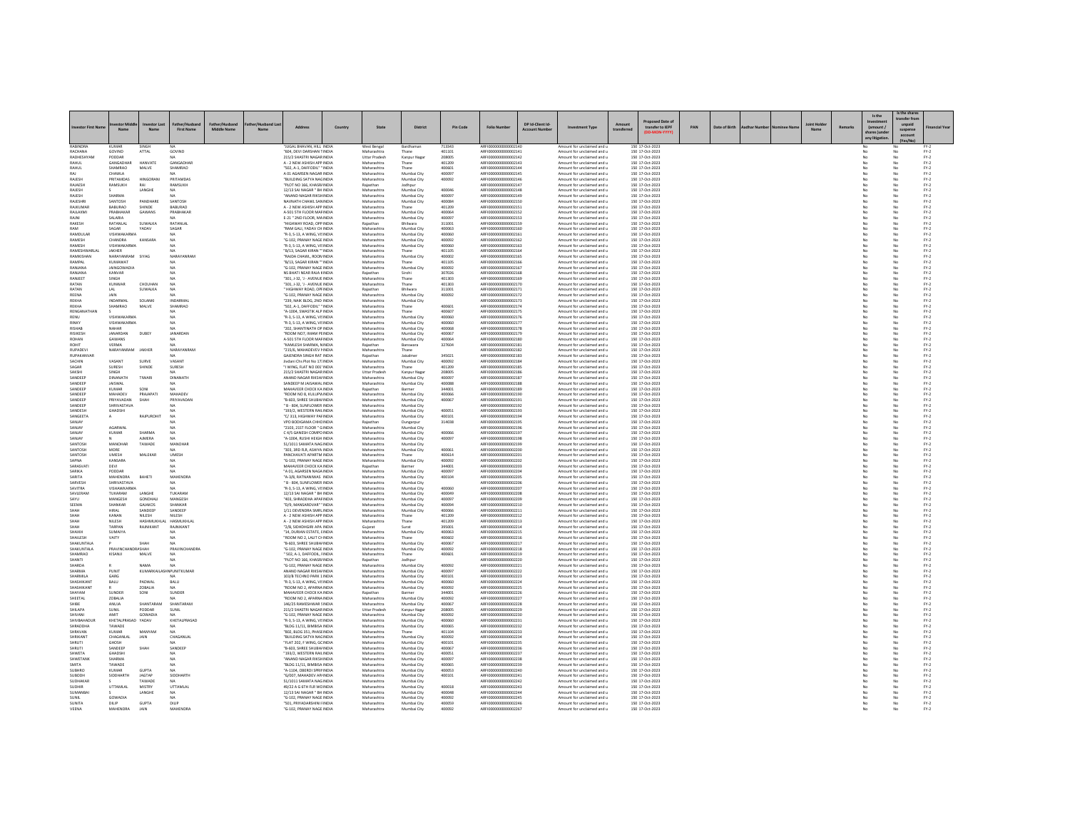| Investor First Name | Investor Middle Name | Investor Last Name | Father/Husband First Name | Father/Husband Middle Name | Father/Husband Last Name | Address | Country | State | District | Pin Code | Folio Number | DP Id-Client Id-Account Number | Investment Type | Amount transferred | Proposed Date of transfer to IEPF (DD-MON-YYYY) | PAN | Date of Birth | Aadhar Number | Nominee Name | Joint Holder Name | Remarks | Is the Investment (amount / shares )under any litigation. | Is the shares transfer from unpaid suspense account (Yes/No) | Financial Year |
|---|---|---|---|---|---|---|---|---|---|---|---|---|---|---|---|---|---|---|---|---|---|---|---|---|
| RABINDRA | KUMAR | SINGH | NA | | | "JUGAL BHAVAN, HILL | INDIA | West Bengal | Bardhaman | 713343 | ARFI0000000000002140 | | Amount for unclaimed and u | 150 | 17-Oct-2023 | | | | | | | No | No | FY-2 |
| RACHANA | GOVIND | ATTAL | GOVIND | | | "604, DEVI DARSHAN T | INDIA | Maharashtra | Thane | 401101 | ARFI0000000000002141 | | Amount for unclaimed and u | 150 | 17-Oct-2023 | | | | | | | No | No | FY-2 |
| RADHESHYAM | PODDAR | | NA | | | 215/3 SHASTRI NAGAR | INDIA | Uttar Pradesh | Kanpur Nagar | 208005 | ARFI0000000000002142 | | Amount for unclaimed and u | 150 | 17-Oct-2023 | | | | | | | No | No | FY-2 |
| RAHUL | GANGADHAR | HANVATE | GANGADHAR | | | A - 2 NEW ASHISH APP | INDIA | Maharashtra | Thane | 401209 | ARFI0000000000002143 | | Amount for unclaimed and u | 150 | 17-Oct-2023 | | | | | | | No | No | FY-2 |
| RAHUL | SHAMRAO | MALVE | SHAMRAO | | | "502, A-1, DAFFODIL" " | INDIA | Maharashtra | Thane | 400601 | ARFI0000000000002144 | | Amount for unclaimed and u | 150 | 17-Oct-2023 | | | | | | | No | No | FY-2 |
| RAJ | CHAWLA | | NA | | | A 01 AGARSEN NAGAR | INDIA | Maharashtra | Mumbai City | 400097 | ARFI0000000000002145 | | Amount for unclaimed and u | 150 | 17-Oct-2023 | | | | | | | No | No | FY-2 |
| RAJESH | PRITAMDAS | HINGORANI | PRITAMDAS | | | "BUILDING SATYA NAG | INDIA | Maharashtra | Mumbai City | 400092 | ARFI0000000000002146 | | Amount for unclaimed and u | 150 | 17-Oct-2023 | | | | | | | No | No | FY-2 |
| RAJESH | RAMSUKH | RAI | RAMSUKH | | | "PLOT NO 166, KHASRA | INDIA | Rajasthan | Jodhpur | | ARFI0000000000002147 | | Amount for unclaimed and u | 150 | 17-Oct-2023 | | | | | | | No | No | FY-2 |
| RAJESH | S | LANGHE | NA | | | 12/13 SAI NAGAR " BH | INDIA | Maharashtra | Mumbai City | 400046 | ARFI0000000000002148 | | Amount for unclaimed and u | 150 | 17-Oct-2023 | | | | | | | No | No | FY-2 |
| RAJESH | SHARMA | | NA | | | "ANAND NAGAR RIKSH | INDIA | Maharashtra | Mumbai City | 400097 | ARFI0000000000002149 | | Amount for unclaimed and u | 150 | 17-Oct-2023 | | | | | | | No | No | FY-2 |
| RAJESHRI | SANTOSH | PANDHARE | SANTOSH | | | NAVNATH CHAWL SAN | INDIA | Maharashtra | Mumbai City | 400084 | ARFI0000000000002150 | | Amount for unclaimed and u | 150 | 17-Oct-2023 | | | | | | | No | No | FY-2 |
| RAJKUMAR | BABURAO | SHINDE | BABURAO | | | A - 2 NEW ASHISH APP | INDIA | Maharashtra | Thane | 401209 | ARFI0000000000002151 | | Amount for unclaimed and u | 150 | 17-Oct-2023 | | | | | | | No | No | FY-2 |
| RAJLAXMI | PRABHAKAR | GAWANS | PRABHAKAR | | | A-501 5TH FLOOR MAF | INDIA | Maharashtra | Mumbai City | 400064 | ARFI0000000000002152 | | Amount for unclaimed and u | 150 | 17-Oct-2023 | | | | | | | No | No | FY-2 |
| RAJNI | SALARIA | | NA | | | E-21 " 2ND FLOOR, MA | INDIA | Maharashtra | Mumbai City | 400097 | ARFI0000000000002153 | | Amount for unclaimed and u | 150 | 17-Oct-2023 | | | | | | | No | No | FY-2 |
| RAKESH | RATANLAL | SUWALKA | RATANLAL | | | "HIGHWAY ROAD, OPP | INDIA | Rajasthan | Bhilwara | 311001 | ARFI0000000000002159 | | Amount for unclaimed and u | 150 | 17-Oct-2023 | | | | | | | No | No | FY-2 |
| RAM | SAGAR | YADAV | SAGAR | | | "RAM GALI, YADAV CH | INDIA | Maharashtra | Mumbai City | 400063 | ARFI0000000000002160 | | Amount for unclaimed and u | 150 | 17-Oct-2023 | | | | | | | No | No | FY-2 |
| RAMDULAR | VISHWAKARMA | | NA | | | "R-3, S-13, A WING, VII | INDIA | Maharashtra | Mumbai City | 400060 | ARFI0000000000002161 | | Amount for unclaimed and u | 150 | 17-Oct-2023 | | | | | | | No | No | FY-2 |
| RAMESH | CHANDRA | KANSARA | NA | | | "G-102, PRANAY NAGE | INDIA | Maharashtra | Mumbai City | 400092 | ARFI0000000000002162 | | Amount for unclaimed and u | 150 | 17-Oct-2023 | | | | | | | No | No | FY-2 |
| RAMESH | VISHWAKARMA | | NA | | | "R-3, S-13, A WING, VII | INDIA | Maharashtra | Mumbai City | 400060 | ARFI0000000000002163 | | Amount for unclaimed and u | 150 | 17-Oct-2023 | | | | | | | No | No | FY-2 |
| RAMESHWARLAL | JAKHER | | NA | | | "B/13, SAGAR KIRAN " | INDIA | Maharashtra | Thane | 401105 | ARFI0000000000002164 | | Amount for unclaimed and u | 150 | 17-Oct-2023 | | | | | | | No | No | FY-2 |
| RAMKISHAN | NARAYANRAM | SIYAG | NARAYANRAM | | | "RAJDA CHAWL, ROOM | INDIA | Maharashtra | Mumbai City | 400002 | ARFI0000000000002165 | | Amount for unclaimed and u | 150 | 17-Oct-2023 | | | | | | | No | No | FY-2 |
| RAMPAL | KUMAWAT | | NA | | | "B/13, SAGAR KIRAN " | INDIA | Maharashtra | Thane | 401105 | ARFI0000000000002166 | | Amount for unclaimed and u | 150 | 17-Oct-2023 | | | | | | | No | No | FY-2 |
| RANJANA | JAINGOWADIA | | NA | | | "G-102, PRANAY NAGE | INDIA | Maharashtra | Mumbai City | 400092 | ARFI0000000000002167 | | Amount for unclaimed and u | 150 | 17-Oct-2023 | | | | | | | No | No | FY-2 |
| RANJANA | KANVAR | | NA | | | NS BHATI NEAR RAJA K | INDIA | Rajasthan | Sirohi | 307026 | ARFI0000000000002168 | | Amount for unclaimed and u | 150 | 17-Oct-2023 | | | | | | | No | No | FY-2 |
| RANJEET | SINGH | | NA | | | "301, J-32, 'J - AVENUE | INDIA | Maharashtra | Thane | 401303 | ARFI0000000000002169 | | Amount for unclaimed and u | 150 | 17-Oct-2023 | | | | | | | No | No | FY-2 |
| RATAN | KUNWAR | CHOUHAN | NA | | | "301, J-32, 'J - AVENUE | INDIA | Maharashtra | Thane | 401303 | ARFI0000000000002170 | | Amount for unclaimed and u | 150 | 17-Oct-2023 | | | | | | | No | No | FY-2 |
| RATAN | LAL | SUWALKA | NA | | | " HIGHWAY ROAD, OPP | INDIA | Rajasthan | Bhilwara | 311001 | ARFI0000000000002171 | | Amount for unclaimed and u | 150 | 17-Oct-2023 | | | | | | | No | No | FY-2 |
| REENA | JAIN | | NA | | | "G-102, PRANAY NAGE | INDIA | Maharashtra | Mumbai City | 400092 | ARFI0000000000002172 | | Amount for unclaimed and u | 150 | 17-Oct-2023 | | | | | | | No | No | FY-2 |
| REKHA | INDARMAL | SOLANKI | INDARMAL | | | "239, NAIK BLDG, 2ND | INDIA | Maharashtra | Mumbai City | | ARFI0000000000002173 | | Amount for unclaimed and u | 150 | 17-Oct-2023 | | | | | | | No | No | FY-2 |
| REKHA | SHAMRAO | MALVE | SHAMRAO | | | "502, A-1, DAFFODIL" " | INDIA | Maharashtra | Thane | 400601 | ARFI0000000000002174 | | Amount for unclaimed and u | 150 | 17-Oct-2023 | | | | | | | No | No | FY-2 |
| RENGANATHAN | S | | NA | | | "A-1004, SWASTIK ALP | INDIA | Maharashtra | Thane | 400607 | ARFI0000000000002175 | | Amount for unclaimed and u | 150 | 17-Oct-2023 | | | | | | | No | No | FY-2 |
| RENU | VISHWAKARMA | | NA | | | "R-3, S-13, A WING, VII | INDIA | Maharashtra | Mumbai City | 400060 | ARFI0000000000002176 | | Amount for unclaimed and u | 150 | 17-Oct-2023 | | | | | | | No | No | FY-2 |
| RINKY | VISHWAKARMA | | NA | | | "R-3, S-13, A WING, VII | INDIA | Maharashtra | Mumbai City | 400060 | ARFI0000000000002177 | | Amount for unclaimed and u | 150 | 17-Oct-2023 | | | | | | | No | No | FY-2 |
| RISHAB | NAHAR | | NA | | | "202, SHANTINATH OP | INDIA | Maharashtra | Mumbai City | 400068 | ARFI0000000000002178 | | Amount for unclaimed and u | 150 | 17-Oct-2023 | | | | | | | No | No | FY-2 |
| RISHESH | JANARDAN | DUBEY | JANARDAN | | | "ROOM NO7, IMAM PE | INDIA | Maharashtra | Mumbai City | 400067 | ARFI0000000000002179 | | Amount for unclaimed and u | 150 | 17-Oct-2023 | | | | | | | No | No | FY-2 |
| ROHAN | GAWANS | | NA | | | A-501 5TH FLOOR MAF | INDIA | Maharashtra | Mumbai City | 400064 | ARFI0000000000002180 | | Amount for unclaimed and u | 150 | 17-Oct-2023 | | | | | | | No | No | FY-2 |
| ROHIT | VERMA | | NA | | | "KAMLESH SHARMA, N | INDIA | Rajasthan | Banswara | 327604 | ARFI0000000000002181 | | Amount for unclaimed and u | 150 | 17-Oct-2023 | | | | | | | No | No | FY-2 |
| RUPADEVI | NARAYANRAM | JAKHER | NARAYANRAM | | | "215/6, MAHADEVEV F | INDIA | Maharashtra | Thane | | ARFI0000000000002182 | | Amount for unclaimed and u | 150 | 17-Oct-2023 | | | | | | | No | No | FY-2 |
| RUPAKANVAR | | | NA | | | GAJENDRA SINGH RAT | INDIA | Rajasthan | Jaisalmer | 345021 | ARFI0000000000002183 | | Amount for unclaimed and u | 150 | 17-Oct-2023 | | | | | | | No | No | FY-2 |
| SACHIN | VASANT | SURVE | VASANT | | | Jivdani Chs Plot No 17 | INDIA | Maharashtra | Mumbai City | 400092 | ARFI0000000000002184 | | Amount for unclaimed and u | 150 | 17-Oct-2023 | | | | | | | No | No | FY-2 |
| SAGAR | SURESH | SHINDE | SURESH | | | "I WING, FLAT NO 001 | INDIA | Maharashtra | Thane | 401209 | ARFI0000000000002185 | | Amount for unclaimed and u | 150 | 17-Oct-2023 | | | | | | | No | No | FY-2 |
| SAKSHI | SINGH | | NA | | | 215/3 SHASTRI NAGAR | INDIA | Uttar Pradesh | Kanpur Nagar | 208005 | ARFI0000000000002186 | | Amount for unclaimed and u | 150 | 17-Oct-2023 | | | | | | | No | No | FY-2 |
| SANDEEP | DINANATH | TIWARI | DINANATH | | | ANAND NAGAR RIKSH | INDIA | Maharashtra | Mumbai City | 400097 | ARFI0000000000002187 | | Amount for unclaimed and u | 150 | 17-Oct-2023 | | | | | | | No | No | FY-2 |
| SANDEEP | JAISWAL | | NA | | | SANDEEP M JAISAWAL | INDIA | Maharashtra | Mumbai City | 400088 | ARFI0000000000002188 | | Amount for unclaimed and u | 150 | 17-Oct-2023 | | | | | | | No | No | FY-2 |
| SANDEEP | KUMAR | SONI | NA | | | MAHAVEER CHOCK KA | INDIA | Rajasthan | Barmer | 344001 | ARFI0000000000002189 | | Amount for unclaimed and u | 150 | 17-Oct-2023 | | | | | | | No | No | FY-2 |
| SANDEEP | MAHADEV | PRAJAPATI | MAHADEV | | | "ROOM NO 8, KULUPW | INDIA | Maharashtra | Mumbai City | 400066 | ARFI0000000000002190 | | Amount for unclaimed and u | 150 | 17-Oct-2023 | | | | | | | No | No | FY-2 |
| SANDEEP | PRIYAVADAN | SHAH | PRIYAVADAN | | | "B-603, SHREE SHUBH | INDIA | Maharashtra | Mumbai City | 400067 | ARFI0000000000002191 | | Amount for unclaimed and u | 150 | 17-Oct-2023 | | | | | | | No | No | FY-2 |
| SANDEEP | SHRIVASTAVA | | NA | | | " B - 804, SUNFLOWER | INDIA | Maharashtra | Mumbai City | | ARFI0000000000002192 | | Amount for unclaimed and u | 150 | 17-Oct-2023 | | | | | | | No | No | FY-2 |
| SANDESH | GHADSHI | | NA | | | "193/2, WESTERN RAIL | INDIA | Maharashtra | Mumbai City | 400051 | ARFI0000000000002193 | | Amount for unclaimed and u | 150 | 17-Oct-2023 | | | | | | | No | No | FY-2 |
| SANGEETA | A | RAJPUROHIT | NA | | | "C/ 313, HIGHWAY PAR | INDIA | Maharashtra | Mumbai City | 400101 | ARFI0000000000002194 | | Amount for unclaimed and u | 150 | 17-Oct-2023 | | | | | | | No | No | FY-2 |
| SANJAY | | | NA | | | VPO BODIGAMA CHHO | INDIA | Rajasthan | Dungarpur | 314038 | ARFI0000000000002195 | | Amount for unclaimed and u | 150 | 17-Oct-2023 | | | | | | | No | No | FY-2 |
| SANJAY | AGARWAL | | NA | | | "2103, 21ST FLOOR " G | INDIA | Maharashtra | Mumbai City | | ARFI0000000000002196 | | Amount for unclaimed and u | 150 | 17-Oct-2023 | | | | | | | No | No | FY-2 |
| SANJAY | KUMAR | SHARMA | NA | | | C 4/5 GANESH COMPO | INDIA | Maharashtra | Mumbai City | 400066 | ARFI0000000000002197 | | Amount for unclaimed and u | 150 | 17-Oct-2023 | | | | | | | No | No | FY-2 |
| SANJAY | N | AJMERA | NA | | | "A-1004, RUSHI HEIGH | INDIA | Maharashtra | Mumbai City | 400097 | ARFI0000000000002198 | | Amount for unclaimed and u | 150 | 17-Oct-2023 | | | | | | | No | No | FY-2 |
| SANTOSH | MANOHAR | TAWADE | MANOHAR | | | 51/1011 SAMATA NAG | INDIA | Maharashtra | Mumbai City | | ARFI0000000000002199 | | Amount for unclaimed and u | 150 | 17-Oct-2023 | | | | | | | No | No | FY-2 |
| SANTOSH | MORE | | NA | | | "301, 3RD FLR, ASHIYA | INDIA | Maharashtra | Mumbai City | 400061 | ARFI0000000000002200 | | Amount for unclaimed and u | 150 | 17-Oct-2023 | | | | | | | No | No | FY-2 |
| SANTOSH | UMESH | MALEKAR | UMESH | | | PANCHAVATI APARTM | INDIA | Maharashtra | Thane | 400614 | ARFI0000000000002201 | | Amount for unclaimed and u | 150 | 17-Oct-2023 | | | | | | | No | No | FY-2 |
| SAPNA | KANSARA | | NA | | | "G-102, PRANAY NAGE | INDIA | Maharashtra | Mumbai City | 400092 | ARFI0000000000002202 | | Amount for unclaimed and u | 150 | 17-Oct-2023 | | | | | | | No | No | FY-2 |
| SARASVATI | DEVI | | NA | | | MAHAVEER CHOCK KA | INDIA | Rajasthan | Barmer | 344001 | ARFI0000000000002203 | | Amount for unclaimed and u | 150 | 17-Oct-2023 | | | | | | | No | No | FY-2 |
| SARIKA | PODDAR | | NA | | | "A 01, AGARSEN NAGA | INDIA | Maharashtra | Mumbai City | 400097 | ARFI0000000000002204 | | Amount for unclaimed and u | 150 | 17-Oct-2023 | | | | | | | No | No | FY-2 |
| SARITA | MAHENDRA | BAHETI | MAHENDRA | | | "A-3/8, RATNANIWAS | INDIA | Maharashtra | Mumbai City | 400104 | ARFI0000000000002205 | | Amount for unclaimed and u | 150 | 17-Oct-2023 | | | | | | | No | No | FY-2 |
| SARVESH | SHRIVASTAVA | | NA | | | " B - 804, SUNFLOWER | INDIA | Maharashtra | Mumbai City | | ARFI0000000000002206 | | Amount for unclaimed and u | 150 | 17-Oct-2023 | | | | | | | No | No | FY-2 |
| SAVITRA | VISHWAKARMA | | NA | | | "R-3, S-13, A WING, VII | INDIA | Maharashtra | Mumbai City | 400060 | ARFI0000000000002207 | | Amount for unclaimed and u | 150 | 17-Oct-2023 | | | | | | | No | No | FY-2 |
| SAYLIGRAM | TUKARAM | LANGHE | TUKARAM | | | 12/13 SAI NAGAR " BH | INDIA | Maharashtra | Mumbai City | 400049 | ARFI0000000000002208 | | Amount for unclaimed and u | 150 | 17-Oct-2023 | | | | | | | No | No | FY-2 |
| SAYLI | MANGESH | GONDHALI | MANGESH | | | "403, SHRADDHA APAR | INDIA | Maharashtra | Mumbai City | 400097 | ARFI0000000000002209 | | Amount for unclaimed and u | 150 | 17-Oct-2023 | | | | | | | No | No | FY-2 |
| SEEMA | SHANKAR | GAJAKOS | SHANKAR | | | "D/9, MANSAROVAR" " | INDIA | Maharashtra | Mumbai City | 400094 | ARFI0000000000002210 | | Amount for unclaimed and u | 150 | 17-Oct-2023 | | | | | | | No | No | FY-2 |
| SHAH | HIRAL | SANDEEP | SANDEEP | | | 1/11 DEVENDRA SIWR | INDIA | Maharashtra | Mumbai City | 400066 | ARFI0000000000002211 | | Amount for unclaimed and u | 150 | 17-Oct-2023 | | | | | | | No | No | FY-2 |
| SHAH | KANAN | NILESH | NILESH | | | A - 2 NEW ASHISH APP | INDIA | Maharashtra | Thane | 401209 | ARFI0000000000002212 | | Amount for unclaimed and u | 150 | 17-Oct-2023 | | | | | | | No | No | FY-2 |
| SHAH | NILESH | HASHMUKHLAL | HASHMUKHLAL | | | A - 2 NEW ASHISH APP | INDIA | Maharashtra | Thane | 401209 | ARFI0000000000002213 | | Amount for unclaimed and u | 150 | 17-Oct-2023 | | | | | | | No | No | FY-2 |
| SHAH | TARPAN | RAJNIKANT | RAJNIKANT | | | "2/8, SIDHDHGIRI APA | INDIA | Gujarat | Surat | 395001 | ARFI0000000000002214 | | Amount for unclaimed and u | 150 | 17-Oct-2023 | | | | | | | No | No | FY-2 |
| SHAIKH | SUMAIYA | | NA | | | "34, DURIAN ESTATE, E | INDIA | Maharashtra | Mumbai City | 400063 | ARFI0000000000002215 | | Amount for unclaimed and u | 150 | 17-Oct-2023 | | | | | | | No | No | FY-2 |
| SHAILESH | VAITY | | NA | | | "ROOM NO 2, LALIT CH | INDIA | Maharashtra | Thane | 400602 | ARFI0000000000002216 | | Amount for unclaimed and u | 150 | 17-Oct-2023 | | | | | | | No | No | FY-2 |
| SHAKUNTALA | P | SHAH | NA | | | "B-603, SHREE SHUBH | INDIA | Maharashtra | Mumbai City | 400067 | ARFI0000000000002217 | | Amount for unclaimed and u | 150 | 17-Oct-2023 | | | | | | | No | No | FY-2 |
| SHAKUNTALA | PRAVINCHANDRA | SHAH | PRAVINCHANDRA | | | "G-102, PRANAY NAGE | INDIA | Maharashtra | Mumbai City | 400092 | ARFI0000000000002218 | | Amount for unclaimed and u | 150 | 17-Oct-2023 | | | | | | | No | No | FY-2 |
| SHAMRAO | KISANJI | MALVE | NA | | | " 502, A-1, DAFFODIL, | INDIA | Maharashtra | Thane | 400601 | ARFI0000000000002219 | | Amount for unclaimed and u | 150 | 17-Oct-2023 | | | | | | | No | No | FY-2 |
| SHANTI | | | NA | | | "PLOT NO 166, KHASR | INDIA | Rajasthan | Jodhpur | | ARFI0000000000002220 | | Amount for unclaimed and u | 150 | 17-Oct-2023 | | | | | | | No | No | FY-2 |
| SHARDA | R | NAMA | NA | | | "G-102, PRANAY NAGE | INDIA | Maharashtra | Mumbai City | 400092 | ARFI0000000000002221 | | Amount for unclaimed and u | 150 | 17-Oct-2023 | | | | | | | No | No | FY-2 |
| SHARMA | PUNIT | KUMARKAILASHN | PUNITKUMAR | | | ANAND NAGAR RIKSH | INDIA | Maharashtra | Mumbai City | 400097 | ARFI0000000000002222 | | Amount for unclaimed and u | 150 | 17-Oct-2023 | | | | | | | No | No | FY-2 |
| SHARMILA | GARG | | NA | | | 103/B TECHNO PARK 1 | INDIA | Maharashtra | Mumbai City | 400101 | ARFI0000000000002223 | | Amount for unclaimed and u | 150 | 17-Oct-2023 | | | | | | | No | No | FY-2 |
| SHASHIKANT | BALU | PADWAL | BALU | | | "R-3, S-13, A WING, VII | INDIA | Maharashtra | Mumbai City | 400060 | ARFI0000000000002224 | | Amount for unclaimed and u | 150 | 17-Oct-2023 | | | | | | | No | No | FY-2 |
| SHASHIKANT | R | ZOBALIA | NA | | | "ROOM NO 2, APARNA | INDIA | Maharashtra | Mumbai City | 400092 | ARFI0000000000002225 | | Amount for unclaimed and u | 150 | 17-Oct-2023 | | | | | | | No | No | FY-2 |
| SHAYAM | SUNDER | SONI | SUNDER | | | MAHAVEER CHOCK KA | INDIA | Rajasthan | Barmer | 344001 | ARFI0000000000002226 | | Amount for unclaimed and u | 150 | 17-Oct-2023 | | | | | | | No | No | FY-2 |
| SHEETAL | ZOBALIA | | NA | | | "ROOM NO 2, APARNA | INDIA | Maharashtra | Mumbai City | 400092 | ARFI0000000000002227 | | Amount for unclaimed and u | 150 | 17-Oct-2023 | | | | | | | No | No | FY-2 |
| SHIBE | ANUJA | SHANTARAM | SHANTARAM | | | 146/25 RAMESHWAR S | INDIA | Maharashtra | Mumbai City | 400067 | ARFI0000000000002228 | | Amount for unclaimed and u | 150 | 17-Oct-2023 | | | | | | | No | No | FY-2 |
| SHILAPA | SUNIL | PODDAR | SUNIL | | | 215/3 SHASTRI NAGAR | INDIA | Uttar Pradesh | Kanpur Nagar | 208005 | ARFI0000000000002229 | | Amount for unclaimed and u | 150 | 17-Oct-2023 | | | | | | | No | No | FY-2 |
| SHIVANI | AMIT | GOWADIA | NA | | | "G-102, PRANAY NAGE | INDIA | Maharashtra | Mumbai City | 400092 | ARFI0000000000002230 | | Amount for unclaimed and u | 150 | 17-Oct-2023 | | | | | | | No | No | FY-2 |
| SHIVBAHADUR | KHETALPRASAD | YADAV | KHETALPRASAD | | | "R-3, S-13, A WING, VII | INDIA | Maharashtra | Mumbai City | 400060 | ARFI0000000000002231 | | Amount for unclaimed and u | 150 | 17-Oct-2023 | | | | | | | No | No | FY-2 |
| SHRADDHA | TAWADE | | NA | | | "BLDG 11/11, BIMBISA | INDIA | Maharashtra | Mumbai City | 400065 | ARFI0000000000002232 | | Amount for unclaimed and u | 150 | 17-Oct-2023 | | | | | | | No | No | FY-2 |
| SHRAVAN | KUMAR | MANWAR | NA | | | "802, BLDG 351, PHASE | INDIA | Maharashtra | Thane | 401104 | ARFI0000000000002233 | | Amount for unclaimed and u | 150 | 17-Oct-2023 | | | | | | | No | No | FY-2 |
| SHRIKANT | CHAGANLAL | JAIN | CHAGANLAL | | | "BUILDING SATYA NAG | INDIA | Maharashtra | Mumbai City | 400092 | ARFI0000000000002234 | | Amount for unclaimed and u | 150 | 17-Oct-2023 | | | | | | | No | No | FY-2 |
| SHRUTI | GHOSH | | NA | | | "FLAT 202, F WING, GC | INDIA | Maharashtra | Mumbai City | 400101 | ARFI0000000000002235 | | Amount for unclaimed and u | 150 | 17-Oct-2023 | | | | | | | No | No | FY-2 |
| SHRUTI | SANDEEP | SHAH | SANDEEP | | | "B-603, SHREE SHUBH | INDIA | Maharashtra | Mumbai City | 400067 | ARFI0000000000002236 | | Amount for unclaimed and u | 150 | 17-Oct-2023 | | | | | | | No | No | FY-2 |
| SHWETA | GHADSHI | | NA | | | "193/2, WESTERN RAIL | INDIA | Maharashtra | Mumbai City | 400051 | ARFI0000000000002237 | | Amount for unclaimed and u | 150 | 17-Oct-2023 | | | | | | | No | No | FY-2 |
| SHWETANK | SHARMA | | NA | | | "ANAND NAGAR RIKSH | INDIA | Maharashtra | Mumbai City | 400097 | ARFI0000000000002238 | | Amount for unclaimed and u | 150 | 17-Oct-2023 | | | | | | | No | No | FY-2 |
| SMITA | TAWADE | | NA | | | "BLDG 11/11, BIMBISA | INDIA | Maharashtra | Mumbai City | 400065 | ARFI0000000000002239 | | Amount for unclaimed and u | 150 | 17-Oct-2023 | | | | | | | No | No | FY-2 |
| SUBHRO | KUMAR | GUPTA | NA | | | "A-1104, OBEROI SPRI | INDIA | Maharashtra | Mumbai City | 400053 | ARFI0000000000002240 | | Amount for unclaimed and u | 150 | 17-Oct-2023 | | | | | | | No | No | FY-2 |
| SUBODH | SIDDHARTH | JAGTAP | SIDDHARTH | | | "G/007, MAHADEV APA | INDIA | Maharashtra | Mumbai City | 400101 | ARFI0000000000002241 | | Amount for unclaimed and u | 150 | 17-Oct-2023 | | | | | | | No | No | FY-2 |
| SUDHAKAR | S | TAWADE | NA | | | 51/1011 SAMATA NAG | INDIA | Maharashtra | Mumbai City | | ARFI0000000000002242 | | Amount for unclaimed and u | 150 | 17-Oct-2023 | | | | | | | No | No | FY-2 |
| SUDHIR | UTTAMLAL | MISTRY | UTTAMLAL | | | 49/22 A 6 TH FLR WO | INDIA | Maharashtra | Mumbai City | 400018 | ARFI0000000000002243 | | Amount for unclaimed and u | 150 | 17-Oct-2023 | | | | | | | No | No | FY-2 |
| SUMANBAI | S | LANGHE | NA | | | 12/13 SAI NAGAR " BH | INDIA | Maharashtra | Mumbai City | 400048 | ARFI0000000000002244 | | Amount for unclaimed and u | 150 | 17-Oct-2023 | | | | | | | No | No | FY-2 |
| SUNIL | GOWADIA | | NA | | | "G-102, PRANAY NAGE | INDIA | Maharashtra | Mumbai City | 400092 | ARFI0000000000002245 | | Amount for unclaimed and u | 150 | 17-Oct-2023 | | | | | | | No | No | FY-2 |
| SUNITA | DILIP | GUPTA | DILIP | | | "501, PRIYADARSHINI | INDIA | Maharashtra | Mumbai City | 400059 | ARFI0000000000002246 | | Amount for unclaimed and u | 150 | 17-Oct-2023 | | | | | | | No | No | FY-2 |
| VEENA | MAHENDRA | JAIN | MAHENDRA | | | "G-102, PRANAY NAGE | INDIA | Maharashtra | Mumbai City | 400092 | ARFI0000000000002267 | | Amount for unclaimed and u | 150 | 17-Oct-2023 | | | | | | | No | No | FY-2 |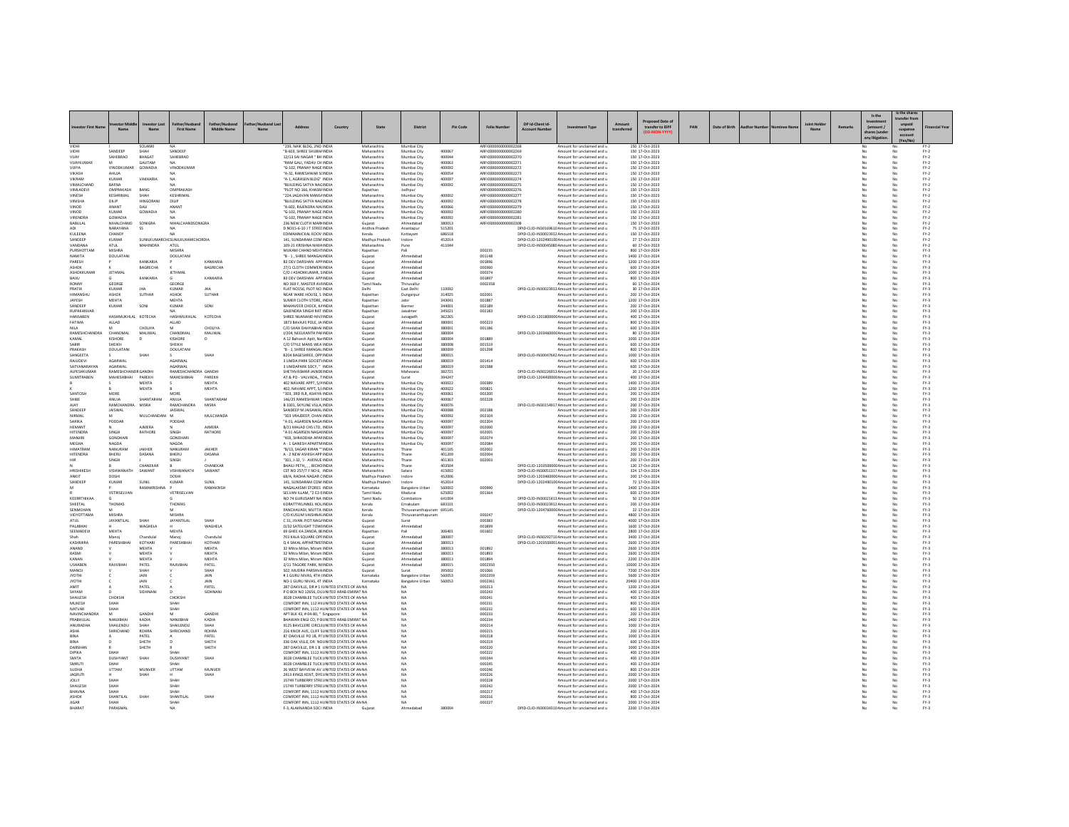| Investor First Name | Investor Middle Name | Investor Last Name | Father/Husband First Name | Father/Husband Middle Name | Father/Husband Last Name | Address | Country | State | District | Pin Code | Folio Number | DP Id-Client Id-Account Number | Investment Type | Amount transferred | Proposed Date of transfer to IEPF (DD-MON-YYYY) | PAN | Date of Birth | Aadhar Number | Nominee Name | Joint Holder Name | Remarks | Is the Investment (amount / shares )under any litigation. | Is the shares transfer from unpaid suspense account (Yes/No) | Financial Year |
|---|---|---|---|---|---|---|---|---|---|---|---|---|---|---|---|---|---|---|---|---|---|---|---|---|
| VIDHI | I | SOLANKI | NA | | | "239, NAIK BLDG, 2ND | INDIA | Maharashtra | Mumbai City | | ARFI00000000000002268 | | Amount for unclaimed and u | 150 | 17-Oct-2023 | | | | | | | No | No | FY-2 |
| VIDHI | SANDEEP | SHAH | SANDEEP | | | "B-603, SHREE SHUBH | INDIA | Maharashtra | Mumbai City | 400067 | ARFI00000000000002269 | | Amount for unclaimed and u | 150 | 17-Oct-2023 | | | | | | | No | No | FY-2 |
| VIJAY | SAHEBRAO | BHAGAT | SAHEBRAO | | | 12/13 SAI NAGAR " BH | INDIA | Maharashtra | Mumbai City | 400044 | ARFI00000000000002270 | | Amount for unclaimed and u | 150 | 17-Oct-2023 | | | | | | | No | No | FY-2 |
| VIJAYKUMAR | M | GAUTAM | NA | | | "RAM GALI, YADAV CH | INDIA | Maharashtra | Mumbai City | 400063 | ARFI00000000000002271 | | Amount for unclaimed and u | 150 | 17-Oct-2023 | | | | | | | No | No | FY-2 |
| VIJIYA | VINODKUMAR | GOWADIA | VINODKUMAR | | | "G-102, PRANAY NAGE | INDIA | Maharashtra | Mumbai City | 400092 | ARFI00000000000002272 | | Amount for unclaimed and u | 150 | 17-Oct-2023 | | | | | | | No | No | FY-2 |
| VIKASH | AHUJA | | NA | | | "A-32, RAMESHWAR SO | INDIA | Maharashtra | Mumbai City | 400054 | ARFI00000000000002273 | | Amount for unclaimed and u | 150 | 17-Oct-2023 | | | | | | | No | No | FY-2 |
| VIKRAM | KUMAR | VAKHARIA | NA | | | "A-1, AGRASEN BLDG" | INDIA | Maharashtra | Mumbai City | 400097 | ARFI00000000000002274 | | Amount for unclaimed and u | 150 | 17-Oct-2023 | | | | | | | No | No | FY-2 |
| VIMALCHAND | BAFNA | | NA | | | "BUILDING SATYA NAG | INDIA | Maharashtra | Mumbai City | 400092 | ARFI00000000000002275 | | Amount for unclaimed and u | 150 | 17-Oct-2023 | | | | | | | No | No | FY-2 |
| VIMLADEVI | OMPRAKASH | BANG | OMPRAKASH | | | "PLOT NO 166, KHASM | INDIA | Rajasthan | Jodhpur | | ARFI00000000000002276 | | Amount for unclaimed and u | 150 | 17-Oct-2023 | | | | | | | No | No | FY-2 |
| VINESH | KESHRIMAL | SHAH | KESHRIMAL | | | "22A JAGJEVAN MANSI | INDIA | Maharashtra | Mumbai City | 400002 | ARFI00000000000002277 | | Amount for unclaimed and u | 150 | 17-Oct-2023 | | | | | | | No | No | FY-2 |
| VINISHA | DILIP | HINGORANI | DILIP | | | "BUILDING SATYA NAG | INDIA | Maharashtra | Mumbai City | 400092 | ARFI00000000000002278 | | Amount for unclaimed and u | 150 | 17-Oct-2023 | | | | | | | No | No | FY-2 |
| VINOD | ANANT | DALI | ANANT | | | "A-602, RAJENDRA NAG | INDIA | Maharashtra | Mumbai City | 400066 | ARFI00000000000002279 | | Amount for unclaimed and u | 150 | 17-Oct-2023 | | | | | | | No | No | FY-2 |
| VINOD | KUMAR | GOWADIA | NA | | | "G-102, PRANAY NAGE | INDIA | Maharashtra | Mumbai City | 400092 | ARFI00000000000002280 | | Amount for unclaimed and u | 150 | 17-Oct-2023 | | | | | | | No | No | FY-2 |
| VIRENDRA | GOWADIA | | NA | | | "G-102, PRANAY NAGE | INDIA | Maharashtra | Mumbai City | 400092 | ARFI00000000000002281 | | Amount for unclaimed and u | 150 | 17-Oct-2023 | | | | | | | No | No | FY-2 |
| BABULAL | NIHALCHAND | SONIGRA | NIHALCHANDSONIGRA | | | 236 NEW CLOTH MAR | INDIA | Gujarat | Ahmedabad | 380013 | ARFI00000000000002308 | | Amount for unclaimed and u | 150 | 17-Oct-2023 | | | | | | | No | No | FY-2 |
| ADI | NARAYANA | SS | NA | | | D NO15-6-10 J T STREE | INDIA | Andhra Pradesh | Anantapur | 515201 | | DPID-CLID-IN30169610 | Amount for unclaimed and u | 75 | 17-Oct-2023 | | | | | | | No | No | FY-2 |
| KULEENA | CHANDY | | NA | | | EDIMANNICKAL KOOV | INDIA | Kerala | Kottayam | 686518 | | DPID-CLID-IN30023913 | Amount for unclaimed and u | 150 | 17-Oct-2023 | | | | | | | No | No | FY-2 |
| SANDEEP | KUMAR | SUNILKUMARCHO | SUNILKUMARCHORDIA | | | 141, SUNDARAM COM | INDIA | Madhya Pradesh | Indore | 452014 | | DPID-CLID-1202490100 | Amount for unclaimed and u | 27 | 17-Oct-2023 | | | | | | | No | No | FY-2 |
| VANDANA | ATUL | MAHINDRA | ATUL | | | 109-21 KRISHNA NIWA | INDIA | Maharashtra | Pune | 411044 | | DPID-CLID-IN30045080 | Amount for unclaimed and u | 60 | 17-Oct-2023 | | | | | | | No | No | FY-2 |
| PURSHOTTAM | MISHRA | | MISHRA | | | MUKAM CHAND MEHT | INDIA | Rajasthan | Pali | | 000235 | | Amount for unclaimed and u | 800 | 17-Oct-2024 | | | | | | | No | No | FY-3 |
| NAMITA | DOULATANI | | DOULATANI | | | "B - 1, SHREE MANGAL | INDIA | Gujarat | Ahmedabad | | 001148 | | Amount for unclaimed and u | 1400 | 17-Oct-2024 | | | | | | | No | No | FY-3 |
| PARESH | P | KANKARIA | P | | KANKARIA | B3 DEV DARSHAN APP | INDIA | Gujarat | Ahmedabad | | 001896 | | Amount for unclaimed and u | 1200 | 17-Oct-2024 | | | | | | | No | No | FY-3 |
| ASHOK | K | BAGRECHA | K | | BAGRECHA | 27/1 CLOTH COMMER | INDIA | Gujarat | Ahmedabad | | 000360 | | Amount for unclaimed and u | 600 | 17-Oct-2024 | | | | | | | No | No | FY-3 |
| ASHOKKUMAR | JETHMAL | | JETHMAL | | | C/O J ASHOKKUMAR, S | INDIA | Gujarat | Ahmedabad | | 000374 | | Amount for unclaimed and u | 1000 | 17-Oct-2024 | | | | | | | No | No | FY-3 |
| BAIJU | G | KANKARIA | G | | KANKARIA | B3 DEV DARSHAN APP | INDIA | Gujarat | Ahmedabad | | 001897 | | Amount for unclaimed and u | 800 | 17-Oct-2024 | | | | | | | No | No | FY-3 |
| RONNY | GEORGE | | GEORGE | | | NO 369 F, MASTER AV | INDIA | Tamil Nadu | Thiruvallur | | 0002358 | | Amount for unclaimed and u | 60 | 17-Oct-2024 | | | | | | | No | No | FY-3 |
| PRATIK | KUMAR | JHA | KUMAR | | JHA | FLAT NO156, PLOT NO | INDIA | Delhi | East Delhi | 110092 | | DPID-CLID-IN30023913 | Amount for unclaimed and u | 30 | 17-Oct-2024 | | | | | | | No | No | FY-3 |
| HIMANSHU | ASHOK | SUTHAR | ASHOK | | SUTHAR | NEAR WARE HOUSE, S | INDIA | Rajasthan | Dungarpur | 314025 | 002001 | | Amount for unclaimed and u | 200 | 17-Oct-2024 | | | | | | | No | No | FY-3 |
| JAYESH | MEHTA | | MEHTA | | | SUMER CLOTH STORE | INDIA | Rajasthan | Jalor | 343041 | 001887 | | Amount for unclaimed and u | 1200 | 17-Oct-2024 | | | | | | | No | No | FY-3 |
| SANDEEP | KUMAR | SONI | KUMAR | | SONI | MAHAVEER CHOCK, B | INDIA | Rajasthan | Barmer | 344001 | 002189 | | Amount for unclaimed and u | 200 | 17-Oct-2024 | | | | | | | No | No | FY-3 |
| RUPAKANWAR | | | NA | | | GAJENDRA SINGH RAT | INDIA | Rajasthan | Jaisalmer | 345021 | 002183 | | Amount for unclaimed and u | 200 | 17-Oct-2024 | | | | | | | No | No | FY-3 |
| HANSABEN | HASHMUKHLAL | KOTECHA | HASHMUKHLAL | | KOTECHA | SHREE NIJANAND NIV | INDIA | Gujarat | Junagadh | 362265 | | DPID-CLID-1201800000 | Amount for unclaimed and u | 400 | 17-Oct-2024 | | | | | | | No | No | FY-3 |
| FATIMA | ALLAD | | ALLAD | | | 1873 BAVAJIS POLE, JA | INDIA | Gujarat | Ahmedabad | 380001 | 000223 | | Amount for unclaimed and u | 800 | 17-Oct-2024 | | | | | | | No | No | FY-3 |
| NILA | M | CHOLIYA | M | | CHOLIYA | C/O SHAH DAHYABHAI | INDIA | Gujarat | Ahmedabad | 380001 | 001186 | | Amount for unclaimed and u | 600 | 17-Oct-2024 | | | | | | | No | No | FY-3 |
| RAMESHCHANDRA | CHANDMAL | MALIWAL | CHANDMAL | | MALIWAL | J/204, NEELKANTH PAR | INDIA | Gujarat | Ahmedabad | 380004 | | DPID-CLID-1203460000 | Amount for unclaimed and u | 80 | 17-Oct-2024 | | | | | | | No | No | FY-3 |
| KAMAL | KISHORE | D | KISHORE | | D | A 12 Balvanti Apts, Na | INDIA | Gujarat | Ahmedabad | 380004 | 001889 | | Amount for unclaimed and u | 1000 | 17-Oct-2024 | | | | | | | No | No | FY-3 |
| SABBI | SHEIKH | | SHEIKH | | | C/O STYLE MANS WEA | INDIA | Gujarat | Ahmedabad | 380008 | 001519 | | Amount for unclaimed and u | 600 | 17-Oct-2024 | | | | | | | No | No | FY-3 |
| PRAKASH | DOULATANI | | DOULATANI | | | "B - 1, SHREE MANGAL | INDIA | Gujarat | Ahmedabad | 380009 | 001298 | | Amount for unclaimed and u | 800 | 17-Oct-2024 | | | | | | | No | No | FY-3 |
| SANGEETA | S | SHAH | S | | SHAH | B204 BAGESHREE, OPP | INDIA | Gujarat | Ahmedabad | 380015 | | DPID-CLID-IN30047642 | Amount for unclaimed and u | 1000 | 17-Oct-2024 | | | | | | | No | No | FY-3 |
| RAJUDEVI | AGARWAL | | AGARWAL | | | 3 UMDA PARK SOCIETY | INDIA | Gujarat | Ahmedabad | 380019 | 001414 | | Amount for unclaimed and u | 600 | 17-Oct-2024 | | | | | | | No | No | FY-3 |
| SATYANARAYAN | AGARWAL | | AGARWAL | | | 3 UMDAPARK SOCY, " | INDIA | Gujarat | Ahmedabad | 380019 | 001588 | | Amount for unclaimed and u | 600 | 17-Oct-2024 | | | | | | | No | No | FY-3 |
| ALPESHKUMAR | RAMESHCHANDR | GANDHI | RAMESHCHANDRA | | GANDHI | SHETHVASMAR JAIN | INDIA | Gujarat | Mahesana | 382721 | | DPID-CLID-IN30226913 | Amount for unclaimed and u | 20 | 17-Oct-2024 | | | | | | | No | No | FY-3 |
| SUMITRABEN | MAHESHBHAI | PAREKH | MAHESHBHAI | | PAREKH | AT & PO - VALVADA, T | INDIA | Gujarat | Surat | 394247 | | DPID-CLID-1204400000 | Amount for unclaimed and u | 400 | 17-Oct-2024 | | | | | | | No | No | FY-3 |
| B | S | MEHTA | S | | MEHTA | 402 NAVARE APPT, S | INDIA | Maharashtra | Mumbai City | 400022 | 000389 | | Amount for unclaimed and u | 1400 | 17-Oct-2024 | | | | | | | No | No | FY-3 |
| K | B | MEHTA | B | | MEHTA | 402, NAVARE APPT, S | INDIA | Maharashtra | Mumbai City | 400022 | 000821 | | Amount for unclaimed and u | 1200 | 17-Oct-2024 | | | | | | | No | No | FY-3 |
| SANTOSH | MORE | | MORE | | | "303, 3RD R,R, ASHIYA | INDIA | Maharashtra | Mumbai City | 400061 | 002200 | | Amount for unclaimed and u | 200 | 17-Oct-2024 | | | | | | | No | No | FY-3 |
| SHIBE | ANUJA | SHANTARAM | ANUJA | | SHANTARAM | 146/25 RAMESHWAR S | INDIA | Maharashtra | Mumbai City | 400067 | 002228 | | Amount for unclaimed and u | 200 | 17-Oct-2024 | | | | | | | No | No | FY-3 |
| AJAY | RAMCHANDRA | MISRA | RAMCHANDRA | | MISRA | B 1001, SKYLINE VILLA | INDIA | Maharashtra | Mumbai City | 400076 | | DPID-CLID-IN30154917 | Amount for unclaimed and u | 200 | 17-Oct-2024 | | | | | | | No | No | FY-3 |
| SANDEEP | JAISWAL | | JAISWAL | | | SANDEEP M JAISAWAL | INDIA | Maharashtra | Mumbai City | 400088 | 002188 | | Amount for unclaimed and u | 200 | 17-Oct-2024 | | | | | | | No | No | FY-3 |
| NIRMAL | M | MULCHANDANI | M | | MULCHANDA | "303 VRAJDEEP, CHAN | INDIA | Maharashtra | Mumbai City | 400092 | 002304 | | Amount for unclaimed and u | 200 | 17-Oct-2024 | | | | | | | No | No | FY-3 |
| SARIKA | PODDAR | | PODDAR | | | "A 01, AGARSEN NAGA | INDIA | Maharashtra | Mumbai City | 400097 | 002204 | | Amount for unclaimed and u | 200 | 17-Oct-2024 | | | | | | | No | No | FY-3 |
| HEMANT | N | AJMERA | N | | AJMERA | B/21 MALAD CHS LTD. | INDIA | Maharashtra | Mumbai City | 400097 | 002000 | | Amount for unclaimed and u | 200 | 17-Oct-2024 | | | | | | | No | No | FY-3 |
| HITENDRA | SINGH | RATHORE | SINGH | | RATHORE | "A 01 AGARSEN NAGAR | INDIA | Maharashtra | Mumbai City | 400097 | 002005 | | Amount for unclaimed and u | 200 | 17-Oct-2024 | | | | | | | No | No | FY-3 |
| MANJIRI | GONDHARI | | GONDHARI | | | "403, SHRADDHA APAR | INDIA | Maharashtra | Mumbai City | 400097 | 002074 | | Amount for unclaimed and u | 200 | 17-Oct-2024 | | | | | | | No | No | FY-3 |
| MEGHA | NAGDA | | NAGDA | | | A - 1 GANESH APARTM | INDIA | Maharashtra | Mumbai City | 400097 | 002084 | | Amount for unclaimed and u | 200 | 17-Oct-2024 | | | | | | | No | No | FY-3 |
| HIMATRAM | NANURAM | JAKHER | NANURAM | | JAKHER | "B/13, SAGAR KIRAN " | INDIA | Maharashtra | Thane | 401105 | 002002 | | Amount for unclaimed and u | 200 | 17-Oct-2024 | | | | | | | No | No | FY-3 |
| HITENDRA | BHERU | DASANA | BHERU | | DASANA | A - 2 NEW ASHISH APP | INDIA | Maharashtra | Thane | 401209 | 002004 | | Amount for unclaimed and u | 200 | 17-Oct-2024 | | | | | | | No | No | FY-3 |
| HIR | SINGH | | SINGH | | J | "301, J-32, '/- AVENUE | INDIA | Maharashtra | Thane | 401303 | 002003 | | Amount for unclaimed and u | 200 | 17-Oct-2024 | | | | | | | No | No | FY-3 |
| N | B | CHANEKAR | B | | CHANEKAR | BHASI PETH, , BICHO | INDIA | Maharashtra | Thane | 403504 | | DPID-CLID-1203500000 | Amount for unclaimed and u | 120 | 17-Oct-2024 | | | | | | | No | No | FY-3 |
| HRISHIKESH | VISHWANATH | SAWANT | VISHWANATH | | SAWANT | CST NO 257/7 F NO 6, | INDIA | Maharashtra | Satara | 415002 | | DPID-CLID-IN30051317 | Amount for unclaimed and u | 324 | 17-Oct-2024 | | | | | | | No | No | FY-3 |
| ANKIT | DOSHI | | DOSHI | | | 68/A, RADHA NAGAR C | INDIA | Madhya Pradesh | Indore | 452006 | | DPID-CLID-1203460000 | Amount for unclaimed and u | 200 | 17-Oct-2024 | | | | | | | No | No | FY-3 |
| SANDEEP | KUMAR | SUNIL | KUMAR | | SUNIL | 141, SUNDARAM COM | INDIA | Madhya Pradesh | Indore | 452014 | | DPID-CLID-1202490100 | Amount for unclaimed and u | 72 | 17-Oct-2024 | | | | | | | No | No | FY-3 |
| M | P | RAMAKRISHNA | P | | RAMAKRISH | NAGALAKSMI STORES | INDIA | Karnataka | Bangalore Urban | 560002 | 000990 | | Amount for unclaimed and u | 1400 | 17-Oct-2024 | | | | | | | No | No | FY-3 |
| M | VETRISELVAN | | VETRISELVAN | | | SELVAN ILLAM, "2 E2-E | INDIA | Tamil Nadu | Madurai | 625002 | 001364 | | Amount for unclaimed and u | 600 | 17-Oct-2024 | | | | | | | No | No | FY-3 |
| KEERRTHIKAA | G | | G | | | NO 74 GURUSAMY NA | INDIA | Tamil Nadu | Coimbatore | 641004 | | DPID-CLID-IN30021413 | Amount for unclaimed and u | 50 | 17-Oct-2024 | | | | | | | No | No | FY-3 |
| SHEETAL | THOMAS | | THOMAS | | | KORATTYKUNNEL HOU | INDIA | Kerala | Ernakulam | 683101 | | DPID-CLID-IN30023912 | Amount for unclaimed and u | 200 | 17-Oct-2024 | | | | | | | No | No | FY-3 |
| SENMOHAN | M | | M | | | PANCHAVADI, MUTTA | INDIA | Kerala | Thiruvananthapuram | 695145 | | DPID-CLID-1204760000 | Amount for unclaimed and u | 22 | 17-Oct-2024 | | | | | | | No | No | FY-3 |
| VIDYOTTAMA | MISHRA | | MISHRA | | | C/O KUSUM VAISHNA | INDIA | Kerala | Thiruvananthapuram | | 000247 | | Amount for unclaimed and u | 4800 | 17-Oct-2024 | | | | | | | No | No | FY-3 |
| ATUL | JAYANTILAL | SHAH | JAYANTILAL | | SHAH | C 31, JIVAN JYOT NAG | INDIA | Gujarat | Surat | | 000383 | | Amount for unclaimed and u | 4000 | 17-Oct-2024 | | | | | | | No | No | FY-3 |
| PALIBHAI | H | WAGHELA | H | | WAGHELA | D/32 SATELIGHT TOW | INDIA | Gujarat | Ahmedabad | | 001899 | | Amount for unclaimed and u | 1600 | 17-Oct-2024 | | | | | | | No | No | FY-3 |
| SEEMADEVI | MEHTA | | MEHTA | | | 69 GHEE KA ZANDA, B | INDIA | Rajasthan | Pali | 306401 | 001602 | | Amount for unclaimed and u | 2800 | 17-Oct-2024 | | | | | | | No | No | FY-3 |
| Shah | Manoj | Chandulal | Manoj | | Chandulal | 703 KALA SQUARE OPP | INDIA | Gujarat | Ahmedabad | 380007 | | DPID-CLID-IN30292710 | Amount for unclaimed and u | 3400 | 17-Oct-2024 | | | | | | | No | No | FY-3 |
| KASHMIRA | PARESHBHAI | KOTHARI | PARESHBHAI | | KOTHARI | D,4 SAKAL APPARTMEN | INDIA | Gujarat | Ahmedabad | 380013 | | DPID-CLID-1203500001 | Amount for unclaimed and u | 2600 | 17-Oct-2024 | | | | | | | No | No | FY-3 |
| ANAND | V | MEHTA | V | | MEHTA | 32 Mitra Milan, Miram | INDIA | Gujarat | Ahmedabad | 380013 | 001892 | | Amount for unclaimed and u | 2600 | 17-Oct-2024 | | | | | | | No | No | FY-3 |
| RASMI | V | MEHTA | V | | MEHTA | 32 Mitra Milan, Miram | INDIA | Gujarat | Ahmedabad | 380013 | 001893 | | Amount for unclaimed and u | 2600 | 17-Oct-2024 | | | | | | | No | No | FY-3 |
| KANAN | V | MEHTA | V | | MEHTA | 32 Mitra Milan, Miram | INDIA | Gujarat | Ahmedabad | 380013 | 001894 | | Amount for unclaimed and u | 2200 | 17-Oct-2024 | | | | | | | No | No | FY-3 |
| USHABEN | RAJIVBHAI | PATEL | RAJIVBHAI | | PATEL | 2/11 TAGORE PARK, N | INDIA | Gujarat | Ahmedabad | 380015 | 0002350 | | Amount for unclaimed and u | 10000 | 17-Oct-2024 | | | | | | | No | No | FY-3 |
| MANOJ | V | SHAH | V | | SHAH | 502, MUDRA PARSHVA | INDIA | Gujarat | Surat | 395002 | 001066 | | Amount for unclaimed and u | 7200 | 17-Oct-2024 | | | | | | | No | No | FY-3 |
| JYOTHI | C | JAIN | C | | JAIN | # 1 GURU NIVAS, 4TH | INDIA | Karnataka | Bangalore Urban | 560053 | 0002359 | | Amount for unclaimed and u | 5600 | 17-Oct-2024 | | | | | | | No | No | FY-3 |
| JYOTHI | C | JAIN | C | | JAIN | NO-1 GURU NIVAS, 4T | INDIA | Karnataka | Bangalore Urban | 560053 | 0002361 | | Amount for unclaimed and u | 20400 | 17-Oct-2024 | | | | | | | No | No | FY-3 |
| AMIT | A | PATEL | A | | PATEL | 287 OAKVILLE, DR # 1 | UNITED STATES OF AM | NA | NA | | 000213 | | Amount for unclaimed and u | 1200 | 17-Oct-2024 | | | | | | | No | No | FY-3 |
| SHYAM | D | SIDHNANI | D | | SIDHNANI | P O BOX NO 12656, DU | UNITED ARAB EMIRAT | NA | NA | | 000343 | | Amount for unclaimed and u | 400 | 17-Oct-2024 | | | | | | | No | No | FY-3 |
| SHAILESH | CHOKSHI | | CHOKSHI | | | 3028 CHAMBLEE TUCK | UNITED STATES OF AM | NA | NA | | 000241 | | Amount for unclaimed and u | 400 | 17-Oct-2024 | | | | | | | No | No | FY-3 |
| MUKESH | SHAH | | SHAH | | | COMFORT INN, 1112 H | UNITED STATES OF AM | NA | NA | | 000231 | | Amount for unclaimed and u | 800 | 17-Oct-2024 | | | | | | | No | No | FY-3 |
| NATVAR | SHAH | | SHAH | | | COMFORT INN, 1112 H | UNITED STATES OF AM | NA | NA | | 000232 | | Amount for unclaimed and u | 600 | 17-Oct-2024 | | | | | | | No | No | FY-3 |
| NAVINCHANDRA | M | GANDHI | M | | GANDHI | APT BLK 43, # 04-80, " | Singapore | NA | NA | | 000233 | | Amount for unclaimed and u | 200 | 17-Oct-2024 | | | | | | | No | No | FY-3 |
| PRABHULAL | NANJIBHAI | KADIA | NANJIBHAI | | KADIA | BHAWAN ENGI CO, P B | UNITED ARAB EMIRAT | NA | NA | | 000234 | | Amount for unclaimed and u | 1400 | 17-Oct-2024 | | | | | | | No | No | FY-3 |
| ANURADHA | SHAILENDU | SHAH | SHAILENDU | | SHAH | 9125 BAVCLERE CIRCLE | UNITED STATES OF AM | NA | NA | | 000214 | | Amount for unclaimed and u | 1000 | 17-Oct-2024 | | | | | | | No | No | FY-3 |
| ASHA | SHRICHAND | ROHRA | SHRICHAND | | ROHRA | 216 KNOX AVE, CLIFF | UNITED STATES OF AM | NA | NA | | 000215 | | Amount for unclaimed and u | 200 | 17-Oct-2024 | | | | | | | No | No | FY-3 |
| BINA | A | PATEL | A | | PATEL | 87 OAKVILLE PO 18, PI | UNITED STATES OF AM | NA | NA | | 000218 | | Amount for unclaimed and u | 1000 | 17-Oct-2024 | | | | | | | No | No | FY-3 |
| BINA | D | SHETH | D | | SHETH | 336 OAK VILLE, DR NO | UNITED STATES OF AM | NA | NA | | 000219 | | Amount for unclaimed and u | 600 | 17-Oct-2024 | | | | | | | No | No | FY-3 |
| DARSHAN | R | SHETH | R | | SHETH | 287 OAKVILLE, DR 1 8 | UNITED STATES OF AM | NA | NA | | 000220 | | Amount for unclaimed and u | 1000 | 17-Oct-2024 | | | | | | | No | No | FY-3 |
| DIPIKA | SHAH | | SHAH | | | COMFORT INN, 1112 H | UNITED STATES OF AM | NA | NA | | 000222 | | Amount for unclaimed and u | 400 | 17-Oct-2024 | | | | | | | No | No | FY-3 |
| SMITA | DUSHYANT | SHAH | DUSHYANT | | SHAH | 3028 CHAMBLEE TUCK | UNITED STATES OF AM | NA | NA | | 000244 | | Amount for unclaimed and u | 400 | 17-Oct-2024 | | | | | | | No | No | FY-3 |
| SMRUTI | SHAH | | SHAH | | | 3028 CHAMBLEE TUCK | UNITED STATES OF AM | NA | NA | | 000245 | | Amount for unclaimed and u | 400 | 17-Oct-2024 | | | | | | | No | No | FY-3 |
| SUDHA | UTTAM | MUNVER | UTTAM | | MUNVER | 26 WEST BAYVEIW AV | UNITED STATES OF AM | NA | NA | | 000246 | | Amount for unclaimed and u | 800 | 17-Oct-2024 | | | | | | | No | No | FY-3 |
| JAGRUTI | H | SHAH | H | | SHAH | 2413 KINGS KENT, DYE | UNITED STATES OF AM | NA | NA | | 000226 | | Amount for unclaimed and u | 2000 | 17-Oct-2024 | | | | | | | No | No | FY-3 |
| JOLLY | SHAH | | SHAH | | | 15749 TURBERRY STRE | UNITED STATES OF AM | NA | NA | | 000228 | | Amount for unclaimed and u | 2000 | 17-Oct-2024 | | | | | | | No | No | FY-3 |
| SHAILESH | SHAH | | SHAH | | | 15749 TURBERRY STRE | UNITED STATES OF AM | NA | NA | | 000242 | | Amount for unclaimed and u | 2000 | 17-Oct-2024 | | | | | | | No | No | FY-3 |
| BHAVNA | SHAH | | SHAH | | | COMFORT INN, 1112 H | UNITED STATES OF AM | NA | NA | | 000217 | | Amount for unclaimed and u | 400 | 17-Oct-2024 | | | | | | | No | No | FY-3 |
| ASHOK | SHANTILAL | SHAH | SHANTILAL | | SHAH | COMFORT INN, 1112 H | UNITED STATES OF AM | NA | NA | | 000216 | | Amount for unclaimed and u | 800 | 17-Oct-2024 | | | | | | | No | No | FY-3 |
| JIGAR | SHAH | | SHAH | | | COMFORT INN, 1112 H | UNITED STATES OF AM | NA | NA | | 000227 | | Amount for unclaimed and u | 2000 | 17-Oct-2024 | | | | | | | No | No | FY-3 |
| BHARAT | PARASMAL | | NA | | | F-3, ALAKNANDA SOCI | INDIA | Gujarat | Ahmedabad | 380004 | | DPID-CLID-IN30034310 | Amount for unclaimed and u | 2200 | 17-Oct-2024 | | | | | | | No | No | FY-3 |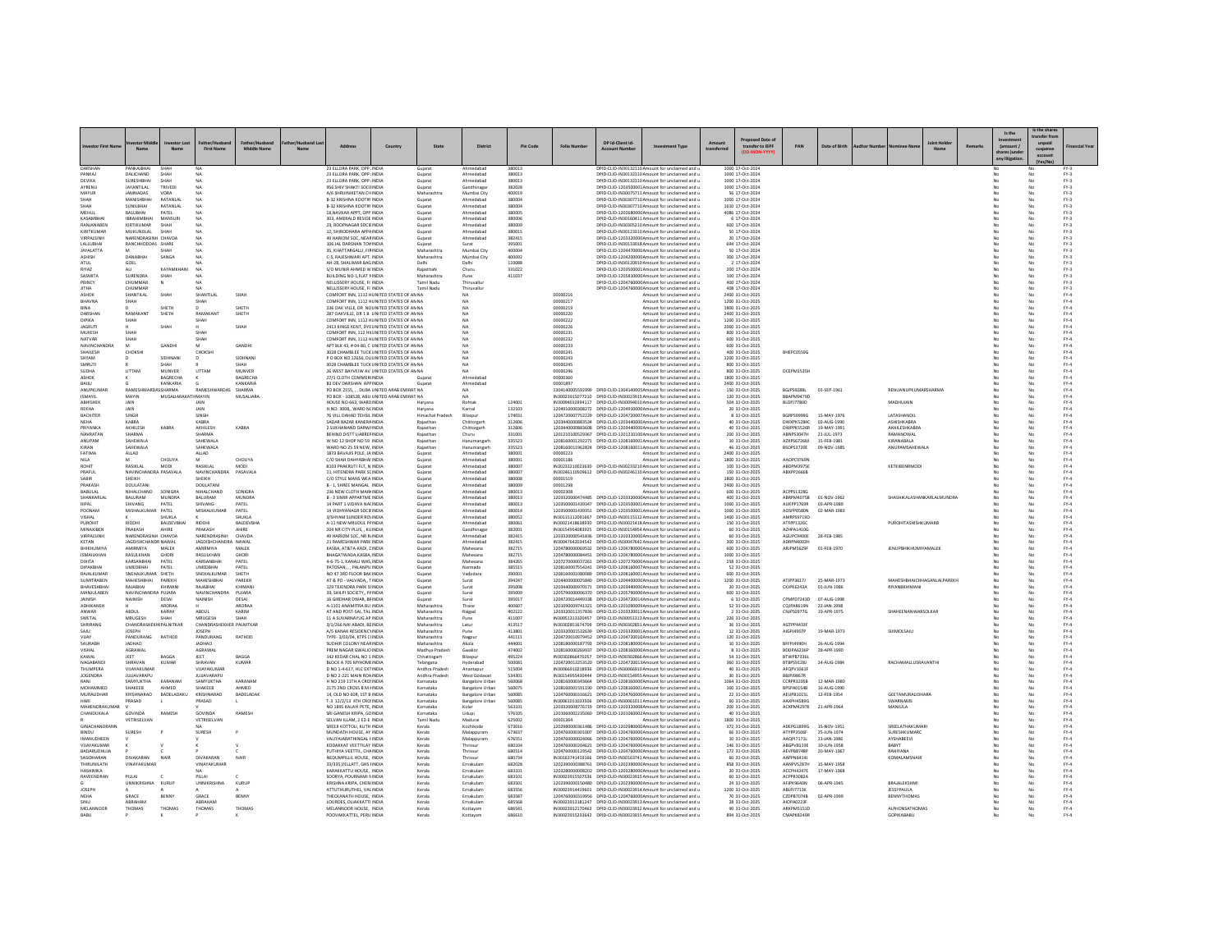| Investor First Name | Investor Middle Name | Investor Last Name | Father/Husband First Name | Father/Husband Middle Name | Father/Husband Last Name | Address | Country | State | District | Pin Code | Folio Number | DP Id-Client Id-Account Number | Investment Type | Amount transferred | Proposed Date of transfer to IEPF (DD-MON-YYYY) | PAN | Date of Birth | Aadhar Number | Nominee Name | Joint Holder Name | Remarks | Is the Investment (amount / shares) under any litigation. | Is the shares transfer from unpaid suspense account (Yes/No) | Financial Year |
|---|---|---|---|---|---|---|---|---|---|---|---|---|---|---|---|---|---|---|---|---|---|---|---|---|
| DARSHAN | PANKAJBHAI | SHAH | NA | | | 23 ELLORA PARK, OPP. | INDIA | Gujarat | Ahmedabad | 380013 | | DPID-CLID-IN30132110 | Amount for unclaimed and u | 1000 | 17-Oct-2024 | | | | | | | No | No | FY-3 |
| PANKAJ | DALICHAND | SHAH | NA | | | 23 ELLORA PARK, OPP. | INDIA | Gujarat | Ahmedabad | 380013 | | DPID-CLID-IN30132110 | Amount for unclaimed and u | 1000 | 17-Oct-2024 | | | | | | | No | No | FY-3 |
| DEVIKA | SURESHBHAI | SHAH | NA | | | 23 ELLORA PARK, OPP. | INDIA | Gujarat | Ahmedabad | 380013 | | DPID-CLID-IN30132110 | Amount for unclaimed and u | 1000 | 17-Oct-2024 | | | | | | | No | No | FY-3 |
| AYRENU | JAYANTILAL | TRIVEDI | NA | | | 956 SHIV SHAKTI SOCI | INDIA | Gujarat | Gandhinagar | 382028 | | DPID-CLID-1203500001 | Amount for unclaimed and u | 1000 | 17-Oct-2024 | | | | | | | No | No | FY-3 |
| MAYUR | JAMNADAS | VORA | NA | | | A/6 SHRINIKETAN CHS | INDIA | Maharashtra | Mumbai City | 400019 | | DPID-CLID-IN30075711 | Amount for unclaimed and u | 56 | 17-Oct-2024 | | | | | | | No | No | FY-3 |
| SHAH | MANISHBHAI | RATANLAL | NA | | | B-32 KRISHNA KOOTIR | INDIA | Gujarat | Ahmedabad | 380004 | | DPID-CLID-IN30307710 | Amount for unclaimed and u | 1000 | 17-Oct-2024 | | | | | | | No | No | FY-3 |
| SHAH | SUNILBHAI | RATANLAL | NA | | | B-32 KRISHNA KOOTIR | INDIA | Gujarat | Ahmedabad | 380004 | | DPID-CLID-IN30307710 | Amount for unclaimed and u | 1610 | 17-Oct-2024 | | | | | | | No | No | FY-3 |
| MEHUL | BALUBHAI | PATEL | NA | | | 18,NAVKAR APPT, OPP | INDIA | Gujarat | Ahmedabad | 380005 | | DPID-CLID-1202680000 | Amount for unclaimed and u | 4086 | 17-Oct-2024 | | | | | | | No | No | FY-3 |
| KASAMBHAI | IBRAHIMBHAI | MANSURI | NA | | | 303, AMERALD RESIDE | INDIA | Gujarat | Ahmedabad | 380006 | | DPID-CLID-IN30160411 | Amount for unclaimed and u | 6 | 17-Oct-2024 | | | | | | | No | No | FY-3 |
| RANJANABEN | KIRTIKUMAR | SHAH | NA | | | 23, ROOPNAGAR SOCIE | INDIA | Gujarat | Ahmedabad | 380009 | | DPID-CLID-IN30305210 | Amount for unclaimed and u | 600 | 17-Oct-2024 | | | | | | | No | No | FY-3 |
| KIRITKUMAR | MUKUNDLAL | SHAH | NA | | | 12, SHIRODHARA APPAR | INDIA | Gujarat | Ahmedabad | 380015 | | DPID-CLID-IN30123310 | Amount for unclaimed and u | 50 | 17-Oct-2024 | | | | | | | No | No | FY-3 |
| VIRPALSINH | NARENDRASINH | CHAVDA | NA | | | 49 HARIOM SOC, NEAR | INDIA | Gujarat | Ahmedabad | 382415 | | DPID-CLID-1203320000 | Amount for unclaimed and u | 20 | 17-Oct-2024 | | | | | | | No | No | FY-3 |
| LALLUBHAI | RANCHHODDAS | SHARE | NA | | | 306 JAL DARSHAN TOW | INDIA | Gujarat | Surat | 395001 | | DPID-CLID-IN30133018 | Amount for unclaimed and u | 694 | 17-Oct-2024 | | | | | | | No | No | FY-3 |
| JAYALATTA | M | SHAH | NA | | | 35, KHATTARGALLI, FIR | INDIA | Maharashtra | Mumbai City | 400004 | | DPID-CLID-1204470000 | Amount for unclaimed and u | 50 | 17-Oct-2024 | | | | | | | No | No | FY-3 |
| ASHISH | DANABHAI | SANGA | NA | | | C-5, RAJESHWARI APT. | INDIA | Maharashtra | Mumbai City | 400092 | | DPID-CLID-1204200000 | Amount for unclaimed and u | 300 | 17-Oct-2024 | | | | | | | No | No | FY-3 |
| ATUL | GOEL | | NA | | | AH-28, SHALIMAR BAG | INDIA | Delhi | Delhi | 110088 | | DPID-CLID-IN30320910 | Amount for unclaimed and u | 2 | 17-Oct-2024 | | | | | | | No | No | FY-3 |
| RIYAZ | ALI | KAYAMKHANI | NA | | | S/O MUNIR AHMED W | INDIA | Rajasthan | Churu | 331022 | | DPID-CLID-1203500001 | Amount for unclaimed and u | 200 | 17-Oct-2024 | | | | | | | No | No | FY-3 |
| SASMITA | SURENDRA | SHAH | NA | | | BUILDING NO-1,FLAT N | INDIA | Maharashtra | Pune | 411037 | | DPID-CLID-1205830000 | Amount for unclaimed and u | 100 | 17-Oct-2024 | | | | | | | No | No | FY-3 |
| PRINCY | CHUMMAR | N | NA | | | NELLISSERY HOUSE, P. | INDIA | Tamil Nadu | Thiruvallur | | | DPID-CLID-1204780000 | Amount for unclaimed and u | 400 | 17-Oct-2024 | | | | | | | No | No | FY-3 |
| JITHA | CHUMMAR | | NA | | | NELLISSERY HOUSE, P. | INDIA | Tamil Nadu | Thiruvallur | | | DPID-CLID-1204780000 | Amount for unclaimed and u | 408 | 17-Oct-2024 | | | | | | | No | No | FY-3 |
| ASHOK | SHANTILAL | SHAH | SHANTILAL | SHAH | | COMFORT INN, 1112 HU | UNITED STATES OF AM | NA | NA | | 00000216 | | Amount for unclaimed and u | 2400 | 31-Oct-2025 | | | | | | | No | No | FY-4 |
| BHAVNA | SHAH | | SHAH | | | COMFORT INN, 1112 HU | UNITED STATES OF AM | NA | NA | | 00000217 | | Amount for unclaimed and u | 1200 | 31-Oct-2025 | | | | | | | No | No | FY-4 |
| BINA | D | SHETH | D | SHETH | | 336 OAK VILLE, DR. NO | UNITED STATES OF AM | NA | NA | | 00000219 | | Amount for unclaimed and u | 1800 | 31-Oct-2025 | | | | | | | No | No | FY-4 |
| DARSHAN | RAMAKANT | SHETH | RAMAKANT | SHETH | | 287 OAKVILLE, DR 1 B | UNITED STATES OF AM | NA | NA | | 00000220 | | Amount for unclaimed and u | 2400 | 31-Oct-2025 | | | | | | | No | No | FY-4 |
| DIPIKA | SHAH | | SHAH | | | COMFORT INN, 1112 HU | UNITED STATES OF AM | NA | NA | | 00000222 | | Amount for unclaimed and u | 1200 | 31-Oct-2025 | | | | | | | No | No | FY-4 |
| JAGRUTI | H | SHAH | H | SHAH | | 2413 KINGS KENT, DYE | UNITED STATES OF AM | NA | NA | | 00000226 | | Amount for unclaimed and u | 2000 | 31-Oct-2025 | | | | | | | No | No | FY-4 |
| MUKESH | SHAH | | SHAH | | | COMFORT INN, 1112 HU | UNITED STATES OF AM | NA | NA | | 00000231 | | Amount for unclaimed and u | 800 | 31-Oct-2025 | | | | | | | No | No | FY-4 |
| NATVAR | SHAH | | SHAH | | | COMFORT INN, 1112 HU | UNITED STATES OF AM | NA | NA | | 00000232 | | Amount for unclaimed and u | 600 | 31-Oct-2025 | | | | | | | No | No | FY-4 |
| NAVINCHANDRA | M | GANDHI | M | GANDHI | | APT BLK 43, # 04-80, C | UNITED STATES OF AM | NA | NA | | 00000233 | | Amount for unclaimed and u | 600 | 31-Oct-2025 | | | | | | | No | No | FY-4 |
| SHAILESH | CHOKSHI | | CHOKSHI | | | 3028 CHAMBLEE TUCK | UNITED STATES OF AM | NA | NA | | 00000241 | | Amount for unclaimed and u | 400 | 31-Oct-2025 | BHEPC0559G | | | | | | No | No | FY-4 |
| SHYAM | D | SIDHNANI | D | SIDHNANI | | P O BOX NO 12656, DU | UNITED STATES OF AM | NA | NA | | 00000243 | | Amount for unclaimed and u | 1200 | 31-Oct-2025 | | | | | | | No | No | FY-4 |
| SMRUTI | R | SHAH | R | SHAH | | 3028 CHAMBLEE TUCK | UNITED STATES OF AM | NA | NA | | 00000245 | | Amount for unclaimed and u | 800 | 31-Oct-2025 | | | | | | | No | No | FY-4 |
| SUDHA | UTTAM | MUNVER | UTTAM | MUNVER | | 26 WEST BAYVIEW AV | UNITED STATES OF AM | NA | NA | | 00000246 | | Amount for unclaimed and u | 800 | 31-Oct-2025 | DCEPM1535H | | | | | | No | No | FY-4 |
| ASHOK | K | BAGRECHA | K | BAGRECHA | | 27/1 CLOTH COMMER | INDIA | Gujarat | Ahmedabad | | 00000360 | | Amount for unclaimed and u | 1800 | 31-Oct-2025 | | | | | | | No | No | FY-4 |
| BAIJU | G | KANKARIA | G | KANKARIA | | 83 DEV DARSHAN APP | INDIA | Gujarat | Ahmedabad | | 00001897 | | Amount for unclaimed and u | 2400 | 31-Oct-2025 | | | | | | | No | No | FY-4 |
| ANUPKUMAR | RAMESHWARDAS | SHARMA | RAMESHWARDAS | SHARMA | | PO BOX 2155, , DUBA | UNITED ARAB EMIRAT | NA | NA | | 1304140005592999 | DPID-CLID-1304140005592999 | Amount for unclaimed and u | 150 | 31-Oct-2025 | BGJPS9288L | 01-SEP-1961 | | RENUANUPKUMARSHARMA | | | No | No | FY-4 |
| ISMAYIL | MAYIN | MUSALIARAKATH | MAYIN | MUSALIARA | | PO BOX - 108528, ABU | UNITED ARAB EMIRAT | NA | NA | | IN30023915077210 | DPID-CLID-IN30023915077210 | Amount for unclaimed and u | 120 | 31-Oct-2025 | BBAPM0479D | | | | | | No | No | FY-4 |
| ABHISHEK | JAIN | | JAIN | | | HOUSE NO-663, WARD | INDIA | Haryana | Rohtak | 124001 | IN30094010094117 | DPID-CLID-IN30094010094117 | Amount for unclaimed and u | 504 | 31-Oct-2025 | BLDPJ7780D | | | MADHUJAIN | | | No | No | FY-4 |
| REKHA | JAIN | | JAIN | | | H NO- 3008, WARD NO | INDIA | Haryana | Karnal | 132103 | 1204920000308272 | DPID-CLID-1204920000308272 | Amount for unclaimed and u | 30 | 31-Oct-2025 | | | | | | | No | No | FY-4 |
| BACHITER | SINGH | | SINGH | | | 76 VILL DAHAD TEHSIL | INDIA | Himachal Pradesh | Bilaspur | 174031 | 1204720007752229 | DPID-CLID-1204720007752229 | Amount for unclaimed and u | 8 | 31-Oct-2025 | BGRPS9998G | 15-MAY-1976 | | LATASHANDIL | | | No | No | FY-4 |
| NEHA | KABRA | | KABRA | | | SADAR BAZAR KANERA | INDIA | Rajasthan | Chittorgarh | 312606 | 1203440000032534 | DPID-CLID-1203440000032534 | Amount for unclaimed and u | 40 | 31-Oct-2025 | DWXPK5284C | 03-AUG-1990 | | ASHISHKABRA | | | No | No | FY-4 |
| PRIYANKA | AKHILESH | KABRA | AKHILESH | KABRA | | 2 SUKHANAND DARWA | INDIA | Rajasthan | Chittorgarh | 312606 | 1203440000083608 | DPID-CLID-1203440000083608 | Amount for unclaimed and u | 40 | 31-Oct-2025 | DWPPK5526R | 19-MAY-1991 | | AKHILESHKABRA | | | No | No | FY-4 |
| NAVRATAN | SHARMA | | SHARMA | | | BEHIND DISTT LIABRER | INDIA | Rajasthan | Churu | 331001 | 1201210100529067 | DPID-CLID-1201210100529067 | Amount for unclaimed and u | 200 | 31-Oct-2025 | ABNPS3047H | 21-JUL-1973 | | RAMANOWAL | | | No | No | FY-4 |
| ANUPAM | SAHEWALA | | SAHEWALA | | | W NO 12 SHOP NO 59 | INDIA | Rajasthan | Hanumangarh | 335523 | 1208160001292271 | DPID-CLID-1208160001292271 | Amount for unclaimed and u | 10 | 31-Oct-2025 | AZXPS6726M | 15-FEB-1981 | | KIRANABALA | | | No | No | FY-4 |
| KIRAN | SAHEWALA | | SAHEWALA | | | WARD NO 25 59 NEW | INDIA | Rajasthan | Hanumangarh | 335523 | 1208160001962824 | DPID-CLID-1208160001962824 | Amount for unclaimed and u | 24 | 31-Oct-2025 | BSOPS3720E | 09-NOV-1985 | | ANUPAMSAHEWALA | | | No | No | FY-4 |
| FATIMA | ALLAD | | ALLAD | | | 1873 BAVAJIS POLE, JA | INDIA | Gujarat | Ahmedabad | 380001 | 00000223 | | Amount for unclaimed and u | 2400 | 31-Oct-2025 | | | | | | | No | No | FY-4 |
| NILA | M | CHOLIYA | M | CHOLIYA | | C/O SHAH DAHYABHAI | INDIA | Gujarat | Ahmedabad | 380001 | 00001186 | | Amount for unclaimed and u | 1800 | 31-Oct-2025 | AAOPC0769N | | | | | | No | No | FY-4 |
| ROHIT | RASIKLAL | MODI | RASIKLAL | MODI | | B103 PRAKRUTI FLT, N | INDIA | Gujarat | Ahmedabad | 380007 | IN30232210023630 | DPID-CLID-IN30232210023630 | Amount for unclaimed and u | 100 | 31-Oct-2025 | ABDPM3975E | | | KETKIBENRMODI | | | No | No | FY-4 |
| PRAFUL | NAVINCHANDRA | PASAVALA | NAVINCHANDRA | PASAVALA | | 11, HITENDRA PARK SO | INDIA | Gujarat | Ahmedabad | 380007 | IN30246110509612 | DPID-CLID-IN30246110509612 | Amount for unclaimed and u | 150 | 31-Oct-2025 | ABXPP2666B | | | | | | No | No | FY-4 |
| SABIR | SHEIKH | | SHEIKH | | | C/O STYLE MANS WEA | INDIA | Gujarat | Ahmedabad | 380008 | 00001519 | | Amount for unclaimed and u | 1800 | 31-Oct-2025 | | | | | | | No | No | FY-4 |
| PRAKASH | DOULATANI | | DOULATANI | | | B - 1, SHREE MANGAL | INDIA | Gujarat | Ahmedabad | 380009 | 00001298 | | Amount for unclaimed and u | 2400 | 31-Oct-2025 | | | | | | | No | No | FY-4 |
| BABULAL | NIHALCHAND | SONIGRA | NIHALCHAND | SONIGRA | | 236 NEW CLOTH MAR | INDIA | Gujarat | Ahmedabad | 380013 | 00002308 | | Amount for unclaimed and u | 600 | 31-Oct-2025 | ACPPS1328G | | | | | | No | No | FY-4 |
| SHANKARLAL | BALURAM | MUNDRA | BALURAM | MUNDRA | | B - 3 SHRIE APPARTME | INDIA | Gujarat | Ahmedabad | 380013 | 1203320000474485 | DPID-CLID-1203320000474485 | Amount for unclaimed and u | 400 | 31-Oct-2025 | ABRPM4075B | 01-NOV-1962 | | SHASHIKALASHANKARLALMUNDRA | | | No | No | FY-4 |
| RIPAL | SHIVANG | PATEL | SHIVANG | PATEL | | 14 PART 1 VIDHYA NA | INDIA | Gujarat | Ahmedabad | 380013 | 1203500001430347 | DPID-CLID-1203500001430347 | Amount for unclaimed and u | 1000 | 31-Oct-2025 | AUKPP1769R | 03-APR-1989 | | | | | No | No | FY-4 |
| POONAM | MISHALKUMAR | PATEL | MISHALKUMAR | PATEL | | 14 VIDHYANAGAR SOC | INDIA | Gujarat | Ahmedabad | 380014 | 1203500001439351 | DPID-CLID-1203500001439351 | Amount for unclaimed and u | 1000 | 31-Oct-2025 | ADSPP0580N | 02-MAR-1983 | | | | | No | No | FY-4 |
| VISHAL | K | SHUKLA | K | SHUKLA | | 3/SHYAM SUNDER RO | INDIA | Gujarat | Ahmedabad | 380052 | IN30115112091667 | DPID-CLID-IN30115112091667 | Amount for unclaimed and u | 1400 | 31-Oct-2025 | AMRPS9710D | | | | | | No | No | FY-4 |
| PUROHIT | RIDDHI | BALDEVBHAI | RIDDHI | BALDEVBHAI | | A-11 NEW MRUDUL PA | INDIA | Gujarat | Ahmedabad | 380061 | IN30021418638930 | DPID-CLID-IN30021418638930 | Amount for unclaimed and u | 150 | 31-Oct-2025 | ATFPP1326C | | | PUROHITASHISHKUMARB | | | No | No | FY-4 |
| MINAXIBEN | PRAKASH | AHIRE | PRAKASH | AHIRE | | 204 NR CITY PLUS, , KU | INDIA | Gujarat | Gandhinagar | 382001 | IN30154954083925 | DPID-CLID-IN30154954083925 | Amount for unclaimed and u | 60 | 31-Oct-2025 | AZHPA1410G | | | | | | No | No | FY-4 |
| VIRPALSINH | NARENDRASINH | CHAVDA | NARENDRASINH | CHAVDA | | 49 HARIOM SOC NR N | INDIA | Gujarat | Ahmedabad | 382415 | 1203320000541836 | DPID-CLID-1203320000541836 | Amount for unclaimed and u | 60 | 31-Oct-2025 | AGUPC9400E | 28-FEB-1985 | | | | | No | No | FY-4 |
| KETAN | JAGDISHCHANDR | NAWAL | JAGDISHCHANDRA | NAWAL | | 21 RAMESHWAR PARK | INDIA | Gujarat | Ahmedabad | 382415 | IN30047642034542 | DPID-CLID-IN30047642034542 | Amount for unclaimed and u | 300 | 31-Oct-2025 | ADRPN4002H | | | | | | No | No | FY-4 |
| BHIKHUMIYA | AMIRMIYA | MALEK | AMIRMIYA | MALEK | | KASBA, AT&TA-KADI, D | INDIA | Gujarat | Mahesana | 382715 | 1204780000069532 | DPID-CLID-1204780000069532 | Amount for unclaimed and u | 600 | 31-Oct-2025 | ARJPM5629F | 01-FEB-1970 | | JENUPBHIKHUMIYAMALEK | | | No | No | FY-4 |
| ISMAILKHAN | RASULKHAN | GHORI | RASULKHAN | GHORI | | BHAGATWADA,KASBA | INDIA | Gujarat | Mahesana | 382715 | 1204780000084451 | DPID-CLID-1204780000084451 | Amount for unclaimed and u | 1000 | 31-Oct-2025 | | | | | | | No | No | FY-4 |
| DIXITA | KARSANBHAI | PATEL | KARSANBHAI | PATEL | | 4-6-75-1, KANALI WAS | INDIA | Gujarat | Mahesana | 384265 | 1207270000037262 | DPID-CLID-1207270000037262 | Amount for unclaimed and u | 258 | 31-Oct-2025 | | | | | | | No | No | FY-4 |
| DIPAKBHAI | UMEDBHAI | PATEL | UMEDBHAI | PATEL | | PATOSAN, , , PALANPU | INDIA | Gujarat | Narmada | 385515 | 1208160007556241 | DPID-CLID-1208160007556241 | Amount for unclaimed and u | 52 | 31-Oct-2025 | | | | | | | No | No | FY-4 |
| RAJALKUMAR | SNEHALKUMAR | SHETH | SNEHALKUMAR | SHETH | | NO 47 3RD FLOOR RAM | INDIA | Gujarat | Vadodara | 390001 | 1208160001080989 | DPID-CLID-1208160001080989 | Amount for unclaimed and u | 600 | 31-Oct-2025 | | | | | | | No | No | FY-4 |
| SUMITRABEN | MAHESHBHAI | PAREKH | MAHESHBHAI | PAREKH | | AT & PO - VALVADA, , T | INDIA | Gujarat | Surat | 394247 | 1204400000025840 | DPID-CLID-1204400000025840 | Amount for unclaimed and u | 1200 | 31-Oct-2025 | ATIPP3617J | 25-MAR-1973 | | MAHESHBHAICHHAGANLALPAREKH | | | No | No | FY-4 |
| BHAVESHBHAI | RAJABHAI | KHIMANI | RAJABHAI | KHIMANI | | 129 TEJENDRA PARK SI | INDIA | Gujarat | Surat | 395008 | 1203440000970171 | DPID-CLID-1203440000970171 | Amount for unclaimed and u | 20 | 31-Oct-2025 | CKJPK6243A | 01-JUN-1986 | | RIYANBKHIMANI | | | No | No | FY-4 |
| MANJULABEN | NAVINCHANDRA | PUJARA | NAVINCHANDRA | PUJARA | | 39, SHILPI SOCIETY, , P | INDIA | Gujarat | Surat | 395009 | 1205790000006370 | DPID-CLID-1205790000006370 | Amount for unclaimed and u | 600 | 31-Oct-2025 | | | | | | | No | No | FY-4 |
| JAINISH | NAINISH | DESAI | NAINISH | DESAI | | 16 GIRDHAR CHAWK, B | INDIA | Gujarat | Surat | 395017 | 1204720014448338 | DPID-CLID-1204720014448338 | Amount for unclaimed and u | 6 | 31-Oct-2025 | CPMPD7243D | 07-AUG-1998 | | | | | No | No | FY-4 |
| ADHIKANSH | H | ARORAA | H | ARORAA | | A-1101 ANAMITRA BU | INDIA | Maharashtra | Thane | 400607 | 1204090009741321 | DPID-CLID-1204090009741321 | Amount for unclaimed and u | 52 | 31-Oct-2025 | CQJPA8619N | 22-JAN-1998 | | | | | No | No | FY-4 |
| ANWAR | ABDUL | KARIM | ABDUL | KARIM | | AT AND POST-SAI, TAL | INDIA | Maharashtra | Raigad | 402122 | 1203320011357836 | DPID-CLID-1203320011357836 | Amount for unclaimed and u | 2 | 31-Oct-2025 | CNJPS0977G | 19-APR-1975 | | SHAHEENANWARSOLKAR | | | No | No | FY-4 |
| SWETAL | MRUGESH | SHAH | MRUGESH | SHAH | | 11 A SUVARNAYUG AP | INDIA | Maharashtra | Pune | 411007 | IN30051313320457 | DPID-CLID-IN30051313320457 | Amount for unclaimed and u | 226 | 31-Oct-2025 | | | | | | | No | No | FY-4 |
| SHRIRANG | CHANDRASHEKHAR | PALNITKAR | CHANDRASHEKHER | PALNITKAR | | 3/1/266 NAI ABADI, IBI | INDIA | Maharashtra | Latur | 413517 | IN30302851674709 | DPID-CLID-IN30302851674709 | Amount for unclaimed and u | 36 | 31-Oct-2025 | AGTPP4433F | | | | | | No | No | FY-4 |
| SAJU | JOSEPH | | JOSEPH | | | A/5 KANAK RESIDENCY | INDIA | Maharashtra | Pune | 413801 | 1203320001532639 | DPID-CLID-1203320001532639 | Amount for unclaimed and u | 12 | 31-Oct-2025 | AIGPJ4607P | 19-MAR-1973 | | SIJIMOLSAJU | | | No | No | FY-4 |
| VIJAY | PANDURANG | RATHOD | PANDURANG | RATHOD | | TYPE- 3/03/04, KTPS C | INDIA | Maharashtra | Nagpur | 441111 | 1204720010979452 | DPID-CLID-1204720010979452 | Amount for unclaimed and u | 120 | 31-Oct-2025 | | | | | | | No | No | FY-4 |
| SAURABH | JADHAO | | JADHAO | | | SUDHIR COLONY NEAR | INDIA | Maharashtra | Akola | 444001 | 1208180000187793 | DPID-CLID-1208180000187793 | Amount for unclaimed and u | 10 | 31-Oct-2025 | BFFPJ4930H | 26-AUG-1994 | | | | | No | No | FY-4 |
| VISHAL | AGRAWAL | | AGRAWAL | | | PREM NAGAR GWALIO | INDIA | Madhya Pradesh | Gwalior | 474002 | 1208160000269937 | DPID-CLID-1208160000269937 | Amount for unclaimed and u | 8 | 31-Oct-2025 | BDDPA6236P | 28-APR-1990 | | | | | No | No | FY-4 |
| KAWAL | JEET | BAGGA | JEET | BAGGA | | 142 KEDAR CHAL NO 1 | INDIA | Chhattisgarh | Bilaspur | 495224 | IN30302866470257 | DPID-CLID-IN30302866470257 | Amount for unclaimed and u | 54 | 31-Oct-2025 | BTWPB7336L | | | | | | No | No | FY-4 |
| NAGABANDI | SHRAVAN | KUMAR | SHRAVAN | KUMAR | | BLOCK A 705 MYHOM | INDIA | Telangana | Hyderabad | 500081 | 1204720013253520 | DPID-CLID-1204720013253520 | Amount for unclaimed and u | 360 | 31-Oct-2025 | BTBPS9128U | 24-AUG-1984 | | RACHAMALLUSRAVANTHI | | | No | No | FY-4 |
| THUMPERA | VIJAYAKUMAR | | VIJAYAKUMAR | | | D NO 1-4-617, HLC EXT | INDIA | Andhra Pradesh | Anantapur | 515004 | IN30066910218936 | DPID-CLID-IN30066910218936 | Amount for unclaimed and u | 40 | 31-Oct-2025 | AFQPV1061F | | | | | | No | No | FY-4 |
| JOGENDRA | JUJJAVARAPU | | JUJJAVARAPU | | | D NO 2-221 MAIN ROA | INDIA | Andhra Pradesh | West Godavari | 534301 | IN30154955430444 | DPID-CLID-IN30154955430444 | Amount for unclaimed and u | 30 | 31-Oct-2025 | BBJPJ9867R | | | | | | No | No | FY-4 |
| RANI | SAMYUKTHA | KARANAM | SAMYUKTHA | KARANAM | | H NO 219 11TH A CRO | INDIA | Karnataka | Bangalore Urban | 560068 | 1208160000343664 | DPID-CLID-1208160000343664 | Amount for unclaimed and u | 1064 | 31-Oct-2025 | CCRPR3105B | 12-MAR-1980 | | | | | No | No | FY-4 |
| MOHAMMED | SHAKEEB | AHMED | SHAKEEB | AHMED | | 2175 2ND CROSS 8 M | INDIA | Karnataka | Bangalore Urban | 560075 | 1208160001591190 | DPID-CLID-1208160001591190 | Amount for unclaimed and u | 100 | 31-Oct-2025 | BPSPA0154B | 16-AUG-1990 | | | | | No | No | FY-4 |
| MURALIDHAR | KRISHNARAO | BADELADAKAR | KRISHNARAO | BADELADAK | | 14, OLD NO 608, 1ST B | INDIA | Karnataka | Bangalore Urban | 560085 | 1204760000316621 | DPID-CLID-1204760000316621 | Amount for unclaimed and u | 22 | 31-Oct-2025 | AEUPB1015L | 12-FEB-1954 | | GEETAMURALIDHARA | | | No | No | FY-4 |
| HARI | PRASAD | L | PRASAD | L | | T- 3 12/2/13 4TH CRO | INDIA | Karnataka | Bangalore Urban | 560085 | IN30061011033506 | DPID-CLID-IN30061011033506 | Amount for unclaimed and u | 60 | 31-Oct-2025 | AAXPH4589G | | | SWARNAMS | | | No | No | FY-4 |
| MAHENDRAKUMAR | V | | V | | | NO 1895 KALAPI PETE, | INDIA | Karnataka | Kolar | 563101 | 1203320008776719 | DPID-CLID-1203320008776719 | Amount for unclaimed and u | 200 | 31-Oct-2025 | ACKPM4297R | 21-APR-1964 | | MANJULA | | | No | No | FY-4 |
| CHANDUKALA | GOVINDA | RAMESH | GOVINDA | RAMESH | | SRI GANESH KRIPA, G | INDIA | Karnataka | Udupi | 576105 | 1201060002235060 | DPID-CLID-1201060002235060 | Amount for unclaimed and u | 40 | 31-Oct-2025 | | | | | | | No | No | FY-4 |
| R | VETRISELVAN | | VETRISELVAN | | | SELVAN ILLAM, 2 E2-E | INDIA | Tamil Nadu | Madurai | 625002 | 00001364 | | Amount for unclaimed and u | 1800 | 31-Oct-2025 | | | | | | | No | No | FY-4 |
| GINACHANDRAN | | | NA | | | SREEJI KOTTOLI, KUTH | INDIA | Kerala | Kozhikode | 673016 | 1202980000361486 | DPID-CLID-1202980000361486 | Amount for unclaimed and u | 372 | 31-Oct-2025 | ADEPG1899G | 15-NOV-1951 | | SREELATHAKUMARI | | | No | No | FY-4 |
| BINDU | SURESH | P | SURESH | P | | MUNDATH HOUSE, AY | INDIA | Kerala | Malappuram | 673637 | 1204760000301007 | DPID-CLID-1204760000301007 | Amount for unclaimed and u | 66 | 31-Oct-2025 | ATYPP3506F | 25-JUN-1974 | | SURESHKUMARC | | | No | No | FY-4 |
| IMAMUDHEEN | V | | V | | | VALIYAKARATHINGAL H | INDIA | Kerala | Malappuram | 676551 | 1204760000024066 | DPID-CLID-1204760000024066 | Amount for unclaimed and u | 10 | 31-Oct-2025 | AAQPI7171L | 23-JAN-1986 | | AYSHABEEVI | | | No | No | FY-4 |
| VIJAYAKUMAR | K | V | K | V | | KODAKKAT VEETTIL KY | INDIA | Kerala | Thrissur | 680104 | 1204760000204621 | DPID-CLID-1204760000204621 | Amount for unclaimed and u | 146 | 31-Oct-2025 | ABGPV8119E | 10-JUN-1958 | | BABYT | | | No | No | FY-4 |
| BADARUDHUJA | P | C | P | C | | PUTHIYA VEETTIL, CHA | INDIA | Kerala | Thrissur | 680514 | 1204760000129542 | DPID-CLID-1204760000129542 | Amount for unclaimed and u | 172 | 31-Oct-2025 | AEVPB8798P | 20-MAY-1967 | | RAHIYANA | | | No | No | FY-4 |
| SASIDHARAN | DIVAKARAN | NAIR | DIVAKARAN | NAIR | | NEDUMPILLIL HOUSE, | INDIA | Kerala | Ernakulam | 682024 | IN30163741419166 | DPID-CLID-IN30163741419166 | Amount for unclaimed and u | 80 | 31-Oct-2025 | AAPPN6414J | | | KOMALAMSNAIR | | | No | No | FY-4 |
| THIRUNILATH | VINAYAKUMAR | | VINAYAKUMAR | | | 33/335,VELLATT, GHS | INDIA | Kerala | Ernakulam | 682028 | 1202390000388761 | DPID-CLID-1202390000388761 | Amount for unclaimed and u | 858 | 31-Oct-2025 | AANPV5287H | 15-MAY-1958 | | | | | No | No | FY-4 |
| HASHMIKA | | | NA | | | KARAKKATTU HOUSE, | INDIA | Kerala | Ernakulam | 683101 | 1203280000008202 | DPID-CLID-1203280000008202 | Amount for unclaimed and u | 20 | 31-Oct-2025 | ACCPH4247F | 17-MAY-1968 | | | | | No | No | FY-4 |
| RAVEENDRAN | PILLAI | C | PILLAI | C | | SOORYA, POURNAMI N | INDIA | Kerala | Ernakulam | 683101 | IN30023915507536 | DPID-CLID-IN30023915507536 | Amount for unclaimed and u | 60 | 31-Oct-2025 | ACPPR3082A | | | | | | No | No | FY-4 |
| G | UNNIKRISHNA | KURUP | UNNIKRISHNA | KURUP | | KRISHNA KRIPA, CHERI | INDIA | Kerala | Ernakulam | 683501 | 1202390000150480 | DPID-CLID-1202390000150480 | Amount for unclaimed and u | 24 | 31-Oct-2025 | AFJPK9640N | 06-APR-1945 | | BRAJALEKSHMI | | | No | No | FY-4 |
| JOSEPH | A | A | A | A | | ATTUTHURUTHEL, VAL | INDIA | Kerala | Ernakulam | 683556 | IN30023914419601 | DPID-CLID-IN30023914419601 | Amount for unclaimed and u | 1200 | 31-Oct-2025 | ABLPJ7711K | | | JESSYPAULA | | | No | No | FY-4 |
| NEHA | GRACE | BENNY | GRACE | BENNY | | THECKANATH HOUSE, | INDIA | Kerala | Ernakulam | 683587 | 1204760000319956 | DPID-CLID-1204760000319956 | Amount for unclaimed and u | 70 | 31-Oct-2025 | CZDPB7074B | 02-APR-1999 | | BENNYTHOMAS | | | No | No | FY-4 |
| SINU | ABRAHAM | | ABRAHAM | | | LOURDES, OLIAKKATTI | INDIA | Kerala | Ernakulam | 685568 | IN30023913381247 | DPID-CLID-IN30023913381247 | Amount for unclaimed and u | 28 | 31-Oct-2025 | AIOPA0223F | | | | | | No | No | FY-4 |
| MELANNOOR | THOMAS | THOMAS | THOMAS | THOMAS | | MELANNOOR HOUSE, | INDIA | Kerala | Kottayam | 686541 | IN30023912170463 | DPID-CLID-IN30023912170463 | Amount for unclaimed and u | 90 | 31-Oct-2025 | ARKPM5151D | | | ALPHONSATHOMAS | | | No | No | FY-4 |
| BABU | P | K | P | K | | POOVAKKATTEL, PERU | INDIA | Kerala | Kottayam | 686610 | IN30023915233642 | DPID-CLID-IN30023915233642 | Amount for unclaimed and u | 884 | 31-Oct-2025 | CMAPK8249R | | | GOPIKABABU | | | No | No | FY-4 |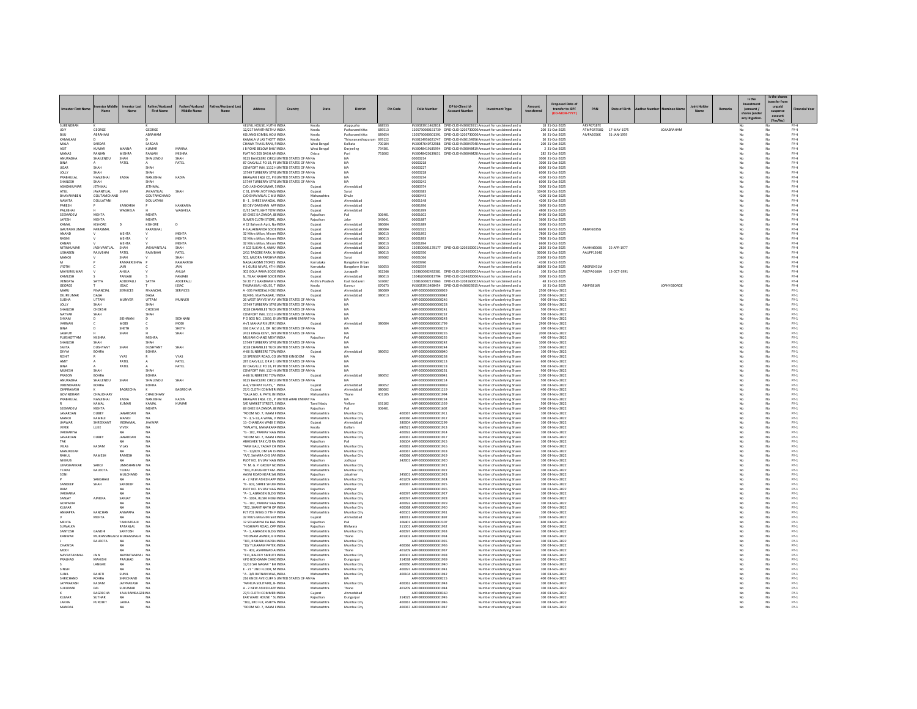| Investor First Name | Investor Middle Name | Investor Last Name | Father/Husband First Name | Father/Husband Middle Name | Father/Husband Last Name | Address | Country | State | District | Pin Code | Folio Number | DP Id-Client Id-Account Number | Investment Type | Amount transferred | Proposed Date of transfer to IEPF (DD-MON-YYYY) | PAN | Date of Birth | Aadhar Number | Nominee Name | Joint Holder Name | Remarks | Is the Investment (amount / shares )under any litigation. | Is the shares transfer from unpaid suspense account (Yes/No) | Financial Year |
|---|---|---|---|---|---|---|---|---|---|---|---|---|---|---|---|---|---|---|---|---|---|---|---|---|
| SURENDRAN | K | | K | | | VELIYIL HOUSE, KUTHI | INDIA | Kerala | Alappuzha | 688533 | IN30023911462818 | DPID-CLID-IN30023911 | Amount for unclaimed and u | 18 | 31-Oct-2025 | AFXPK7187E | | | | | | No | No | FY-4 |
| JOJY | GEORGE | | GEORGE | | | 12/217 MANTHIRETHU | INDIA | Kerala | Pathanamthitta | 689513 | 1205730000151739 | DPID-CLID-1205730000 | Amount for unclaimed and u | 200 | 31-Oct-2025 | ATMPG4758Q | 17-MAY-1975 | | JOJIABRAHAM | | | No | No | FY-4 |
| BIJU | ABRAHAM | | ABRAHAM | | | KOLANGIKOMBIL HOU | INDIA | Kerala | Pathanamthitta | 689654 | 1205730000301391 | DPID-CLID-1205730000 | Amount for unclaimed and u | 30 | 31-Oct-2025 | AIVPA5656K | 31-JAN-1959 | | | | | No | No | FY-4 |
| KAMALAM | D | | D | | | KAMALA VILAS THOTT | INDIA | Kerala | Thiruvananthapuram | 695122 | IN30154950421747 | DPID-CLID-IN30154950 | Amount for unclaimed and u | 20 | 31-Oct-2025 | | | | | | | No | No | FY-4 |
| MALA | SARDAR | | SARDAR | | | CHAWK THAKURANI, | INDIA | West Bengal | Kolkata | 700104 | IN30047640722988 | DPID-CLID-IN30047640 | Amount for unclaimed and u | 200 | 31-Oct-2025 | | | | | | | No | No | FY-4 |
| ASIT | KUMAR | MANNA | KUMAR | MANNA | | J B ROAD BELOW BHU | INDIA | West Bengal | Darjeeling | 734301 | IN30048410185994 | DPID-CLID-IN30048410 | Amount for unclaimed and u | 2 | 31-Oct-2025 | | | | | | | No | No | FY-4 |
| MANAS | RANJAN | MISHRA | RANJAN | MISHRA | | FLAT NO 203 DASH AP | INDIA | Orissa | Puri | 751002 | IN30048420139631 | DPID-CLID-IN30048420 | Amount for unclaimed and u | 282 | 31-Oct-2025 | | | | | | | No | No | FY-4 |
| ANURADHA | SHAILENDU | SHAH | SHAILENDU | SHAH | | 9125 BAVCLERE CIRCLE | UNITED STATES OF AM | NA | NA | | 00000214 | | Amount for unclaimed and u | 3000 | 31-Oct-2025 | | | | | | | No | No | FY-4 |
| BINA | A | PATEL | A | PATEL | | 87 OAKVILLE PO 1B, PF | UNITED STATES OF AM | NA | NA | | 00000218 | | Amount for unclaimed and u | 3000 | 31-Oct-2025 | | | | | | | No | No | FY-4 |
| JIGAR | SHAH | | SHAH | | | COMFORT INN, 1112 HI | UNITED STATES OF AM | NA | NA | | 00000227 | | Amount for unclaimed and u | 6000 | 31-Oct-2025 | | | | | | | No | No | FY-4 |
| JOLLY | SHAH | | SHAH | | | 15749 TURBERRY STREE | UNITED STATES OF AM | NA | NA | | 00000228 | | Amount for unclaimed and u | 6000 | 31-Oct-2025 | | | | | | | No | No | FY-4 |
| PRABHULAL | NANJIBHAI | KADIA | NANJIBHAI | KADIA | | BHAWAN ENGI CO, P O | UNITED STATES OF AM | NA | NA | | 00000234 | | Amount for unclaimed and u | 4200 | 31-Oct-2025 | | | | | | | No | No | FY-4 |
| SHAILESH | SHAH | | SHAH | | | 15749 TURBERRY STREE | UNITED STATES OF AM | NA | NA | | 00000242 | | Amount for unclaimed and u | 6000 | 31-Oct-2025 | | | | | | | No | No | FY-4 |
| ASHOKKUMAR | JETHMAL | | JETHMAL | | | C/O J ASHOKKUMAR, S | INDIA | Gujarat | Ahmedabad | | 00000374 | | Amount for unclaimed and u | 3000 | 31-Oct-2025 | | | | | | | No | No | FY-4 |
| ATUL | JAYANTILAL | SHAH | JAYANTILAL | SHAH | | C 31, JIVAN JYOT NAGA | INDIA | Gujarat | Surat | | 00000383 | | Amount for unclaimed and u | 10400 | 31-Oct-2025 | | | | | | | No | No | FY-4 |
| BHAVANABEN | GOUTAMCHAND | | GOUTAMCHAND | | | C/O BHAVARLAL C MU | INDIA | Maharashtra | Dhule | | 00000443 | | Amount for unclaimed and u | 4200 | 31-Oct-2025 | | | | | | | No | No | FY-4 |
| NAMITA | DOULATANI | | DOULATANI | | | B - 1 , SHREE MANGAL | INDIA | Gujarat | Ahmedabad | | 00001148 | | Amount for unclaimed and u | 4200 | 31-Oct-2025 | | | | | | | No | No | FY-4 |
| PARESH | P | KANKARIA | P | KANKARIA | | 83 DEV DARSHAN APP | INDIA | Gujarat | Ahmedabad | | 00001896 | | Amount for unclaimed and u | 3600 | 31-Oct-2025 | | | | | | | No | No | FY-4 |
| PALABHAI | H | WAGHELA | H | WAGHELA | | D/32 SATELIGHT TOW | INDIA | Gujarat | Ahmedabad | | 00001899 | | Amount for unclaimed and u | 4800 | 31-Oct-2025 | | | | | | | No | No | FY-4 |
| SEEMADEVI | MEHTA | | MEHTA | | | 69 GHEE KA ZANDA, B | INDIA | Rajasthan | Pali | 306401 | 00001602 | | Amount for unclaimed and u | 8400 | 31-Oct-2025 | | | | | | | No | No | FY-4 |
| JAYESH | MEHTA | | MEHTA | | | SUMER CLOTH STORE, | INDIA | Rajasthan | Jalor | 343041 | 00001887 | | Amount for unclaimed and u | 3600 | 31-Oct-2025 | | | | | | | No | No | FY-4 |
| KAMAL | KISHORE | D | KISHORE | D | | A 12 Bahvesh Aptt, Nar | INDIA | Gujarat | Ahmedabad | 380004 | 00001889 | | Amount for unclaimed and u | 3000 | 31-Oct-2025 | | | | | | | No | No | FY-4 |
| GAUTAMKUMAR | PARASMAL | | PARASMAL | | | F-3 ALAKNANDA SOCIE | INDIA | Gujarat | Ahmedabad | 380004 | 00002322 | | Amount for unclaimed and u | 6600 | 31-Oct-2025 | ABBPJ6035G | | | | | | No | No | FY-4 |
| ANAND | V | MEHTA | V | MEHTA | | 32 Mitra Milan, Mirani | INDIA | Gujarat | Ahmedabad | 380013 | 00001892 | | Amount for unclaimed and u | 7800 | 31-Oct-2025 | | | | | | | No | No | FY-4 |
| RASMI | V | MEHTA | V | MEHTA | | 32 Mitra Milan, Mirani | INDIA | Gujarat | Ahmedabad | 380013 | 00001893 | | Amount for unclaimed and u | 7800 | 31-Oct-2025 | | | | | | | No | No | FY-4 |
| KANAN | V | MEHTA | V | MEHTA | | 32 Mitra Milan, Mirani | INDIA | Gujarat | Ahmedabad | 380013 | 00001894 | | Amount for unclaimed and u | 6600 | 31-Oct-2025 | | | | | | | No | No | FY-4 |
| NITINKUMAR | JASHVANTLAL | SHAH | JASHVANTLAL | SHAH | | A 102 SUKAN 4, AKKU | INDIA | Gujarat | Ahmedabad | 380013 | 1203500001178177 | DPID-CLID-1203500001 | Amount for unclaimed and u | 2820 | 31-Oct-2025 | AAHHN6060J | 25-APR-1977 | | | | | No | No | FY-4 |
| USHABEN | RAJIVBHAI | PATEL | RAJIVBHAI | PATEL | | 2/11 TAGORE PARK, NI | INDIA | Gujarat | Ahmedabad | 380015 | 00002350 | | Amount for unclaimed and u | 30000 | 31-Oct-2025 | AAUPP5564G | | | | | | No | No | FY-4 |
| MANOJ | V | SHAH | V | SHAH | | 502, MUDRA PARSHVA | INDIA | Gujarat | Surat | 395002 | 00001066 | | Amount for unclaimed and u | 21600 | 31-Oct-2025 | | | | | | | No | No | FY-4 |
| M | P | RAMAKRISHNA | P | RAMAKRISH | | NAGALAKSMI STORES | INDIA | Karnataka | Bangalore Urban | | 00000990 | | Amount for unclaimed and u | 4200 | 31-Oct-2025 | | | | | | | No | No | FY-4 |
| JYOTHI | C | JAIN | C | JAIN | | # 1 GURU NIVAS, 4TH | INDIA | Karnataka | Bangalore Urban | 560053 | 00002359 | | Amount for unclaimed and u | 16800 | 31-Oct-2025 | ADGPJ0433M | | | | | | No | No | FY-4 |
| MAYURKUMAR | V | AHUJA | V | AHUJA | | 302 GOLA RAINA SOCIE | INDIA | Gujarat | Junagadh | 362266 | 1203600002432381 | DPID-CLID-1203600002 | Amount for unclaimed and u | 100 | 31-Oct-2025 | AUZPA0366A | 13-OCT-1991 | | | | | No | No | FY-4 |
| KAMLESH | S | PANJABI | S | PANJABI | | 8,, TILAK NAGAR SOCIE | INDIA | Gujarat | Ahmedabad | 380013 | 1204620000013794 | DPID-CLID-1204620000 | Amount for unclaimed and u | 3000 | 31-Oct-2025 | | | | | | | No | No | FY-4 |
| VENKATA | SATYA | ADDEPALLI | SATYA | ADDEPALLI | | 59 20 7 2 GANDHAM V | INDIA | Andhra Pradesh | East Godavari | 533002 | 1208160002173863 | DPID-CLID-1208160002 | Amount for unclaimed and u | 48 | 31-Oct-2025 | | | | | | | No | No | FY-4 |
| GEORGE | T | ISSAC | T | ISSAC | | THURAKKAL HOUSE, T | INDIA | Kerala | Kannur | 670673 | IN30023915408454 | DPID-CLID-IN30023915 | Amount for unclaimed and u | 10 | 31-Oct-2025 | ADIPI5816R | | | JOPHYGEORGE | | | No | No | FY-4 |
| MARU | FINANCIAL | SERVICES | FINANCIAL | SERVICES | | A -305 FAIRDEAL HOU | INDIA | Gujarat | Ahmedabad | 380009 | ARF0000000000000019 | | Number of underlying Share | 2500 | 03-Nov-2022 | | | | | | | No | No | FY-1 |
| DILIPKUMAR | DAGA | | DAGA | | | 82/490, VIJAYNAGAR, | INDIA | Gujarat | Ahmedabad | 380013 | ARF0000000000000042 | | Number of underlying Share | 2500 | 03-Nov-2022 | | | | | | | No | No | FY-1 |
| SUDHA | UTTAM | MUNVER | UTTAM | MUNVER | | 26 WEST BAYVIEW AV | UNITED STATES OF AM | NA | NA | | ARF0000000000000246 | | Number of underlying Share | 900 | 03-Nov-2022 | | | | | | | No | No | FY-1 |
| JOLLY | SHAH | | SHAH | | | 15749 TURBERRY STREE | UNITED STATES OF AM | NA | NA | | ARF0000000000000228 | | Number of underlying Share | 1000 | 03-Nov-2022 | | | | | | | No | No | FY-1 |
| SHAILESH | CHOKSHI | | CHOKSHI | | | 3028 CHAMBLEE TUCK | UNITED STATES OF AM | NA | NA | | ARF0000000000000241 | | Number of underlying Share | 500 | 03-Nov-2022 | | | | | | | No | No | FY-1 |
| NATVAR | SHAH | | SHAH | | | COMFORT INN, 1112 HI | UNITED STATES OF AM | NA | NA | | ARF0000000000000232 | | Number of underlying Share | 500 | 03-Nov-2022 | | | | | | | No | No | FY-1 |
| SHYAM | D | SIDHNANI | D | SIDHNANI | | P O BOX NO. 12656, DU | UNITED ARAB EMIRAT | NA | NA | | ARF0000000000000243 | | Number of underlying Share | 300 | 03-Nov-2022 | | | | | | | No | No | FY-1 |
| VARNAN | C | MODI | C | MODI | | A-/1 MAHAVIR KUTIR | INDIA | Gujarat | Ahmedabad | 380004 | ARF0000000000001799 | | Number of underlying Share | 2900 | 03-Nov-2022 | | | | | | | No | No | FY-1 |
| BINA | D | SHETH | D | SHETH | | 336 OAK VILLE, DR. NO | UNITED STATES OF AM | NA | NA | | ARF0000000000000219 | | Number of underlying Share | 300 | 03-Nov-2022 | | | | | | | No | No | FY-1 |
| JAGRUTI | H | SHAH | H | SHAH | | 2413 KINGS KENT, DYE | UNITED STATES OF AM | NA | NA | | ARF0000000000000226 | | Number of underlying Share | 2000 | 03-Nov-2022 | | | | | | | No | No | FY-1 |
| PURSHOTTAM | MISHRA | | MISHRA | | | MUKAM CHAND MEH | INDIA | Rajasthan | Pali | | ARF0000000000000235 | | Number of underlying Share | 400 | 03-Nov-2022 | | | | | | | No | No | FY-1 |
| SHAILESH | SHAH | | SHAH | | | 15749 TURBERRY STREE | UNITED STATES OF AM | NA | NA | | ARF0000000000000242 | | Number of underlying Share | 1000 | 03-Nov-2022 | | | | | | | No | No | FY-1 |
| SMITA | DUSHYANT | SHAH | DUSHYANT | SHAH | | 3028 CHAMBLEE TUCK | UNITED STATES OF AM | NA | NA | | ARF0000000000000244 | | Number of underlying Share | 1500 | 03-Nov-2022 | | | | | | | No | No | FY-1 |
| DIVYA | BOHRA | | BOHRA | | | A-66 SUNBREERE TOW | INDIA | Gujarat | Ahmedabad | 380052 | ARF0000000000000040 | | Number of underlying Share | 100 | 03-Nov-2022 | | | | | | | No | No | FY-1 |
| ROHIT | R | VYAS | R | VYAS | | 13 SPENSER ROAD, CO | UNITED KINGDOM | NA | | | ARF0000000000000238 | | Number of underlying Share | 600 | 03-Nov-2022 | | | | | | | No | No | FY-1 |
| AMIT | A | PATEL | A | PATEL | | 287 OAKVILLE, DR # 1 | UNITED STATES OF AM | NA | NA | | ARF0000000000000213 | | Number of underlying Share | 600 | 03-Nov-2022 | | | | | | | No | No | FY-1 |
| BINA | A | PATEL | A | PATEL | | 87 OAKVILLE PO 1B, PF | UNITED STATES OF AM | NA | NA | | ARF0000000000000218 | | Number of underlying Share | 500 | 03-Nov-2022 | | | | | | | No | No | FY-1 |
| MUKESH | SHAH | | SHAH | | | COMFORT INN, 1112 HI | UNITED STATES OF AM | NA | NA | | ARF0000000000000231 | | Number of underlying Share | 900 | 03-Nov-2022 | | | | | | | No | No | FY-1 |
| PRASON | BOHRA | | BOHRA | | | A-66 SUNBREERE TOW | INDIA | Gujarat | Ahmedabad | 380052 | ARF0000000000000041 | | Number of underlying Share | 1100 | 03-Nov-2022 | | | | | | | No | No | FY-1 |
| ANURADHA | SHAILENDU | SHAH | SHAILENDU | SHAH | | 9125 BAVCLERE CIRCLE | UNITED STATES OF AM | NA | NA | | ARF0000000000000214 | | Number of underlying Share | 500 | 03-Nov-2022 | | | | | | | No | No | FY-1 |
| VIRENDRABAI | BOHRA | | BOHRA | | | A-4, VISHRAT FLATS, " | INDIA | Gujarat | Ahmedabad | 380052 | ARF0000000000000039 | | Number of underlying Share | 100 | 03-Nov-2022 | | | | | | | No | No | FY-1 |
| OMPRAKASH | K | BAGRECHA | K | BAGRECHA | | 27/1 CLOTH COMMER | INDIA | Gujarat | Ahmedabad | 380002 | ARF0000000000001219 | | Number of underlying Share | 400 | 03-Nov-2022 | | | | | | | No | No | FY-1 |
| GOVINDRAM | CHAUDHARY | | CHAUDHARY | | | "GALA NO. 4, PATIL IN | INDIA | Maharashtra | Thane | 401105 | ARF0000000000001994 | | Number of underlying Share | 100 | 03-Nov-2022 | | | | | | | No | No | FY-1 |
| PRABHULAL | NANJIBHAI | KADIA | NANJIBHAI | KADIA | | BHAWAN ENGI. CO., P | UNITED ARAB EMIRAT | NA | NA | | ARF0000000000000234 | | Number of underlying Share | 700 | 03-Nov-2022 | | | | | | | No | No | FY-1 |
| R | KAMAL | KUMAR | KAMAL | KUMAR | | 5/E MARKET STREET, S | INDIA | Tamil Nadu | Vellore | 631102 | ARF0000000000001359 | | Number of underlying Share | 500 | 03-Nov-2022 | | | | | | | No | No | FY-1 |
| SEEMADEVI | MEHTA | | MEHTA | | | 69 GHEE KA ZANDA, B | INDIA | Rajasthan | Pali | 306401 | ARF0000000000001602 | | Number of underlying Share | 1400 | 03-Nov-2022 | | | | | | | No | No | FY-1 |
| JANARDAN | DUBEY | JANARDAN | NA | | | "ROOM NO. 7, IMAM F | INDIA | Maharashtra | Mumbai City | 400067 | ARF0000000000001911 | | Number of underlying Share | 100 | 03-Nov-2022 | | | | | | | No | No | FY-1 |
| MANOJ | KAMBLE | MANOJ | NA | | | "R - 3, S-13, A WING, V | INDIA | Maharashtra | Mumbai City | 400060 | ARF0000000000001912 | | Number of underlying Share | 100 | 03-Nov-2022 | | | | | | | No | No | FY-1 |
| JHAWAR | SHREEKANT | INDRAMAL | JHAWAR | | | 11- CHANDAN WADI E | INDIA | Gujarat | Ahmedabad | 380004 | ARF0000000000002299 | | Number of underlying Share | 100 | 03-Nov-2022 | | | | | | | No | No | FY-1 |
| VIVEK | LUKE | VIVEK | NA | | | "MALAYIL, MANAKKAR | INDIA | Kerala | Kollam | 690521 | ARF0000000000001913 | | Number of underlying Share | 100 | 03-Nov-2022 | | | | | | | No | No | FY-1 |
| VAKHARIYA | | NA | NA | | | "G - 102, PRANAY NAG | INDIA | Maharashtra | Mumbai City | 400092 | ARF0000000000001914 | | Number of underlying Share | 100 | 03-Nov-2022 | | | | | | | No | No | FY-1 |
| JANARDAN | DUBEY | JANARDAN | NA | | | "ROOM NO. 7, IMAM F | INDIA | Maharashtra | Mumbai City | 400067 | ARF0000000000001917 | | Number of underlying Share | 100 | 03-Nov-2022 | | | | | | | No | No | FY-1 |
| TAK | | NA | NA | | | ABHISHEK TAK C/O RA | INDIA | Rajasthan | Pali | 306104 | ARF0000000000001915 | | Number of underlying Share | 100 | 03-Nov-2022 | | | | | | | No | No | FY-1 |
| VILAS | KADAM | VILAS | NA | | | "RAM GALI, YADAV CH | INDIA | Maharashtra | Mumbai City | 400063 | ARF0000000000001916 | | Number of underlying Share | 100 | 03-Nov-2022 | | | | | | | No | No | FY-1 |
| MANJREKAR | | NA | NA | | | "D - 12/829, OM SAI CH | INDIA | Maharashtra | Mumbai City | 400067 | ARF0000000000001918 | | Number of underlying Share | 100 | 03-Nov-2022 | | | | | | | No | No | FY-1 |
| RAHUL | RAMESH | RAMESH | NA | | | "A/7, SAHARA CHS SAN | INDIA | Maharashtra | Mumbai City | 400066 | ARF0000000000001919 | | Number of underlying Share | 100 | 03-Nov-2022 | | | | | | | No | No | FY-1 |
| NIKKUB | | NA | NA | | | PLOT NO. 8 VIJAY NAG | INDIA | Rajasthan | Jodhpur | 342001 | ARF0000000000001920 | | Number of underlying Share | 100 | 03-Nov-2022 | | | | | | | No | No | FY-1 |
| UMASHANKAR | SAROJ | UMASHANKAR | NA | | | "P. M. G. P. GROUP NO | INDIA | Maharashtra | Mumbai City | | ARF0000000000001921 | | Number of underlying Share | 100 | 03-Nov-2022 | | | | | | | No | No | FY-1 |
| TEJRAJ | BALDOTA | TEJRAJ | NA | | | "303, PURUSHOTTAM / | INDIA | Maharashtra | Mumbai City | | ARF0000000000001922 | | Number of underlying Share | 100 | 03-Nov-2022 | | | | | | | No | No | FY-1 |
| SONI | | MULCHAND | NA | | | AASNI ROAD NEAR SAI | INDIA | Rajasthan | Jaisalmer | 345001 | ARF0000000000001923 | | Number of underlying Share | 100 | 03-Nov-2022 | | | | | | | No | No | FY-1 |
| P | SANGHAVI | NA | NA | | | A - 2 NEW ASHISH APP | INDIA | Maharashtra | Mumbai City | 401209 | ARF0000000000001924 | | Number of underlying Share | 100 | 03-Nov-2022 | | | | | | | No | No | FY-1 |
| SANDEEP | SHAH | SANDEEP | NA | | | "B - 803, SHREE SHUBH | INDIA | Maharashtra | Mumbai City | 400067 | ARF0000000000001925 | | Number of underlying Share | 100 | 03-Nov-2022 | | | | | | | No | No | FY-1 |
| RAM | | NA | NA | | | PLOT NO. 8 VIJAY NAG | INDIA | Rajasthan | Jodhpur | | ARF0000000000001926 | | Number of underlying Share | 100 | 03-Nov-2022 | | | | | | | No | No | FY-1 |
| VAKHARIA | | NA | NA | | | "A - 1, AGRASEN BLDG | INDIA | Maharashtra | Mumbai City | 400097 | ARF0000000000001927 | | Number of underlying Share | 100 | 03-Nov-2022 | | | | | | | No | No | FY-1 |
| SANJAY | AJMERA | SANJAY | NA | | | "A - 1004, RUSHI HEIG | INDIA | Maharashtra | Mumbai City | 400097 | ARF0000000000001928 | | Number of underlying Share | 100 | 03-Nov-2022 | | | | | | | No | No | FY-1 |
| GOWADIA | | NA | NA | | | "G - 102, PRANAY NAG | INDIA | Maharashtra | Mumbai City | 400092 | ARF0000000000001929 | | Number of underlying Share | 100 | 03-Nov-2022 | | | | | | | No | No | FY-1 |
| KUMAR | | NA | NA | | | "202, SHANTINATH CH | INDIA | Maharashtra | Mumbai City | 400068 | ARF0000000000001930 | | Number of underlying Share | 100 | 03-Nov-2022 | | | | | | | No | No | FY-1 |
| ANNAPPA | KANCHAN | ANNAPPA | NA | | | FLT 701 WING D 7TH F | INDIA | Maharashtra | Mumbai City | 400101 | ARF0000000000001931 | | Number of underlying Share | 100 | 03-Nov-2022 | | | | | | | No | No | FY-1 |
| V | MEHTA | NA | NA | | | 32 Mitra Milan Miram | INDIA | Gujarat | Ahmedabad | 380013 | ARF0000000000001892 | | Number of underlying Share | 1300 | 03-Nov-2022 | | | | | | | No | No | FY-1 |
| MEHTA | | TAKHATRAJJI | NA | | | 12 SOLANKIYA KA BAS | INDIA | Rajasthan | Pali | 306401 | ARF0000000000002307 | | Number of underlying Share | 600 | 03-Nov-2022 | | | | | | | No | No | FY-1 |
| SUWALKA | | RATANLAL | NA | | | "HIGHWAY ROAD, OPP | INDIA | Rajasthan | Bhilwara | 311001 | ARF0000000000001932 | | Number of underlying Share | 100 | 03-Nov-2022 | | | | | | | No | No | FY-1 |
| SANTOSH | GANDHI | SANTOSH | NA | | | "A - 1, AGRASEN BLDG | INDIA | Maharashtra | Mumbai City | 400097 | ARF0000000000001933 | | Number of underlying Share | 100 | 03-Nov-2022 | | | | | | | No | No | FY-1 |
| KANWAR | MULKANSINGJISE | MULKANSINGH | NA | | | "POONAM ANNEX, B W | INDIA | Maharashtra | Thane | 401303 | ARF0000000000001934 | | Number of underlying Share | 100 | 03-Nov-2022 | | | | | | | No | No | FY-1 |
| J | BALDOTA | NA | NA | | | "301, RISHABH DARSHA | INDIA | Maharashtra | Mumbai City | | ARF0000000000001935 | | Number of underlying Share | 100 | 03-Nov-2022 | | | | | | | No | No | FY-1 |
| CHAWDA | | NA | NA | | | "10/ TUKARAM PATEL | INDIA | Maharashtra | Mumbai City | 400066 | ARF0000000000001936 | | Number of underlying Share | 100 | 03-Nov-2022 | | | | | | | No | No | FY-1 |
| MODI | | NA | NA | | | "B - 403, ASHIRWAD AI | INDIA | Maharashtra | Thane | 401209 | ARF0000000000001937 | | Number of underlying Share | 100 | 03-Nov-2022 | | | | | | | No | No | FY-1 |
| NAVRATANMAL | JAIN | NAVRATANMAL | NA | | | "311, BALDEV SMRUTI | INDIA | Maharashtra | Mumbai City | 400101 | ARF0000000000001938 | | Number of underlying Share | 100 | 03-Nov-2022 | | | | | | | No | No | FY-1 |
| PRAHLAD | MAHESHI | PRALHAD | NA | | | VPO BODIGAMA CHHO | INDIA | Rajasthan | Dungarpur | 314038 | ARF0000000000001939 | | Number of underlying Share | 100 | 03-Nov-2022 | | | | | | | No | No | FY-1 |
| S | LANGHE | NA | NA | | | 12/13 SAI NAGAR " BH | INDIA | Maharashtra | Mumbai City | 400050 | ARF0000000000001940 | | Number of underlying Share | 100 | 03-Nov-2022 | | | | | | | No | No | FY-1 |
| SINGH | | NA | NA | | | E - 21 " 2ND FLOOR, M | INDIA | Maharashtra | Mumbai City | 400097 | ARF0000000000001941 | | Number of underlying Share | 100 | 03-Nov-2022 | | | | | | | No | No | FY-1 |
| SUNIL | BAHETI | SUNIL | NA | | | "A - 3/8 RATNANIWAS, | INDIA | Maharashtra | Mumbai City | 400104 | ARF0000000000001942 | | Number of underlying Share | 100 | 03-Nov-2022 | | | | | | | No | No | FY-1 |
| SHRICHAND | ROHRA | SHRICHAND | NA | | | 216 KNOX AVE CLIFF S | UNITED STATES OF AM | NA | NA | | ARF0000000000000215 | | Number of underlying Share | 400 | 03-Nov-2022 | | | | | | | No | No | FY-1 |
| JAYPRAKASH | KADAM | JAYPRAKASH | NA | | | "RAHEJA SOLITAIRE, B | INDIA | Maharashtra | Mumbai City | 400062 | ARF0000000000001943 | | Number of underlying Share | 100 | 03-Nov-2022 | | | | | | | No | No | FY-1 |
| SUKUMAR | PAL | SUKUMAR | NA | | | A - 2 NEW ASHISH APP | INDIA | Maharashtra | Thane | 401209 | ARF0000000000001944 | | Number of underlying Share | 100 | 03-Nov-2022 | | | | | | | No | No | FY-1 |
| K | BAGRECHA | KALURAMBAGRECHA | NA | | | 27/1 CLOTH COMMER | INDIA | Gujarat | Ahmedabad | | ARF0000000000000360 | | Number of underlying Share | 400 | 03-Nov-2022 | | | | | | | No | No | FY-1 |
| KUMAR | SUTHAR | NA | NA | | | EAR WARE HOUSE " SU | INDIA | Rajasthan | Dungarpur | 314025 | ARF0000000000001945 | | Number of underlying Share | 100 | 03-Nov-2022 | | | | | | | No | No | FY-1 |
| LAKHA | PUROHIT | LAKHA | NA | | | "303, 3RD FLR, ASHIYA | INDIA | Maharashtra | Mumbai City | 400061 | ARF0000000000001946 | | Number of underlying Share | 100 | 03-Nov-2022 | | | | | | | No | No | FY-1 |
| MANDAL | | NA | NA | | | "ROOM NO. 7, IMAM F | INDIA | Maharashtra | Mumbai City | 400067 | ARF0000000000001947 | | Number of underlying Share | 100 | 03-Nov-2022 | | | | | | | No | No | FY-1 |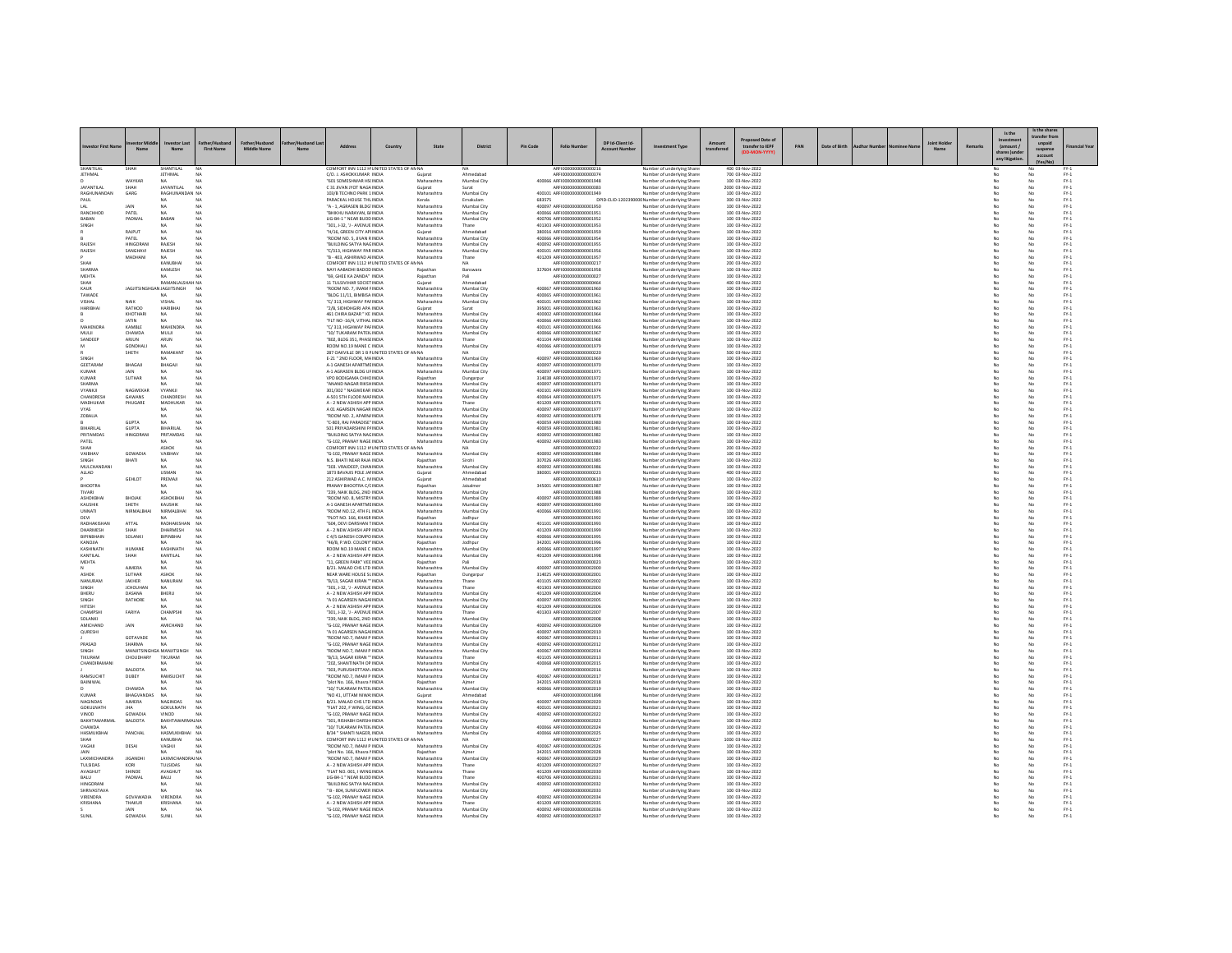| Investor First Name | Investor Middle Name | Investor Last Name | Father/Husband First Name | Father/Husband Middle Name | Father/Husband Last Name | Address | Country | State | District | Pin Code | Folio Number | DP Id-Client Id-Account Number | Investment Type | Amount transferred | Proposed Date of transfer to IEPF (DD-MON-YYYY) | PAN | Date of Birth | Aadhar Number | Nominee Name | Joint Holder Name | Remarks | Is the Investment (amount / shares )under any litigation. | Is the shares transfer from unpaid suspense account (Yes/No) | Financial Year |
|---|---|---|---|---|---|---|---|---|---|---|---|---|---|---|---|---|---|---|---|---|---|---|---|---|
| SHANTILAL | SHAH | SHANTILAL | NA | | | COMFORT INN 1112 H | UNITED STATES OF AM | NA | | | ARF0000000000000216 | | Number of underlying Shares | 400 | 03-Nov-2022 | | | | | | | No | No | FY-1 |
| JETHMAL | | JETHMAL | NA | | | C/O. J. ASHOKKUMAR | INDIA | Gujarat | Ahmedabad | | ARF0000000000000374 | | Number of underlying Shares | 700 | 03-Nov-2022 | | | | | | | No | No | FY-1 |
| D | WAYKAR | NA | NA | | | "601 SOMESHWAR HSG | INDIA | Maharashtra | Mumbai City | 400066 | ARF0000000000001948 | | Number of underlying Shares | 100 | 03-Nov-2022 | | | | | | | No | No | FY-1 |
| JAYANTILAL | SHAH | JAYANTILAL | NA | | | C 31 JIVAN JYOT NAGAR | INDIA | Gujarat | Surat | | ARF0000000000000383 | | Number of underlying Shares | 2000 | 03-Nov-2022 | | | | | | | No | No | FY-1 |
| RAGHUNANDAN | GARG | RAGHUNANDAN | NA | | | 103/B TECHNO PARK 1 | INDIA | Maharashtra | Mumbai City | 400101 | ARF0000000000001949 | | Number of underlying Shares | 300 | 03-Nov-2022 | | | | | | | No | No | FY-1 |
| PAUL | | NA | NA | | | PARACKAL HOUSE THU | INDIA | Kerala | Ernakulam | 683575 | | DPID-CLID-1202390000 | Number of underlying Shares | 300 | 03-Nov-2022 | | | | | | | No | No | FY-1 |
| LAL | JAIN | NA | NA | | | "A - 1, AGRASEN BLDG | INDIA | Maharashtra | Mumbai City | 400097 | ARF0000000000001950 | | Number of underlying Shares | 100 | 03-Nov-2022 | | | | | | | No | No | FY-1 |
| RANCHHOD | PATEL | NA | NA | | | "BHIKHU NARAYAN, B | INDIA | Maharashtra | Mumbai City | 400066 | ARF0000000000001951 | | Number of underlying Shares | 100 | 03-Nov-2022 | | | | | | | No | No | FY-1 |
| BABAN | PADWAL | BABAN | NA | | | LIG-84-1 " NEAR BUDD | INDIA | Maharashtra | Mumbai City | 400706 | ARF0000000000001952 | | Number of underlying Shares | 100 | 03-Nov-2022 | | | | | | | No | No | FY-1 |
| SINGH | | NA | NA | | | "301, J-32, 'J- AVENUE | INDIA | Maharashtra | Thane | 401303 | ARF0000000000001953 | | Number of underlying Shares | 100 | 03-Nov-2022 | | | | | | | No | No | FY-1 |
| R | RAJPUT | NA | NA | | | "H/16, GREEN CITY APA | INDIA | Gujarat | Ahmedabad | 380016 | ARF0000000000001959 | | Number of underlying Shares | 100 | 03-Nov-2022 | | | | | | | No | No | FY-1 |
| B | PATEL | NA | NA | | | "ROOM NO. 5, JIVAN R | INDIA | Maharashtra | Mumbai City | 400066 | ARF0000000000001954 | | Number of underlying Shares | 100 | 03-Nov-2022 | | | | | | | No | No | FY-1 |
| RAJESH | HINGORANI | RAJESH | NA | | | "BUILDING SATYA NAG | INDIA | Maharashtra | Mumbai City | 400092 | ARF0000000000001955 | | Number of underlying Shares | 100 | 03-Nov-2022 | | | | | | | No | No | FY-1 |
| RAJESH | SANGHAVI | RAJESH | NA | | | "C/313, HIGHWAY PAR | INDIA | Maharashtra | Mumbai City | 400101 | ARF0000000000001956 | | Number of underlying Shares | 100 | 03-Nov-2022 | | | | | | | No | No | FY-1 |
| P | MADHANI | NA | NA | | | "B - 403, ASHIRWAD A | INDIA | Maharashtra | Thane | 401209 | ARF0000000000001957 | | Number of underlying Shares | 100 | 03-Nov-2022 | | | | | | | No | No | FY-1 |
| SHAH | | RANUBHAI | NA | | | COMFORT INN 1112 H | UNITED STATES OF AM | NA | | | ARF0000000000000217 | | Number of underlying Shares | 200 | 03-Nov-2022 | | | | | | | No | No | FY-1 |
| SHARMA | | KAMLESH | NA | | | NAYI AABADHI BADOD | INDIA | Rajasthan | Banswara | 327604 | ARF0000000000001958 | | Number of underlying Shares | 100 | 03-Nov-2022 | | | | | | | No | No | FY-1 |
| MEHTA | | NA | NA | | | "48, GHEE KA ZANDA" | INDIA | Rajasthan | Pali | | ARF0000000000000037 | | Number of underlying Shares | 100 | 03-Nov-2022 | | | | | | | No | No | FY-1 |
| SHAH | | RAMANLALSHAH | NA | | | 11 TULSIVIHAR SOCIET | INDIA | Gujarat | Ahmedabad | | ARF0000000000000464 | | Number of underlying Shares | 400 | 03-Nov-2022 | | | | | | | No | No | FY-1 |
| KAUR | JAGJITSINGHGAN | JAGJITSINGH | NA | | | "ROOM NO. 7, IMAM F | INDIA | Maharashtra | Mumbai City | 400067 | ARF0000000000001960 | | Number of underlying Shares | 100 | 03-Nov-2022 | | | | | | | No | No | FY-1 |
| TAWADE | | NA | NA | | | "BLDG 11/11, BIMBISA | INDIA | Maharashtra | Mumbai City | 400065 | ARF0000000000001961 | | Number of underlying Shares | 100 | 03-Nov-2022 | | | | | | | No | No | FY-1 |
| VISHAL | NAIK | VISHAL | NA | | | "C/ 313, HIGHWAY PAF | INDIA | Maharashtra | Mumbai City | 400101 | ARF0000000000001962 | | Number of underlying Shares | 100 | 03-Nov-2022 | | | | | | | No | No | FY-1 |
| HARIBHAI | RATHOD | HARIBHAI | NA | | | "2/8, SIDHDHGIRI APA | INDIA | Gujarat | Surat | 395001 | ARF0000000000001963 | | Number of underlying Shares | 100 | 03-Nov-2022 | | | | | | | No | No | FY-1 |
| B | KHOTHARI | NA | NA | | | 461 CHIRA BAZAR " KE | INDIA | Maharashtra | Mumbai City | 400002 | ARF0000000000001964 | | Number of underlying Shares | 100 | 03-Nov-2022 | | | | | | | No | No | FY-1 |
| D | JATIN | NA | NA | | | "FLT NO -16/4, VITHAL | INDIA | Maharashtra | Mumbai City | 400066 | ARF0000000000001965 | | Number of underlying Shares | 100 | 03-Nov-2022 | | | | | | | No | No | FY-1 |
| MAHENDRA | KAMBLE | MAHENDRA | NA | | | "C/ 313, HIGHWAY PAR | INDIA | Maharashtra | Mumbai City | 400101 | ARF0000000000001966 | | Number of underlying Shares | 100 | 03-Nov-2022 | | | | | | | No | No | FY-1 |
| MULJI | CHAWDA | MULJI | NA | | | "10/ TUKARAM PATEK | INDIA | Maharashtra | Mumbai City | 400066 | ARF0000000000001967 | | Number of underlying Shares | 100 | 03-Nov-2022 | | | | | | | No | No | FY-1 |
| SANDEEP | ARJUN | ARJUN | NA | | | "B02, BLDG 351, PHASE | INDIA | Maharashtra | Thane | 401104 | ARF0000000000001968 | | Number of underlying Shares | 100 | 03-Nov-2022 | | | | | | | No | No | FY-1 |
| M | GONDHALI | NA | NA | | | ROOM NO.19 MANE C | INDIA | Maharashtra | Mumbai City | 400066 | ARF0000000000001979 | | Number of underlying Shares | 100 | 03-Nov-2022 | | | | | | | No | No | FY-1 |
| R | SHETH | RAMAKANT | NA | | | 287 OAKVILLE DR 1 B P | UNITED STATES OF AM | NA | | | ARF0000000000000220 | | Number of underlying Shares | 500 | 03-Nov-2022 | | | | | | | No | No | FY-1 |
| SINGH | | NA | NA | | | E-21 " 2ND FLOOR, MA | INDIA | Maharashtra | Mumbai City | 400097 | ARF0000000000001969 | | Number of underlying Shares | 100 | 03-Nov-2022 | | | | | | | No | No | FY-1 |
| GEETARAM | BHAGAJI | BHAGAJI | NA | | | A-1 GANESH APARTME | INDIA | Maharashtra | Mumbai City | 400097 | ARF0000000000001970 | | Number of underlying Shares | 100 | 03-Nov-2022 | | | | | | | No | No | FY-1 |
| KUWAR | JAIN | NA | NA | | | A-1 AGRASEN BLDG LI | INDIA | Maharashtra | Mumbai City | 400097 | ARF0000000000001971 | | Number of underlying Shares | 100 | 03-Nov-2022 | | | | | | | No | No | FY-1 |
| KUMAR | SUTHAR | NA | NA | | | VPO BODIGAMA CHHO | INDIA | Rajasthan | Dungarpur | 314038 | ARF0000000000001972 | | Number of underlying Shares | 100 | 03-Nov-2022 | | | | | | | No | No | FY-1 |
| SHARMA | | NA | NA | | | "ANAND NAGAR RIKSH | INDIA | Maharashtra | Mumbai City | 400097 | ARF0000000000001973 | | Number of underlying Shares | 100 | 03-Nov-2022 | | | | | | | No | No | FY-1 |
| VYANKJI | NAGWEKAR | VYANKJI | NA | | | 301/302 " NAGWEKAR | INDIA | Maharashtra | Mumbai City | 401101 | ARF0000000000001974 | | Number of underlying Shares | 100 | 03-Nov-2022 | | | | | | | No | No | FY-1 |
| CHANDRESH | GAWANS | CHANDRESH | NA | | | A-501 5TH FLOOR MAR | INDIA | Maharashtra | Mumbai City | 400064 | ARF0000000000001975 | | Number of underlying Shares | 100 | 03-Nov-2022 | | | | | | | No | No | FY-1 |
| MADHUKAR | PHUGARE | MADHUKAR | NA | | | A - 2 NEW ASHISH APP | INDIA | Maharashtra | Thane | 401209 | ARF0000000000001976 | | Number of underlying Shares | 100 | 03-Nov-2022 | | | | | | | No | No | FY-1 |
| VYAS | | NA | NA | | | A 01 AGARSEN NAGAR | INDIA | Maharashtra | Mumbai City | 400097 | ARF0000000000001977 | | Number of underlying Shares | 100 | 03-Nov-2022 | | | | | | | No | No | FY-1 |
| ZOBALIA | | NA | NA | | | "ROOM NO. 2, APARNA | INDIA | Maharashtra | Mumbai City | 400092 | ARF0000000000001978 | | Number of underlying Shares | 100 | 03-Nov-2022 | | | | | | | No | No | FY-1 |
| B | GUPTA | NA | NA | | | "C-803, RAJ PARADISE" | INDIA | Maharashtra | Mumbai City | 400059 | ARF0000000000001980 | | Number of underlying Shares | 100 | 03-Nov-2022 | | | | | | | No | No | FY-1 |
| BIHARILAL | GUPTA | BIHARILAL | NA | | | 501 PRIYADARSHINI P | INDIA | Maharashtra | Mumbai City | 400059 | ARF0000000000001981 | | Number of underlying Shares | 100 | 03-Nov-2022 | | | | | | | No | No | FY-1 |
| PRITAMDAS | HINGORANI | PRITAMDAS | NA | | | "BUILDING SATYA NAG | INDIA | Maharashtra | Mumbai City | 400092 | ARF0000000000001982 | | Number of underlying Shares | 100 | 03-Nov-2022 | | | | | | | No | No | FY-1 |
| PATEL | | NA | NA | | | "G-102, PRANAY NAGE | INDIA | Maharashtra | Mumbai City | 400092 | ARF0000000000001983 | | Number of underlying Shares | 100 | 03-Nov-2022 | | | | | | | No | No | FY-1 |
| SHAH | | ASHOK | NA | | | COMFORT INN 1112 H | UNITED STATES OF AM | NA | | | ARF0000000000000222 | | Number of underlying Shares | 200 | 03-Nov-2022 | | | | | | | No | No | FY-1 |
| VAIBHAV | GOWADIA | VAIBHAV | NA | | | "G-102, PRANAY NAGE | INDIA | Maharashtra | Mumbai City | 400092 | ARF0000000000001984 | | Number of underlying Shares | 100 | 03-Nov-2022 | | | | | | | No | No | FY-1 |
| SINGH | BHATI | NA | NA | | | N.S. BHATI NEAR RAJA | INDIA | Rajasthan | Sirohi | 307026 | ARF0000000000001985 | | Number of underlying Shares | 100 | 03-Nov-2022 | | | | | | | No | No | FY-1 |
| MULCHANDANI | | NA | NA | | | "303, VRAJDEEP, CHAN | INDIA | Maharashtra | Mumbai City | 400092 | ARF0000000000001986 | | Number of underlying Shares | 100 | 03-Nov-2022 | | | | | | | No | No | FY-1 |
| ALLAD | | USMAN | NA | | | 1873 BAVAJIS POLE JAI | INDIA | Gujarat | Ahmedabad | 380001 | ARF0000000000000223 | | Number of underlying Shares | 400 | 03-Nov-2022 | | | | | | | No | No | FY-1 |
| P | GEHLOT | PREMAJI | NA | | | 212 ASHIRWAD A.C. M | INDIA | Gujarat | Ahmedabad | | ARF0000000000000610 | | Number of underlying Shares | 100 | 03-Nov-2022 | | | | | | | No | No | FY-1 |
| BHOOTRA | | NA | NA | | | PRANAY BHOOTRA C/ | INDIA | Rajasthan | Jaisalmer | 345001 | ARF0000000000001987 | | Number of underlying Shares | 100 | 03-Nov-2022 | | | | | | | No | No | FY-1 |
| TIVARI | | NA | NA | | | "239, NAIK BLDG, 2ND | INDIA | Maharashtra | Mumbai City | | ARF0000000000001988 | | Number of underlying Shares | 100 | 03-Nov-2022 | | | | | | | No | No | FY-1 |
| ASHOKBHAI | BHOJAK | ASHOKBHAI | NA | | | "ROOM NO. 8, MISTRY | INDIA | Maharashtra | Mumbai City | 400097 | ARF0000000000001989 | | Number of underlying Shares | 100 | 03-Nov-2022 | | | | | | | No | No | FY-1 |
| KAUSHIK | SHETH | KAUSHIK | NA | | | A-1 GANESH APARTME | INDIA | Maharashtra | Mumbai City | 400097 | ARF0000000000001990 | | Number of underlying Shares | 100 | 03-Nov-2022 | | | | | | | No | No | FY-1 |
| UNNATI | NIRMALBHAI | NIRMALBHAI | NA | | | "ROOM NO.12, 4TH FL | INDIA | Maharashtra | Mumbai City | 400066 | ARF0000000000001991 | | Number of underlying Shares | 100 | 03-Nov-2022 | | | | | | | No | No | FY-1 |
| DEVI | | NA | NA | | | "PLOT NO. 166, KHASR | INDIA | Rajasthan | Jodhpur | | ARF0000000000001992 | | Number of underlying Shares | 100 | 03-Nov-2022 | | | | | | | No | No | FY-1 |
| RADHAKISHAN | ATTAL | RADHAKISHAN | NA | | | "604, DEVI DARSHAN T | INDIA | Maharashtra | Mumbai City | 401101 | ARF0000000000001993 | | Number of underlying Shares | 100 | 03-Nov-2022 | | | | | | | No | No | FY-1 |
| DHARMESH | SHAH | DHARMESH | NA | | | A - 2 NEW ASHISH APP | INDIA | Maharashtra | Mumbai City | 401209 | ARF0000000000001999 | | Number of underlying Shares | 100 | 03-Nov-2022 | | | | | | | No | No | FY-1 |
| BIPINBHAI | SOLANKI | BIPINBHAI | NA | | | C 4/5 GANESH COMPO | INDIA | Maharashtra | Mumbai City | 400066 | ARF0000000000001995 | | Number of underlying Shares | 100 | 03-Nov-2022 | | | | | | | No | No | FY-1 |
| KANOJIA | | NA | NA | | | "46/B, P.WD. COLONY | INDIA | Rajasthan | Jodhpur | 342001 | ARF0000000000001996 | | Number of underlying Shares | 100 | 03-Nov-2022 | | | | | | | No | No | FY-1 |
| KASHINATH | HUMANE | KASHINATH | NA | | | ROOM NO.19 MANE C | INDIA | Maharashtra | Mumbai City | 400066 | ARF0000000000001997 | | Number of underlying Shares | 100 | 03-Nov-2022 | | | | | | | No | No | FY-1 |
| KANTILAL | SHAH | KANTILAL | NA | | | A - 2 NEW ASHISH APP | INDIA | Maharashtra | Mumbai City | 401209 | ARF0000000000001998 | | Number of underlying Shares | 100 | 03-Nov-2022 | | | | | | | No | No | FY-1 |
| MEHTA | | NA | NA | | | "11, GREEN PARK" VEE | INDIA | Rajasthan | Pali | | ARF0000000000000023 | | Number of underlying Shares | 100 | 03-Nov-2022 | | | | | | | No | No | FY-1 |
| N | AJMERA | NA | NA | | | B/21. MALAD CHS LTD | INDIA | Maharashtra | Mumbai City | 400097 | ARF0000000000002000 | | Number of underlying Shares | 100 | 03-Nov-2022 | | | | | | | No | No | FY-1 |
| ASHOK | SUTHAR | ASHOK | NA | | | NEAR WARE HOUSE S | INDIA | Rajasthan | Dungarpur | 314025 | ARF0000000000002001 | | Number of underlying Shares | 100 | 03-Nov-2022 | | | | | | | No | No | FY-1 |
| NANURAM | JAKHER | NANURAM | NA | | | "B/13, SAGAR KIRAN " | INDIA | Maharashtra | Thane | 401105 | ARF0000000000002002 | | Number of underlying Shares | 100 | 03-Nov-2022 | | | | | | | No | No | FY-1 |
| SINGH | JCHOUHAN | NA | NA | | | "301, J-32, 'J- AVENUE | INDIA | Maharashtra | Thane | 401303 | ARF0000000000002003 | | Number of underlying Shares | 100 | 03-Nov-2022 | | | | | | | No | No | FY-1 |
| BHERU | DASANA | BHERU | NA | | | A - 2 NEW ASHISH APP | INDIA | Maharashtra | Mumbai City | 401209 | ARF0000000000002004 | | Number of underlying Shares | 100 | 03-Nov-2022 | | | | | | | No | No | FY-1 |
| SINGH | RATHORE | NA | NA | | | "A 01 AGARSEN NAGAR | INDIA | Maharashtra | Mumbai City | 400097 | ARF0000000000002005 | | Number of underlying Shares | 100 | 03-Nov-2022 | | | | | | | No | No | FY-1 |
| HITESH | | NA | NA | | | A - 2 NEW ASHISH APP | INDIA | Maharashtra | Mumbai City | 401209 | ARF0000000000002006 | | Number of underlying Shares | 100 | 03-Nov-2022 | | | | | | | No | No | FY-1 |
| CHAMPSHI | FARIYA | CHAMPSHI | NA | | | "301, J-32, 'J- AVENUE | INDIA | Maharashtra | Thane | 401303 | ARF0000000000002007 | | Number of underlying Shares | 100 | 03-Nov-2022 | | | | | | | No | No | FY-1 |
| SOLANKI | | NA | NA | | | "239, NAIK BLDG, 2ND | INDIA | Maharashtra | Mumbai City | | ARF0000000000002008 | | Number of underlying Shares | 100 | 03-Nov-2022 | | | | | | | No | No | FY-1 |
| AMICHAND | JAIN | AMICHAND | NA | | | "G-102, PRANAY NAGE | INDIA | Maharashtra | Mumbai City | 400092 | ARF0000000000002009 | | Number of underlying Shares | 100 | 03-Nov-2022 | | | | | | | No | No | FY-1 |
| QURESHI | | NA | NA | | | "A 01 AGARSEN NAGAR | INDIA | Maharashtra | Mumbai City | 400097 | ARF0000000000002010 | | Number of underlying Shares | 100 | 03-Nov-2022 | | | | | | | No | No | FY-1 |
| J | GOTAVADE | NA | NA | | | "ROOM NO.7, IMAM P | INDIA | Maharashtra | Mumbai City | 400067 | ARF0000000000002011 | | Number of underlying Shares | 100 | 03-Nov-2022 | | | | | | | No | No | FY-1 |
| PRASAD | SHARMA | NA | NA | | | "G-102, PRANAY NAGE | INDIA | Maharashtra | Mumbai City | 400092 | ARF0000000000002012 | | Number of underlying Shares | 100 | 03-Nov-2022 | | | | | | | No | No | FY-1 |
| SINGH | MANJITSINGHGA | MANJITSINGH | NA | | | "ROOM NO.7, IMAM P | INDIA | Maharashtra | Mumbai City | 400067 | ARF0000000000002014 | | Number of underlying Shares | 100 | 03-Nov-2022 | | | | | | | No | No | FY-1 |
| TIKURAM | CHOUDHARY | TIKURAM | NA | | | "B/13, SAGAR KIRAN " | INDIA | Maharashtra | Thane | 401105 | ARF0000000000002013 | | Number of underlying Shares | 100 | 03-Nov-2022 | | | | | | | No | No | FY-1 |
| CHANDIRAMANI | | NA | NA | | | "202, SHANTINATH DP | INDIA | Maharashtra | Mumbai City | 400068 | ARF0000000000002015 | | Number of underlying Shares | 100 | 03-Nov-2022 | | | | | | | No | No | FY-1 |
| J | BALDOTA | NA | NA | | | "303, PURUSHOTTAM | INDIA | Maharashtra | Mumbai City | | ARF0000000000002016 | | Number of underlying Shares | 100 | 03-Nov-2022 | | | | | | | No | No | FY-1 |
| RAMSUCHIT | DUBEY | RAMSUCHIT | NA | | | "ROOM NO.7, IMAM P | INDIA | Maharashtra | Mumbai City | 400067 | ARF0000000000002017 | | Number of underlying Shares | 100 | 03-Nov-2022 | | | | | | | No | No | FY-1 |
| BAJNIWAL | | NA | NA | | | "plot No. 166, Khasra P | INDIA | Rajasthan | Ajmer | 342015 | ARF0000000000002018 | | Number of underlying Shares | 100 | 03-Nov-2022 | | | | | | | No | No | FY-1 |
| D | CHAWDA | NA | NA | | | "10/ TUKARAM PATEK | INDIA | Maharashtra | Mumbai City | 400066 | ARF0000000000002019 | | Number of underlying Shares | 100 | 03-Nov-2022 | | | | | | | No | No | FY-1 |
| KUWAR | BHAGVANDAS | NA | NA | | | "NO 41, UTTAM NIWAS | INDIA | Gujarat | Ahmedabad | | ARF0000000000001898 | | Number of underlying Shares | 300 | 03-Nov-2022 | | | | | | | No | No | FY-1 |
| NAGINDAS | AJMERA | NAGINDAS | NA | | | B/21. MALAD CHS LTD | INDIA | Maharashtra | Mumbai City | 400097 | ARF0000000000002020 | | Number of underlying Shares | 100 | 03-Nov-2022 | | | | | | | No | No | FY-1 |
| GOKULNATH | JHA | GOKULNATH | NA | | | "FLAT 202, F WING, GO | INDIA | Maharashtra | Mumbai City | 400101 | ARF0000000000002021 | | Number of underlying Shares | 100 | 03-Nov-2022 | | | | | | | No | No | FY-1 |
| VINOD | GOWADIA | VINOD | NA | | | "G-102, PRANAY NAGE | INDIA | Maharashtra | Mumbai City | 400092 | ARF0000000000002022 | | Number of underlying Shares | 100 | 03-Nov-2022 | | | | | | | No | No | FY-1 |
| BAKHTAWARMAL | BALDOTA | BAKHTAWARMAL | NA | | | "301, RISHABH DARSH | INDIA | Maharashtra | Mumbai City | | ARF0000000000002023 | | Number of underlying Shares | 100 | 03-Nov-2022 | | | | | | | No | No | FY-1 |
| CHAWDA | | NA | NA | | | "10/ TUKARAM PATEK | INDIA | Maharashtra | Mumbai City | 400066 | ARF0000000000002024 | | Number of underlying Shares | 100 | 03-Nov-2022 | | | | | | | No | No | FY-1 |
| HASMUKHBHAI | PANCHAL | HASMUKHBHAI | NA | | | B/34 " SHANTI NAGER, | INDIA | Maharashtra | Mumbai City | 400066 | ARF0000000000002025 | | Number of underlying Shares | 100 | 03-Nov-2022 | | | | | | | No | No | FY-1 |
| SHAH | | KANUBHAI | NA | | | COMFORT INN 1112 H | UNITED STATES OF AM | NA | | | ARF0000000000000227 | | Number of underlying Shares | 1000 | 03-Nov-2022 | | | | | | | No | No | FY-1 |
| VAGHJI | DESAI | VAGHJI | NA | | | "ROOM NO.7, IMAM P | INDIA | Maharashtra | Mumbai City | 400067 | ARF0000000000002026 | | Number of underlying Shares | 100 | 03-Nov-2022 | | | | | | | No | No | FY-1 |
| JAIN | | NA | NA | | | "plot No. 166, Khasra P | INDIA | Rajasthan | Ajmer | 342015 | ARF0000000000002028 | | Number of underlying Shares | 100 | 03-Nov-2022 | | | | | | | No | No | FY-1 |
| LAXMICHANDRA | JIGANDHI | LAXMICHANDRA | NA | | | "ROOM NO.7, IMAM P | INDIA | Maharashtra | Mumbai City | 400067 | ARF0000000000002029 | | Number of underlying Shares | 100 | 03-Nov-2022 | | | | | | | No | No | FY-1 |
| TULSIDAS | KORI | TULSIDAS | NA | | | A - 2 NEW ASHISH APP | INDIA | Maharashtra | Thane | 401209 | ARF0000000000002027 | | Number of underlying Shares | 100 | 03-Nov-2022 | | | | | | | No | No | FY-1 |
| AVAGHUT | SHINDE | AVAGHUT | NA | | | "FLAT NO. 001, J WING | INDIA | Maharashtra | Thane | 401209 | ARF0000000000002030 | | Number of underlying Shares | 100 | 03-Nov-2022 | | | | | | | No | No | FY-1 |
| BALU | PADWAL | BALU | NA | | | LIG-84-1" NEAR BUDD | INDIA | Maharashtra | Thane | 400706 | ARF0000000000002031 | | Number of underlying Shares | 100 | 03-Nov-2022 | | | | | | | No | No | FY-1 |
| HINGORANI | | NA | NA | | | "BUILDING SATYA NAG | INDIA | Maharashtra | Mumbai City | 400092 | ARF0000000000002032 | | Number of underlying Shares | 100 | 03-Nov-2022 | | | | | | | No | No | FY-1 |
| SHRIVASTAVA | | NA | NA | | | " B - 804, SUNFLOWER | INDIA | Maharashtra | Mumbai City | | ARF0000000000002033 | | Number of underlying Shares | 100 | 03-Nov-2022 | | | | | | | No | No | FY-1 |
| VIRENDRA | GOVAWADIA | VIRENDRA | NA | | | "G-102, PRANAY NAGE | INDIA | Maharashtra | Mumbai City | 400092 | ARF0000000000002034 | | Number of underlying Shares | 100 | 03-Nov-2022 | | | | | | | No | No | FY-1 |
| KRISHANA | THAKUR | KRISHANA | NA | | | A - 2 NEW ASHISH APP | INDIA | Maharashtra | Thane | 401209 | ARF0000000000002035 | | Number of underlying Shares | 100 | 03-Nov-2022 | | | | | | | No | No | FY-1 |
| S | JAIN | NA | NA | | | "G-102, PRANAY NAGE | INDIA | Maharashtra | Mumbai City | 400092 | ARF0000000000002036 | | Number of underlying Shares | 100 | 03-Nov-2022 | | | | | | | No | No | FY-1 |
| SUNIL | GOWADIA | SUNIL | NA | | | "G-102, PRANAY NAGE | INDIA | Maharashtra | Mumbai City | 400092 | ARF0000000000002037 | | Number of underlying Shares | 100 | 03-Nov-2022 | | | | | | | No | No | FY-1 |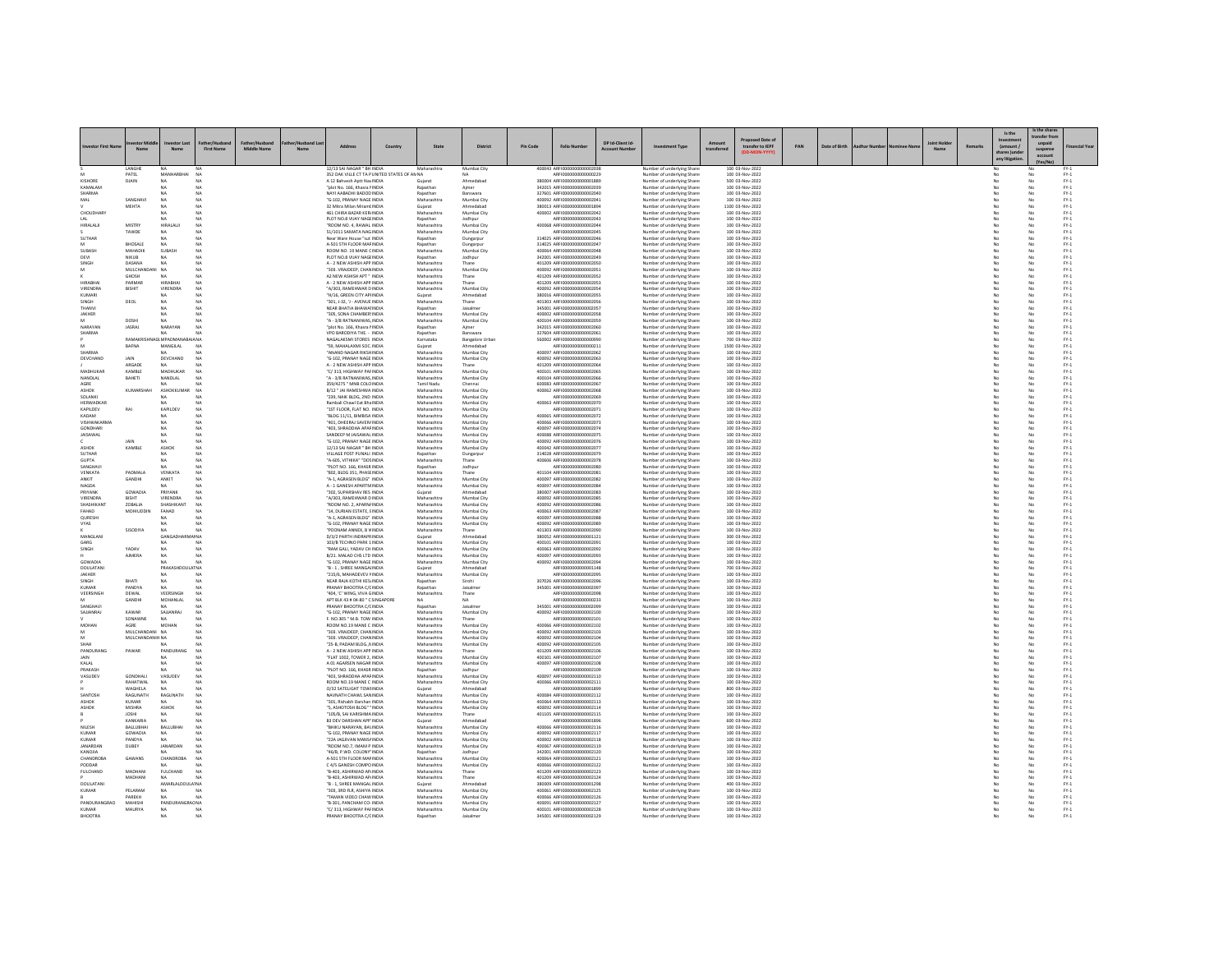| Investor First Name | Investor Middle Name | Investor Last Name | Father/Husband First Name | Father/Husband Middle Name | Father/Husband Last Name | Address | Country | State | District | Pin Code | Folio Number | DP Id-Client Id-Account Number | Investment Type | Amount transferred | Proposed Date of transfer to IEPF (DD-MON-YYYY) | PAN | Date of Birth | Aadhar Number | Nominee Name | Joint Holder Name | Remarks | Is the Investment (amount / shares )under any litigation. | Is the shares transfer from unpaid suspense account (Yes/No) | Financial Year |
|---|---|---|---|---|---|---|---|---|---|---|---|---|---|---|---|---|---|---|---|---|---|---|---|---|
| S | LANGHE | NA | NA | | | 12/13 SAI NAGAR " BH INDIA | | Maharashtra | Mumbai City | 400043 | ARF0000000000002038 | | Number of underlying Share | 100 | 03-Nov-2022 | | | | | | | No | No | FY-1 |
| M | PATEL | MANHARBHAI | NA | | | 352 OAK VILLE CT TA PUNITED STATES OF AI NA | | | NA | | ARF0000000000000229 | | Number of underlying Share | 100 | 03-Nov-2022 | | | | | | | No | No | FY-1 |
| KISHORE | DJAIN | NA | NA | | | A 12 Bahvesh Aptt NavINDIA | | Gujarat | Ahmedabad | 380004 | ARF0000000000001889 | | Number of underlying Share | 500 | 03-Nov-2022 | | | | | | | No | No | FY-1 |
| KAMALAM | | NA | NA | | | "plot No. 166, Khasra NINDIA | | Rajasthan | Ajmer | 342015 | ARF0000000000002039 | | Number of underlying Share | 100 | 03-Nov-2022 | | | | | | | No | No | FY-1 |
| SHARMA | | NA | NA | | | NAYI AABADHI BADODINDIA | | Rajasthan | Banswara | 327601 | ARF0000000000002040 | | Number of underlying Share | 100 | 03-Nov-2022 | | | | | | | No | No | FY-1 |
| MAL | SANGHAVI | NA | NA | | | "G-102, PRANAY NAGE INDIA | | Maharashtra | Mumbai City | 400092 | ARF0000000000002041 | | Number of underlying Share | 100 | 03-Nov-2022 | | | | | | | No | No | FY-1 |
| V | MEHTA | NA | NA | | | 32 Mitra Milan Mirani INDIA | | Gujarat | Ahmedabad | 380013 | ARF0000000000001894 | | Number of underlying Share | 1100 | 03-Nov-2022 | | | | | | | No | No | FY-1 |
| CHOUDHARY | | NA | NA | | | 461 CHIRA BAZAR KERINDIA | | Maharashtra | Mumbai City | 400002 | ARF0000000000002042 | | Number of underlying Share | 100 | 03-Nov-2022 | | | | | | | No | No | FY-1 |
| LAL | | NA | NA | | | PLOT NO.8 VIJAY NAGEINDIA | | Rajasthan | Jodhpur | | ARF0000000000002043 | | Number of underlying Share | 100 | 03-Nov-2022 | | | | | | | No | No | FY-1 |
| HIRALALJI | MISTRY | HIRALALJI | NA | | | "ROOM NO. 4, RAWAL INDIA | | Maharashtra | Mumbai City | 400068 | ARF0000000000002044 | | Number of underlying Share | 100 | 03-Nov-2022 | | | | | | | No | No | FY-1 |
| S | TAWDE | NA | NA | | | 51/1011 SAMATA NAGINDIA | | Maharashtra | Mumbai City | | ARF0000000000002045 | | Number of underlying Share | 100 | 03-Nov-2022 | | | | | | | No | No | FY-1 |
| SUTHAR | | NA | NA | | | Near Ware House "sut INDIA | | Rajasthan | Dungarpur | 314025 | ARF0000000000002046 | | Number of underlying Share | 100 | 03-Nov-2022 | | | | | | | No | No | FY-1 |
| M | BHOSALE | NA | NA | | | A-501 5TH FLOOR MARINDIA | | Rajasthan | Dungarpur | 314025 | ARF0000000000002047 | | Number of underlying Share | 100 | 03-Nov-2022 | | | | | | | No | No | FY-1 |
| SUBASH | MAHADIK | SUBASH | NA | | | ROOM NO. 19 MANE CINDIA | | Maharashtra | Mumbai City | 400064 | ARF0000000000002048 | | Number of underlying Share | 100 | 03-Nov-2022 | | | | | | | No | No | FY-1 |
| DEVI | NIKUB | NA | NA | | | PLOT NO.8 VIJAY NAGEINDIA | | Rajasthan | Jodhpur | 342001 | ARF0000000000002049 | | Number of underlying Share | 100 | 03-Nov-2022 | | | | | | | No | No | FY-1 |
| SINGH | DASANA | NA | NA | | | A - 2 NEW ASHISH APP INDIA | | Maharashtra | Thane | 401209 | ARF0000000000002050 | | Number of underlying Share | 100 | 03-Nov-2022 | | | | | | | No | No | FY-1 |
| M | MULCHANDANI | NA | NA | | | "303. VRAIDEEP, CHANINDIA | | Maharashtra | Mumbai City | 400092 | ARF0000000000002051 | | Number of underlying Share | 100 | 03-Nov-2022 | | | | | | | No | No | FY-1 |
| K | GHOSH | NA | NA | | | A2 NEW ASHISH APT " INDIA | | Maharashtra | Thane | 401209 | ARF0000000000002052 | | Number of underlying Share | 100 | 03-Nov-2022 | | | | | | | No | No | FY-1 |
| HIRABHAI | PARMAR | HIRABHAI | NA | | | A - 2 NEW ASHISH APP INDIA | | Maharashtra | Thane | 401209 | ARF0000000000002053 | | Number of underlying Share | 100 | 03-Nov-2022 | | | | | | | No | No | FY-1 |
| VIRENDRA | BISHT | VIRENDRA | NA | | | "A/303, RAMESHWAR DINDIA | | Maharashtra | Mumbai City | 400092 | ARF0000000000002054 | | Number of underlying Share | 100 | 03-Nov-2022 | | | | | | | No | No | FY-1 |
| KUMARI | | NA | NA | | | "H/16, GREEN CITY APFINDIA | | Gujarat | Ahmedabad | 380016 | ARF0000000000002055 | | Number of underlying Share | 100 | 03-Nov-2022 | | | | | | | No | No | FY-1 |
| SINGH | DEOL | NA | NA | | | "301, J-32, 'J - AVENUE INDIA | | Maharashtra | Thane | 401303 | ARF0000000000002056 | | Number of underlying Share | 100 | 03-Nov-2022 | | | | | | | No | No | FY-1 |
| THANVI | | NA | NA | | | NEAR BHATIA BHAWANINDIA | | Rajasthan | Jaisalmer | 345001 | ARF0000000000002057 | | Number of underlying Share | 100 | 03-Nov-2022 | | | | | | | No | No | FY-1 |
| JAKHER | | NA | NA | | | "305, SONA CHAMBERSINDIA | | Maharashtra | Mumbai City | 400002 | ARF0000000000002058 | | Number of underlying Share | 100 | 03-Nov-2022 | | | | | | | No | No | FY-1 |
| M | DOSHI | NA | NA | | | "A - 3/8 RATNANIWAS, INDIA | | Maharashtra | Mumbai City | 400034 | ARF0000000000002059 | | Number of underlying Share | 100 | 03-Nov-2022 | | | | | | | No | No | FY-1 |
| NARAYAN | JASRAJ | NARAYAN | NA | | | "plot No. 166, Khasra NINDIA | | Rajasthan | Ajmer | 342015 | ARF0000000000002060 | | Number of underlying Share | 100 | 03-Nov-2022 | | | | | | | No | No | FY-1 |
| SHARMA | | NA | NA | | | VPO BARODIYA THE. INDIA | | Rajasthan | Banswara | 327604 | ARF0000000000002061 | | Number of underlying Share | 100 | 03-Nov-2022 | | | | | | | No | No | FY-1 |
| P | RAMAKRISHNAGUPTA | PADMANABAIAH | NA | | | NAGALAKSMI STORES INDIA | | Karnataka | Bangalore Urban | 560002 | ARF0000000000000990 | | Number of underlying Share | 700 | 03-Nov-2022 | | | | | | | No | No | FY-1 |
| M | BAFNA | MANGILAL | NA | | | "59, MAHALAXMI SOC INDIA | | Gujarat | Ahmedabad | | ARF0000000000000211 | | Number of underlying Share | 1500 | 03-Nov-2022 | | | | | | | No | No | FY-1 |
| SHARMA | | NA | NA | | | "ANAND NAGAR RIKSHINDIA | | Maharashtra | Mumbai City | 400097 | ARF0000000000002062 | | Number of underlying Share | 100 | 03-Nov-2022 | | | | | | | No | No | FY-1 |
| DEVCHAND | JAIN | DEVCHAND | NA | | | "G-102, PRANAY NAGE INDIA | | Maharashtra | Mumbai City | 400092 | ARF0000000000002063 | | Number of underlying Share | 100 | 03-Nov-2022 | | | | | | | No | No | FY-1 |
| J | ARGADE | NA | NA | | | A - 2 NEW ASHISH APP INDIA | | Maharashtra | Thane | 401209 | ARF0000000000002064 | | Number of underlying Share | 100 | 03-Nov-2022 | | | | | | | No | No | FY-1 |
| MADHUKAR | KAMBLE | MADHUKAR | NA | | | "C/ 313, HIGHWAY PAFINDIA | | Maharashtra | Mumbai City | 400101 | ARF0000000000002065 | | Number of underlying Share | 100 | 03-Nov-2022 | | | | | | | No | No | FY-1 |
| NANDLAL | BAHETI | NANDLAL | NA | | | "A - 3/8 RATNANIWAS, INDIA | | Maharashtra | Mumbai City | 400034 | ARF0000000000002066 | | Number of underlying Share | 100 | 03-Nov-2022 | | | | | | | No | No | FY-1 |
| AGRE | | NA | NA | | | 359/4275 " MMB COLOINDIA | | Tamil Nadu | Chennai | 600083 | ARF0000000000002067 | | Number of underlying Share | 100 | 03-Nov-2022 | | | | | | | No | No | FY-1 |
| ASHOK | KUMARSHAH | ASHOKKUMAR | NA | | | B/12 " JAI RAMESHWA INDIA | | Maharashtra | Mumbai City | 400062 | ARF0000000000002068 | | Number of underlying Share | 100 | 03-Nov-2022 | | | | | | | No | No | FY-1 |
| SOLANKI | | NA | NA | | | "239, NAIK BLDG, 2ND INDIA | | Maharashtra | Mumbai City | | ARF0000000000002069 | | Number of underlying Share | 100 | 03-Nov-2022 | | | | | | | No | No | FY-1 |
| HERWADKAR | | NA | NA | | | Rambali Chawl Eat BhaINDIA | | Maharashtra | Mumbai City | 400063 | ARF0000000000002070 | | Number of underlying Share | 100 | 03-Nov-2022 | | | | | | | No | No | FY-1 |
| KAPILDEV | RAI | KAPILDEV | NA | | | "1ST FLOOR, FLAT NO. INDIA | | Maharashtra | Mumbai City | | ARF0000000000002071 | | Number of underlying Share | 100 | 03-Nov-2022 | | | | | | | No | No | FY-1 |
| KADAM | | NA | NA | | | "BLDG 11/11, BIMBISA INDIA | | Maharashtra | Mumbai City | 400065 | ARF0000000000002072 | | Number of underlying Share | 100 | 03-Nov-2022 | | | | | | | No | No | FY-1 |
| VISHWAKARMA | | NA | NA | | | "401, DHEERAJ SAVERAINDIA | | Maharashtra | Mumbai City | 400066 | ARF0000000000002073 | | Number of underlying Share | 100 | 03-Nov-2022 | | | | | | | No | No | FY-1 |
| GONDHARI | | NA | NA | | | "403, SHRADDHA APARINDIA | | Maharashtra | Mumbai City | 400097 | ARF0000000000002074 | | Number of underlying Share | 100 | 03-Nov-2022 | | | | | | | No | No | FY-1 |
| JAISAWAL | | NA | NA | | | SANDEEP M JAISAWAL INDIA | | Maharashtra | Mumbai City | 400088 | ARF0000000000002075 | | Number of underlying Share | 100 | 03-Nov-2022 | | | | | | | No | No | FY-1 |
| C | JAIN | NA | NA | | | "G-102, PRANAY NAGE INDIA | | Maharashtra | Mumbai City | 400092 | ARF0000000000002076 | | Number of underlying Share | 100 | 03-Nov-2022 | | | | | | | No | No | FY-1 |
| ASHOK | KAMBLE | ASHOK | NA | | | 12/13 SAI NAGAR " BH INDIA | | Maharashtra | Mumbai City | 400042 | ARF0000000000002077 | | Number of underlying Share | 100 | 03-Nov-2022 | | | | | | | No | No | FY-1 |
| SUTHAR | | NA | NA | | | VILLAGE POST FUNALI INDIA | | Rajasthan | Dungarpur | 314028 | ARF0000000000002079 | | Number of underlying Share | 100 | 03-Nov-2022 | | | | | | | No | No | FY-1 |
| GUPTA | | NA | NA | | | "A-605, VITHIKA" "DOSINDIA | | Maharashtra | Thane | 400606 | ARF0000000000002078 | | Number of underlying Share | 100 | 03-Nov-2022 | | | | | | | No | No | FY-1 |
| SANGHAVI | | NA | NA | | | "PLOT NO. 166, KHASR INDIA | | Rajasthan | Jodhpur | | ARF0000000000002080 | | Number of underlying Share | 100 | 03-Nov-2022 | | | | | | | No | No | FY-1 |
| VENKATA | PADMALA | VENKATA | NA | | | "B02, BLDG 351, PHASEINDIA | | Maharashtra | Thane | 401104 | ARF0000000000002081 | | Number of underlying Share | 100 | 03-Nov-2022 | | | | | | | No | No | FY-1 |
| ANKIT | GANDHI | ANKIT | NA | | | "A-1, AGRASEN BLDG" INDIA | | Maharashtra | Mumbai City | 400097 | ARF0000000000002082 | | Number of underlying Share | 100 | 03-Nov-2022 | | | | | | | No | No | FY-1 |
| NAGDA | | NA | NA | | | A - 1 GANESH APARTMINDIA | | Maharashtra | Mumbai City | 400097 | ARF0000000000002084 | | Number of underlying Share | 100 | 03-Nov-2022 | | | | | | | No | No | FY-1 |
| PRIYANK | GOWADIA | PRIYANK | NA | | | "302, SUPARSHAV RES INDIA | | Gujarat | Ahmedabad | 380007 | ARF0000000000002083 | | Number of underlying Share | 100 | 03-Nov-2022 | | | | | | | No | No | FY-1 |
| VIRENDRA | BISHT | VIRENDRA | NA | | | "A/303, RAMESHWAR DINDIA | | Maharashtra | Mumbai City | 400092 | ARF0000000000002085 | | Number of underlying Share | 100 | 03-Nov-2022 | | | | | | | No | No | FY-1 |
| SHASHIKANT | ZOBALIA | SHASHIKANT | NA | | | "ROOM NO. 2, APARNAINDIA | | Maharashtra | Mumbai City | 400092 | ARF0000000000002086 | | Number of underlying Share | 100 | 03-Nov-2022 | | | | | | | No | No | FY-1 |
| FAHAD | MOHIUDDIN | FAHAD | NA | | | "14, DURIAN ESTATE, EINDIA | | Maharashtra | Mumbai City | 400063 | ARF0000000000002087 | | Number of underlying Share | 100 | 03-Nov-2022 | | | | | | | No | No | FY-1 |
| QURESHI | | NA | NA | | | "A-1, AGRASEN BLDG" INDIA | | Maharashtra | Mumbai City | 400097 | ARF0000000000002088 | | Number of underlying Share | 100 | 03-Nov-2022 | | | | | | | No | No | FY-1 |
| VYAS | | NA | NA | | | "G-102, PRANAY NAGE INDIA | | Maharashtra | Mumbai City | 400092 | ARF0000000000002089 | | Number of underlying Share | 100 | 03-Nov-2022 | | | | | | | No | No | FY-1 |
| K | SISODIYA | NA | NA | | | "POONAM ANNEX, B WINDIA | | Maharashtra | Thane | 401303 | ARF0000000000002090 | | Number of underlying Share | 100 | 03-Nov-2022 | | | | | | | No | No | FY-1 |
| MANGLANI | | GANGADHARMANA | | | | D/3/2 PARTH INDRAPRINDIA | | Gujarat | Ahmedabad | 380052 | ARF0000000000001121 | | Number of underlying Share | 300 | 03-Nov-2022 | | | | | | | No | No | FY-1 |
| GARG | | NA | NA | | | 103/B TECHNO PARK 1 INDIA | | Maharashtra | Mumbai City | 400101 | ARF0000000000002091 | | Number of underlying Share | 100 | 03-Nov-2022 | | | | | | | No | No | FY-1 |
| SINGH | YADAV | NA | NA | | | "RAM GALI, YADAV CH INDIA | | Maharashtra | Mumbai City | 400063 | ARF0000000000002092 | | Number of underlying Share | 100 | 03-Nov-2022 | | | | | | | No | No | FY-1 |
| H | AJMERA | NA | NA | | | B/31. MALAD CHS LTD INDIA | | Maharashtra | Mumbai City | 400097 | ARF0000000000002093 | | Number of underlying Share | 100 | 03-Nov-2022 | | | | | | | No | No | FY-1 |
| GOWADIA | | NA | NA | | | "G-102, PRANAY NAGE INDIA | | Maharashtra | Mumbai City | 400092 | ARF0000000000002094 | | Number of underlying Share | 100 | 03-Nov-2022 | | | | | | | No | No | FY-1 |
| DOULATANI | | PRAKASHDOULATANA | | | | "B - 1 , SHREE MANGALINDIA | | Gujarat | Ahmedabad | | ARF0000000000001148 | | Number of underlying Share | 700 | 03-Nov-2022 | | | | | | | No | No | FY-1 |
| JAKHER | | NA | NA | | | "215/6, MAHADEVEV P INDIA | | Maharashtra | Mumbai City | | ARF0000000000002095 | | Number of underlying Share | 100 | 03-Nov-2022 | | | | | | | No | No | FY-1 |
| SINGH | BHATI | NA | NA | | | NEAR RAJA KOTHI KESHINDIA | | Rajasthan | Sirohi | 307026 | ARF0000000000002096 | | Number of underlying Share | 100 | 03-Nov-2022 | | | | | | | No | No | FY-1 |
| KUMAR | PANDYA | NA | NA | | | PRANAY BHOOTRA C/OINDIA | | Rajasthan | Jaisalmer | 345001 | ARF0000000000002097 | | Number of underlying Share | 100 | 03-Nov-2022 | | | | | | | No | No | FY-1 |
| VEERSINGH | DEWAL | VEERSINGH | NA | | | "404, 'C' WING, VIVA GINDIA | | Maharashtra | Thane | | ARF0000000000002098 | | Number of underlying Share | 100 | 03-Nov-2022 | | | | | | | No | No | FY-1 |
| M | GANDHI | MOHANLAL | NA | | | APT BLK 43 # 06-80 " CSINGAPORE | | NA | NA | | ARF0000000000000233 | | Number of underlying Share | 100 | 03-Nov-2022 | | | | | | | No | No | FY-1 |
| SANGHAVI | | NA | NA | | | PRANAY BHOOTRA C/OINDIA | | Rajasthan | Jaisalmer | 345001 | ARF0000000000002099 | | Number of underlying Share | 100 | 03-Nov-2022 | | | | | | | No | No | FY-1 |
| SAJANRAJ | KAWAR | SAJANRAJ | NA | | | "G-102, PRANAY NAGE INDIA | | Maharashtra | Mumbai City | 400092 | ARF0000000000002100 | | Number of underlying Share | 100 | 03-Nov-2022 | | | | | | | No | No | FY-1 |
| V | SONAWNE | NA | NA | | | F. NO.305 " M.B. TOW INDIA | | Maharashtra | Thane | | ARF0000000000002101 | | Number of underlying Share | 100 | 03-Nov-2022 | | | | | | | No | No | FY-1 |
| MOHAN | AGRE | MOHAN | NA | | | ROOM NO.19 MANE C INDIA | | Maharashtra | Mumbai City | 400066 | ARF0000000000002102 | | Number of underlying Share | 100 | 03-Nov-2022 | | | | | | | No | No | FY-1 |
| M | MULCHANDANI | NA | NA | | | "303. VRAIDEEP, CHANINDIA | | Maharashtra | Mumbai City | 400092 | ARF0000000000002103 | | Number of underlying Share | 100 | 03-Nov-2022 | | | | | | | No | No | FY-1 |
| M | MULCHANDANI | NA | NA | | | "303. VRAIDEEP, CHANINDIA | | Maharashtra | Mumbai City | 400092 | ARF0000000000002104 | | Number of underlying Share | 100 | 03-Nov-2022 | | | | | | | No | No | FY-1 |
| SHAH | | NA | NA | | | "25-B, PADAM BLDG, NINDIA | | Maharashtra | Mumbai City | 400092 | ARF0000000000002105 | | Number of underlying Share | 100 | 03-Nov-2022 | | | | | | | No | No | FY-1 |
| PANDURANG | PAWAR | PANDURANG | NA | | | A - 2 NEW ASHISH APP INDIA | | Maharashtra | Thane | 401209 | ARF0000000000002106 | | Number of underlying Share | 100 | 03-Nov-2022 | | | | | | | No | No | FY-1 |
| JAIN | | NA | NA | | | "FLAT 1002, TOWER 2, INDIA | | Maharashtra | Mumbai City | 400101 | ARF0000000000002107 | | Number of underlying Share | 100 | 03-Nov-2022 | | | | | | | No | No | FY-1 |
| KALAL | | NA | NA | | | A-01 AGARSEN NAGAR INDIA | | Maharashtra | Mumbai City | 400097 | ARF0000000000002108 | | Number of underlying Share | 100 | 03-Nov-2022 | | | | | | | No | No | FY-1 |
| PRAKASH | | NA | NA | | | "PLOT NO. 166, KHASR INDIA | | Rajasthan | Jodhpur | | ARF0000000000002109 | | Number of underlying Share | 100 | 03-Nov-2022 | | | | | | | No | No | FY-1 |
| VASUDEV | GONDHALI | VASUDEV | NA | | | "403, SHRADDHA APARINDIA | | Maharashtra | Mumbai City | 400097 | ARF0000000000002110 | | Number of underlying Share | 100 | 03-Nov-2022 | | | | | | | No | No | FY-1 |
| P | RAHATWAL | NA | NA | | | ROOM NO.19 MANE C INDIA | | Maharashtra | Mumbai City | 400066 | ARF0000000000002111 | | Number of underlying Share | 100 | 03-Nov-2022 | | | | | | | No | No | FY-1 |
| H | WAGHELA | NA | NA | | | D/32 SATELLIGHT TOWIINDIA | | Gujarat | Ahmedabad | | ARF0000000000001899 | | Number of underlying Share | 800 | 03-Nov-2022 | | | | | | | No | No | FY-1 |
| SANTOSH | RAGUNATH | RAGUNATH | NA | | | NAVNATH CHAWL SANINDIA | | Maharashtra | Mumbai City | 400084 | ARF0000000000002112 | | Number of underlying Share | 100 | 03-Nov-2022 | | | | | | | No | No | FY-1 |
| ASHOK | KUMAR | NA | NA | | | "301, Rishabh Darshan INDIA | | Maharashtra | Mumbai City | 400064 | ARF0000000000002113 | | Number of underlying Share | 100 | 03-Nov-2022 | | | | | | | No | No | FY-1 |
| ASHOK | MISHRA | ASHOK | NA | | | "5, ASHOTOSH BLDG" "INDIA | | Maharashtra | Mumbai City | 400092 | ARF0000000000002114 | | Number of underlying Share | 100 | 03-Nov-2022 | | | | | | | No | No | FY-1 |
| B | JOSHI | NA | NA | | | "105/B, SAI KARISHMA INDIA | | Maharashtra | Thane | 401105 | ARF0000000000002115 | | Number of underlying Share | 100 | 03-Nov-2022 | | | | | | | No | No | FY-1 |
| P | KANKARIA | NA | NA | | | B3 DEV DARSHAN APP INDIA | | Gujarat | Ahmedabad | | ARF0000000000001896 | | Number of underlying Share | 600 | 03-Nov-2022 | | | | | | | No | No | FY-1 |
| NILESH | BALLUBHAI | BALLUBHAI | NA | | | "BHIKU NARAYAN, BAVINDIA | | Maharashtra | Mumbai City | 400066 | ARF0000000000002116 | | Number of underlying Share | 100 | 03-Nov-2022 | | | | | | | No | No | FY-1 |
| KUMAR | GOWADIA | NA | NA | | | "G-102, PRANAY NAGE INDIA | | Maharashtra | Mumbai City | 400092 | ARF0000000000002117 | | Number of underlying Share | 100 | 03-Nov-2022 | | | | | | | No | No | FY-1 |
| KUMAR | PANDYA | NA | NA | | | "22A JAGJIVAN MANSIOINDIA | | Maharashtra | Mumbai City | 400002 | ARF0000000000002118 | | Number of underlying Share | 100 | 03-Nov-2022 | | | | | | | No | No | FY-1 |
| JANARDAN | DUBEY | JANARDAN | NA | | | "ROOM NO.7, IMAM P INDIA | | Maharashtra | Mumbai City | 400067 | ARF0000000000002119 | | Number of underlying Share | 100 | 03-Nov-2022 | | | | | | | No | No | FY-1 |
| KANOJIA | | NA | NA | | | "46/B, P.WD. COLONY" INDIA | | Rajasthan | Jodhpur | 342001 | ARF0000000000002120 | | Number of underlying Share | 100 | 03-Nov-2022 | | | | | | | No | No | FY-1 |
| CHANDROBA | GAWANS | CHANDROBA | NA | | | A-501 5TH FLOOR MARINDIA | | Maharashtra | Mumbai City | 400064 | ARF0000000000002121 | | Number of underlying Share | 100 | 03-Nov-2022 | | | | | | | No | No | FY-1 |
| PODDAR | | NA | NA | | | C 4/5 GANESH COMPOINDIA | | Maharashtra | Mumbai City | 400066 | ARF0000000000002122 | | Number of underlying Share | 100 | 03-Nov-2022 | | | | | | | No | No | FY-1 |
| FULCHAND | MADHANI | FULCHAND | NA | | | "B-403, ASHIRWAD APINDIA | | Maharashtra | Thane | 401209 | ARF0000000000002123 | | Number of underlying Share | 100 | 03-Nov-2022 | | | | | | | No | No | FY-1 |
| P | MADHANI | NA | NA | | | "B-403, ASHIRWAD APINDIA | | Maharashtra | Thane | 401209 | ARF0000000000002124 | | Number of underlying Share | 100 | 03-Nov-2022 | | | | | | | No | No | FY-1 |
| DOULATANI | | AMARLALDOULATNA | | | | "B - 1, SHREE MANGAL INDIA | | Gujarat | Ahmedabad | 380009 | ARF0000000000001298 | | Number of underlying Share | 400 | 03-Nov-2022 | | | | | | | No | No | FY-1 |
| KUMAR | PELARAM | NA | NA | | | "303, 3RD FLR, ASHIYA INDIA | | Maharashtra | Mumbai City | 400061 | ARF0000000000002125 | | Number of underlying Share | 100 | 03-Nov-2022 | | | | | | | No | No | FY-1 |
| B | PAREKH | NA | NA | | | "TAMAN VIDEO CHAWIINDIA | | Maharashtra | Mumbai City | 400066 | ARF0000000000002126 | | Number of underlying Share | 100 | 03-Nov-2022 | | | | | | | No | No | FY-1 |
| PANDURANGRAO | MAHISHI | PANDURANGRAONA | | | | "B-301, PANCHAM CO-INDIA | | Maharashtra | Mumbai City | 400091 | ARF0000000000002127 | | Number of underlying Share | 100 | 03-Nov-2022 | | | | | | | No | No | FY-1 |
| KUMAR | MAURYA | NA | NA | | | "C/ 313, HIGHWAY PAFINDIA | | Maharashtra | Mumbai City | 400101 | ARF0000000000002128 | | Number of underlying Share | 100 | 03-Nov-2022 | | | | | | | No | No | FY-1 |
| BHOOTRA | | NA | NA | | | PRANAY BHOOTRA C/OINDIA | | Rajasthan | Jaisalmer | 345001 | ARF0000000000002129 | | Number of underlying Share | 100 | 03-Nov-2022 | | | | | | | No | No | FY-1 |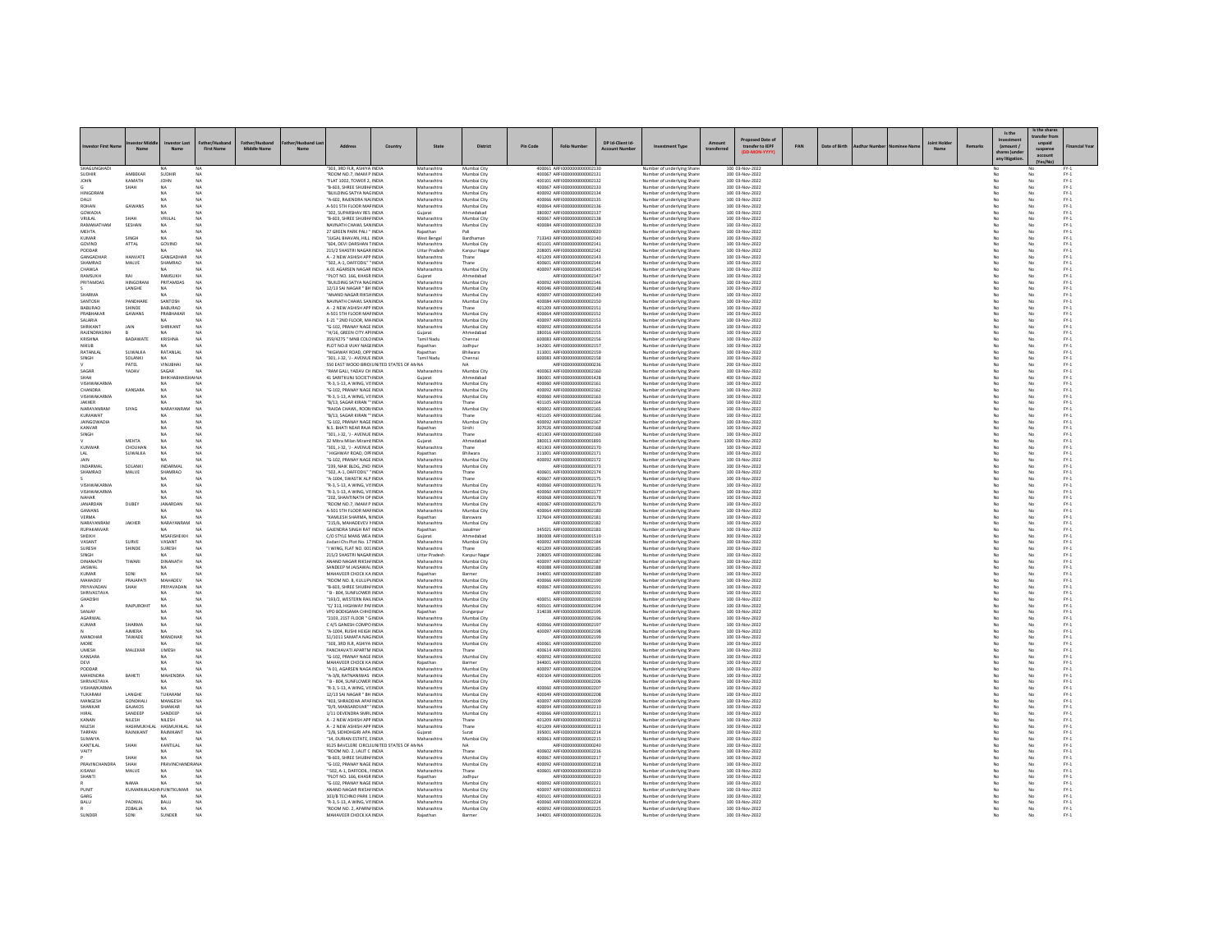| Investor First Name | Investor Middle Name | Investor Last Name | Father/Husband First Name | Father/Husband Middle Name | Father/Husband Last Name | Address | Country | State | District | Pin Code | Folio Number | DP Id-Client Id-Account Number | Investment Type | Amount transferred | Proposed Date of transfer to IEPF (DD-MON-YYYY) | PAN | Date of Birth | Aadhar Number | Nominee Name | Joint Holder Name | Remarks | Is the Investment (amount / shares )under any litigation. | Is the shares transfer from unpaid suspense account (Yes/No) | Financial Year |
|---|---|---|---|---|---|---|---|---|---|---|---|---|---|---|---|---|---|---|---|---|---|---|---|---|
| SHAGUNGHADI | | NA | NA | | | "303, 3RD FLR, ASHIYA | INDIA | Maharashtra | Mumbai City | 400061 | ARF00000000000002130 | | Number of underlying Shares | 100 | 03-Nov-2022 | | | | | | | No | No | FY-1 |
| SUDHIR | AMBEKAR | SUDHIR | NA | | | "ROOM NO.7, IMAM P | INDIA | Maharashtra | Mumbai City | 400067 | ARF00000000000002131 | | Number of underlying Shares | 100 | 03-Nov-2022 | | | | | | | No | No | FY-1 |
| JOHN | KAMATH | JOHN | NA | | | "FLAT 1002, TOWER 2, | INDIA | Maharashtra | Mumbai City | 400101 | ARF00000000000002132 | | Number of underlying Shares | 100 | 03-Nov-2022 | | | | | | | No | No | FY-1 |
| G | SHAH | NA | NA | | | "B-603, SHREE SHUBH | INDIA | Maharashtra | Mumbai City | 400067 | ARF00000000000002133 | | Number of underlying Shares | 100 | 03-Nov-2022 | | | | | | | No | No | FY-1 |
| HINGORANI | | NA | NA | | | "BUILDING SATYA NAG | INDIA | Maharashtra | Mumbai City | 400092 | ARF00000000000002134 | | Number of underlying Shares | 100 | 03-Nov-2022 | | | | | | | No | No | FY-1 |
| DALJI | | NA | NA | | | "A-602, RAJENDRA NA | INDIA | Maharashtra | Mumbai City | 400066 | ARF00000000000002135 | | Number of underlying Shares | 100 | 03-Nov-2022 | | | | | | | No | No | FY-1 |
| ROHAN | GAWANS | NA | NA | | | A-501 5TH FLOOR MAR | INDIA | Maharashtra | Mumbai City | 400064 | ARF00000000000002136 | | Number of underlying Shares | 100 | 03-Nov-2022 | | | | | | | No | No | FY-1 |
| GOWADIA | | NA | NA | | | "302, SUPARSHAV RES | INDIA | Gujarat | Ahmedabad | 380007 | ARF00000000000002137 | | Number of underlying Shares | 100 | 03-Nov-2022 | | | | | | | No | No | FY-1 |
| VRIJLAL | SHAH | VRIJLAL | NA | | | "B-603, SHREE SHUBH | INDIA | Maharashtra | Mumbai City | 400067 | ARF00000000000002138 | | Number of underlying Shares | 100 | 03-Nov-2022 | | | | | | | No | No | FY-1 |
| RAMANATHAM | SESHAN | NA | NA | | | NAVNATH CHAWL SA | INDIA | Maharashtra | Mumbai City | 400084 | ARF00000000000002139 | | Number of underlying Shares | 100 | 03-Nov-2022 | | | | | | | No | No | FY-1 |
| MEHTA | | NA | NA | | | 27 GREEN PARK PALI " | INDIA | Rajasthan | Pali | | ARF00000000000000020 | | Number of underlying Shares | 100 | 03-Nov-2022 | | | | | | | No | No | FY-1 |
| KUMAR | SINGH | NA | NA | | | "JUGAL BHAVAN, HILL | INDIA | West Bengal | Bardhaman | 713344 | ARF00000000000002140 | | Number of underlying Shares | 100 | 03-Nov-2022 | | | | | | | No | No | FY-1 |
| GOVIND | ATTAL | GOVIND | NA | | | "604, DEVI DARSHAN T | INDIA | Maharashtra | Mumbai City | 401101 | ARF00000000000002141 | | Number of underlying Shares | 100 | 03-Nov-2022 | | | | | | | No | No | FY-1 |
| PODDAR | | NA | NA | | | 215/2 SHASTRI NAGAR | INDIA | Uttar Pradesh | Kanpur Nagar | 208005 | ARF00000000000002142 | | Number of underlying Shares | 100 | 03-Nov-2022 | | | | | | | No | No | FY-1 |
| GANGADHAR | HANVATE | GANGADHAR | NA | | | A - 2 NEW ASHISH APP | INDIA | Maharashtra | Thane | 401209 | ARF00000000000002143 | | Number of underlying Shares | 100 | 03-Nov-2022 | | | | | | | No | No | FY-1 |
| SHAMRAO | MALVE | SHAMRAO | NA | | | "502, A-1, DAFFODIL" " | INDIA | Maharashtra | Thane | 400601 | ARF00000000000002144 | | Number of underlying Shares | 100 | 03-Nov-2022 | | | | | | | No | No | FY-1 |
| CHAWLA | | NA | NA | | | A 01 AGARSEN NAGAR | INDIA | Maharashtra | Mumbai City | 400097 | ARF00000000000002145 | | Number of underlying Shares | 100 | 03-Nov-2022 | | | | | | | No | No | FY-1 |
| RAMSUKH | RAI | RAMSUKH | NA | | | "PLOT NO. 166, KHASR | INDIA | Gujarat | Ahmedabad | | ARF00000000000002147 | | Number of underlying Shares | 100 | 03-Nov-2022 | | | | | | | No | No | FY-1 |
| PRITAMDAS | HINGORANI | PRITAMDAS | NA | | | "BUILDING SATYA NAG | INDIA | Maharashtra | Mumbai City | 400092 | ARF00000000000002146 | | Number of underlying Shares | 100 | 03-Nov-2022 | | | | | | | No | No | FY-1 |
| S | LANGHE | NA | NA | | | 12/13 SAI NAGAR " BH | INDIA | Maharashtra | Mumbai City | 400046 | ARF00000000000002148 | | Number of underlying Shares | 100 | 03-Nov-2022 | | | | | | | No | No | FY-1 |
| SHARMA | | NA | NA | | | "ANAND NAGAR RIKSH | INDIA | Maharashtra | Mumbai City | 400097 | ARF00000000000002149 | | Number of underlying Shares | 100 | 03-Nov-2022 | | | | | | | No | No | FY-1 |
| SANTOSH | PANDHARE | SANTOSH | NA | | | NAVNATH CHAWL SAN | INDIA | Maharashtra | Mumbai City | 400084 | ARF00000000000002150 | | Number of underlying Shares | 100 | 03-Nov-2022 | | | | | | | No | No | FY-1 |
| BABURAO | SHINDE | BABURAO | NA | | | A - 2 NEW ASHISH APP | INDIA | Maharashtra | Thane | 401209 | ARF00000000000002151 | | Number of underlying Shares | 100 | 03-Nov-2022 | | | | | | | No | No | FY-1 |
| PRABHAKAR | GAWANS | PRABHAKAR | NA | | | A-501 5TH FLOOR MAR | INDIA | Maharashtra | Mumbai City | 400064 | ARF00000000000002152 | | Number of underlying Shares | 100 | 03-Nov-2022 | | | | | | | No | No | FY-1 |
| SALARIA | | NA | NA | | | E-21 " 2ND FLOOR, MA | INDIA | Maharashtra | Mumbai City | 400097 | ARF00000000000002153 | | Number of underlying Shares | 100 | 03-Nov-2022 | | | | | | | No | No | FY-1 |
| SHRIKANT | JAIN | SHRIKANT | NA | | | "G-102, PRANAY NAGE | INDIA | Maharashtra | Mumbai City | 400092 | ARF00000000000002154 | | Number of underlying Shares | 100 | 03-Nov-2022 | | | | | | | No | No | FY-1 |
| RAJENDRASINH | B | NA | NA | | | "H/16, GREEN CITY AP | INDIA | Gujarat | Ahmedabad | 380016 | ARF00000000000002155 | | Number of underlying Shares | 100 | 03-Nov-2022 | | | | | | | No | No | FY-1 |
| KRISHNA | BADAWATE | KRISHNA | NA | | | 359/4275 " MMB COLO | INDIA | Tamil Nadu | Chennai | 600083 | ARF00000000000002156 | | Number of underlying Shares | 100 | 03-Nov-2022 | | | | | | | No | No | FY-1 |
| NIKUB | | NA | NA | | | PLOT NO.8 VIJAY NAG | INDIA | Rajasthan | Jodhpur | 342001 | ARF00000000000002157 | | Number of underlying Shares | 100 | 03-Nov-2022 | | | | | | | No | No | FY-1 |
| RATANLAL | SUWALKA | RATANLAL | NA | | | "HIGHWAY ROAD, OPP | INDIA | Rajasthan | Bhilwara | 311001 | ARF00000000000002159 | | Number of underlying Shares | 100 | 03-Nov-2022 | | | | | | | No | No | FY-1 |
| SINGH | SOLANKI | NA | NA | | | "301, J-32, 'J - AVENUE | INDIA | Tamil Nadu | Chennai | 600083 | ARF00000000000002158 | | Number of underlying Shares | 100 | 03-Nov-2022 | | | | | | | No | No | FY-1 |
| V | PATEL | VINUBHAI | NA | | | 550 EAST WOOD BIRD | UNITED STATES OF AM | NA | NA | | ARF00000000000000236 | | Number of underlying Shares | 200 | 03-Nov-2022 | | | | | | | No | No | FY-1 |
| SAGAR | YADAV | SAGAR | NA | | | "RAM GALI, YADAV CH | INDIA | Maharashtra | Mumbai City | 400063 | ARF00000000000002160 | | Number of underlying Shares | 100 | 03-Nov-2022 | | | | | | | No | No | FY-1 |
| SHAH | | BHIKHABHAISHAH | NA | | | 41 SANTIKUNJ SOCIETY | INDIA | Gujarat | Ahmedabad | 380001 | ARF00000000000001428 | | Number of underlying Shares | 400 | 03-Nov-2022 | | | | | | | No | No | FY-1 |
| VISHWAKARMA | | NA | NA | | | "R-3, S-13, A WING, VI | INDIA | Maharashtra | Mumbai City | 400060 | ARF00000000000002161 | | Number of underlying Shares | 100 | 03-Nov-2022 | | | | | | | No | No | FY-1 |
| CHANDRA | KANSARA | NA | NA | | | "G-102, PRANAY NAGE | INDIA | Maharashtra | Mumbai City | 400092 | ARF00000000000002162 | | Number of underlying Shares | 100 | 03-Nov-2022 | | | | | | | No | No | FY-1 |
| VISHWAKARMA | | NA | NA | | | "R-3, S-13, A WING, VI | INDIA | Maharashtra | Mumbai City | 400060 | ARF00000000000002163 | | Number of underlying Shares | 100 | 03-Nov-2022 | | | | | | | No | No | FY-1 |
| JAKHER | | NA | NA | | | "B/13, SAGAR KIRAN " | INDIA | Maharashtra | Thane | 401105 | ARF00000000000002164 | | Number of underlying Shares | 100 | 03-Nov-2022 | | | | | | | No | No | FY-1 |
| NARAYANRAM | SIYAG | NARAYANRAM | NA | | | "RAIDA CHAWL, ROOM | INDIA | Maharashtra | Mumbai City | 400002 | ARF00000000000002165 | | Number of underlying Shares | 100 | 03-Nov-2022 | | | | | | | No | No | FY-1 |
| KURAWAT | | NA | NA | | | "B/13, SAGAR KIRAN " | INDIA | Maharashtra | Thane | 401105 | ARF00000000000002166 | | Number of underlying Shares | 100 | 03-Nov-2022 | | | | | | | No | No | FY-1 |
| JAINGDIWADIA | | NA | NA | | | "G-102, PRANAY NAGE | INDIA | Maharashtra | Mumbai City | 400092 | ARF00000000000002167 | | Number of underlying Shares | 100 | 03-Nov-2022 | | | | | | | No | No | FY-1 |
| KANVAR | | NA | NA | | | N.S. BHATI NEAR RAJA | INDIA | Rajasthan | Sirohi | 307026 | ARF00000000000002168 | | Number of underlying Shares | 100 | 03-Nov-2022 | | | | | | | No | No | FY-1 |
| SINGH | | NA | NA | | | "301, J-32, 'J - AVENUE | INDIA | Maharashtra | Thane | 401303 | ARF00000000000002169 | | Number of underlying Shares | 100 | 03-Nov-2022 | | | | | | | No | No | FY-1 |
| V | MEHTA | NA | NA | | | 32 Mitra Milan Mirani | INDIA | Gujarat | Ahmedabad | 380013 | ARF00000000000001893 | | Number of underlying Shares | 1000 | 03-Nov-2022 | | | | | | | No | No | FY-1 |
| KUNWAR | CHOUHAN | NA | NA | | | "301, J-32, 'J - AVENUE | INDIA | Maharashtra | Thane | 401303 | ARF00000000000002170 | | Number of underlying Shares | 100 | 03-Nov-2022 | | | | | | | No | No | FY-1 |
| LAL | SUWALKA | NA | NA | | | " HIGHWAY ROAD, OPP | INDIA | Rajasthan | Bhilwara | 311001 | ARF00000000000002171 | | Number of underlying Shares | 100 | 03-Nov-2022 | | | | | | | No | No | FY-1 |
| JAIN | | NA | NA | | | "G-102, PRANAY NAGE | INDIA | Maharashtra | Mumbai City | 400092 | ARF00000000000002172 | | Number of underlying Shares | 100 | 03-Nov-2022 | | | | | | | No | No | FY-1 |
| INDARMAL | SOLANKI | INDARMAL | NA | | | "239, NAIK BLDG, 2ND | INDIA | Maharashtra | Mumbai City | | ARF00000000000002173 | | Number of underlying Shares | 100 | 03-Nov-2022 | | | | | | | No | No | FY-1 |
| SHAMRAO | MALVE | SHAMRAO | NA | | | "502, A-1, DAFFODIL" " | INDIA | Maharashtra | Thane | 400601 | ARF00000000000002174 | | Number of underlying Shares | 100 | 03-Nov-2022 | | | | | | | No | No | FY-1 |
| S | | NA | NA | | | "A-1004, SWASTIK ALP | INDIA | Maharashtra | Thane | 400607 | ARF00000000000002175 | | Number of underlying Shares | 100 | 03-Nov-2022 | | | | | | | No | No | FY-1 |
| VISHWAKARMA | | NA | NA | | | "R-3, S-13, A WING, VI | INDIA | Maharashtra | Mumbai City | 400060 | ARF00000000000002176 | | Number of underlying Shares | 100 | 03-Nov-2022 | | | | | | | No | No | FY-1 |
| VISHWAKARMA | | NA | NA | | | "R-3, S-13, A WING, VI | INDIA | Maharashtra | Mumbai City | 400060 | ARF00000000000002177 | | Number of underlying Shares | 100 | 03-Nov-2022 | | | | | | | No | No | FY-1 |
| NAHAR | | NA | NA | | | "202, SHANTINATH OF | INDIA | Maharashtra | Mumbai City | 400068 | ARF00000000000002178 | | Number of underlying Shares | 100 | 03-Nov-2022 | | | | | | | No | No | FY-1 |
| JANARDAN | DUBEY | JANARDAN | NA | | | "ROOM NO.7, IMAM P | INDIA | Maharashtra | Mumbai City | 400067 | ARF00000000000002179 | | Number of underlying Shares | 100 | 03-Nov-2022 | | | | | | | No | No | FY-1 |
| GAWANS | | NA | NA | | | A-501 5TH FLOOR MAR | INDIA | Maharashtra | Mumbai City | 400064 | ARF00000000000002180 | | Number of underlying Shares | 100 | 03-Nov-2022 | | | | | | | No | No | FY-1 |
| VERMA | | NA | NA | | | "KAMLESH SHARMA, N | INDIA | Rajasthan | Banswara | 327604 | ARF00000000000002181 | | Number of underlying Shares | 100 | 03-Nov-2022 | | | | | | | No | No | FY-1 |
| NARAYANRAM | JAKHER | NARAYANRAM | NA | | | "215/6, MAHADEVEV F | INDIA | Maharashtra | Mumbai City | | ARF00000000000002182 | | Number of underlying Shares | 100 | 03-Nov-2022 | | | | | | | No | No | FY-1 |
| RUPAKANVAR | | NA | NA | | | GAJENDRA SINGH RAT | INDIA | Rajasthan | Jaisalmer | 345001 | ARF00000000000002183 | | Number of underlying Shares | 100 | 03-Nov-2022 | | | | | | | No | No | FY-1 |
| SHEIKH | | MSAFISHEIKH | NA | | | C/O STYLE MANS WEA | INDIA | Gujarat | Ahmedabad | 380008 | ARF00000000000001519 | | Number of underlying Shares | 300 | 03-Nov-2022 | | | | | | | No | No | FY-1 |
| VASANT | SURVE | VASANT | NA | | | Jivdani Chs Plot No. 17 | INDIA | Maharashtra | Mumbai City | 400092 | ARF00000000000002184 | | Number of underlying Shares | 100 | 03-Nov-2022 | | | | | | | No | No | FY-1 |
| SURESH | SHINDE | SURESH | NA | | | "I WING, FLAT NO. 001 | INDIA | Maharashtra | Thane | 401209 | ARF00000000000002185 | | Number of underlying Shares | 100 | 03-Nov-2022 | | | | | | | No | No | FY-1 |
| SINGH | | NA | NA | | | 215/2 SHASTRI NAGAR | INDIA | Uttar Pradesh | Kanpur Nagar | 208005 | ARF00000000000002186 | | Number of underlying Shares | 100 | 03-Nov-2022 | | | | | | | No | No | FY-1 |
| DINANATH | TIWARI | DINANATH | NA | | | ANAND NAGAR RIKSH | INDIA | Maharashtra | Mumbai City | 400097 | ARF00000000000002187 | | Number of underlying Shares | 100 | 03-Nov-2022 | | | | | | | No | No | FY-1 |
| JAISWAL | | NA | NA | | | SANDEEP M JAISAWAL | INDIA | Maharashtra | Mumbai City | 400088 | ARF00000000000002188 | | Number of underlying Shares | 100 | 03-Nov-2022 | | | | | | | No | No | FY-1 |
| KUMAR | SONI | NA | NA | | | MAHAVEER CHOCK KA | INDIA | Rajasthan | Barmer | 344001 | ARF00000000000002189 | | Number of underlying Shares | 100 | 03-Nov-2022 | | | | | | | No | No | FY-1 |
| MAHADEV | PRAJAPATI | MAHADEV | NA | | | "ROOM NO. 8, KULUP | INDIA | Maharashtra | Mumbai City | 400066 | ARF00000000000002190 | | Number of underlying Shares | 100 | 03-Nov-2022 | | | | | | | No | No | FY-1 |
| PRIYAVADAN | SHAH | PRIYAVADAN | NA | | | "B-603, SHREE SHUBH | INDIA | Maharashtra | Mumbai City | 400067 | ARF00000000000002191 | | Number of underlying Shares | 100 | 03-Nov-2022 | | | | | | | No | No | FY-1 |
| SHRIVASTAVA | | NA | NA | | | " B - 804, SUNFLOWER | INDIA | Maharashtra | Mumbai City | | ARF00000000000002192 | | Number of underlying Shares | 100 | 03-Nov-2022 | | | | | | | No | No | FY-1 |
| GHADSHI | | NA | NA | | | "193/2, WESTERN RAIL | INDIA | Maharashtra | Mumbai City | 400051 | ARF00000000000002193 | | Number of underlying Shares | 100 | 03-Nov-2022 | | | | | | | No | No | FY-1 |
| A | RAJPUROHIT | NA | NA | | | "C/ 313, HIGHWAY PAF | INDIA | Maharashtra | Mumbai City | 400101 | ARF00000000000002194 | | Number of underlying Shares | 100 | 03-Nov-2022 | | | | | | | No | No | FY-1 |
| SANJAY | | NA | NA | | | VPO BODIGAMA CHHO | INDIA | Rajasthan | Dungarpur | 314038 | ARF00000000000002195 | | Number of underlying Shares | 100 | 03-Nov-2022 | | | | | | | No | No | FY-1 |
| AGARWAL | | NA | NA | | | "2103, 21ST FLOOR " G | INDIA | Maharashtra | Mumbai City | | ARF00000000000002196 | | Number of underlying Shares | 100 | 03-Nov-2022 | | | | | | | No | No | FY-1 |
| KUMAR | SHARMA | NA | NA | | | C 4/5 GANESH COMPO | INDIA | Maharashtra | Mumbai City | 400066 | ARF00000000000002197 | | Number of underlying Shares | 100 | 03-Nov-2022 | | | | | | | No | No | FY-1 |
| N | ARVERA | NA | NA | | | "A-1004, RUSHI HEIGH | INDIA | Maharashtra | Mumbai City | 400097 | ARF00000000000002198 | | Number of underlying Shares | 100 | 03-Nov-2022 | | | | | | | No | No | FY-1 |
| MANOHAR | TAWADE | MANOHAR | NA | | | 51/1011 SAMATA NAG | INDIA | Maharashtra | Mumbai City | | ARF00000000000002199 | | Number of underlying Shares | 100 | 03-Nov-2022 | | | | | | | No | No | FY-1 |
| MORE | | NA | NA | | | "303, 3RD FLR, ASHIYA | INDIA | Maharashtra | Mumbai City | 400061 | ARF00000000000002200 | | Number of underlying Shares | 100 | 03-Nov-2022 | | | | | | | No | No | FY-1 |
| UMESH | MALEKAR | UMESH | NA | | | PANCHAVATI APARTM | INDIA | Maharashtra | Thane | 400614 | ARF00000000000002201 | | Number of underlying Shares | 100 | 03-Nov-2022 | | | | | | | No | No | FY-1 |
| KANSARA | | NA | NA | | | "G-102, PRANAY NAGE | INDIA | Maharashtra | Mumbai City | 400092 | ARF00000000000002202 | | Number of underlying Shares | 100 | 03-Nov-2022 | | | | | | | No | No | FY-1 |
| DEVI | | NA | NA | | | MAHAVEER CHOCK KA | INDIA | Rajasthan | Barmer | 344001 | ARF00000000000002203 | | Number of underlying Shares | 100 | 03-Nov-2022 | | | | | | | No | No | FY-1 |
| PODDAR | | NA | NA | | | "A 01, AGARSEN NAGA | INDIA | Maharashtra | Mumbai City | 400097 | ARF00000000000002204 | | Number of underlying Shares | 100 | 03-Nov-2022 | | | | | | | No | No | FY-1 |
| MAHENDRA | BAHETI | MAHENDRA | NA | | | "A-3/8, RATNANIWAS | INDIA | Maharashtra | Mumbai City | 400104 | ARF00000000000002205 | | Number of underlying Shares | 100 | 03-Nov-2022 | | | | | | | No | No | FY-1 |
| SHRIVASTAVA | | NA | NA | | | " B - 804, SUNFLOWER | INDIA | Maharashtra | Mumbai City | | ARF00000000000002206 | | Number of underlying Shares | 100 | 03-Nov-2022 | | | | | | | No | No | FY-1 |
| VISHWAKARMA | | NA | NA | | | "R-3, S-13, A WING, VI | INDIA | Maharashtra | Mumbai City | 400060 | ARF00000000000002207 | | Number of underlying Shares | 100 | 03-Nov-2022 | | | | | | | No | No | FY-1 |
| TUKARAM | LANGHE | TUKARAM | NA | | | 12/13 SAI NAGAR " BH | INDIA | Maharashtra | Mumbai City | 400049 | ARF00000000000002208 | | Number of underlying Shares | 100 | 03-Nov-2022 | | | | | | | No | No | FY-1 |
| MANGESH | GONDHALI | MANGESH | NA | | | "401, SHRADDHA APAR | INDIA | Maharashtra | Mumbai City | 400097 | ARF00000000000002209 | | Number of underlying Shares | 100 | 03-Nov-2022 | | | | | | | No | No | FY-1 |
| SHANKAR | GAJAKOS | SHANKAR | NA | | | "D/9, MANSAROVAR" " | INDIA | Maharashtra | Mumbai City | 400094 | ARF00000000000002210 | | Number of underlying Shares | 100 | 03-Nov-2022 | | | | | | | No | No | FY-1 |
| HIRAL | SANDEEP | SANDEEP | NA | | | 1/11 DEVENDRA SMRU | INDIA | Maharashtra | Mumbai City | 400066 | ARF00000000000002211 | | Number of underlying Shares | 100 | 03-Nov-2022 | | | | | | | No | No | FY-1 |
| KANAN | NILESH | NILESH | NA | | | A - 2 NEW ASHISH APP | INDIA | Maharashtra | Thane | 401209 | ARF00000000000002212 | | Number of underlying Shares | 100 | 03-Nov-2022 | | | | | | | No | No | FY-1 |
| NILESH | HASHMUKHLAL | HASMUKHLAL | NA | | | A - 2 NEW ASHISH APP | INDIA | Maharashtra | Thane | 401209 | ARF00000000000002213 | | Number of underlying Shares | 100 | 03-Nov-2022 | | | | | | | No | No | FY-1 |
| TARPAN | RAJNIKANT | RAJNIKANT | NA | | | "2/8, SIDHDHGIRI APA | INDIA | Gujarat | Surat | 395001 | ARF00000000000002214 | | Number of underlying Shares | 100 | 03-Nov-2022 | | | | | | | No | No | FY-1 |
| SUMAIYA | | NA | NA | | | "14, DURIAN ESTATE, D | INDIA | Maharashtra | Mumbai City | 400063 | ARF00000000000002215 | | Number of underlying Shares | 100 | 03-Nov-2022 | | | | | | | No | No | FY-1 |
| KANTILAL | SHAH | KANTILAL | NA | | | 8125 BAYCLEIRE CIRCLE | UNITED STATES OF AM | NA | NA | | ARF00000000000000240 | | Number of underlying Shares | 100 | 03-Nov-2022 | | | | | | | No | No | FY-1 |
| VAITY | | NA | NA | | | "ROOM NO. 2, LALIT C | INDIA | Maharashtra | Thane | 400602 | ARF00000000000002216 | | Number of underlying Shares | 100 | 03-Nov-2022 | | | | | | | No | No | FY-1 |
| P | SHAH | NA | NA | | | "B-603, SHREE SHUBH | INDIA | Maharashtra | Mumbai City | 400067 | ARF00000000000002217 | | Number of underlying Shares | 100 | 03-Nov-2022 | | | | | | | No | No | FY-1 |
| PRAVINCHANDRA | SHAH | PRAVINCHANDRA | NA | | | "G-102, PRANAY NAGE | INDIA | Maharashtra | Mumbai City | 400092 | ARF00000000000002218 | | Number of underlying Shares | 100 | 03-Nov-2022 | | | | | | | No | No | FY-1 |
| KISANJI | MALVE | NA | NA | | | " 502, A-1, DAFFODIL, | INDIA | Maharashtra | Thane | 400601 | ARF00000000000002219 | | Number of underlying Shares | 100 | 03-Nov-2022 | | | | | | | No | No | FY-1 |
| SHANTI | | NA | NA | | | "PLOT NO. 166, KHASR | INDIA | Rajasthan | Jodhpur | | ARF00000000000002220 | | Number of underlying Shares | 100 | 03-Nov-2022 | | | | | | | No | No | FY-1 |
| R | NAMA | NA | NA | | | "G-102, PRANAY NAGE | INDIA | Maharashtra | Mumbai City | 400092 | ARF00000000000002221 | | Number of underlying Shares | 100 | 03-Nov-2022 | | | | | | | No | No | FY-1 |
| PUNIT | KUMARKAILASH | PUNITKUMAR | NA | | | ANAND NAGAR RIKSH | INDIA | Maharashtra | Mumbai City | 400097 | ARF00000000000002222 | | Number of underlying Shares | 100 | 03-Nov-2022 | | | | | | | No | No | FY-1 |
| GARG | | NA | NA | | | 103/B TECHNO PARK 1 | INDIA | Maharashtra | Mumbai City | 400101 | ARF00000000000002223 | | Number of underlying Shares | 100 | 03-Nov-2022 | | | | | | | No | No | FY-1 |
| BALU | PADWAL | BALU | NA | | | "R-3, S-13, A WING, VI | INDIA | Maharashtra | Mumbai City | 400060 | ARF00000000000002224 | | Number of underlying Shares | 100 | 03-Nov-2022 | | | | | | | No | No | FY-1 |
| R | ZOBALIA | NA | NA | | | "ROOM NO. 2, APARNA | INDIA | Maharashtra | Mumbai City | 400092 | ARF00000000000002225 | | Number of underlying Shares | 100 | 03-Nov-2022 | | | | | | | No | No | FY-1 |
| SUNDER | SONI | SUNDER | NA | | | MAHAVEER CHOCK KA | INDIA | Rajasthan | Barmer | 344001 | ARF00000000000002226 | | Number of underlying Shares | 100 | 03-Nov-2022 | | | | | | | No | No | FY-1 |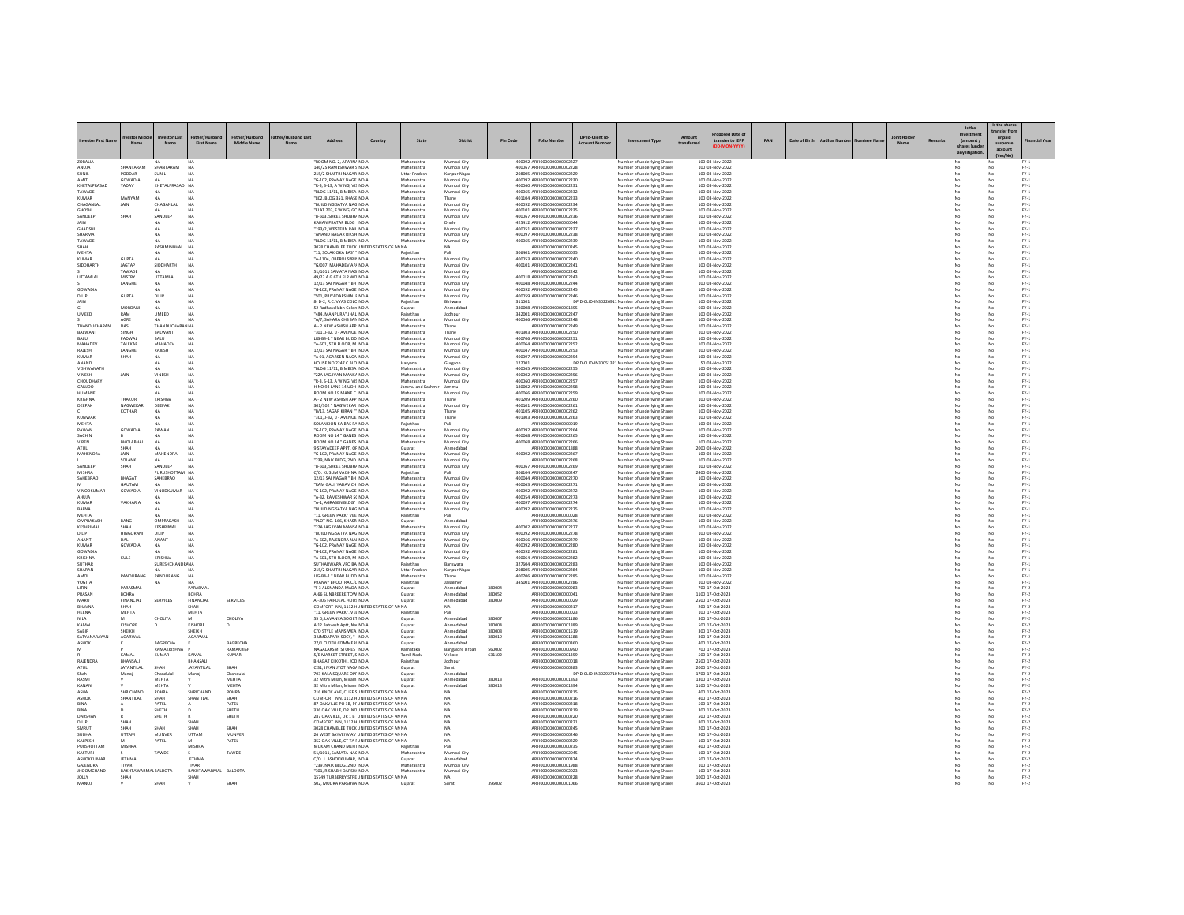| Investor First Name | Investor Middle Name | Investor Last Name | Father/Husband First Name | Father/Husband Middle Name | Father/Husband Last Name | Address | Country | State | District | Pin Code | Folio Number | DP Id-Client Id-Account Number | Investment Type | Amount transferred | Proposed Date of transfer to IEPF (DD-MON-YYYY) | PAN | Date of Birth | Aadhar Number | Nominee Name | Joint Holder Name | Remarks | Is the Investment (amount / shares )under any litigation. | Is the shares transfer from unpaid suspense account (Yes/No) | Financial Year |
|---|---|---|---|---|---|---|---|---|---|---|---|---|---|---|---|---|---|---|---|---|---|---|---|---|
| ZOBALIA | | NA | NA | | | "ROOM NO. 2, APARNI | INDIA | Maharashtra | Mumbai City | 400092 | ARF000000000000002227 | | Number of underlying Shares | 100 | 03-Nov-2022 | | | | | | | No | No | FY-1 |
| ANUJA | SHANTARAM | SHANTARAM | NA | | | 146/25 RAMESHWAR S | INDIA | Maharashtra | Mumbai City | 400067 | ARF000000000000002228 | | Number of underlying Shares | 100 | 03-Nov-2022 | | | | | | | No | No | FY-1 |
| SUNIL | PODDAR | SUNIL | NA | | | 215/3 SHASTRI NAGAR | INDIA | Uttar Pradesh | Kanpur Nagar | 208005 | ARF000000000000002229 | | Number of underlying Shares | 100 | 03-Nov-2022 | | | | | | | No | No | FY-1 |
| AMIT | GOWADIA | NA | NA | | | "G-102, PRANAY NAGE | INDIA | Maharashtra | Mumbai City | 400092 | ARF000000000000002230 | | Number of underlying Shares | 100 | 03-Nov-2022 | | | | | | | No | No | FY-1 |
| KHETALPRASAD | YADAV | KHETALPRASAD | NA | | | "R-3, S-13, A WING, VI | INDIA | Maharashtra | Mumbai City | 400060 | ARF000000000000002231 | | Number of underlying Shares | 100 | 03-Nov-2022 | | | | | | | No | No | FY-1 |
| TAWADE | | NA | NA | | | "BLDG 11/11, BIMBISA | INDIA | Maharashtra | Mumbai City | 400065 | ARF000000000000002232 | | Number of underlying Shares | 100 | 03-Nov-2022 | | | | | | | No | No | FY-1 |
| KURVAR | MANYAM | NA | NA | | | "B02, BLDG 351, PHASE | INDIA | Maharashtra | Thane | 401104 | ARF000000000000002233 | | Number of underlying Shares | 100 | 03-Nov-2022 | | | | | | | No | No | FY-1 |
| CHAGANLAL | JAIN | CHAGANLAL | NA | | | "BUILDING SATYA NAG | INDIA | Maharashtra | Mumbai City | 400092 | ARF000000000000002234 | | Number of underlying Shares | 100 | 03-Nov-2022 | | | | | | | No | No | FY-1 |
| GHOSH | | NA | NA | | | "FLAT 202, F WING, GC | INDIA | Maharashtra | Mumbai City | 400101 | ARF000000000000002235 | | Number of underlying Shares | 100 | 03-Nov-2022 | | | | | | | No | No | FY-1 |
| SANDEEP | SHAH | SANDEEP | NA | | | "B-603, SHREE SHUBH | INDIA | Maharashtra | Mumbai City | 400067 | ARF000000000000002236 | | Number of underlying Shares | 100 | 03-Nov-2022 | | | | | | | No | No | FY-1 |
| JAIN | | NA | NA | | | KAHAN PRATAP BLDG | INDIA | Maharashtra | Dhule | 425412 | ARF000000000000000044 | | Number of underlying Shares | 100 | 03-Nov-2022 | | | | | | | No | No | FY-1 |
| GHADSHI | | NA | NA | | | "193/2, WESTERN RAIL | INDIA | Maharashtra | Mumbai City | 400051 | ARF000000000000002237 | | Number of underlying Shares | 100 | 03-Nov-2022 | | | | | | | No | No | FY-1 |
| SHARMA | | NA | NA | | | "ANAND NAGAR RIKSH | INDIA | Maharashtra | Mumbai City | 400097 | ARF000000000000002238 | | Number of underlying Shares | 100 | 03-Nov-2022 | | | | | | | No | No | FY-1 |
| TAWADE | | NA | NA | | | "BLDG 11/11, BIMBISA | INDIA | Maharashtra | Mumbai City | 400065 | ARF000000000000002239 | | Number of underlying Shares | 100 | 03-Nov-2022 | | | | | | | No | No | FY-1 |
| SHAH | | RASHMINBHAI | NA | | | 3028 CHAMBLEE TUCK | UNITED STATES OF AM | NA | | | ARF000000000000000245 | | Number of underlying Shares | 200 | 03-Nov-2022 | | | | | | | No | No | FY-1 |
| MEHTA | | NA | NA | | | "11, SOLANKIWA BAS" | INDIA | Rajasthan | Pali | 306401 | ARF000000000000000035 | | Number of underlying Shares | 100 | 03-Nov-2022 | | | | | | | No | No | FY-1 |
| KUMAR | GUPTA | NA | NA | | | "A-1104, OBEROI SPRI | INDIA | Maharashtra | Mumbai City | 400053 | ARF000000000000002240 | | Number of underlying Shares | 100 | 03-Nov-2022 | | | | | | | No | No | FY-1 |
| SIDDHARTH | JAGTAP | SIDDHARTH | NA | | | "G/007, MAHADEV AP | INDIA | Maharashtra | Mumbai City | 400101 | ARF000000000000002241 | | Number of underlying Shares | 100 | 03-Nov-2022 | | | | | | | No | No | FY-1 |
| S | TAWADE | NA | NA | | | 51/1011 SAMATA NAG | INDIA | Maharashtra | Mumbai City | | ARF000000000000002242 | | Number of underlying Shares | 100 | 03-Nov-2022 | | | | | | | No | No | FY-1 |
| UTTAMLAL | MISTRY | UTTAMLAL | NA | | | 49/22 A G 6TH FLR W | INDIA | Maharashtra | Mumbai City | 400018 | ARF000000000000002243 | | Number of underlying Shares | 100 | 03-Nov-2022 | | | | | | | No | No | FY-1 |
| S | LANGHE | NA | NA | | | 12/13 SAI NAGAR " BH | INDIA | Maharashtra | Mumbai City | 400048 | ARF000000000000002244 | | Number of underlying Shares | 100 | 03-Nov-2022 | | | | | | | No | No | FY-1 |
| GOWADIA | | NA | NA | | | "G-102, PRANAY NAGE | INDIA | Maharashtra | Mumbai City | 400092 | ARF000000000000002245 | | Number of underlying Shares | 100 | 03-Nov-2022 | | | | | | | No | No | FY-1 |
| DILIP | GUPTA | DILIP | NA | | | "501, PRIYADARSHINI | INDIA | Maharashtra | Mumbai City | 400059 | ARF000000000000002246 | | Number of underlying Shares | 100 | 03-Nov-2022 | | | | | | | No | No | FY-1 |
| JAIN | | NA | NA | | | B- D-2, R.C. VYAS COL | INDIA | Rajasthan | Bhilwara | 311001 | | DPID-CLID-IN30226911 | Number of underlying Shares | 100 | 03-Nov-2022 | | | | | | | No | No | FY-1 |
| G | MORDANI | NA | NA | | | 52 Radhavallabh Colon | INDIA | Gujarat | Ahmedabad | 380008 | ARF000000000000001895 | | Number of underlying Shares | 600 | 03-Nov-2022 | | | | | | | No | No | FY-1 |
| UMEED | RAM | UMEED | NA | | | "484, MANPURA" JHAL | INDIA | Rajasthan | Jodhpur | 342001 | ARF000000000000002247 | | Number of underlying Shares | 100 | 03-Nov-2022 | | | | | | | No | No | FY-1 |
| S | AGRE | NA | NA | | | "A/7, SAHARA CHS SAN | INDIA | Maharashtra | Mumbai City | 400066 | ARF000000000000002248 | | Number of underlying Shares | 100 | 03-Nov-2022 | | | | | | | No | No | FY-1 |
| THANDUCHARAN | DAS | THANDUCHARAN | NA | | | A - 2 NEW ASHISH APP | INDIA | Maharashtra | Thane | | ARF000000000000002249 | | Number of underlying Shares | 100 | 03-Nov-2022 | | | | | | | No | No | FY-1 |
| BALWANT | SINGH | BALWANT | NA | | | A - 2 NEW ASHISH APP | INDIA | Maharashtra | Thane | 401303 | ARF000000000000002250 | | Number of underlying Shares | 100 | 03-Nov-2022 | | | | | | | No | No | FY-1 |
| BALU | PADWAL | BALU | NA | | | LIG-84-1 " NEAR BUDD | INDIA | Maharashtra | Mumbai City | 400706 | ARF000000000000002251 | | Number of underlying Shares | 100 | 03-Nov-2022 | | | | | | | No | No | FY-1 |
| MAHADEV | TALEKAR | MAHADEV | NA | | | "A-501, 5TH FLOOR, M | INDIA | Maharashtra | Mumbai City | 400064 | ARF000000000000002252 | | Number of underlying Shares | 100 | 03-Nov-2022 | | | | | | | No | No | FY-1 |
| RAJESH | LANGHE | RAJESH | NA | | | 12/13 SAI NAGAR " BH | INDIA | Maharashtra | Mumbai City | 400047 | ARF000000000000002253 | | Number of underlying Shares | 100 | 03-Nov-2022 | | | | | | | No | No | FY-1 |
| KUMAR | SHAH | NA | NA | | | "A-01, AGARSEN NAGA | INDIA | Maharashtra | Mumbai City | 400097 | ARF000000000000002254 | | Number of underlying Shares | 100 | 03-Nov-2022 | | | | | | | No | No | FY-1 |
| ANAND | | NA | NA | | | HOUSE NO 2247 C BLO | INDIA | Haryana | Gurgaon | 122001 | | DPID-CLID-IN30051321 | Number of underlying Shares | 50 | 03-Nov-2022 | | | | | | | No | No | FY-1 |
| VISHWANATH | | NA | NA | | | "BLDG 11/11, BIMBISA | INDIA | Maharashtra | Mumbai City | 400065 | ARF000000000000002255 | | Number of underlying Shares | 100 | 03-Nov-2022 | | | | | | | No | No | FY-1 |
| VINESH | JAIN | VINESH | NA | | | "22A JAGJIVAN MANSI | INDIA | Maharashtra | Mumbai City | 400002 | ARF000000000000002256 | | Number of underlying Shares | 100 | 03-Nov-2022 | | | | | | | No | No | FY-1 |
| CHOUDHARY | | NA | NA | | | "R-3, S-13, A WING, VI | INDIA | Maharashtra | Mumbai City | 400060 | ARF000000000000002257 | | Number of underlying Shares | 100 | 03-Nov-2022 | | | | | | | No | No | FY-1 |
| GANJOO | | NA | NA | | | H NO 44 LANE 14 UDH | INDIA | Jammu and Kashmir | Jammu | 180002 | ARF000000000000002258 | | Number of underlying Shares | 100 | 03-Nov-2022 | | | | | | | No | No | FY-1 |
| HUMANE | | NA | NA | | | ROOM NO.13 MANE C | INDIA | Maharashtra | Mumbai City | 400066 | ARF000000000000002259 | | Number of underlying Shares | 100 | 03-Nov-2022 | | | | | | | No | No | FY-1 |
| KRISHNA | THAKUR | KRISHNA | NA | | | A - 2 NEW ASHISH APP | INDIA | Maharashtra | Thane | 401303 | ARF000000000000002260 | | Number of underlying Shares | 100 | 03-Nov-2022 | | | | | | | No | No | FY-1 |
| DEEPAK | NAGWEKAR | DEEPAK | NA | | | 301/302 " NAGWEKAR | INDIA | Maharashtra | Mumbai City | 400101 | ARF000000000000002261 | | Number of underlying Shares | 100 | 03-Nov-2022 | | | | | | | No | No | FY-1 |
| C | KOTHARI | NA | NA | | | "B/13, SAGAR KIRAN " | INDIA | Maharashtra | Thane | 401105 | ARF000000000000002262 | | Number of underlying Shares | 100 | 03-Nov-2022 | | | | | | | No | No | FY-1 |
| KURWAR | | NA | NA | | | "301, J-32, '/ - AVENUE | INDIA | Maharashtra | Thane | 401303 | ARF000000000000002263 | | Number of underlying Shares | 100 | 03-Nov-2022 | | | | | | | No | No | FY-1 |
| MEHTA | | NA | NA | | | SOLANKION KA BAS P | INDIA | Rajasthan | Pali | | ARF000000000000000019 | | Number of underlying Shares | 100 | 03-Nov-2022 | | | | | | | No | No | FY-1 |
| PAWAN | GOWADIA | PAWAN | NA | | | "G-102, PRANAY NAGE | INDIA | Maharashtra | Mumbai City | 400092 | ARF000000000000002264 | | Number of underlying Shares | 100 | 03-Nov-2022 | | | | | | | No | No | FY-1 |
| SACHIN | B | NA | NA | | | ROOM NO 14 " GANES | INDIA | Maharashtra | Mumbai City | 400068 | ARF000000000000002265 | | Number of underlying Shares | 100 | 03-Nov-2022 | | | | | | | No | No | FY-1 |
| VIREN | BHOLABHAI | NA | NA | | | ROOM NO 14 " GANES | INDIA | Maharashtra | Mumbai City | 400068 | ARF000000000000002266 | | Number of underlying Shares | 100 | 03-Nov-2022 | | | | | | | No | No | FY-1 |
| ATUL | SHAH | NA | NA | | | 9 STAYADEEP APPT. O | INDIA | Gujarat | Ahmedabad | | ARF000000000000001888 | | Number of underlying Shares | 2000 | 03-Nov-2022 | | | | | | | No | No | FY-1 |
| MAHENDRA | JAIN | MAHENDRA | NA | | | "G-102, PRANAY NAGE | INDIA | Maharashtra | Mumbai City | 400092 | ARF000000000000002267 | | Number of underlying Shares | 100 | 03-Nov-2022 | | | | | | | No | No | FY-1 |
| I | SOLANKI | NA | NA | | | "239, NAIK BLDG, 2ND | INDIA | Maharashtra | Mumbai City | | ARF000000000000002268 | | Number of underlying Shares | 100 | 03-Nov-2022 | | | | | | | No | No | FY-1 |
| SANDEEP | SHAH | SANDEEP | NA | | | "B-603, SHREE SHUBH | INDIA | Maharashtra | Mumbai City | 400067 | ARF000000000000002269 | | Number of underlying Shares | 100 | 03-Nov-2022 | | | | | | | No | No | FY-1 |
| MISHRA | | PURUSHOTTAM | NA | | | C/O. KUSUM VAISHNA | INDIA | Rajasthan | Pali | 306104 | ARF000000000000000047 | | Number of underlying Shares | 2400 | 03-Nov-2022 | | | | | | | No | No | FY-1 |
| SAHEBRAO | BHAGAT | SAHEBRAO | NA | | | 12/13 SAI NAGAR " BH | INDIA | Maharashtra | Mumbai City | 400044 | ARF000000000000002270 | | Number of underlying Shares | 100 | 03-Nov-2022 | | | | | | | No | No | FY-1 |
| M | GAUTAM | NA | NA | | | "RAM GALI, YADAV CH | INDIA | Maharashtra | Mumbai City | 400063 | ARF000000000000002271 | | Number of underlying Shares | 100 | 03-Nov-2022 | | | | | | | No | No | FY-1 |
| VINODKUMAR | GOWADIA | VINODKUMAR | NA | | | "G-102, PRANAY NAGE | INDIA | Maharashtra | Mumbai City | 400092 | ARF000000000000002272 | | Number of underlying Shares | 100 | 03-Nov-2022 | | | | | | | No | No | FY-1 |
| AHUJA | | NA | NA | | | "A-32, RAMESHWARI S | INDIA | Maharashtra | Mumbai City | 400054 | ARF000000000000002273 | | Number of underlying Shares | 100 | 03-Nov-2022 | | | | | | | No | No | FY-1 |
| KUMAR | VAKHARIA | NA | NA | | | "A-1, AGRASEN BLDG" | INDIA | Maharashtra | Mumbai City | 400097 | ARF000000000000002274 | | Number of underlying Shares | 100 | 03-Nov-2022 | | | | | | | No | No | FY-1 |
| BAFNA | | NA | NA | | | "BUILDING SATYA NAG | INDIA | Maharashtra | Mumbai City | 400092 | ARF000000000000002275 | | Number of underlying Shares | 100 | 03-Nov-2022 | | | | | | | No | No | FY-1 |
| MEHTA | | NA | NA | | | "11, GREEN PARK" VEE | INDIA | Rajasthan | Pali | | ARF000000000000000028 | | Number of underlying Shares | 100 | 03-Nov-2022 | | | | | | | No | No | FY-1 |
| OMPRAKASH | BANG | OMPRAKASH | NA | | | "PLOT NO. 166, KHASR | INDIA | Gujarat | Ahmedabad | | ARF000000000000002276 | | Number of underlying Shares | 100 | 03-Nov-2022 | | | | | | | No | No | FY-1 |
| KESHRIMAL | SHAH | KESHRIMAL | NA | | | "22A JAGJIVAN MANSI | INDIA | Maharashtra | Mumbai City | 400002 | ARF000000000000002277 | | Number of underlying Shares | 100 | 03-Nov-2022 | | | | | | | No | No | FY-1 |
| DILIP | HINGORANI | DILIP | NA | | | "BUILDING SATYA NAG | INDIA | Maharashtra | Mumbai City | 400092 | ARF000000000000002278 | | Number of underlying Shares | 100 | 03-Nov-2022 | | | | | | | No | No | FY-1 |
| ANANT | DALI | ANANT | NA | | | "A-602, RAJENDRA NA | INDIA | Maharashtra | Mumbai City | 400066 | ARF000000000000002279 | | Number of underlying Shares | 100 | 03-Nov-2022 | | | | | | | No | No | FY-1 |
| KUMAR | GOWADIA | NA | NA | | | "G-102, PRANAY NAGE | INDIA | Maharashtra | Mumbai City | 400092 | ARF000000000000002280 | | Number of underlying Shares | 100 | 03-Nov-2022 | | | | | | | No | No | FY-1 |
| GOWADIA | | NA | NA | | | "G-102, PRANAY NAGE | INDIA | Maharashtra | Mumbai City | 400092 | ARF000000000000002281 | | Number of underlying Shares | 100 | 03-Nov-2022 | | | | | | | No | No | FY-1 |
| KRISHNA | KULE | KRISHNA | NA | | | "A-501, 5TH FLOOR, M | INDIA | Maharashtra | Mumbai City | 400064 | ARF000000000000002282 | | Number of underlying Shares | 100 | 03-Nov-2022 | | | | | | | No | No | FY-1 |
| SUTHAR | | SURESHCHANDRA | NA | | | SUTHARWARA VPO BA | INDIA | Rajasthan | Banswara | 327604 | ARF000000000000002283 | | Number of underlying Shares | 100 | 03-Nov-2022 | | | | | | | No | No | FY-1 |
| SHARAN | | NA | NA | | | 215/3 SHASTRI NAGAR | INDIA | Uttar Pradesh | Kanpur Nagar | 208005 | ARF000000000000002284 | | Number of underlying Shares | 100 | 03-Nov-2022 | | | | | | | No | No | FY-1 |
| AMOL | PANDURANG | PANDURANG | NA | | | LIG-84-1 " NEAR BUDD | INDIA | Maharashtra | Thane | 400706 | ARF000000000000002285 | | Number of underlying Shares | 100 | 03-Nov-2022 | | | | | | | No | No | FY-1 |
| YOGITA | | NA | NA | | | PRANAY BHOOTRA C/ | INDIA | Rajasthan | Jaisalmer | 345001 | ARF000000000000002286 | | Number of underlying Shares | 100 | 03-Nov-2022 | | | | | | | No | No | FY-1 |
| LITIN | PARASMAL | | PARASMAL | | | "F 3 ALKNANDA MADA | INDIA | Gujarat | Ahmedabad | 380004 | ARF000000000000000983 | | Number of underlying Shares | 700 | 17-Oct-2023 | | | | | | | No | No | FY-2 |
| PRASAN | BOHRA | | BOHRA | | | A-66 SUNBREEZE TOW | INDIA | Gujarat | Ahmedabad | 380052 | ARF000000000000000041 | | Number of underlying Shares | 1100 | 17-Oct-2023 | | | | | | | No | No | FY-2 |
| MARU | FINANCIAL | SERVICES | FINANCIAL | SERVICES | | A -305 FAIRDEAL HOU | INDIA | Gujarat | Ahmedabad | 380009 | ARF000000000000000029 | | Number of underlying Shares | 2500 | 17-Oct-2023 | | | | | | | No | No | FY-2 |
| BHAVNA | SHAH | | SHAH | | | COMFORT INN, 1112 HU | UNITED STATES OF AM | NA | | | ARF000000000000000217 | | Number of underlying Shares | 200 | 17-Oct-2023 | | | | | | | No | No | FY-2 |
| HEENA | MEHTA | | MEHTA | | | "11, GREEN PARK", VEE | INDIA | Rajasthan | Pali | | ARF000000000000000023 | | Number of underlying Shares | 100 | 17-Oct-2023 | | | | | | | No | No | FY-2 |
| NILA | M | CHOLIYA | M | CHOLIYA | | 55 D, LAVANYA SOCIET | INDIA | Gujarat | Ahmedabad | 380007 | ARF000000000000001186 | | Number of underlying Shares | 300 | 17-Oct-2023 | | | | | | | No | No | FY-2 |
| KAMAL | KISHORE | D | KISHORE | D | | A 12 Bahvesh Apt, Nr | INDIA | Gujarat | Ahmedabad | 380004 | ARF000000000000001889 | | Number of underlying Shares | 500 | 17-Oct-2023 | | | | | | | No | No | FY-2 |
| SABIR | SHEIKH | | SHEIKH | | | C/O STYLE MANS WEA | INDIA | Gujarat | Ahmedabad | 380008 | ARF000000000000001519 | | Number of underlying Shares | 300 | 17-Oct-2023 | | | | | | | No | No | FY-2 |
| SATYANARAYAN | AGARWAL | | AGARWAL | | | 3 UMDAPARK SOCY, " | INDIA | Gujarat | Ahmedabad | 380019 | ARF000000000000001588 | | Number of underlying Shares | 300 | 17-Oct-2023 | | | | | | | No | No | FY-2 |
| ASHOK | K | BAGRECHA | K | BAGRECHA | | 27/1 CLOTH COMMER | INDIA | Gujarat | Ahmedabad | | ARF000000000000000360 | | Number of underlying Shares | 400 | 17-Oct-2023 | | | | | | | No | No | FY-2 |
| M | P | RAMAKRISHNA | P | RAMAKRISH | | NAGALAKSMI STORES | INDIA | Karnataka | Bangalore Urban | 560002 | ARF000000000000000990 | | Number of underlying Shares | 700 | 17-Oct-2023 | | | | | | | No | No | FY-2 |
| R | KAMAL | KUMAR | KAMAL | KUMAR | | S/E MARKET STREET, S | INDIA | Tamil Nadu | Vellore | 631102 | ARF000000000000001359 | | Number of underlying Shares | 500 | 17-Oct-2023 | | | | | | | No | No | FY-2 |
| RAJENDRA | BHANSALI | | BHANSALI | | | BHAGAT KI KOTHI, JOD | INDIA | Rajasthan | Jodhpur | | ARF000000000000000018 | | Number of underlying Shares | 2500 | 17-Oct-2023 | | | | | | | No | No | FY-2 |
| ATUL | JAYANTILAL | SHAH | JAYANTILAL | SHAH | | C 31, JIVAN JYOT NAG | INDIA | Gujarat | Surat | | ARF000000000000000383 | | Number of underlying Shares | 2000 | 17-Oct-2023 | | | | | | | No | No | FY-2 |
| Shah | Manoj | Chandulal | Manoj | Chandulal | | 703 KALA SQUARE OPP | INDIA | Gujarat | Ahmedabad | | | DPID-CLID-IN30292710 | Number of underlying Shares | 1700 | 17-Oct-2023 | | | | | | | No | No | FY-2 |
| RASMI | V | MEHTA | V | MEHTA | | 32 Mitra Milan, Miram | INDIA | Gujarat | Ahmedabad | 380013 | ARF000000000000001893 | | Number of underlying Shares | 1300 | 17-Oct-2023 | | | | | | | No | No | FY-2 |
| KANAN | V | MEHTA | V | MEHTA | | 32 Mitra Milan, Miram | INDIA | Gujarat | Ahmedabad | 380013 | ARF000000000000001894 | | Number of underlying Shares | 1100 | 17-Oct-2023 | | | | | | | No | No | FY-2 |
| ASHA | SHRICHAND | ROHRA | SHRICHAND | ROHRA | | 216 KNOX AVE, CLIFF S | UNITED STATES OF AM | NA | | | ARF000000000000000215 | | Number of underlying Shares | 400 | 17-Oct-2023 | | | | | | | No | No | FY-2 |
| ASHOK | SHANTILAL | SHAH | SHANTILAL | SHAH | | COMFORT INN, 1112 HU | UNITED STATES OF AM | NA | | | ARF000000000000000216 | | Number of underlying Shares | 400 | 17-Oct-2023 | | | | | | | No | No | FY-2 |
| BINA | A | PATEL | A | PATEL | | 87 OAKVILLE PO 18, PI | UNITED STATES OF AM | NA | | | ARF000000000000000218 | | Number of underlying Shares | 500 | 17-Oct-2023 | | | | | | | No | No | FY-2 |
| BINA | D | SHETH | D | SHETH | | 336 OAK VILLE, DR NO | UNITED STATES OF AM | NA | | | ARF000000000000000219 | | Number of underlying Shares | 300 | 17-Oct-2023 | | | | | | | No | No | FY-2 |
| DARSHAN | R | SHETH | R | SHETH | | 287 OAKVILLE, DR 1 8 | UNITED STATES OF AM | NA | | | ARF000000000000000220 | | Number of underlying Shares | 500 | 17-Oct-2023 | | | | | | | No | No | FY-2 |
| DILIP | SHAH | | SHAH | | | COMFORT INN, 1112 HU | UNITED STATES OF AM | NA | | | ARF000000000000000221 | | Number of underlying Shares | 800 | 17-Oct-2023 | | | | | | | No | No | FY-2 |
| SMRUTI | SHAH | SHAH | SHAH | SHAH | | 3028 CHAMBLEE TUCK | UNITED STATES OF AM | NA | | | ARF000000000000000245 | | Number of underlying Shares | 200 | 17-Oct-2023 | | | | | | | No | No | FY-2 |
| SUDHA | UTTAM | MUNVER | UTTAM | MUNVER | | 26 WEST BAYVIEW AV | UNITED STATES OF AM | NA | | | ARF000000000000000246 | | Number of underlying Shares | 900 | 17-Oct-2023 | | | | | | | No | No | FY-2 |
| KALPESH | M | PATEL | M | PATEL | | 352 OAK VILLE, CT TA | UNITED STATES OF AM | NA | | | ARF000000000000000229 | | Number of underlying Shares | 100 | 17-Oct-2023 | | | | | | | No | No | FY-2 |
| PURSHOTTAM | MISHRA | | MISHRA | | | MUKAM CHAND MEHT | INDIA | Rajasthan | Pali | | ARF000000000000000235 | | Number of underlying Shares | 400 | 17-Oct-2023 | | | | | | | No | No | FY-2 |
| KASTURI | S | TAWDE | S | TAWDE | | 51/1011, SAMATA NAG | INDIA | Maharashtra | Mumbai City | | ARF000000000000002045 | | Number of underlying Shares | 100 | 17-Oct-2023 | | | | | | | No | No | FY-2 |
| ASHOKKUMAR | JETHMAL | | JETHMAL | | | C/O. J. ASHOKKUMAR, | INDIA | Gujarat | Ahmedabad | | ARF000000000000000374 | | Number of underlying Shares | 500 | 17-Oct-2023 | | | | | | | No | No | FY-2 |
| GAJENDRA | TIVARI | | TIVARI | | | "239, NAIK BLDG, 2ND | INDIA | Maharashtra | Mumbai City | | ARF000000000000001988 | | Number of underlying Shares | 100 | 17-Oct-2023 | | | | | | | No | No | FY-2 |
| JHOOMCHAND | BAKHTAWARMAL | BALDOTA | BAKHTAWARMAL | BALDOTA | | "301, RISHABH DARSH | INDIA | Maharashtra | Mumbai City | | ARF000000000000002023 | | Number of underlying Shares | 100 | 17-Oct-2023 | | | | | | | No | No | FY-2 |
| JOLLY | SHAH | | SHAH | | | 15749 TURBERRY STRE | UNITED STATES OF AM | NA | | | ARF000000000000000228 | | Number of underlying Shares | 1000 | 17-Oct-2023 | | | | | | | No | No | FY-2 |
| MANOJ | V | SHAH | V | SHAH | | 502, MUDRA PARSHVA | INDIA | Gujarat | Surat | 395002 | ARF000000000000001066 | | Number of underlying Shares | 3600 | 17-Oct-2023 | | | | | | | No | No | FY-2 |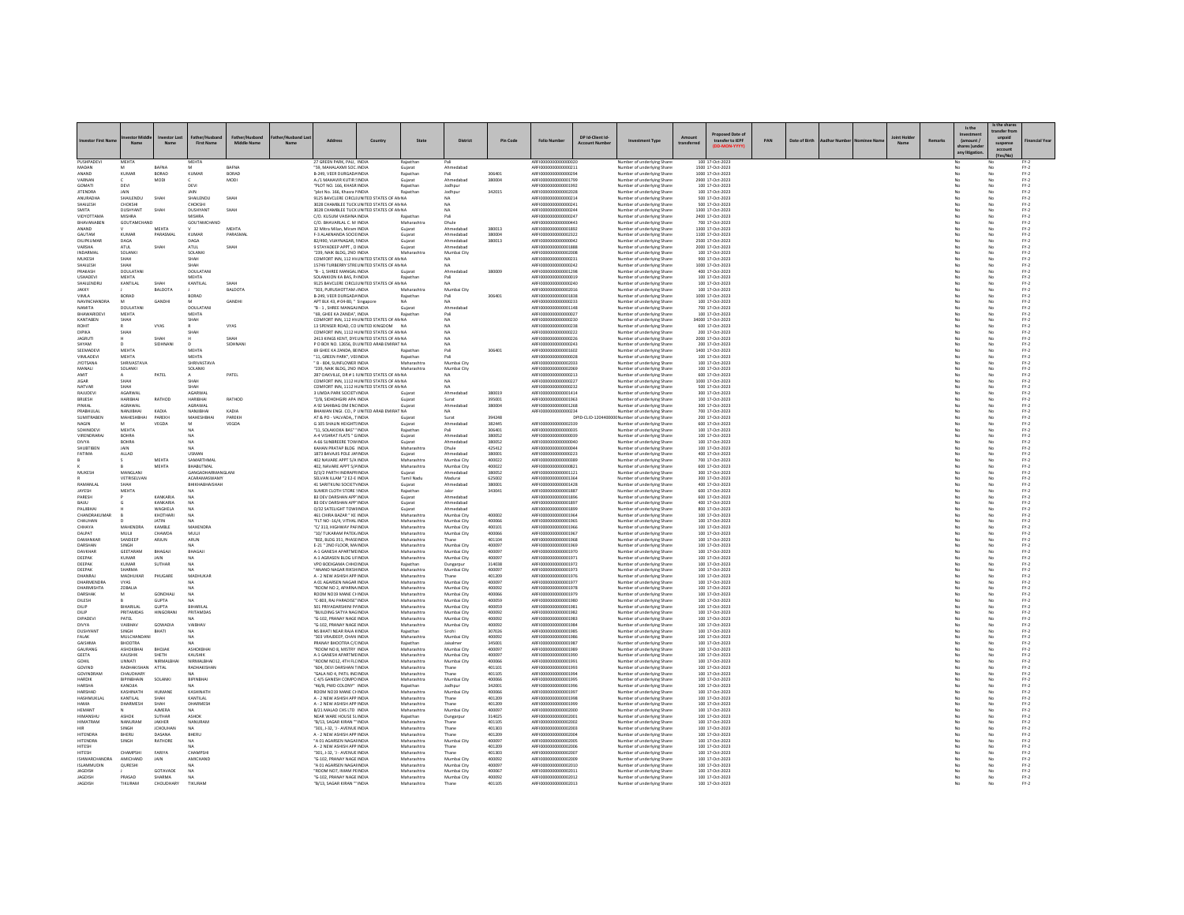| Investor First Name | Investor Middle Name | Investor Last Name | Father/Husband First Name | Father/Husband Middle Name | Father/Husband Last Name | Address | Country | State | District | Pin Code | Folio Number | DP Id-Client Id-Account Number | Investment Type | Amount transferred | Proposed Date of transfer to IEPF (DD-MON-YYYY) | PAN | Date of Birth | Aadhar Number | Nominee Name | Joint Holder Name | Remarks | Is the Investment (amount / shares) under any litigation. | Is the shares transfer from unpaid suspense account (Yes/No) | Financial Year |
|---|---|---|---|---|---|---|---|---|---|---|---|---|---|---|---|---|---|---|---|---|---|---|---|---|
| PUSHPADEVI | MEHTA | | MEHTA | | | 27 GREEN PARK, PALI, | INDIA | Rajasthan | Pali | | ARFI0000000000000020 | | Number of underlying Share | 100 | 17-Oct-2023 | | | | | | | No | No | FY-2 |
| MADAN | M | BAFNA | M | BAFNA | | "59, MAHALAXMI SOC | INDIA | Gujarat | Ahmedabad | | ARFI0000000000000211 | | Number of underlying Share | 1500 | 17-Oct-2023 | | | | | | | No | No | FY-2 |
| ANAND | KUMAR | BORAD | KUMAR | BORAD | | B-249, VEER DURGADAS | INDIA | Rajasthan | Pali | 306401 | ARFI0000000000000294 | | Number of underlying Share | 1000 | 17-Oct-2023 | | | | | | | No | No | FY-2 |
| VARNAN | C | MODI | C | MODI | | A-/1 MAHAVIR KUTIR | INDIA | Gujarat | Ahmedabad | 380004 | ARFI0000000000001799 | | Number of underlying Share | 2900 | 17-Oct-2023 | | | | | | | No | No | FY-2 |
| GOMATI | DEVI | | DEVI | | | "PLOT NO. 166, KHASR | INDIA | Rajasthan | Jodhpur | | ARFI0000000000001992 | | Number of underlying Share | 100 | 17-Oct-2023 | | | | | | | No | No | FY-2 |
| JITENDRA | JAIN | | JAIN | | | "plot No. 166, Khasra P | INDIA | Rajasthan | Jodhpur | 342015 | ARFI0000000000002028 | | Number of underlying Share | 100 | 17-Oct-2023 | | | | | | | No | No | FY-2 |
| ANURADHA | SHAILENDU | SHAH | SHAILENDU | SHAH | | 9125 BAVCLERE CIRCLE | UNITED STATES OF AM | NA | NA | | ARFI0000000000000214 | | Number of underlying Share | 500 | 17-Oct-2023 | | | | | | | No | No | FY-2 |
| SHAILESH | CHOKSHI | | CHOKSHI | | | 3028 CHAMBLEE TUCK | UNITED STATES OF AM | NA | NA | | ARFI0000000000000241 | | Number of underlying Share | 500 | 17-Oct-2023 | | | | | | | No | No | FY-2 |
| SMITA | DUSHYANT | SHAH | DUSHYANT | SHAH | | 3028 CHAMBLEE TUCK | UNITED STATES OF AM | NA | NA | | ARFI0000000000000244 | | Number of underlying Share | 1300 | 17-Oct-2023 | | | | | | | No | No | FY-2 |
| VIDYOTTAMA | MISHRA | | MISHRA | | | C/O. KUSUM VAISHNA | INDIA | Rajasthan | Pali | | ARFI0000000000000247 | | Number of underlying Share | 2400 | 17-Oct-2023 | | | | | | | No | No | FY-2 |
| BHAVANABEN | GOUTAMCHAND | | GOUTAMCHAND | | | C/O. BHAVARLAL C. M | INDIA | Maharashtra | Dhule | | ARFI0000000000000443 | | Number of underlying Share | 700 | 17-Oct-2023 | | | | | | | No | No | FY-2 |
| ANAND | V | MEHTA | V | MEHTA | | 32 Mitra Milan, Miram | INDIA | Gujarat | Ahmedabad | 380013 | ARFI0000000000001892 | | Number of underlying Share | 1300 | 17-Oct-2023 | | | | | | | No | No | FY-2 |
| GAUTAM | KUMAR | PARASMAL | KUMAR | PARASMAL | | F-3 ALAKNANDA SOCIE | INDIA | Gujarat | Ahmedabad | 380004 | ARFI0000000000002322 | | Number of underlying Share | 1100 | 17-Oct-2023 | | | | | | | No | No | FY-2 |
| DILIPKUMAR | DAGA | | DAGA | | | 82/490, VIJAYNAGAR, | INDIA | Gujarat | Ahmedabad | 380013 | ARFI0000000000000042 | | Number of underlying Share | 2500 | 17-Oct-2023 | | | | | | | No | No | FY-2 |
| VARSHA | ATUL | SHAH | ATUL | SHAH | | 9 STAYADEEP APPT., O | INDIA | Gujarat | Ahmedabad | | ARFI0000000000001888 | | Number of underlying Share | 2000 | 17-Oct-2023 | | | | | | | No | No | FY-2 |
| INDARMAL | SOLANKI | | SOLANKI | | | "239, NABI BLDG, 2ND | INDIA | Maharashtra | Mumbai City | | ARFI0000000000002008 | | Number of underlying Share | 100 | 17-Oct-2023 | | | | | | | No | No | FY-2 |
| MUKESH | SHAH | | SHAH | | | COMFORT INN, 112 HI | UNITED STATES OF AM | NA | NA | | ARFI0000000000000231 | | Number of underlying Share | 900 | 17-Oct-2023 | | | | | | | No | No | FY-2 |
| SHAILESH | SHAH | | SHAH | | | 15749 TURBERRY STRE | UNITED STATES OF AM | NA | NA | | ARFI0000000000000242 | | Number of underlying Share | 1000 | 17-Oct-2023 | | | | | | | No | No | FY-2 |
| PRAKASH | DOULATANI | | DOULATANI | | | "B - 1, SHREE MANGAL | INDIA | Gujarat | Ahmedabad | 380009 | ARFI0000000000001298 | | Number of underlying Share | 400 | 17-Oct-2023 | | | | | | | No | No | FY-2 |
| USHADEVI | MEHTA | | MEHTA | | | SOLANKION KA BAS, P | INDIA | Rajasthan | Pali | | ARFI0000000000000019 | | Number of underlying Share | 100 | 17-Oct-2023 | | | | | | | No | No | FY-2 |
| SHAILENDRU | KANTILAL | SHAH | KANTILAL | SHAH | | 9125 BAVCLERE CIRCLE | UNITED STATES OF AM | NA | NA | | ARFI0000000000000240 | | Number of underlying Share | 100 | 17-Oct-2023 | | | | | | | No | No | FY-2 |
| JAKKY | J | BALDOTA | J | BALDOTA | | "303, PURUSHOTTAM | INDIA | Maharashtra | Mumbai City | | ARFI0000000000002016 | | Number of underlying Share | 100 | 17-Oct-2023 | | | | | | | No | No | FY-2 |
| VIMLA | BORAD | | BORAD | | | B-249, VEER DURGADAS | INDIA | Rajasthan | Pali | 306401 | ARFI0000000000001838 | | Number of underlying Share | 1000 | 17-Oct-2023 | | | | | | | No | No | FY-2 |
| NAVINCHANDRA | M | GANDHI | M | GANDHI | | APT BLK 43, #04-80, " | Singapore | NA | NA | | ARFI0000000000000233 | | Number of underlying Share | 100 | 17-Oct-2023 | | | | | | | No | No | FY-2 |
| NAMITA | DOULATANI | | DOULATANI | | | "B - 1, SHREE MANGAL | INDIA | Gujarat | Ahmedabad | | ARFI0000000000001148 | | Number of underlying Share | 700 | 17-Oct-2023 | | | | | | | No | No | FY-2 |
| BHAWARIDEVI | MEHTA | | MEHTA | | | "69, GHEE KA ZANDA", | INDIA | Rajasthan | Pali | | ARFI0000000000000027 | | Number of underlying Share | 100 | 17-Oct-2023 | | | | | | | No | No | FY-2 |
| KANTABEN | SHAH | | SHAH | | | COMFORT INN, 112 HI | UNITED STATES OF AM | NA | NA | | ARFI0000000000000230 | | Number of underlying Share | 34000 | 17-Oct-2023 | | | | | | | No | No | FY-2 |
| ROHIT | R | VYAS | R | VYAS | | 13 SPENSER ROAD, CO | UNITED KINGDOM | NA | NA | | ARFI0000000000000238 | | Number of underlying Share | 600 | 17-Oct-2023 | | | | | | | No | No | FY-2 |
| DIPIKA | SHAH | | SHAH | | | COMFORT INN, 1112 HI | UNITED STATES OF AM | NA | NA | | ARFI0000000000000222 | | Number of underlying Share | 200 | 17-Oct-2023 | | | | | | | No | No | FY-2 |
| JAGRUTI | H | SHAH | H | SHAH | | 2413 KINGS KENT, DYE | UNITED STATES OF AM | NA | NA | | ARFI0000000000000226 | | Number of underlying Share | 2000 | 17-Oct-2023 | | | | | | | No | No | FY-2 |
| SHYAM | D | SIDHNANI | D | SIDHNANI | | P O BOX NO. 12656, D | UNITED ARAB EMIRAT | NA | NA | | ARFI0000000000000243 | | Number of underlying Share | 200 | 17-Oct-2023 | | | | | | | No | No | FY-2 |
| SEEMADEVI | MEHTA | | MEHTA | | | 69 GHEE KA ZANDA, B | INDIA | Rajasthan | Pali | 306401 | ARFI0000000000001602 | | Number of underlying Share | 1400 | 17-Oct-2023 | | | | | | | No | No | FY-2 |
| VIMLADEVI | MEHTA | | MEHTA | | | "11, GREEN PARK", V | INDIA | Rajasthan | Pali | | ARFI0000000000000028 | | Number of underlying Share | 100 | 17-Oct-2023 | | | | | | | No | No | FY-2 |
| JYOTSANA | SHRIVASTAVA | | SHRIVASTAVA | | | " B - 804, SUNFLOWER | INDIA | Maharashtra | Mumbai City | | ARFI0000000000002033 | | Number of underlying Share | 100 | 17-Oct-2023 | | | | | | | No | No | FY-2 |
| MANALI | SOLANKI | | SOLANKI | | | "239, NABI BLDG, 2ND | INDIA | Maharashtra | Mumbai City | | ARFI0000000000002069 | | Number of underlying Share | 100 | 17-Oct-2023 | | | | | | | No | No | FY-2 |
| AMIT | A | PATEL | A | PATEL | | 287 OAKVILLE, DR # 1 | UNITED STATES OF AM | NA | NA | | ARFI0000000000000213 | | Number of underlying Share | 600 | 17-Oct-2023 | | | | | | | No | No | FY-2 |
| JIGAR | SHAH | | SHAH | | | COMFORT INN, 1112 HI | UNITED STATES OF AM | NA | NA | | ARFI0000000000000227 | | Number of underlying Share | 1000 | 17-Oct-2023 | | | | | | | No | No | FY-2 |
| NATVAR | SHAH | | SHAH | | | COMFORT INN, 1112 HI | UNITED STATES OF AM | NA | NA | | ARFI0000000000000232 | | Number of underlying Share | 500 | 17-Oct-2023 | | | | | | | No | No | FY-2 |
| RAJUDEVI | AGARWAL | | AGARWAL | | | 3 UMDA PARK SOCIETY | INDIA | Gujarat | Ahmedabad | 380019 | ARFI0000000000001414 | | Number of underlying Share | 300 | 17-Oct-2023 | | | | | | | No | No | FY-2 |
| BRIJESH | HARIBHAI | RATHOD | HARIBHAI | RATHOD | | "2/8, SIDHDHGIRI APA | INDIA | Gujarat | Surat | 395001 | ARFI0000000000001963 | | Number of underlying Share | 100 | 17-Oct-2023 | | | | | | | No | No | FY-2 |
| PINKAL | AGRAWAL | | AGRAWAL | | | A 92 SAHIBAG OM ENC | INDIA | Gujarat | Ahmedabad | 380004 | ARFI0000000000001268 | | Number of underlying Share | 300 | 17-Oct-2023 | | | | | | | No | No | FY-2 |
| PRABHULAL | NANJIBHAI | KADIA | NANJIBHAI | KADIA | | BHAWAN ENGL. CO., P | UNITED ARAB EMIRAT | NA | NA | | ARFI0000000000000234 | | Number of underlying Share | 700 | 17-Oct-2023 | | | | | | | No | No | FY-2 |
| SUMITRABEN | MAHESHBHAI | PAREKH | MAHESHBHAI | PAREKH | | AT & PO - VALVADA, T | INDIA | Gujarat | Surat | 394248 | | DPID-CLID-1204400000 | Number of underlying Share | 200 | 17-Oct-2023 | | | | | | | No | No | FY-2 |
| NAGIN | M | VEGDA | M | VEGDA | | G 105 SHALIN HEIGHTS | INDIA | Gujarat | Ahmedabad | 382445 | ARFI0000000000002339 | | Number of underlying Share | 600 | 17-Oct-2023 | | | | | | | No | No | FY-2 |
| SOHANDEVI | MEHTA | | NA | | | "11, SOLANKIOA BAS" | INDIA | Rajasthan | Pali | 306401 | ARFI0000000000000035 | | Number of underlying Share | 100 | 17-Oct-2023 | | | | | | | No | No | FY-2 |
| VIRENDRARAJ | BOHRA | | NA | | | A-4 VISHRAT FLATS " G | INDIA | Gujarat | Ahmedabad | 380052 | ARFI0000000000000039 | | Number of underlying Share | 100 | 17-Oct-2023 | | | | | | | No | No | FY-2 |
| DIVYA | BOHRA | | NA | | | A-66 SUNBREERE TOW | INDIA | Gujarat | Ahmedabad | 380052 | ARFI0000000000000040 | | Number of underlying Share | 100 | 17-Oct-2023 | | | | | | | No | No | FY-2 |
| SHUBTIBEN | JAIN | | NA | | | KAHAN PRATAP BLDG | INDIA | Maharashtra | Dhule | 425412 | ARFI0000000000000044 | | Number of underlying Share | 100 | 17-Oct-2023 | | | | | | | No | No | FY-2 |
| FATIMA | ALLAD | | USMAN | | | 1873 BAVAJIS POLE JAI | INDIA | Gujarat | Ahmedabad | 380001 | ARFI0000000000000223 | | Number of underlying Share | 400 | 17-Oct-2023 | | | | | | | No | No | FY-2 |
| B | S | MEHTA | SAMARTHMAL | | | 402 NAVARE APPT 5/A | INDIA | Maharashtra | Mumbai City | 400022 | ARFI0000000000000389 | | Number of underlying Share | 700 | 17-Oct-2023 | | | | | | | No | No | FY-2 |
| K | B | MEHTA | BHABUTMAL | | | 402, NAVARE APPT 5/A | INDIA | Maharashtra | Mumbai City | 400022 | ARFI0000000000000821 | | Number of underlying Share | 600 | 17-Oct-2023 | | | | | | | No | No | FY-2 |
| MUKESH | MANGLANI | | GANGADHARMANGLANI | | | D/3/2 PARTH INDRAPR | INDIA | Gujarat | Ahmedabad | 380052 | ARFI0000000000001121 | | Number of underlying Share | 300 | 17-Oct-2023 | | | | | | | No | No | FY-2 |
| R | VETRISELVAN | | ACARAMASWAMY | | | SELVAN ILLAM "2 E2-E | INDIA | Tamil Nadu | Madurai | 625002 | ARFI0000000000001364 | | Number of underlying Share | 300 | 17-Oct-2023 | | | | | | | No | No | FY-2 |
| RAMANLAL | SHAH | | BHIKHABHAISHAH | | | 41 SARETKUNJ SOCIETY | INDIA | Gujarat | Ahmedabad | 380001 | ARFI0000000000001428 | | Number of underlying Share | 400 | 17-Oct-2023 | | | | | | | No | No | FY-2 |
| JAYESH | MEHTA | | NA | | | SUMER CLOTH STORE | INDIA | Rajasthan | Jalor | 343041 | ARFI0000000000001887 | | Number of underlying Share | 600 | 17-Oct-2023 | | | | | | | No | No | FY-2 |
| PARESH | P | KANKARIA | NA | | | B3 DEV DARSHAN APP | INDIA | Gujarat | Ahmedabad | | ARFI0000000000001896 | | Number of underlying Share | 600 | 17-Oct-2023 | | | | | | | No | No | FY-2 |
| BAIJU | G | KANKARIA | NA | | | B3 DEV DARSHAN APP | INDIA | Gujarat | Ahmedabad | | ARFI0000000000001897 | | Number of underlying Share | 400 | 17-Oct-2023 | | | | | | | No | No | FY-2 |
| PALIBHAI | H | WAGHELA | NA | | | D/32 SATELIGHT TOW | INDIA | Gujarat | Ahmedabad | | ARFI0000000000001899 | | Number of underlying Share | 800 | 17-Oct-2023 | | | | | | | No | No | FY-2 |
| CHANDRAKUMAR | B | KHOTHARI | NA | | | 461 CHIRA BAZAR " KE | INDIA | Maharashtra | Mumbai City | 400002 | ARFI0000000000001964 | | Number of underlying Share | 100 | 17-Oct-2023 | | | | | | | No | No | FY-2 |
| CHAUHAN | D | JATIN | NA | | | "FLT NO -16/4, VITHAL | INDIA | Maharashtra | Mumbai City | 400066 | ARFI0000000000001965 | | Number of underlying Share | 100 | 17-Oct-2023 | | | | | | | No | No | FY-2 |
| CHHAYA | MAHENDRA | KAMBLE | MAHENDRA | | | "C/ 313, HIGHWAY PAR | INDIA | Maharashtra | Mumbai City | 400101 | ARFI0000000000001966 | | Number of underlying Share | 100 | 17-Oct-2023 | | | | | | | No | No | FY-2 |
| DALPAT | MULJI | CHAWDA | MULJI | | | "10/ TUKARAM PATEK | INDIA | Maharashtra | Mumbai City | 400066 | ARFI0000000000001967 | | Number of underlying Share | 100 | 17-Oct-2023 | | | | | | | No | No | FY-2 |
| DAMANEKAR | SANDEEP | ARJUN | ARUN | | | "B02, BLDG 151, PHASE | INDIA | Maharashtra | Thane | 401104 | ARFI0000000000001968 | | Number of underlying Share | 100 | 17-Oct-2023 | | | | | | | No | No | FY-2 |
| DARSHAN | SINGH | | NA | | | E-21 " 2ND FLOOR, MA | INDIA | Maharashtra | Mumbai City | 400097 | ARFI0000000000001969 | | Number of underlying Share | 100 | 17-Oct-2023 | | | | | | | No | No | FY-2 |
| DAVIKHAR | GEETARAM | BHAGAJI | BHAGAJI | | | A-1 GANESH APARTME | INDIA | Maharashtra | Mumbai City | 400097 | ARFI0000000000001970 | | Number of underlying Share | 100 | 17-Oct-2023 | | | | | | | No | No | FY-2 |
| DEEPAK | KUMAR | JAIN | NA | | | A-1 AGRASEN BLDG LI | INDIA | Maharashtra | Mumbai City | 400097 | ARFI0000000000001971 | | Number of underlying Share | 100 | 17-Oct-2023 | | | | | | | No | No | FY-2 |
| DEEPAK | KUMAR | SUTHAR | NA | | | VPO BODIGAMA CHHO | INDIA | Rajasthan | Dungarpur | 314038 | ARFI0000000000001972 | | Number of underlying Share | 100 | 17-Oct-2023 | | | | | | | No | No | FY-2 |
| DEEPAK | SHARMA | | NA | | | "ANAND NAGAR RIKSH | INDIA | Maharashtra | Mumbai City | 400097 | ARFI0000000000001973 | | Number of underlying Share | 100 | 17-Oct-2023 | | | | | | | No | No | FY-2 |
| DHANRAJ | MADHUKAR | PHUGARE | MADHUKAR | | | A - 2 NEW ASHISH APP | INDIA | Maharashtra | Thane | 401209 | ARFI0000000000001976 | | Number of underlying Share | 100 | 17-Oct-2023 | | | | | | | No | No | FY-2 |
| DHARMENDRA | VYAS | | NA | | | A 01 AGARSEN NAGAR | INDIA | Maharashtra | Mumbai City | 400097 | ARFI0000000000001977 | | Number of underlying Share | 100 | 17-Oct-2023 | | | | | | | No | No | FY-2 |
| DHARMISHTA | ZOBALIA | | NA | | | "ROOM NO 2, APARNA | INDIA | Maharashtra | Mumbai City | 400092 | ARFI0000000000001978 | | Number of underlying Share | 100 | 17-Oct-2023 | | | | | | | No | No | FY-2 |
| DARSHAK | M | GONDHALI | NA | | | ROOM NO10 MANE C | INDIA | Maharashtra | Mumbai City | 400066 | ARFI0000000000001979 | | Number of underlying Share | 100 | 17-Oct-2023 | | | | | | | No | No | FY-2 |
| DILESH | B | GUPTA | NA | | | "C-803, RAJ PARADISE" | INDIA | Maharashtra | Mumbai City | 400059 | ARFI0000000000001980 | | Number of underlying Share | 100 | 17-Oct-2023 | | | | | | | No | No | FY-2 |
| DILIP | BIHARILAL | GUPTA | BIHARILAL | | | 501 PRIYADARSHINI PI | INDIA | Maharashtra | Mumbai City | 400059 | ARFI0000000000001981 | | Number of underlying Share | 100 | 17-Oct-2023 | | | | | | | No | No | FY-2 |
| DILIP | PRITAMDAS | HINGORANI | PRITAMDAS | | | "BUILDING SATYA NAG | INDIA | Maharashtra | Mumbai City | 400092 | ARFI0000000000001982 | | Number of underlying Share | 100 | 17-Oct-2023 | | | | | | | No | No | FY-2 |
| DIPADEVI | PATEL | | NA | | | "G-102, PRANAY NAGE | INDIA | Maharashtra | Mumbai City | 400092 | ARFI0000000000001983 | | Number of underlying Share | 100 | 17-Oct-2023 | | | | | | | No | No | FY-2 |
| DIVYA | VAIBHAV | GOWADIA | VAIBHAV | | | "G-102, PRANAY NAGE | INDIA | Maharashtra | Mumbai City | 400092 | ARFI0000000000001984 | | Number of underlying Share | 100 | 17-Oct-2023 | | | | | | | No | No | FY-2 |
| DUSHYANT | SINGH | BHATI | NA | | | NS BHATI NEAR RAJA J | INDIA | Rajasthan | Sirohi | 307026 | ARFI0000000000001985 | | Number of underlying Share | 100 | 17-Oct-2023 | | | | | | | No | No | FY-2 |
| FALAK | MULCHANDANI | | NA | | | "303 VRAJDEEP, CHAN | INDIA | Maharashtra | Mumbai City | 400092 | ARFI0000000000001986 | | Number of underlying Share | 100 | 17-Oct-2023 | | | | | | | No | No | FY-2 |
| GAISHMA | BHOOTRA | | NA | | | PRANAY BHOOTRA C/ | INDIA | Rajasthan | Jaisalmer | 345001 | ARFI0000000000001987 | | Number of underlying Share | 100 | 17-Oct-2023 | | | | | | | No | No | FY-2 |
| GAURANG | ASHOKBHAI | BHOJAK | ASHOKBHAI | | | "ROOM NO 8, MISTRY | INDIA | Maharashtra | Mumbai City | 400097 | ARFI0000000000001989 | | Number of underlying Share | 100 | 17-Oct-2023 | | | | | | | No | No | FY-2 |
| GEETA | KAUSHIK | SHETH | KAUSHIK | | | A-1 GANESH APARTME | INDIA | Maharashtra | Mumbai City | 400097 | ARFI0000000000001990 | | Number of underlying Share | 100 | 17-Oct-2023 | | | | | | | No | No | FY-2 |
| GOHIL | UNNATI | NIRMALBHAI | NIRMALBHAI | | | "ROOM NO12, 4TH FLO | INDIA | Maharashtra | Mumbai City | 400066 | ARFI0000000000001991 | | Number of underlying Share | 100 | 17-Oct-2023 | | | | | | | No | No | FY-2 |
| GOVIND | RADHAKISHAN | ATTAL | RADHAKISHAN | | | "604, DEVI DARSHAN T | INDIA | Maharashtra | Thane | 401101 | ARFI0000000000001993 | | Number of underlying Share | 100 | 17-Oct-2023 | | | | | | | No | No | FY-2 |
| GOVINDRAM | CHAUDHARY | | NA | | | "GALA NO 4, PATIL IN | INDIA | Maharashtra | Thane | 401105 | ARFI0000000000001994 | | Number of underlying Share | 100 | 17-Oct-2023 | | | | | | | No | No | FY-2 |
| HARDIK | BIPINBHAI | SOLANKI | BIPINBHAI | | | C 4/5 GANESH COMPO | INDIA | Maharashtra | Mumbai City | 400066 | ARFI0000000000001995 | | Number of underlying Share | 100 | 17-Oct-2023 | | | | | | | No | No | FY-2 |
| HARSHA | KANOJIA | | NA | | | "46/8, PWD COLONY" | INDIA | Rajasthan | Jodhpur | 342001 | ARFI0000000000001996 | | Number of underlying Share | 100 | 17-Oct-2023 | | | | | | | No | No | FY-2 |
| HARSHAD | KASHINATH | HUMANE | KASHINATH | | | ROOM NO19 MANE CH | INDIA | Maharashtra | Mumbai City | 400066 | ARFI0000000000001997 | | Number of underlying Share | 100 | 17-Oct-2023 | | | | | | | No | No | FY-2 |
| HASHMUKLAL | KANTILAL | SHAH | KANTILAL | | | A - 2 NEW ASHISH APP | INDIA | Maharashtra | Thane | 401209 | ARFI0000000000001998 | | Number of underlying Share | 100 | 17-Oct-2023 | | | | | | | No | No | FY-2 |
| HAMA | DHARMESH | SHAH | DHARMESH | | | A - 2 NEW ASHISH APP | INDIA | Maharashtra | Thane | 401209 | ARFI0000000000001999 | | Number of underlying Share | 100 | 17-Oct-2023 | | | | | | | No | No | FY-2 |
| HEMANT | N | AJMERA | NA | | | B/31 MALAD CHS LTD | INDIA | Maharashtra | Mumbai City | 400097 | ARFI0000000000002000 | | Number of underlying Share | 100 | 17-Oct-2023 | | | | | | | No | No | FY-2 |
| HIMANSHU | ASHOK | SUTHAR | ASHOK | | | NEAR WARE HOUSE S | INDIA | Rajasthan | Dungarpur | 314025 | ARFI0000000000002001 | | Number of underlying Share | 100 | 17-Oct-2023 | | | | | | | No | No | FY-2 |
| HIMATRAM | NANURAM | JAKHER | NANURAM | | | "B/13, SAGAR KIRAN "" | INDIA | Maharashtra | Thane | 401105 | ARFI0000000000002002 | | Number of underlying Share | 100 | 17-Oct-2023 | | | | | | | No | No | FY-2 |
| HIR | SINGH | JCHOUHAN | NA | | | "301, J-32, 'J - AVENUE | INDIA | Maharashtra | Thane | 401303 | ARFI0000000000002003 | | Number of underlying Share | 100 | 17-Oct-2023 | | | | | | | No | No | FY-2 |
| HITENDRA | BHERU | DASANA | BHERU | | | A - 2 NEW ASHISH APP | INDIA | Maharashtra | Thane | 401209 | ARFI0000000000002004 | | Number of underlying Share | 100 | 17-Oct-2023 | | | | | | | No | No | FY-2 |
| HITENDRA | SINGH | RATHORE | NA | | | "A 01 AGARSEN NAGAR | INDIA | Maharashtra | Mumbai City | 400097 | ARFI0000000000002005 | | Number of underlying Share | 100 | 17-Oct-2023 | | | | | | | No | No | FY-2 |
| HITESH | | | NA | | | A - 2 NEW ASHISH APP | INDIA | Maharashtra | Thane | 401209 | ARFI0000000000002006 | | Number of underlying Share | 100 | 17-Oct-2023 | | | | | | | No | No | FY-2 |
| HITESH | CHAMPSHI | FARIYA | CHAMPSHI | | | "301, J-32, 'J - AVENUE | INDIA | Maharashtra | Thane | 401303 | ARFI0000000000002007 | | Number of underlying Share | 100 | 17-Oct-2023 | | | | | | | No | No | FY-2 |
| ISHWARCHANDRA | AMICHAND | JAIN | AMICHAND | | | "G-102, PRANAY NAGE | INDIA | Maharashtra | Mumbai City | 400092 | ARFI0000000000002009 | | Number of underlying Share | 100 | 17-Oct-2023 | | | | | | | No | No | FY-2 |
| ISLAMMUDIN | QURESHI | | NA | | | "A 01 AGARSEN NAGAR | INDIA | Maharashtra | Mumbai City | 400097 | ARFI0000000000002010 | | Number of underlying Share | 100 | 17-Oct-2023 | | | | | | | No | No | FY-2 |
| JAGDISH | J | GOTAVADE | NA | | | "ROOM NO7, IMAM PA | INDIA | Maharashtra | Mumbai City | 400067 | ARFI0000000000002011 | | Number of underlying Share | 100 | 17-Oct-2023 | | | | | | | No | No | FY-2 |
| JAGDISH | PRASAD | SHARMA | NA | | | "G-102, PRANAY NAGE | INDIA | Maharashtra | Mumbai City | 400092 | ARFI0000000000002012 | | Number of underlying Share | 100 | 17-Oct-2023 | | | | | | | No | No | FY-2 |
| JAGDISH | TIKURAM | CHOUDHARY | TIKURAM | | | "B/13, SAGAR KIRAN "" | INDIA | Maharashtra | Thane | 401105 | ARFI0000000000002013 | | Number of underlying Share | 100 | 17-Oct-2023 | | | | | | | No | No | FY-2 |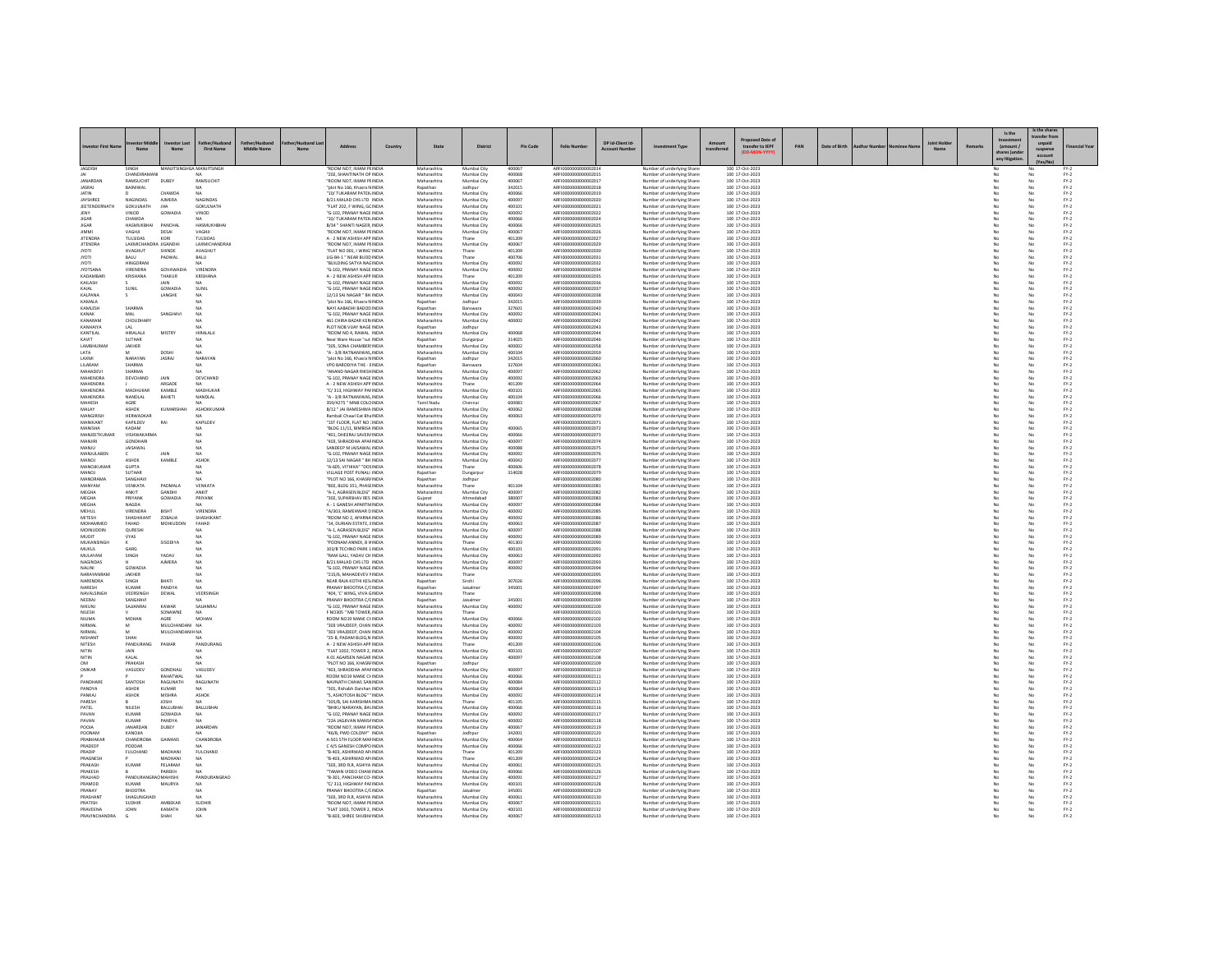| Investor First Name | Investor Middle Name | Investor Last Name | Father/Husband First Name | Father/Husband Middle Name | Father/Husband Last Name | Address | Country | State | District | Pin Code | Folio Number | DP Id-Client Id-Account Number | Investment Type | Amount transferred | Proposed Date of transfer to IEPF (DD-MON-YYYY) | PAN | Date of Birth | Aadhar Number | Nominee Name | Joint Holder Name | Remarks | Is the Investment (amount / shares )under any litigation. | Is the shares transfer from unpaid suspense account (Yes/No) | Financial Year |
|---|---|---|---|---|---|---|---|---|---|---|---|---|---|---|---|---|---|---|---|---|---|---|---|---|
| JAGDISH | SINGH | MANJITSINGHGA | MANJITSINGH | | | "ROOM NO7, IMAM PE | INDIA | Maharashtra | Mumbai City | 400067 | ARFI0000000000002014 | | Number of underlying Shares | 100 | 17-Oct-2023 | | | | | | | No | No | FY-2 |
| JAI | CHANDIRAMANI | | NA | | | "202, SHANTINATH OP | INDIA | Maharashtra | Mumbai City | 400068 | ARFI0000000000002015 | | Number of underlying Shares | 100 | 17-Oct-2023 | | | | | | | No | No | FY-2 |
| JANARDAN | RAMSUCHIT | DUBEY | RAMSUCHIT | | | "ROOM NO7, IMAM PE | INDIA | Maharashtra | Mumbai City | 400067 | ARFI0000000000002017 | | Number of underlying Shares | 100 | 17-Oct-2023 | | | | | | | No | No | FY-2 |
| JASRAJ | BAINIWAL | | NA | | | "plot No 166, Khasra N | INDIA | Rajasthan | Jodhpur | 342015 | ARFI0000000000002018 | | Number of underlying Shares | 100 | 17-Oct-2023 | | | | | | | No | No | FY-2 |
| JATIN | D | CHAWDA | NA | | | "10/ TUKARAM PATEK | INDIA | Maharashtra | Mumbai City | 400066 | ARFI0000000000002019 | | Number of underlying Shares | 100 | 17-Oct-2023 | | | | | | | No | No | FY-2 |
| JAYSHREE | NAGINDAS | AJMERA | NAGINDAS | | | B/21 MALAD CHS LTD | INDIA | Maharashtra | Mumbai City | 400097 | ARFI0000000000002020 | | Number of underlying Shares | 100 | 17-Oct-2023 | | | | | | | No | No | FY-2 |
| JEETENDERNATH | GOKULNATH | JHA | GOKULNATH | | | "FLAT 202, F WING, GC | INDIA | Maharashtra | Mumbai City | 400101 | ARFI0000000000002021 | | Number of underlying Shares | 100 | 17-Oct-2023 | | | | | | | No | No | FY-2 |
| JENY | VINOD | GOWADIA | VINOD | | | "G-102, PRANAY NAGE | INDIA | Maharashtra | Mumbai City | 400092 | ARFI0000000000002022 | | Number of underlying Shares | 100 | 17-Oct-2023 | | | | | | | No | No | FY-2 |
| JIGAR | CHAWDA | | NA | | | "10/ TUKARAM PATEK | INDIA | Maharashtra | Mumbai City | 400066 | ARFI0000000000002024 | | Number of underlying Shares | 100 | 17-Oct-2023 | | | | | | | No | No | FY-2 |
| JIGAR | HASMUKHBHAI | PANCHAL | HASMUKHBHAI | | | B/34 " SHANTI NAGER | INDIA | Maharashtra | Mumbai City | 400066 | ARFI0000000000002025 | | Number of underlying Shares | 100 | 17-Oct-2023 | | | | | | | No | No | FY-2 |
| JIMMI | VAGHJI | DESAI | VAGHJI | | | "ROOM NO7, IMAM PE | INDIA | Maharashtra | Mumbai City | 400067 | ARFI0000000000002026 | | Number of underlying Shares | 100 | 17-Oct-2023 | | | | | | | No | No | FY-2 |
| JITENDRA | TULSIDAS | KORI | TULSIDAS | | | A - 2 NEW ASHISH APP | INDIA | Maharashtra | Thane | 401209 | ARFI0000000000002027 | | Number of underlying Shares | 100 | 17-Oct-2023 | | | | | | | No | No | FY-2 |
| JITENDRA | LAXMICHANDRA | JIGANDHI | LAXMICHANDRAJI | | | "ROOM NO7, IMAM PE | INDIA | Maharashtra | Mumbai City | 400067 | ARFI0000000000002029 | | Number of underlying Shares | 100 | 17-Oct-2023 | | | | | | | No | No | FY-2 |
| JYOTI | AVAGHUT | SHINDE | AVAGHUT | | | "FLAT NO 001, I WING | INDIA | Maharashtra | Thane | 401209 | ARFI0000000000002030 | | Number of underlying Shares | 100 | 17-Oct-2023 | | | | | | | No | No | FY-2 |
| JYOTI | BALU | PADWAL | BALU | | | LIG-84-1" NEAR BUDD | INDIA | Maharashtra | Thane | 400706 | ARFI0000000000002031 | | Number of underlying Shares | 100 | 17-Oct-2023 | | | | | | | No | No | FY-2 |
| JYOTI | HINGORANI | | NA | | | "BUILDING SATYA NAG | INDIA | Maharashtra | Mumbai City | 400092 | ARFI0000000000002032 | | Number of underlying Shares | 100 | 17-Oct-2023 | | | | | | | No | No | FY-2 |
| JYOTSANA | VIRENDRA | GOVAWADIA | VIRENDRA | | | "G-102, PRANAY NAGE | INDIA | Maharashtra | Mumbai City | 400092 | ARFI0000000000002034 | | Number of underlying Shares | 100 | 17-Oct-2023 | | | | | | | No | No | FY-2 |
| KADAMBARI | KRISHANA | THAKUR | KRISHANA | | | A - 2 NEW ASHISH APP | INDIA | Maharashtra | Thane | 401209 | ARFI0000000000002035 | | Number of underlying Shares | 100 | 17-Oct-2023 | | | | | | | No | No | FY-2 |
| KAILASH | S | JAIN | NA | | | "G-102, PRANAY NAGE | INDIA | Maharashtra | Mumbai City | 400092 | ARFI0000000000002036 | | Number of underlying Shares | 100 | 17-Oct-2023 | | | | | | | No | No | FY-2 |
| KAJAL | SUNIL | GOWADIA | SUNIL | | | "G-102, PRANAY NAGE | INDIA | Maharashtra | Mumbai City | 400092 | ARFI0000000000002037 | | Number of underlying Shares | 100 | 17-Oct-2023 | | | | | | | No | No | FY-2 |
| KALPANA | S | LANGHE | NA | | | 12/13 SAI NAGAR " BH | INDIA | Maharashtra | Mumbai City | 400043 | ARFI0000000000002038 | | Number of underlying Shares | 100 | 17-Oct-2023 | | | | | | | No | No | FY-2 |
| KAMALA | | | NA | | | "plot No 166, Khasra N | INDIA | Rajasthan | Jodhpur | 342015 | ARFI0000000000002039 | | Number of underlying Shares | 100 | 17-Oct-2023 | | | | | | | No | No | FY-2 |
| KAMLESH | SHARMA | | NA | | | NAYI AABADHI BADOD | INDIA | Rajasthan | Banswara | 327601 | ARFI0000000000002040 | | Number of underlying Shares | 100 | 17-Oct-2023 | | | | | | | No | No | FY-2 |
| KANAK | MAL | SANGHAVI | NA | | | "G-102, PRANAY NAGE | INDIA | Maharashtra | Mumbai City | 400092 | ARFI0000000000002041 | | Number of underlying Shares | 100 | 17-Oct-2023 | | | | | | | No | No | FY-2 |
| KANARAM | CHOUDHARY | | NA | | | 461 CHIRA BAZAR KER | INDIA | Maharashtra | Mumbai City | 400002 | ARFI0000000000002042 | | Number of underlying Shares | 100 | 17-Oct-2023 | | | | | | | No | No | FY-2 |
| KANHAIYA | LAL | | NA | | | PLOT NOB VIJAY NAGE | INDIA | Rajasthan | Jodhpur | | ARFI0000000000002043 | | Number of underlying Shares | 100 | 17-Oct-2023 | | | | | | | No | No | FY-2 |
| KANTILAL | HIRALALJI | MISTRY | HIRALALJI | | | "ROOM NO 6, RAWAL | INDIA | Maharashtra | Mumbai City | 400068 | ARFI0000000000002044 | | Number of underlying Shares | 100 | 17-Oct-2023 | | | | | | | No | No | FY-2 |
| KAVIT | SUTHAR | | NA | | | Near Ware House "sut | INDIA | Rajasthan | Dungarpur | 314025 | ARFI0000000000002046 | | Number of underlying Shares | 100 | 17-Oct-2023 | | | | | | | No | No | FY-2 |
| LAMBHURAM | JAKHER | | NA | | | "305, SONA CHAMBER | INDIA | Maharashtra | Mumbai City | 400002 | ARFI0000000000002058 | | Number of underlying Shares | 100 | 17-Oct-2023 | | | | | | | No | No | FY-2 |
| LATA | M | DOSHI | NA | | | "A - 3/8 RATNANIWAS, | INDIA | Maharashtra | Mumbai City | 400104 | ARFI0000000000002059 | | Number of underlying Shares | 100 | 17-Oct-2023 | | | | | | | No | No | FY-2 |
| LAXMI | NARAYAN | JASRAJ | NARAYAN | | | "plot No 166, Khasra N | INDIA | Rajasthan | Jodhpur | 342015 | ARFI0000000000002060 | | Number of underlying Shares | 100 | 17-Oct-2023 | | | | | | | No | No | FY-2 |
| LILARAM | SHARMA | | NA | | | VPO BARODIYA THE - | INDIA | Rajasthan | Banswara | 327604 | ARFI0000000000002061 | | Number of underlying Shares | 100 | 17-Oct-2023 | | | | | | | No | No | FY-2 |
| MAHADEVI | SHARMA | | NA | | | "ANAND NAGAR RIKSH | INDIA | Maharashtra | Mumbai City | 400097 | ARFI0000000000002062 | | Number of underlying Shares | 100 | 17-Oct-2023 | | | | | | | No | No | FY-2 |
| MAHENDRA | DEVCHAND | JAIN | DEVCHAND | | | "G-102, PRANAY NAGE | INDIA | Maharashtra | Mumbai City | 400092 | ARFI0000000000002063 | | Number of underlying Shares | 100 | 17-Oct-2023 | | | | | | | No | No | FY-2 |
| MAHENDRA | J | ARGADE | NA | | | A - 2 NEW ASHISH APP | INDIA | Maharashtra | Thane | 401209 | ARFI0000000000002064 | | Number of underlying Shares | 100 | 17-Oct-2023 | | | | | | | No | No | FY-2 |
| MAHENDRA | MADHUKAR | KAMBLE | MADHUKAR | | | "C/ 313, HIGHWAY PAF | INDIA | Maharashtra | Mumbai City | 400101 | ARFI0000000000002065 | | Number of underlying Shares | 100 | 17-Oct-2023 | | | | | | | No | No | FY-2 |
| MAHENDRA | NANDLAL | BAHETI | NANDLAL | | | "A - 3/8 RATNANIWAS, | INDIA | Maharashtra | Mumbai City | 400104 | ARFI0000000000002066 | | Number of underlying Shares | 100 | 17-Oct-2023 | | | | | | | No | No | FY-2 |
| MAHESH | AGRE | | NA | | | 359/4275 " MNB COLO | INDIA | Tamil Nadu | Chennai | 600083 | ARFI0000000000002067 | | Number of underlying Shares | 100 | 17-Oct-2023 | | | | | | | No | No | FY-2 |
| MALAY | ASHOK | KUMARSHAH | ASHOKKUMAR | | | B/12 " JAI RAMESHWA | INDIA | Maharashtra | Mumbai City | 400062 | ARFI0000000000002068 | | Number of underlying Shares | 100 | 17-Oct-2023 | | | | | | | No | No | FY-2 |
| MANGIRISH | HERWADKAR | | NA | | | Rambali Chawl Eat Bha | INDIA | Maharashtra | Mumbai City | 400063 | ARFI0000000000002070 | | Number of underlying Shares | 100 | 17-Oct-2023 | | | | | | | No | No | FY-2 |
| MANIKANT | KAPILDEV | RAI | KAPILDEV | | | "1ST FLOOR, FLAT NO | INDIA | Maharashtra | Mumbai City | | ARFI0000000000002071 | | Number of underlying Shares | 100 | 17-Oct-2023 | | | | | | | No | No | FY-2 |
| MANISHA | KADAM | | NA | | | "BLDG 11/11, BIMBISA | INDIA | Maharashtra | Mumbai City | 400065 | ARFI0000000000002072 | | Number of underlying Shares | 100 | 17-Oct-2023 | | | | | | | No | No | FY-2 |
| MANJEETKUMAR | VISHWAKARMA | | NA | | | "401, DHEERAJ SAVERA | INDIA | Maharashtra | Mumbai City | 400066 | ARFI0000000000002073 | | Number of underlying Shares | 100 | 17-Oct-2023 | | | | | | | No | No | FY-2 |
| MANJIRI | GONDHAIR | | NA | | | "403, SHRADDHA APAR | INDIA | Maharashtra | Mumbai City | 400097 | ARFI0000000000002074 | | Number of underlying Shares | 100 | 17-Oct-2023 | | | | | | | No | No | FY-2 |
| MANJU | JAISAWAL | | NA | | | SANDEEP M JAISAWAL | INDIA | Maharashtra | Mumbai City | 400088 | ARFI0000000000002075 | | Number of underlying Shares | 100 | 17-Oct-2023 | | | | | | | No | No | FY-2 |
| MANJULABEN | C | JAIN | NA | | | "G-102, PRANAY NAGE | INDIA | Maharashtra | Mumbai City | 400092 | ARFI0000000000002076 | | Number of underlying Shares | 100 | 17-Oct-2023 | | | | | | | No | No | FY-2 |
| MANOJ | ASHOK | KAMBLE | ASHOK | | | 12/13 SAI NAGAR " BH | INDIA | Maharashtra | Mumbai City | 400042 | ARFI0000000000002077 | | Number of underlying Shares | 100 | 17-Oct-2023 | | | | | | | No | No | FY-2 |
| MANOJKUMAR | GUPTA | | NA | | | "A-605, VITHIKA" "DOS | INDIA | Maharashtra | Thane | 400606 | ARFI0000000000002078 | | Number of underlying Shares | 100 | 17-Oct-2023 | | | | | | | No | No | FY-2 |
| MANOJ | SUTHAR | | NA | | | VILLAGE POST PUNALI | INDIA | Rajasthan | Dungarpur | 314028 | ARFI0000000000002079 | | Number of underlying Shares | 100 | 17-Oct-2023 | | | | | | | No | No | FY-2 |
| MANORAMA | SANGHAVI | | NA | | | "PLOT NO 366, KHASR | INDIA | Rajasthan | Jodhpur | | ARFI0000000000002080 | | Number of underlying Shares | 100 | 17-Oct-2023 | | | | | | | No | No | FY-2 |
| MANYAM | VENKATA | PADMALA | VENKATA | | | "B02, BLDG 351, PHASE | INDIA | Maharashtra | Thane | 401104 | ARFI0000000000002081 | | Number of underlying Shares | 100 | 17-Oct-2023 | | | | | | | No | No | FY-2 |
| MEGHA | ANKIT | GANDHI | ANKIT | | | "A-1, AGRASEN BLDG" | INDIA | Maharashtra | Mumbai City | 400097 | ARFI0000000000002082 | | Number of underlying Shares | 100 | 17-Oct-2023 | | | | | | | No | No | FY-2 |
| MEGHA | PRIYANK | GOWADIA | PRIYANK | | | "302, SUPARSHAV RES | INDIA | Gujarat | Ahmedabad | 380007 | ARFI0000000000002083 | | Number of underlying Shares | 100 | 17-Oct-2023 | | | | | | | No | No | FY-2 |
| MEGHA | NAGDA | | NA | | | A - 1 GANESH APARTM | INDIA | Maharashtra | Mumbai City | 400097 | ARFI0000000000002084 | | Number of underlying Shares | 100 | 17-Oct-2023 | | | | | | | No | No | FY-2 |
| MEHUL | VIRENDRA | BISHT | VIRENDRA | | | "A/303, RAMESHWAR D | INDIA | Maharashtra | Mumbai City | 400092 | ARFI0000000000002085 | | Number of underlying Shares | 100 | 17-Oct-2023 | | | | | | | No | No | FY-2 |
| MITESH | SHASHIKANT | ZOBALIA | SHASHIKANT | | | "ROOM NO 2, APARNA | INDIA | Maharashtra | Mumbai City | 400092 | ARFI0000000000002086 | | Number of underlying Shares | 100 | 17-Oct-2023 | | | | | | | No | No | FY-2 |
| MOHAMMED | FAHAD | MOHIUDDIN | FAHAD | | | "34, DURIAN ESTATE, G | INDIA | Maharashtra | Mumbai City | 400063 | ARFI0000000000002087 | | Number of underlying Shares | 100 | 17-Oct-2023 | | | | | | | No | No | FY-2 |
| MOINUDDIN | QURESHI | | NA | | | "A-1, AGRASEN BLDG" | INDIA | Maharashtra | Mumbai City | 400097 | ARFI0000000000002088 | | Number of underlying Shares | 100 | 17-Oct-2023 | | | | | | | No | No | FY-2 |
| MUDIT | VYAS | | NA | | | "G-102, PRANAY NAGE | INDIA | Maharashtra | Mumbai City | 400092 | ARFI0000000000002089 | | Number of underlying Shares | 100 | 17-Oct-2023 | | | | | | | No | No | FY-2 |
| MUKANSINGH | K | SISODIYA | NA | | | "POONAM ANNEX, B W | INDIA | Maharashtra | Thane | 401303 | ARFI0000000000002090 | | Number of underlying Shares | 100 | 17-Oct-2023 | | | | | | | No | No | FY-2 |
| MUKUL | GARG | | NA | | | 103/B TECHNO PARK 1 | INDIA | Maharashtra | Mumbai City | 400101 | ARFI0000000000002091 | | Number of underlying Shares | 100 | 17-Oct-2023 | | | | | | | No | No | FY-2 |
| MULAYAM | SINGH | YADAV | NA | | | "RAM GALI, YADAV CH | INDIA | Maharashtra | Mumbai City | 400063 | ARFI0000000000002092 | | Number of underlying Shares | 100 | 17-Oct-2023 | | | | | | | No | No | FY-2 |
| NAGINDAS | H | AJMERA | NA | | | B/21 MALAD CHS LTD | INDIA | Maharashtra | Mumbai City | 400097 | ARFI0000000000002093 | | Number of underlying Shares | 100 | 17-Oct-2023 | | | | | | | No | No | FY-2 |
| NALINI | GOWADIA | | NA | | | "G-102, PRANAY NAGE | INDIA | Maharashtra | Mumbai City | 400092 | ARFI0000000000002094 | | Number of underlying Shares | 100 | 17-Oct-2023 | | | | | | | No | No | FY-2 |
| NARAYANRAM | JAKHER | | NA | | | "215/6, MAHADEVEV N | INDIA | Maharashtra | Thane | | ARFI0000000000002095 | | Number of underlying Shares | 100 | 17-Oct-2023 | | | | | | | No | No | FY-2 |
| NARENDRA | SINGH | BHATI | NA | | | NEAR RAJA KOTHI KES | INDIA | Rajasthan | Sirohi | 307026 | ARFI0000000000002096 | | Number of underlying Shares | 100 | 17-Oct-2023 | | | | | | | No | No | FY-2 |
| NARESH | KUMAR | PANDYA | NA | | | PRANAY BHOOTRA C/ | INDIA | Rajasthan | Jaisalmer | 345001 | ARFI0000000000002097 | | Number of underlying Shares | 100 | 17-Oct-2023 | | | | | | | No | No | FY-2 |
| NAVALSINGH | VEERSINGH | DEWAL | VEERSINGH | | | "404, "C" WING, VIVA G | INDIA | Maharashtra | Thane | | ARFI0000000000002098 | | Number of underlying Shares | 100 | 17-Oct-2023 | | | | | | | No | No | FY-2 |
| NEERAJ | SANGHAVI | | NA | | | PRANAY BHOOTRA C/ | INDIA | Rajasthan | Jaisalmer | 345001 | ARFI0000000000002099 | | Number of underlying Shares | 100 | 17-Oct-2023 | | | | | | | No | No | FY-2 |
| NIKUNJ | SAJJANRAJ | KAWAR | SAJJANRAJ | | | "G-102, PRANAY NAGE | INDIA | Maharashtra | Mumbai City | 400092 | ARFI0000000000002100 | | Number of underlying Shares | 100 | 17-Oct-2023 | | | | | | | No | No | FY-2 |
| NILESH | V | SONAWNE | NA | | | F NO305 " MBI TOWER | INDIA | Maharashtra | Thane | | ARFI0000000000002101 | | Number of underlying Shares | 100 | 17-Oct-2023 | | | | | | | No | No | FY-2 |
| NILIMA | MOHAN | AGRE | MOHAN | | | ROOM NO19 MANE CH | INDIA | Maharashtra | Mumbai City | 400066 | ARFI0000000000002102 | | Number of underlying Shares | 100 | 17-Oct-2023 | | | | | | | No | No | FY-2 |
| NIRMAL | M | MULCHANDANI | NA | | | "303 VRAJDEEP, CHAN | INDIA | Maharashtra | Mumbai City | 400092 | ARFI0000000000002103 | | Number of underlying Shares | 100 | 17-Oct-2023 | | | | | | | No | No | FY-2 |
| NIRMAL | M | MULCHANDANIH | NA | | | "303 VRAJDEEP, CHAN | INDIA | Maharashtra | Mumbai City | 400092 | ARFI0000000000002104 | | Number of underlying Shares | 100 | 17-Oct-2023 | | | | | | | No | No | FY-2 |
| NISHANT | SHAH | | NA | | | "25-B, PADAM BLDG, N | INDIA | Maharashtra | Mumbai City | 400092 | ARFI0000000000002105 | | Number of underlying Shares | 100 | 17-Oct-2023 | | | | | | | No | No | FY-2 |
| NITESH | PANDURANG | PAWAR | PANDURANG | | | A - 2 NEW ASHISH APP | INDIA | Maharashtra | Thane | 401209 | ARFI0000000000002106 | | Number of underlying Shares | 100 | 17-Oct-2023 | | | | | | | No | No | FY-2 |
| NITIN | JAIN | | NA | | | "FLAT 1002, TOWER 2, | INDIA | Maharashtra | Mumbai City | 400101 | ARFI0000000000002107 | | Number of underlying Shares | 100 | 17-Oct-2023 | | | | | | | No | No | FY-2 |
| NITIN | KALAL | | NA | | | A 01 AGARSEN NAGAR | INDIA | Maharashtra | Mumbai City | 400097 | ARFI0000000000002108 | | Number of underlying Shares | 100 | 17-Oct-2023 | | | | | | | No | No | FY-2 |
| OM | PRAKASH | | NA | | | "PLOT NO 366, KHASR | INDIA | Rajasthan | Jodhpur | | ARFI0000000000002109 | | Number of underlying Shares | 100 | 17-Oct-2023 | | | | | | | No | No | FY-2 |
| OMKAR | VASUDEV | GONDHALI | VASUDEV | | | "403, SHRADDHA APAR | INDIA | Maharashtra | Mumbai City | 400097 | ARFI0000000000002110 | | Number of underlying Shares | 100 | 17-Oct-2023 | | | | | | | No | No | FY-2 |
| P | P | RAHATWAL | NA | | | ROOM NO19 MANE CH | INDIA | Maharashtra | Mumbai City | 400066 | ARFI0000000000002111 | | Number of underlying Shares | 100 | 17-Oct-2023 | | | | | | | No | No | FY-2 |
| PANDHARE | SANTOSH | RAGUNATH | RAGUNATH | | | NAVNATH CHAWL SAN | INDIA | Maharashtra | Mumbai City | 400084 | ARFI0000000000002112 | | Number of underlying Shares | 100 | 17-Oct-2023 | | | | | | | No | No | FY-2 |
| PANDYA | ASHOK | KUMAR | NA | | | "301, Rishabh Darshan | INDIA | Maharashtra | Mumbai City | 400064 | ARFI0000000000002113 | | Number of underlying Shares | 100 | 17-Oct-2023 | | | | | | | No | No | FY-2 |
| PANKAJ | ASHOK | MISHRA | ASHOK | | | "5, ASHOTOSH BLDG" | INDIA | Maharashtra | Mumbai City | 400092 | ARFI0000000000002114 | | Number of underlying Shares | 100 | 17-Oct-2023 | | | | | | | No | No | FY-2 |
| PARESH | B | JOSHI | NA | | | "305/B, SAI KARISHMA | INDIA | Maharashtra | Thane | 401105 | ARFI0000000000002115 | | Number of underlying Shares | 100 | 17-Oct-2023 | | | | | | | No | No | FY-2 |
| PATEL | NILESH | BALLUBHAI | BALLUBHAI | | | "BHIKU NARAYAN, BAV | INDIA | Maharashtra | Mumbai City | 400066 | ARFI0000000000002116 | | Number of underlying Shares | 100 | 17-Oct-2023 | | | | | | | No | No | FY-2 |
| PAVAN | KUMAR | GOWADIA | NA | | | "G-102, PRANAY NAGE | INDIA | Maharashtra | Mumbai City | 400092 | ARFI0000000000002117 | | Number of underlying Shares | 100 | 17-Oct-2023 | | | | | | | No | No | FY-2 |
| PAVAN | KUMAR | PANDYA | NA | | | "22A JAGJIVAN MANSI | INDIA | Maharashtra | Mumbai City | 400002 | ARFI0000000000002118 | | Number of underlying Shares | 100 | 17-Oct-2023 | | | | | | | No | No | FY-2 |
| POOJA | JANARDAN | DUBEY | JANARDAN | | | "ROOM NO7, IMAM PE | INDIA | Maharashtra | Mumbai City | 400067 | ARFI0000000000002119 | | Number of underlying Shares | 100 | 17-Oct-2023 | | | | | | | No | No | FY-2 |
| POONAM | KANOJIA | | NA | | | "46/B, PWD COLONY" | INDIA | Rajasthan | Jodhpur | 342001 | ARFI0000000000002120 | | Number of underlying Shares | 100 | 17-Oct-2023 | | | | | | | No | No | FY-2 |
| PRABHAKAR | CHANDROBA | GAWANS | CHANDROBA | | | A-501 5TH FLOOR MA | INDIA | Maharashtra | Mumbai City | 400064 | ARFI0000000000002121 | | Number of underlying Shares | 100 | 17-Oct-2023 | | | | | | | No | No | FY-2 |
| PRADEEP | PODDAR | | NA | | | C 4/5 GANESH COMPO | INDIA | Maharashtra | Mumbai City | 400066 | ARFI0000000000002122 | | Number of underlying Shares | 100 | 17-Oct-2023 | | | | | | | No | No | FY-2 |
| PRADIP | FULCHAND | MADHANI | FULCHAND | | | "B-403, ASHIRWAD AP | INDIA | Maharashtra | Thane | 401209 | ARFI0000000000002123 | | Number of underlying Shares | 100 | 17-Oct-2023 | | | | | | | No | No | FY-2 |
| PRAGNESH | P | MADHANI | NA | | | "B-403, ASHIRWAD AP | INDIA | Maharashtra | Thane | 401209 | ARFI0000000000002124 | | Number of underlying Shares | 100 | 17-Oct-2023 | | | | | | | No | No | FY-2 |
| PRAKASH | KUMAR | PELARAM | NA | | | "303, 3RD FLR, ASHIYA | INDIA | Maharashtra | Mumbai City | 400061 | ARFI0000000000002125 | | Number of underlying Shares | 100 | 17-Oct-2023 | | | | | | | No | No | FY-2 |
| PRAKESH | B | PAREKH | NA | | | "TAMAN VIDEO CHAW | INDIA | Maharashtra | Mumbai City | 400066 | ARFI0000000000002126 | | Number of underlying Shares | 100 | 17-Oct-2023 | | | | | | | No | No | FY-2 |
| PRALHAD | PANDURANGRAO | MAHISHI | PANDURANGRAO | | | "B-301, PANCHAM CO | INDIA | Maharashtra | Mumbai City | 400091 | ARFI0000000000002127 | | Number of underlying Shares | 100 | 17-Oct-2023 | | | | | | | No | No | FY-2 |
| PRAMOD | KUMAR | MAURYA | NA | | | "C/ 313, HIGHWAY PAF | INDIA | Maharashtra | Mumbai City | 400101 | ARFI0000000000002128 | | Number of underlying Shares | 100 | 17-Oct-2023 | | | | | | | No | No | FY-2 |
| PRANAY | BHOOTRA | | NA | | | PRANAY BHOOTRA C/ | INDIA | Rajasthan | Jaisalmer | 345001 | ARFI0000000000002129 | | Number of underlying Shares | 100 | 17-Oct-2023 | | | | | | | No | No | FY-2 |
| PRASHANT | SHAGUNGHADI | | NA | | | "303, 3RD FLR, ASHIYA | INDIA | Maharashtra | Mumbai City | 400061 | ARFI0000000000002130 | | Number of underlying Shares | 100 | 17-Oct-2023 | | | | | | | No | No | FY-2 |
| PRATISH | SUDHIR | AMBEKAR | SUDHIR | | | "ROOM NO7, IMAM PE | INDIA | Maharashtra | Mumbai City | 400067 | ARFI0000000000002131 | | Number of underlying Shares | 100 | 17-Oct-2023 | | | | | | | No | No | FY-2 |
| PRAVEENA | JOHN | KAMATH | JOHN | | | "FLAT 1002, TOWER 2, | INDIA | Maharashtra | Mumbai City | 400101 | ARFI0000000000002132 | | Number of underlying Shares | 100 | 17-Oct-2023 | | | | | | | No | No | FY-2 |
| PRAVINCHANDRA | G | SHAH | NA | | | "B-603, SHREE SHUBH | INDIA | Maharashtra | Mumbai City | 400067 | ARFI0000000000002133 | | Number of underlying Shares | 100 | 17-Oct-2023 | | | | | | | No | No | FY-2 |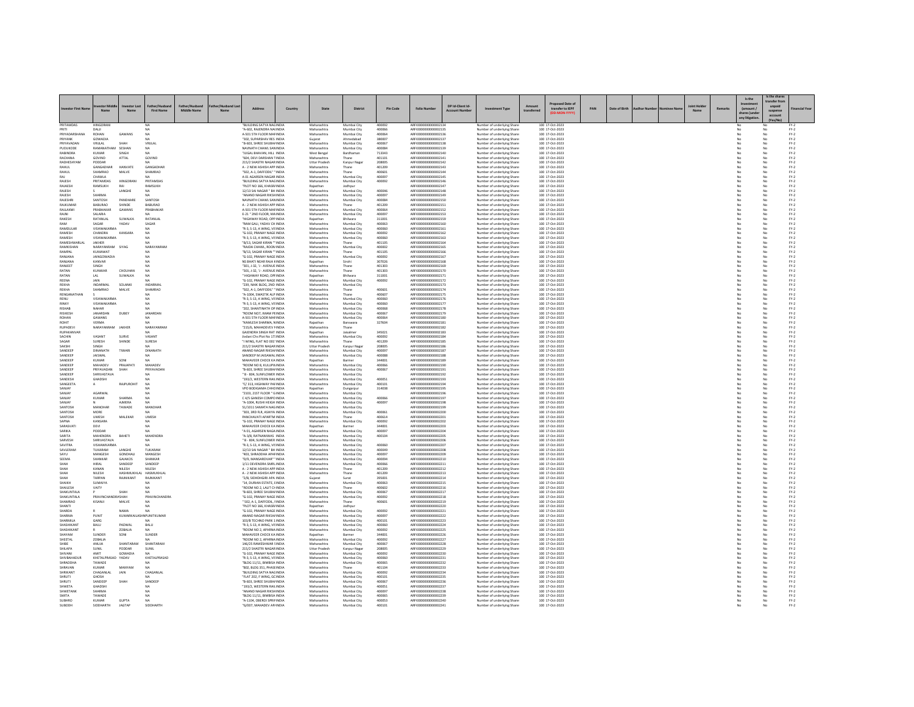| Investor First Name | Investor Middle Name | Investor Last Name | Father/Husband First Name | Father/Husband Middle Name | Father/Husband Last Name | Address | Country | State | District | Pin Code | Folio Number | DP Id-Client Id-Account Number | Investment Type | Amount transferred | Proposed Date of transfer to IEPF (DD-MON-YYYY) | PAN | Date of Birth | Aadhar Number | Nominee Name | Joint Holder Name | Remarks | Is the Investment (amount / shares )under any litigation. | Is the shares transfer from unpaid suspense account (Yes/No) | Financial Year |
|---|---|---|---|---|---|---|---|---|---|---|---|---|---|---|---|---|---|---|---|---|---|---|---|---|
| PRITAMDAS | HINGORANI | | NA | | | "BUILDING SATYA NAG INDIA | | Maharashtra | Mumbai City | 400092 | ARFI0000000000002134 | | Number of underlying Share | 100 | 17-Oct-2023 | | | | | | | No | No | FY-2 |
| PRITI | DALJI | | NA | | | "A-602, RAJENDRA NA INDIA | | Maharashtra | Mumbai City | 400066 | ARFI0000000000002135 | | Number of underlying Share | 100 | 17-Oct-2023 | | | | | | | No | No | FY-2 |
| PRIYADARSHANA | ROHAN | GAWANS | NA | | | A-501 5TH FLOOR MAR INDIA | | Maharashtra | Mumbai City | 400064 | ARFI0000000000002136 | | Number of underlying Share | 100 | 17-Oct-2023 | | | | | | | No | No | FY-2 |
| PRIYANK | GOWADIA | | NA | | | "302, SUPARSHAV RES INDIA | | Gujarat | Ahmedabad | 380007 | ARFI0000000000002137 | | Number of underlying Share | 100 | 17-Oct-2023 | | | | | | | No | No | FY-2 |
| PRIYAVADAN | VRIJLAL | SHAH | VRIJLAL | | | "B-603, SHREE SHUBH INDIA | | Maharashtra | Mumbai City | 400067 | ARFI0000000000002138 | | Number of underlying Share | 100 | 17-Oct-2023 | | | | | | | No | No | FY-2 |
| PUDUKODE | RAMANATHAN | SESHAN | NA | | | NAVNATH CHAWL SAN INDIA | | Maharashtra | Mumbai City | 400084 | ARFI0000000000002139 | | Number of underlying Share | 100 | 17-Oct-2023 | | | | | | | No | No | FY-2 |
| RABINDRA | KUMAR | SINGH | NA | | | "JUGAL BHAVAN, HILL INDIA | | West Bengal | Bardhaman | 713343 | ARFI0000000000002140 | | Number of underlying Share | 100 | 17-Oct-2023 | | | | | | | No | No | FY-2 |
| RACHANA | GOVIND | ATTAL | GOVIND | | | "604, DEVI DARSHAN T INDIA | | Maharashtra | Thane | 401101 | ARFI0000000000002141 | | Number of underlying Share | 100 | 17-Oct-2023 | | | | | | | No | No | FY-2 |
| RADHESHYAM | PODDAR | | NA | | | 215/2 SHASTRI NAGAR INDIA | | Uttar Pradesh | Kanpur Nagar | 208005 | ARFI0000000000002142 | | Number of underlying Share | 100 | 17-Oct-2023 | | | | | | | No | No | FY-2 |
| RAHUL | GANGADHAR | HANVATE | GANGADHAR | | | A - 2 NEW ASHISH APP INDIA | | Maharashtra | Thane | 401209 | ARFI0000000000002143 | | Number of underlying Share | 100 | 17-Oct-2023 | | | | | | | No | No | FY-2 |
| RAHUL | SHAMRAO | MALVE | SHAMRAO | | | "502, A-1, DAFFODIL" "INDIA | | Maharashtra | Thane | 400601 | ARFI0000000000002144 | | Number of underlying Share | 100 | 17-Oct-2023 | | | | | | | No | No | FY-2 |
| RAJ | CHAWLA | | NA | | | A 01 AGARSEN NAGAR INDIA | | Maharashtra | Mumbai City | 400097 | ARFI0000000000002145 | | Number of underlying Share | 100 | 17-Oct-2023 | | | | | | | No | No | FY-2 |
| RAJESH | PRITAMDAS | HINGORANI | PRITAMDAS | | | "BUILDING SATYA NAG INDIA | | Maharashtra | Mumbai City | 400092 | ARFI0000000000002146 | | Number of underlying Share | 100 | 17-Oct-2023 | | | | | | | No | No | FY-2 |
| RAJESH | RAMSUKH | RAI | RAMSUKH | | | "PLOT NO 166, KHASR INDIA | | Rajasthan | Jodhpur | | ARFI0000000000002147 | | Number of underlying Share | 100 | 17-Oct-2023 | | | | | | | No | No | FY-2 |
| RAJESH | S | LANGHE | NA | | | 12/13 SAI NAGAR " BH INDIA | | Maharashtra | Mumbai City | 400046 | ARFI0000000000002148 | | Number of underlying Share | 100 | 17-Oct-2023 | | | | | | | No | No | FY-2 |
| RAJESH | SHARMA | | NA | | | "ANAND NAGAR RIKSH INDIA | | Maharashtra | Mumbai City | 400097 | ARFI0000000000002149 | | Number of underlying Share | 100 | 17-Oct-2023 | | | | | | | No | No | FY-2 |
| RAJESHRI | SANTOSH | PANDHARE | SANTOSH | | | NAVNATH CHAWL SAN INDIA | | Maharashtra | Mumbai City | 400084 | ARFI0000000000002150 | | Number of underlying Share | 100 | 17-Oct-2023 | | | | | | | No | No | FY-2 |
| RAJKUMAR | BABURAO | SHINDE | BABURAO | | | A - 2 NEW ASHISH APP INDIA | | Maharashtra | Thane | 401209 | ARFI0000000000002151 | | Number of underlying Share | 100 | 17-Oct-2023 | | | | | | | No | No | FY-2 |
| RAJLAXMI | PRABHAKAR | GAWANS | PRABHAKAR | | | A-501 5TH FLOOR MAR INDIA | | Maharashtra | Mumbai City | 400064 | ARFI0000000000002152 | | Number of underlying Share | 100 | 17-Oct-2023 | | | | | | | No | No | FY-2 |
| RAJNI | SALARIA | | NA | | | E-21 "2ND FLOOR, MA INDIA | | Maharashtra | Mumbai City | 400097 | ARFI0000000000002153 | | Number of underlying Share | 100 | 17-Oct-2023 | | | | | | | No | No | FY-2 |
| RAKESH | RATANLAL | SUWALKA | RATANLAL | | | "HIGHWAY ROAD, OPP INDIA | | Rajasthan | Bhilwara | 311001 | ARFI0000000000002159 | | Number of underlying Share | 100 | 17-Oct-2023 | | | | | | | No | No | FY-2 |
| RAM | SAGAR | YADAV | SAGAR | | | "RAM GALI, YADAV CH INDIA | | Maharashtra | Mumbai City | 400063 | ARFI0000000000002160 | | Number of underlying Share | 100 | 17-Oct-2023 | | | | | | | No | No | FY-2 |
| RAMDULAR | VISHWAKARMA | | NA | | | "R-3, S-13, A WING, VI INDIA | | Maharashtra | Mumbai City | 400060 | ARFI0000000000002161 | | Number of underlying Share | 100 | 17-Oct-2023 | | | | | | | No | No | FY-2 |
| RAMESH | CHANDRA | KANSARA | NA | | | "G-102, PRANAY NAGE INDIA | | Maharashtra | Mumbai City | 400092 | ARFI0000000000002162 | | Number of underlying Share | 100 | 17-Oct-2023 | | | | | | | No | No | FY-2 |
| RAMESH | VISHWAKARMA | | NA | | | "R-3, S-13, A WING, VI INDIA | | Maharashtra | Mumbai City | 400060 | ARFI0000000000002163 | | Number of underlying Share | 100 | 17-Oct-2023 | | | | | | | No | No | FY-2 |
| RAMESHWARLAL | JAKHER | | NA | | | "B/13, SAGAR KIRAN "" INDIA | | Maharashtra | Thane | 401105 | ARFI0000000000002164 | | Number of underlying Share | 100 | 17-Oct-2023 | | | | | | | No | No | FY-2 |
| RAMKISHAN | NARAYANRAM | SIYAG | NARAYANRAM | | | "RAIDA CHAWL, ROOM INDIA | | Maharashtra | Mumbai City | 400002 | ARFI0000000000002165 | | Number of underlying Share | 100 | 17-Oct-2023 | | | | | | | No | No | FY-2 |
| RAMPAL | KUMAWAT | | NA | | | "B/13, SAGAR KIRAN "" INDIA | | Maharashtra | Thane | 401105 | ARFI0000000000002166 | | Number of underlying Share | 100 | 17-Oct-2023 | | | | | | | No | No | FY-2 |
| RANJANA | JAINGOWADIA | | NA | | | "G-102, PRANAY NAGE INDIA | | Maharashtra | Mumbai City | 400092 | ARFI0000000000002167 | | Number of underlying Share | 100 | 17-Oct-2023 | | | | | | | No | No | FY-2 |
| RANJANA | KANVAR | | NA | | | NS BHATI NEAR RAJA K INDIA | | Rajasthan | Sirohi | 307026 | ARFI0000000000002168 | | Number of underlying Share | 100 | 17-Oct-2023 | | | | | | | No | No | FY-2 |
| RANJEET | SINGH | | NA | | | "301, J-32, 'J - AVENUE INDIA | | Maharashtra | Thane | 401303 | ARFI0000000000002169 | | Number of underlying Share | 100 | 17-Oct-2023 | | | | | | | No | No | FY-2 |
| RATAN | KUNWAR | CHOUHAN | NA | | | "301, J-32, 'J - AVENUE INDIA | | Maharashtra | Thane | 401303 | ARFI0000000000002170 | | Number of underlying Share | 100 | 17-Oct-2023 | | | | | | | No | No | FY-2 |
| RATAN | LAL | SUWALKA | NA | | | " HIGHWAY ROAD, OPP INDIA | | Rajasthan | Bhilwara | 311001 | ARFI0000000000002171 | | Number of underlying Share | 100 | 17-Oct-2023 | | | | | | | No | No | FY-2 |
| REENA | JAIN | | NA | | | "G-102, PRANAY NAGE INDIA | | Maharashtra | Mumbai City | 400092 | ARFI0000000000002172 | | Number of underlying Share | 100 | 17-Oct-2023 | | | | | | | No | No | FY-2 |
| REKHA | INDARMAL | SOLANKI | INDARMAL | | | "239, NAIK BLDG, 2ND INDIA | | Maharashtra | Mumbai City | | ARFI0000000000002173 | | Number of underlying Share | 100 | 17-Oct-2023 | | | | | | | No | No | FY-2 |
| REKHA | SHAMRAO | MALVE | SHAMRAO | | | "502, A-1, DAFFODIL" "INDIA | | Maharashtra | Thane | 400601 | ARFI0000000000002174 | | Number of underlying Share | 100 | 17-Oct-2023 | | | | | | | No | No | FY-2 |
| RENGANATHAN | S | | NA | | | "A-1004, SWASTIK ALP INDIA | | Maharashtra | Thane | 400607 | ARFI0000000000002175 | | Number of underlying Share | 100 | 17-Oct-2023 | | | | | | | No | No | FY-2 |
| RENU | VISHWAKARMA | | NA | | | "R-3, S-13, A WING, VI INDIA | | Maharashtra | Mumbai City | 400060 | ARFI0000000000002176 | | Number of underlying Share | 100 | 17-Oct-2023 | | | | | | | No | No | FY-2 |
| RINKY | VISHWAKARMA | | NA | | | "R-3, S-13, A WING, VI INDIA | | Maharashtra | Mumbai City | 400060 | ARFI0000000000002177 | | Number of underlying Share | 100 | 17-Oct-2023 | | | | | | | No | No | FY-2 |
| RISHAB | NAHAR | | NA | | | "202, SHANTINATH OP INDIA | | Maharashtra | Mumbai City | 400068 | ARFI0000000000002178 | | Number of underlying Share | 100 | 17-Oct-2023 | | | | | | | No | No | FY-2 |
| RISHESH | JANARDAN | DUBEY | JANARDAN | | | "ROOM NO7, IMAM PE INDIA | | Maharashtra | Mumbai City | 400067 | ARFI0000000000002179 | | Number of underlying Share | 100 | 17-Oct-2023 | | | | | | | No | No | FY-2 |
| ROHAN | GAWANS | | NA | | | A-501 5TH FLOOR MAR INDIA | | Maharashtra | Mumbai City | 400064 | ARFI0000000000002180 | | Number of underlying Share | 100 | 17-Oct-2023 | | | | | | | No | No | FY-2 |
| ROHIT | VERMA | | NA | | | "KAMLESH SHARMA, N INDIA | | Rajasthan | Banswara | 327604 | ARFI0000000000002181 | | Number of underlying Share | 100 | 17-Oct-2023 | | | | | | | No | No | FY-2 |
| RUPADEVI | NARAYANRAM | JAKHER | NARAYANRAM | | | "215/6, MAHADEVEV N INDIA | | Maharashtra | Thane | | ARFI0000000000002182 | | Number of underlying Share | 100 | 17-Oct-2023 | | | | | | | No | No | FY-2 |
| RUPANKANWAR | | | NA | | | GAJENDRA SINGH RAT INDIA | | Rajasthan | Jaisalmer | 345021 | ARFI0000000000002183 | | Number of underlying Share | 100 | 17-Oct-2023 | | | | | | | No | No | FY-2 |
| SACHIN | VASANT | SURVE | VASANT | | | Jivdani Chs Plot No 17 INDIA | | Maharashtra | Mumbai City | 400092 | ARFI0000000000002184 | | Number of underlying Share | 100 | 17-Oct-2023 | | | | | | | No | No | FY-2 |
| SAGAR | SURESH | SHINDE | SURESH | | | "I WING, FLAT NO 001' INDIA | | Maharashtra | Thane | 401209 | ARFI0000000000002185 | | Number of underlying Share | 100 | 17-Oct-2023 | | | | | | | No | No | FY-2 |
| SAKSHI | SINGH | | NA | | | 215/2 SHASTRI NAGAR INDIA | | Uttar Pradesh | Kanpur Nagar | 208005 | ARFI0000000000002186 | | Number of underlying Share | 100 | 17-Oct-2023 | | | | | | | No | No | FY-2 |
| SANDEEP | DINANATH | TIWARI | DINANATH | | | ANAND NAGAR RIKSH INDIA | | Maharashtra | Mumbai City | 400097 | ARFI0000000000002187 | | Number of underlying Share | 100 | 17-Oct-2023 | | | | | | | No | No | FY-2 |
| SANDEEP | JAISWAL | | NA | | | SANDEEP M JAISAWAL INDIA | | Maharashtra | Mumbai City | 400088 | ARFI0000000000002188 | | Number of underlying Share | 100 | 17-Oct-2023 | | | | | | | No | No | FY-2 |
| SANDEEP | KUMAR | SONI | NA | | | MAHAVEER CHOCK KA INDIA | | Rajasthan | Barmer | 344001 | ARFI0000000000002189 | | Number of underlying Share | 100 | 17-Oct-2023 | | | | | | | No | No | FY-2 |
| SANDEEP | MAHADEV | PRAJAPATI | MAHADEV | | | "ROOM NO 8, KULUPW INDIA | | Maharashtra | Mumbai City | 400066 | ARFI0000000000002190 | | Number of underlying Share | 100 | 17-Oct-2023 | | | | | | | No | No | FY-2 |
| SANDEEP | PRIYAVADAN | SHAH | PRIYAVADAN | | | "B-603, SHREE SHUBH INDIA | | Maharashtra | Mumbai City | 400067 | ARFI0000000000002191 | | Number of underlying Share | 100 | 17-Oct-2023 | | | | | | | No | No | FY-2 |
| SANDEEP | SHRIVASTAVA | | NA | | | " B - 804, SUNFLOWER INDIA | | Maharashtra | Mumbai City | | ARFI0000000000002192 | | Number of underlying Share | 100 | 17-Oct-2023 | | | | | | | No | No | FY-2 |
| SANDESH | GHADSHI | | NA | | | "193/2, WESTERN RAIL INDIA | | Maharashtra | Mumbai City | 400051 | ARFI0000000000002193 | | Number of underlying Share | 100 | 17-Oct-2023 | | | | | | | No | No | FY-2 |
| SANGEETA | A | RAJPUROHIT | NA | | | "C/ 313, HIGHWAY PA INDIA | | Maharashtra | Mumbai City | 400101 | ARFI0000000000002194 | | Number of underlying Share | 100 | 17-Oct-2023 | | | | | | | No | No | FY-2 |
| SANJAY | | | NA | | | VPO BODIGAMA CHHO INDIA | | Rajasthan | Dungarpur | 314038 | ARFI0000000000002195 | | Number of underlying Share | 100 | 17-Oct-2023 | | | | | | | No | No | FY-2 |
| SANJAY | AGARWAL | | NA | | | "2103, 21ST FLOOR " G INDIA | | Maharashtra | Mumbai City | | ARFI0000000000002196 | | Number of underlying Share | 100 | 17-Oct-2023 | | | | | | | No | No | FY-2 |
| SANJAY | KUMAR | SHARMA | NA | | | C 4/5 GANESH COMPO INDIA | | Maharashtra | Mumbai City | 400066 | ARFI0000000000002197 | | Number of underlying Share | 100 | 17-Oct-2023 | | | | | | | No | No | FY-2 |
| SANJAY | N | AJMERA | NA | | | "A-1004, RUSHI HEIGH INDIA | | Maharashtra | Mumbai City | 400097 | ARFI0000000000002198 | | Number of underlying Share | 100 | 17-Oct-2023 | | | | | | | No | No | FY-2 |
| SANTOSH | MANOHAR | TAWADE | MANOHAR | | | 51/1011 SAMATA NAG INDIA | | Maharashtra | Mumbai City | | ARFI0000000000002199 | | Number of underlying Share | 100 | 17-Oct-2023 | | | | | | | No | No | FY-2 |
| SANTOSH | MORE | | NA | | | "301, 3RD FLR, ASHIYA INDIA | | Maharashtra | Mumbai City | 400061 | ARFI0000000000002200 | | Number of underlying Share | 100 | 17-Oct-2023 | | | | | | | No | No | FY-2 |
| SANTOSH | UMESH | MALEKAR | UMESH | | | PANCHAVATI APARTM INDIA | | Maharashtra | Thane | 400614 | ARFI0000000000002201 | | Number of underlying Share | 100 | 17-Oct-2023 | | | | | | | No | No | FY-2 |
| SAPNA | KANSARA | | NA | | | "G-102, PRANAY NAGE INDIA | | Maharashtra | Mumbai City | 400092 | ARFI0000000000002202 | | Number of underlying Share | 100 | 17-Oct-2023 | | | | | | | No | No | FY-2 |
| SARASVATI | DEVI | | NA | | | MAHAVEER CHOCK KA INDIA | | Rajasthan | Barmer | 344001 | ARFI0000000000002203 | | Number of underlying Share | 100 | 17-Oct-2023 | | | | | | | No | No | FY-2 |
| SARIKA | PODDAR | | NA | | | "A 01, AGARSEN NAGA INDIA | | Maharashtra | Mumbai City | 400097 | ARFI0000000000002204 | | Number of underlying Share | 100 | 17-Oct-2023 | | | | | | | No | No | FY-2 |
| SARITA | MAHENDRA | BAHETI | MAHENDRA | | | "A-3/8, RATNANIWAS INDIA | | Maharashtra | Mumbai City | 400104 | ARFI0000000000002205 | | Number of underlying Share | 100 | 17-Oct-2023 | | | | | | | No | No | FY-2 |
| SARVESH | SHRIVASTAVA | | NA | | | " B - 804, SUNFLOWER INDIA | | Maharashtra | Mumbai City | | ARFI0000000000002206 | | Number of underlying Share | 100 | 17-Oct-2023 | | | | | | | No | No | FY-2 |
| SAVITRA | VISHAWKARMA | | NA | | | "R-3, S-13, A WING, VI INDIA | | Maharashtra | Mumbai City | 400060 | ARFI0000000000002207 | | Number of underlying Share | 100 | 17-Oct-2023 | | | | | | | No | No | FY-2 |
| SAVLERAM | TUKARAM | LANGHE | TUKARAM | | | 12/13 SAI NAGAR " BH INDIA | | Maharashtra | Mumbai City | 400049 | ARFI0000000000002208 | | Number of underlying Share | 100 | 17-Oct-2023 | | | | | | | No | No | FY-2 |
| SAYLI | MANGESH | GONDHALI | MANGESH | | | "403, SHRADDHA APAR INDIA | | Maharashtra | Mumbai City | 400097 | ARFI0000000000002209 | | Number of underlying Share | 100 | 17-Oct-2023 | | | | | | | No | No | FY-2 |
| SEEMA | SHANKAR | GAJAKOS | SHANKAR | | | "D/9, MANSAROVAR" INDIA | | Maharashtra | Mumbai City | 400094 | ARFI0000000000002210 | | Number of underlying Share | 100 | 17-Oct-2023 | | | | | | | No | No | FY-2 |
| SHAH | HIRAL | SANDEEP | SANDEEP | | | 1/11 DEVENDRA SMRU INDIA | | Maharashtra | Mumbai City | 400066 | ARFI0000000000002211 | | Number of underlying Share | 100 | 17-Oct-2023 | | | | | | | No | No | FY-2 |
| SHAH | KANAN | NILESH | NILESH | | | A - 2 NEW ASHISH APP INDIA | | Maharashtra | Thane | 401209 | ARFI0000000000002212 | | Number of underlying Share | 100 | 17-Oct-2023 | | | | | | | No | No | FY-2 |
| SHAH | NILESH | HASHMUKHLAL | HASMUKHLAL | | | A - 2 NEW ASHISH APP INDIA | | Maharashtra | Thane | 401209 | ARFI0000000000002213 | | Number of underlying Share | 100 | 17-Oct-2023 | | | | | | | No | No | FY-2 |
| SHAH | TARPAN | RAJNIKANT | RAJNIKANT | | | "2/8, SIDHDHGIRI APA INDIA | | Gujarat | Surat | 395001 | ARFI0000000000002214 | | Number of underlying Share | 100 | 17-Oct-2023 | | | | | | | No | No | FY-2 |
| SHAIKH | SUMAIYA | | NA | | | "14, DURIAN ESTATE, G INDIA | | Maharashtra | Mumbai City | 400063 | ARFI0000000000002215 | | Number of underlying Share | 100 | 17-Oct-2023 | | | | | | | No | No | FY-2 |
| SHAILESH | VAITY | | NA | | | "ROOM NO 2, LALIT CH INDIA | | Maharashtra | Thane | 400602 | ARFI0000000000002216 | | Number of underlying Share | 100 | 17-Oct-2023 | | | | | | | No | No | FY-2 |
| SHAKUNTALA | P | SHAH | NA | | | "B-603, SHREE SHUBH INDIA | | Maharashtra | Mumbai City | 400067 | ARFI0000000000002217 | | Number of underlying Share | 100 | 17-Oct-2023 | | | | | | | No | No | FY-2 |
| SHAKUNTALA | PRAVINCHANDRA | SHAH | PRAVINCHANDRA | | | "G-102, PRANAY NAGE INDIA | | Maharashtra | Mumbai City | 400092 | ARFI0000000000002218 | | Number of underlying Share | 100 | 17-Oct-2023 | | | | | | | No | No | FY-2 |
| SHAMRAO | KISANJI | MALVE | NA | | | "502, A-1, DAFFODIL, INDIA | | Maharashtra | Thane | 400601 | ARFI0000000000002219 | | Number of underlying Share | 100 | 17-Oct-2023 | | | | | | | No | No | FY-2 |
| SHANTI | | | NA | | | "PLOT NO 166, KHASR INDIA | | Rajasthan | Jodhpur | | ARFI0000000000002220 | | Number of underlying Share | 100 | 17-Oct-2023 | | | | | | | No | No | FY-2 |
| SHARDA | R | NAMA | NA | | | "G-102, PRANAY NAGE INDIA | | Maharashtra | Mumbai City | 400092 | ARFI0000000000002221 | | Number of underlying Share | 100 | 17-Oct-2023 | | | | | | | No | No | FY-2 |
| SHARMA | PUNIT | KUMARKAILASH | PUNITKUMAR | | | ANAND NAGAR RIKSH INDIA | | Maharashtra | Mumbai City | 400097 | ARFI0000000000002222 | | Number of underlying Share | 100 | 17-Oct-2023 | | | | | | | No | No | FY-2 |
| SHARMILA | GARG | | NA | | | 103/B TECHNO PARK 1 INDIA | | Maharashtra | Mumbai City | 400101 | ARFI0000000000002223 | | Number of underlying Share | 100 | 17-Oct-2023 | | | | | | | No | No | FY-2 |
| SHASHIKANT | BALU | PADWAL | BALU | | | "R-3, S-13, A WING, VI INDIA | | Maharashtra | Mumbai City | 400060 | ARFI0000000000002224 | | Number of underlying Share | 100 | 17-Oct-2023 | | | | | | | No | No | FY-2 |
| SHASHIKANT | R | ZOBALIA | NA | | | "ROOM NO 2, APARNA INDIA | | Maharashtra | Mumbai City | 400092 | ARFI0000000000002225 | | Number of underlying Share | 100 | 17-Oct-2023 | | | | | | | No | No | FY-2 |
| SHAYAM | SUNDER | SONI | SUNDER | | | MAHAVEER CHOCK KA INDIA | | Rajasthan | Barmer | 344001 | ARFI0000000000002226 | | Number of underlying Share | 100 | 17-Oct-2023 | | | | | | | No | No | FY-2 |
| SHEETAL | ZOBALIA | | NA | | | "ROOM NO 2, APARNA INDIA | | Maharashtra | Mumbai City | 400092 | ARFI0000000000002227 | | Number of underlying Share | 100 | 17-Oct-2023 | | | | | | | No | No | FY-2 |
| SHIBE | ANUJA | SHANTARAM | SHANTARAM | | | 146/25 RAMESHWAR S INDIA | | Maharashtra | Mumbai City | 400067 | ARFI0000000000002228 | | Number of underlying Share | 100 | 17-Oct-2023 | | | | | | | No | No | FY-2 |
| SHILAPA | SUNIL | PODDAR | SUNIL | | | 215/2 SHASTRI NAGAR INDIA | | Uttar Pradesh | Kanpur Nagar | 208005 | ARFI0000000000002229 | | Number of underlying Share | 100 | 17-Oct-2023 | | | | | | | No | No | FY-2 |
| SHIVANI | AMIT | GOWADIA | NA | | | "G-102, PRANAY NAGE INDIA | | Maharashtra | Mumbai City | 400092 | ARFI0000000000002230 | | Number of underlying Share | 100 | 17-Oct-2023 | | | | | | | No | No | FY-2 |
| SHIVBAHADUR | KHETALPRASAD | YADAV | KHETALPRASAD | | | "R-3, S-13, A WING, VI INDIA | | Maharashtra | Mumbai City | 400060 | ARFI0000000000002231 | | Number of underlying Share | 100 | 17-Oct-2023 | | | | | | | No | No | FY-2 |
| SHRADDHA | TAWADE | | NA | | | "BLDG 11/11, BIMBISA INDIA | | Maharashtra | Mumbai City | 400065 | ARFI0000000000002232 | | Number of underlying Share | 100 | 17-Oct-2023 | | | | | | | No | No | FY-2 |
| SHRAVAN | KUMAR | MANYAM | NA | | | "802, BLDG 351, PHASE INDIA | | Maharashtra | Thane | 401104 | ARFI0000000000002233 | | Number of underlying Share | 100 | 17-Oct-2023 | | | | | | | No | No | FY-2 |
| SHRIKANT | CHAGANLAL | JAIN | CHAGANLAL | | | "BUILDING SATYA NAG INDIA | | Maharashtra | Mumbai City | 400092 | ARFI0000000000002234 | | Number of underlying Share | 100 | 17-Oct-2023 | | | | | | | No | No | FY-2 |
| SHRUTI | GHOSH | | NA | | | "FLAT 202, F WING, GC INDIA | | Maharashtra | Mumbai City | 400101 | ARFI0000000000002235 | | Number of underlying Share | 100 | 17-Oct-2023 | | | | | | | No | No | FY-2 |
| SHRUTI | SANDEEP | SHAH | SANDEEP | | | "B-603, SHREE SHUBH INDIA | | Maharashtra | Mumbai City | 400067 | ARFI0000000000002236 | | Number of underlying Share | 100 | 17-Oct-2023 | | | | | | | No | No | FY-2 |
| SHWETA | GHADSHI | | NA | | | "193/2, WESTERN RAIL INDIA | | Maharashtra | Mumbai City | 400051 | ARFI0000000000002237 | | Number of underlying Share | 100 | 17-Oct-2023 | | | | | | | No | No | FY-2 |
| SHWETANK | SHARMA | | NA | | | "ANAND NAGAR RIKSH INDIA | | Maharashtra | Mumbai City | 400097 | ARFI0000000000002238 | | Number of underlying Share | 100 | 17-Oct-2023 | | | | | | | No | No | FY-2 |
| SMITA | TAWADE | | NA | | | "BLDG 11/11, BIMBISA INDIA | | Maharashtra | Mumbai City | 400065 | ARFI0000000000002239 | | Number of underlying Share | 100 | 17-Oct-2023 | | | | | | | No | No | FY-2 |
| SUBHRO | KUMAR | GUPTA | NA | | | "A-1104, OBEROI SPRI INDIA | | Maharashtra | Mumbai City | 400053 | ARFI0000000000002240 | | Number of underlying Share | 100 | 17-Oct-2023 | | | | | | | No | No | FY-2 |
| SUBODH | SIDDHARTH | JAGTAP | SIDDHARTH | | | "G/007, MAHADEV AP INDIA | | Maharashtra | Mumbai City | 400101 | ARFI0000000000002241 | | Number of underlying Share | 100 | 17-Oct-2023 | | | | | | | No | No | FY-2 |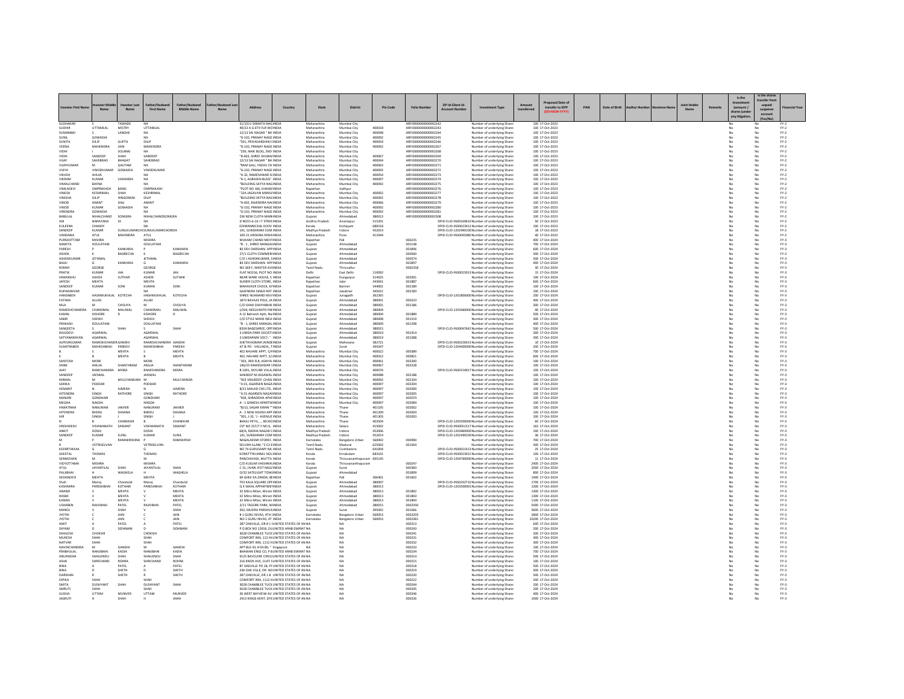| Investor First Name | Investor Middle Name | Investor Last Name | Father/Husband First Name | Father/Husband Middle Name | Father/Husband Last Name | Address | Country | State | District | Pin Code | Folio Number | DP Id-Client Id-Account Number | Investment Type | Amount transferred | Proposed Date of transfer to IEPF (DD-MON-YYYY) | PAN | Date of Birth | Aadhar Number | Nominee Name | Joint Holder Name | Remarks | Is the Investment (amount / shares )under any litigation. | Is the shares transfer from unpaid suspense account (Yes/No) | Financial Year |
|---|---|---|---|---|---|---|---|---|---|---|---|---|---|---|---|---|---|---|---|---|---|---|---|---|
| SUDHAKAR | S | TAWADE | NA | | | 51/1011 SAMATA NAG | INDIA | Maharashtra | Mumbai City | | ARFI000000000002242 | | Number of underlying Shares | 100 | 17-Oct-2023 | | | | | | | No | No | FY-2 |
| SUDHIR | UTTAMLAL | MISTRY | UTTAMLAL | | | 49/22 A G 6TH FLR WD | INDIA | Maharashtra | Mumbai City | 400018 | ARFI000000000002243 | | Number of underlying Shares | 100 | 17-Oct-2023 | | | | | | | No | No | FY-2 |
| SUMANBAI | S | LANGHE | NA | | | 12/13 SAI NAGAR " BH | INDIA | Maharashtra | Mumbai City | 400048 | ARFI000000000002244 | | Number of underlying Shares | 100 | 17-Oct-2023 | | | | | | | No | No | FY-2 |
| SUNIL | GOWADIA | | NA | | | "G-102, PRANAY NAGE | INDIA | Maharashtra | Mumbai City | 400092 | ARFI000000000002245 | | Number of underlying Shares | 100 | 17-Oct-2023 | | | | | | | No | No | FY-2 |
| SUNITA | DILIP | GUPTA | DILIP | | | "501, PRIYADARSHINI I | INDIA | Maharashtra | Mumbai City | 400059 | ARFI000000000002246 | | Number of underlying Shares | 100 | 17-Oct-2023 | | | | | | | No | No | FY-2 |
| VEENA | MAHENDRA | JAIN | MAHENDRA | | | "G-102, PRANAY NAGE | INDIA | Maharashtra | Mumbai City | 400092 | ARFI000000000002267 | | Number of underlying Shares | 100 | 17-Oct-2023 | | | | | | | No | No | FY-2 |
| VIDHI | I | SOLANKI | NA | | | "239, NAIK BLDG, 2ND | INDIA | Maharashtra | Mumbai City | | ARFI000000000002268 | | Number of underlying Shares | 100 | 17-Oct-2023 | | | | | | | No | No | FY-2 |
| VIDHI | SANDEEP | SHAH | SANDEEP | | | "B-603, SHREE SHUBH | INDIA | Maharashtra | Mumbai City | 400067 | ARFI000000000002269 | | Number of underlying Shares | 100 | 17-Oct-2023 | | | | | | | No | No | FY-2 |
| VIJAY | SAHEBRAO | BHAGAT | SAHEBRAO | | | 12/13 SAI NAGAR " BH | INDIA | Maharashtra | Mumbai City | 400044 | ARFI000000000002270 | | Number of underlying Shares | 100 | 17-Oct-2023 | | | | | | | No | No | FY-2 |
| VIJAYKUMAR | M | GAUTAM | NA | | | "RAM GALI, YADAV CH | INDIA | Maharashtra | Mumbai City | 400063 | ARFI000000000002271 | | Number of underlying Shares | 100 | 17-Oct-2023 | | | | | | | No | No | FY-2 |
| VIJAYA | VINODKUMAR | GOWADIA | VINODKUMAR | | | "G-102, PRANAY NAGE | INDIA | Maharashtra | Mumbai City | 400092 | ARFI000000000002272 | | Number of underlying Shares | 100 | 17-Oct-2023 | | | | | | | No | No | FY-2 |
| VIKASH | AHUJA | | NA | | | "A-32, RAMESHWAR SO | INDIA | Maharashtra | Mumbai City | 400054 | ARFI000000000002273 | | Number of underlying Shares | 100 | 17-Oct-2023 | | | | | | | No | No | FY-2 |
| VIKRAM | KUMAR | VAKHARIA | NA | | | "A-1, AGRASEN BLDG" | INDIA | Maharashtra | Mumbai City | 400097 | ARFI000000000002274 | | Number of underlying Shares | 100 | 17-Oct-2023 | | | | | | | No | No | FY-2 |
| VIMALCHAND | BAFNA | | NA | | | "BUILDING SATYA NAG | INDIA | Maharashtra | Mumbai City | 400092 | ARFI000000000002275 | | Number of underlying Shares | 100 | 17-Oct-2023 | | | | | | | No | No | FY-2 |
| VIMLADEVI | OMPRAKASH | BANG | OMPRAKASH | | | "PLOT NO 166, KHASRI | INDIA | Rajasthan | Jodhpur | | ARFI000000000002276 | | Number of underlying Shares | 100 | 17-Oct-2023 | | | | | | | No | No | FY-2 |
| VINESH | KESHRIMAL | SHAH | KESHRIMAL | | | "22A JAGJIVAN MANSI | INDIA | Maharashtra | Mumbai City | 400002 | ARFI000000000002277 | | Number of underlying Shares | 100 | 17-Oct-2023 | | | | | | | No | No | FY-2 |
| VINISHA | DILIP | HINGORANI | DILIP | | | "BUILDING SATYA NAG | INDIA | Maharashtra | Mumbai City | 400092 | ARFI000000000002278 | | Number of underlying Shares | 100 | 17-Oct-2023 | | | | | | | No | No | FY-2 |
| VINOD | ANANT | DALI | ANANT | | | "A-602, RAJENDRA NA | INDIA | Maharashtra | Mumbai City | 400066 | ARFI000000000002279 | | Number of underlying Shares | 100 | 17-Oct-2023 | | | | | | | No | No | FY-2 |
| VINOD | KUMAR | GOWADIA | NA | | | "G-102, PRANAY NAGE | INDIA | Maharashtra | Mumbai City | 400092 | ARFI000000000002280 | | Number of underlying Shares | 100 | 17-Oct-2023 | | | | | | | No | No | FY-2 |
| VIRENDRA | GOWADIA | | NA | | | "G-102, PRANAY NAGE | INDIA | Maharashtra | Mumbai City | 400092 | ARFI000000000002281 | | Number of underlying Shares | 100 | 17-Oct-2023 | | | | | | | No | No | FY-2 |
| BABULAL | NIHALCHAND | SONIGRA | NIHALCHANDSONIGRA | | | 236 NEW CLOTH MARK | INDIA | Gujarat | Ahmedabad | 380013 | ARFI000000000002308 | | Number of underlying Shares | 100 | 17-Oct-2023 | | | | | | | No | No | FY-2 |
| ADI | NARAYANA | SS | NA | | | D NO15-6-10 J T STREE | INDIA | Andhra Pradesh | Anantapur | 515201 | | DPID-CLID-IN30169610 | Number of underlying Shares | 50 | 17-Oct-2023 | | | | | | | No | No | FY-2 |
| KULEENA | CHANDY | | NA | | | EDIMANNICKAL KOOV | INDIA | Kerala | Kottayam | 686518 | | DPID-CLID-IN30023912 | Number of underlying Shares | 100 | 17-Oct-2023 | | | | | | | No | No | FY-2 |
| SANDEEP | KUMAR | | SUNILKUMARCHORDIA | | | 141, SUNDARAM COM | INDIA | Madhya Pradesh | Indore | 452014 | | DPID-CLID-12024901 00 | Number of underlying Shares | 18 | 17-Oct-2023 | | | | | | | No | No | FY-2 |
| VANDANA | ATUL | | ATUL | | | 109-21 KRISHNA NIWA | INDIA | Maharashtra | Pune | 411044 | | DPID-CLID-IN30045080 | Number of underlying Shares | 40 | 17-Oct-2023 | | | | | | | No | No | FY-2 |
| PURSHOTTAM | MISHRA | | MISHRA | | | MUKAM CHAND MEH | INDIA | Rajasthan | Pali | | 000235 | | Number of underlying Shares | 400 | 17-Oct-2024 | | | | | | | No | No | FY-3 |
| NAMITA | DOULATANI | | DOULATANI | | | "B - 1 , SHREE MANGAL | INDIA | Gujarat | Ahmedabad | | 001148 | | Number of underlying Shares | 700 | 17-Oct-2024 | | | | | | | No | No | FY-3 |
| PARESH | P | KANKARIA | P | | KANKARIA | B3 DEV DARSHAN APP | INDIA | Gujarat | Ahmedabad | | 001896 | | Number of underlying Shares | 600 | 17-Oct-2024 | | | | | | | No | No | FY-3 |
| ASHOK | K | BAGRECHA | K | | BAGRECHA | 27/1 CLOTH COMMERC | INDIA | Gujarat | Ahmedabad | | 000360 | | Number of underlying Shares | 300 | 17-Oct-2024 | | | | | | | No | No | FY-3 |
| ASHOKKUMAR | JETHMAL | | JETHMAL | | | C/O J ASHOKKUMAR, S | INDIA | Gujarat | Ahmedabad | | 000374 | | Number of underlying Shares | 500 | 17-Oct-2024 | | | | | | | No | No | FY-3 |
| BAIJU | G | KANKARIA | G | | KANKARIA | B3 DEV DARSHAN APP | INDIA | Gujarat | Ahmedabad | | 001897 | | Number of underlying Shares | 400 | 17-Oct-2024 | | | | | | | No | No | FY-3 |
| RONNY | GEORGE | | GEORGE | | | NO 369 F, MASTER AVE | INDIA | Tamil Nadu | Thiruvallur | | 0002358 | | Number of underlying Shares | 30 | 17-Oct-2024 | | | | | | | No | No | FY-3 |
| PRATIK | KUMAR | JHA | KUMAR | | JHA | FLAT NO156, PLOT NO | INDIA | Delhi | East Delhi | 110092 | | DPID-CLID-IN30023913 | Number of underlying Shares | 15 | 17-Oct-2024 | | | | | | | No | No | FY-3 |
| HIMANSHU | ASHOK | SUTHAR | ASHOK | | SUTHAR | NEAR WARE HOUSE, S | INDIA | Rajasthan | Dungarpur | 314025 | 002001 | | Number of underlying Shares | 100 | 17-Oct-2024 | | | | | | | No | No | FY-3 |
| JAYESH | MEHTA | | MEHTA | | | SUMER CLOTH STORE, | INDIA | Rajasthan | Jalor | 343041 | 001887 | | Number of underlying Shares | 600 | 17-Oct-2024 | | | | | | | No | No | FY-3 |
| SANDEEP | KUMAR | SONI | KUMAR | | SONI | MAHAVEER CHOCK, K | INDIA | Rajasthan | Barmer | 344001 | 002189 | | Number of underlying Shares | 100 | 17-Oct-2024 | | | | | | | No | No | FY-3 |
| RUPAKANVAR | | | NA | | | GAJENDRA SINGH RAT | INDIA | Rajasthan | Jaisalmer | 345021 | 002183 | | Number of underlying Shares | 100 | 17-Oct-2024 | | | | | | | No | No | FY-3 |
| HANSABEN | HASHMUKHLAL | KOTECHA | HASHMUKHLAL | | KOTECHA | SHREE NIJANAND NIV | INDIA | Gujarat | Junagadh | 362265 | | DPID-CLID-12018000 00 | Number of underlying Shares | 200 | 17-Oct-2024 | | | | | | | No | No | FY-3 |
| FATIMA | ALLAD | | ALLAD | | | 1873 BAVAJIS POLE, JA | INDIA | Gujarat | Ahmedabad | 380001 | 000223 | | Number of underlying Shares | 400 | 17-Oct-2024 | | | | | | | No | No | FY-3 |
| NILA | M | CHOLIYA | M | | CHOLIYA | C/O SHAH DAHYABHA | INDIA | Gujarat | Ahmedabad | 380001 | 001186 | | Number of underlying Shares | 300 | 17-Oct-2024 | | | | | | | No | No | FY-3 |
| RAMESHCHANDRA | CHANDMAL | MALIWAL | CHANDMAL | | MALIWAL | J/204, NEELKANTH PAR | INDIA | Gujarat | Ahmedabad | 380004 | | DPID-CLID-12034600 00 | Number of underlying Shares | 40 | 17-Oct-2024 | | | | | | | No | No | FY-3 |
| KAMAL | KISHORE | D | KISHORE | | D | A 12 Balvesh Apt, Na | INDIA | Gujarat | Ahmedabad | 380004 | 001889 | | Number of underlying Shares | 500 | 17-Oct-2024 | | | | | | | No | No | FY-3 |
| SABIR | SHEIKH | | SHEIKH | | | C/O STYLE MANS WEA | INDIA | Gujarat | Ahmedabad | 380008 | 001519 | | Number of underlying Shares | 300 | 17-Oct-2024 | | | | | | | No | No | FY-3 |
| PRAKASH | DOULATANI | | DOULATANI | | | "B - 1, SHREE MANGAL | INDIA | Gujarat | Ahmedabad | 380009 | 001298 | | Number of underlying Shares | 400 | 17-Oct-2024 | | | | | | | No | No | FY-3 |
| SANGEETA | S | SHAH | S | | SHAH | B204 BAGESHREE, OPP | INDIA | Gujarat | Ahmedabad | 380015 | | DPID-CLID-IN30047642 | Number of underlying Shares | 500 | 17-Oct-2024 | | | | | | | No | No | FY-3 |
| RAJUDEVI | AGARWAL | | AGARWAL | | | 3 UMDA PARK SOCIET | INDIA | Gujarat | Ahmedabad | 380019 | 001414 | | Number of underlying Shares | 300 | 17-Oct-2024 | | | | | | | No | No | FY-3 |
| SATYANARAYAN | AGARWAL | | AGARWAL | | | 3 UMDAPARK SOCY, " | INDIA | Gujarat | Ahmedabad | 380019 | 001588 | | Number of underlying Shares | 300 | 17-Oct-2024 | | | | | | | No | No | FY-3 |
| ALPESHKUMAR | RAMESHCHANDRA | GANDHI | RAMESHCHANDRA | | GANDHI | SHETHVASMAN JAIN | INDIA | Gujarat | Mahesana | 382721 | | DPID-CLID-IN30226913 | Number of underlying Shares | 10 | 17-Oct-2024 | | | | | | | No | No | FY-3 |
| SUMITRABEN | MAHESHBHAI | PAREKH | MAHESHBHAI | | PAREKH | AT & PO - VALVADA, | INDIA | Gujarat | Surat | 394247 | | DPID-CLID-12044000 00 | Number of underlying Shares | 200 | 17-Oct-2024 | | | | | | | No | No | FY-3 |
| B | S | MEHTA | S | | MEHTA | 402 NAVARE APPT, S | INDIA | Maharashtra | Mumbai City | 400022 | 000389 | | Number of underlying Shares | 700 | 17-Oct-2024 | | | | | | | No | No | FY-3 |
| K | B | MEHTA | B | | MEHTA | 402, NAVARE APPT, S | INDIA | Maharashtra | Mumbai City | 400022 | 000821 | | Number of underlying Shares | 600 | 17-Oct-2024 | | | | | | | No | No | FY-3 |
| SANTOSH | MORE | | MORE | | | "303, 3RD FLR, ASHIYA | INDIA | Maharashtra | Mumbai City | 400061 | 002200 | | Number of underlying Shares | 100 | 17-Oct-2024 | | | | | | | No | No | FY-3 |
| SHIBE | ANUJA | SHANTARAM | ANUJA | | SHANTARAM | 146/25 RAMESHWAR S | INDIA | Maharashtra | Mumbai City | 400067 | 002228 | | Number of underlying Shares | 100 | 17-Oct-2024 | | | | | | | No | No | FY-3 |
| AJAY | RAMCHANDRA | MISRA | RAMCHANDRA | | MISRA | B 1001, SKYLINE VILLA | INDIA | Maharashtra | Mumbai City | 400076 | | DPID-CLID-IN30154917 | Number of underlying Shares | 100 | 17-Oct-2024 | | | | | | | No | No | FY-3 |
| SANDEEP | JAISWAL | | JAISWAL | | | SANDEEP M JAISAWAL | INDIA | Maharashtra | Mumbai City | 400088 | 002188 | | Number of underlying Shares | 100 | 17-Oct-2024 | | | | | | | No | No | FY-3 |
| NIRMAL | M | MULCHANDANI | M | | MULCHANDA | "303 VRAJDEEP, CHAN | INDIA | Maharashtra | Mumbai City | 400092 | 002304 | | Number of underlying Shares | 100 | 17-Oct-2024 | | | | | | | No | No | FY-3 |
| SARIKA | PODDAR | | PODDAR | | | "A 01, AGARSEN NAGA | INDIA | Maharashtra | Mumbai City | 400097 | 002204 | | Number of underlying Shares | 100 | 17-Oct-2024 | | | | | | | No | No | FY-3 |
| HEMANT | N | AJMERA | N | | AJMERA | B/21 MALAD CHS LTD | INDIA | Maharashtra | Mumbai City | 400097 | 002000 | | Number of underlying Shares | 100 | 17-Oct-2024 | | | | | | | No | No | FY-3 |
| HITENDRA | SINGH | RATHORE | SINGH | | RATHORE | "A 01 AGARSEN NAGAR | INDIA | Maharashtra | Mumbai City | 400097 | 002005 | | Number of underlying Shares | 100 | 17-Oct-2024 | | | | | | | No | No | FY-3 |
| MANJIRI | GONDHARI | | GONDHARI | | | "403, SHRADDHA APAR | INDIA | Maharashtra | Mumbai City | 400097 | 002074 | | Number of underlying Shares | 100 | 17-Oct-2024 | | | | | | | No | No | FY-3 |
| MEGHA | NAGDA | | NAGDA | | | A - 1 GANESH APARTM | INDIA | Maharashtra | Mumbai City | 400097 | 002084 | | Number of underlying Shares | 100 | 17-Oct-2024 | | | | | | | No | No | FY-3 |
| HIMATRAM | NANURAM | JAKHER | NANURAM | | JAKHER | "B/13, SAGAR KIRAN " | INDIA | Maharashtra | Thane | 401105 | 002002 | | Number of underlying Shares | 100 | 17-Oct-2024 | | | | | | | No | No | FY-3 |
| HITENDRA | BHERU | DASANA | BHERU | | DASANA | A - 2 NEW ASHISH APP | INDIA | Maharashtra | Thane | 401209 | 002004 | | Number of underlying Shares | 100 | 17-Oct-2024 | | | | | | | No | No | FY-3 |
| HIR | SINGH | J | SINGH | | J | "301, J-32, '/- AVENUE | INDIA | Maharashtra | Thane | 401303 | 002003 | | Number of underlying Shares | 100 | 17-Oct-2024 | | | | | | | No | No | FY-3 |
| N | B | CHANDEKAR | B | | CHANDEKAR | BHAGU PETH, , , BICHO | INDIA | Maharashtra | Thane | 403504 | | DPID-CLID-12035000 00 | Number of underlying Shares | 60 | 17-Oct-2024 | | | | | | | No | No | FY-3 |
| HRISHIKESH | VISHWANATH | SAWANT | VISHWANATH | | SAWANT | CST NO 257/7 F NO 6, | INDIA | Maharashtra | Satara | 415002 | | DPID-CLID-IN30051317 | Number of underlying Shares | 162 | 17-Oct-2024 | | | | | | | No | No | FY-3 |
| ANKIT | DOSHI | | DOSHI | | | 68/A, RADHA NAGAR C | INDIA | Madhya Pradesh | Indore | 452006 | | DPID-CLID-12034600 00 | Number of underlying Shares | 100 | 17-Oct-2024 | | | | | | | No | No | FY-3 |
| SANDEEP | KUMAR | SUNIL | KUMAR | | SUNIL | 141, SUNDARAM COM | INDIA | Madhya Pradesh | Indore | 452014 | | DPID-CLID-12024901 00 | Number of underlying Shares | 36 | 17-Oct-2024 | | | | | | | No | No | FY-3 |
| M | P | RAMAKRISHNA | P | | RAMAKRISH | NAGALAKSMI STORES | INDIA | Karnataka | Bangalore Urban | 560002 | 000990 | | Number of underlying Shares | 700 | 17-Oct-2024 | | | | | | | No | No | FY-3 |
| R | VETRISELVAN | | VETRISELVAN | | | SELVAN ILLAM,"2 E2-E | INDIA | Tamil Nadu | Madurai | 625002 | 001364 | | Number of underlying Shares | 300 | 17-Oct-2024 | | | | | | | No | No | FY-3 |
| KEERTHIKAA | G | | G | | | NO 74 GURUSAMY NA | INDIA | Tamil Nadu | Coimbatore | 641004 | | DPID-CLID-IN30021413 | Number of underlying Shares | 25 | 17-Oct-2024 | | | | | | | No | No | FY-3 |
| SHEETAL | THOMAS | | THOMAS | | | KORATTYKUNNEL HOU | INDIA | Kerala | Ernakulam | 683101 | | DPID-CLID-IN30023912 | Number of underlying Shares | 100 | 17-Oct-2024 | | | | | | | No | No | FY-3 |
| SENMOHAN | M | | M | | | PANCHAVADI, MUTTA | INDIA | Kerala | Thiruvananthapuram | 695145 | | DPID-CLID-12047600 00 | Number of underlying Shares | 11 | 17-Oct-2024 | | | | | | | No | No | FY-3 |
| VIDYOTTAMA | MISHRA | | MISHRA | | | C/O KUSUM VAISHNAV | INDIA | Kerala | Thiruvananthapuram | | 000247 | | Number of underlying Shares | 2400 | 17-Oct-2024 | | | | | | | No | No | FY-3 |
| ATUL | JAYANTILAL | SHAH | JAYANTILAL | | SHAH | C 31, JIVAN JYOT NAGA | INDIA | Gujarat | Surat | | 000383 | | Number of underlying Shares | 2000 | 17-Oct-2024 | | | | | | | No | No | FY-3 |
| PALABHAI | H | WAGHELA | H | | WAGHELA | Q/32 SATELIGHT TOWE | INDIA | Gujarat | Ahmedabad | | 001899 | | Number of underlying Shares | 800 | 17-Oct-2024 | | | | | | | No | No | FY-3 |
| SEEMADEVI | MEHTA | | MEHTA | | | 69 GHEE KA ZANDA, BE | INDIA | Rajasthan | Pali | 306401 | 001602 | | Number of underlying Shares | 1400 | 17-Oct-2024 | | | | | | | No | No | FY-3 |
| Shah | Manoj | Chandulal | Manoj | | Chandulal | 703 KALA SQUARE OPP | INDIA | Gujarat | Ahmedabad | 380007 | | DPID-CLID-IN30292710 | Number of underlying Shares | 1700 | 17-Oct-2024 | | | | | | | No | No | FY-3 |
| KASHMIRA | PARESHBHAI | KOTHARI | PARESHBHAI | | KOTHARI | Q 4 SAKAL APPARTMEN | INDIA | Gujarat | Ahmedabad | 380013 | | DPID-CLID-IN30350001 | Number of underlying Shares | 1300 | 17-Oct-2024 | | | | | | | No | No | FY-3 |
| ANAND | V | MEHTA | V | | MEHTA | 32 Mitra Milan, Miram | INDIA | Gujarat | Ahmedabad | 380013 | 001892 | | Number of underlying Shares | 1300 | 17-Oct-2024 | | | | | | | No | No | FY-3 |
| RASMI | V | MEHTA | V | | MEHTA | 32 Mitra Milan, Miram | INDIA | Gujarat | Ahmedabad | 380013 | 001893 | | Number of underlying Shares | 1300 | 17-Oct-2024 | | | | | | | No | No | FY-3 |
| KANAN | V | MEHTA | V | | MEHTA | 32 Mitra Milan, Miram | INDIA | Gujarat | Ahmedabad | 380013 | 001894 | | Number of underlying Shares | 1100 | 17-Oct-2024 | | | | | | | No | No | FY-3 |
| USHABEN | RAJIVBHAI | PATEL | RAJIVBHAI | | PATEL | 2/11 TAGORE PARK, NI | INDIA | Gujarat | Ahmedabad | 380015 | 0002350 | | Number of underlying Shares | 5000 | 17-Oct-2024 | | | | | | | No | No | FY-3 |
| MANOJ | V | SHAH | V | | SHAH | 502, MUDRA PARSHVA | INDIA | Gujarat | Surat | 395002 | 001066 | | Number of underlying Shares | 3600 | 17-Oct-2024 | | | | | | | No | No | FY-3 |
| JYOTHI | C | JAIN | C | | JAIN | # 1 GURU NIVAS, 4TH | INDIA | Karnataka | Bangalore Urban | 560053 | 0002359 | | Number of underlying Shares | 2800 | 17-Oct-2024 | | | | | | | No | No | FY-3 |
| JYOTHI | C | JAIN | C | | JAIN | NO-1 GURU NIVAS, 4T | INDIA | Karnataka | Bangalore Urban | 560053 | 0002361 | | Number of underlying Shares | 10200 | 17-Oct-2024 | | | | | | | No | No | FY-3 |
| AMIT | A | PATEL | A | | PATEL | 287 OAKVILLE, DR # 1 | UNITED STATES OF AM | NA | NA | | 000213 | | Number of underlying Shares | 600 | 17-Oct-2024 | | | | | | | No | No | FY-3 |
| SHYAM | D | SIDHNANI | D | | SIDHNANI | P O BOX NO 12656, DU | UNITED ARAB EMIRAT | NA | NA | | 000243 | | Number of underlying Shares | 200 | 17-Oct-2024 | | | | | | | No | No | FY-3 |
| SHAILESH | CHOKSHI | | CHOKSHI | | | 3028 CHAMBLEE TUCK | UNITED STATES OF AM | NA | NA | | 000241 | | Number of underlying Shares | 200 | 17-Oct-2024 | | | | | | | No | No | FY-3 |
| MUKESH | SHAH | | SHAH | | | COMFORT INN, 112 H | UNITED STATES OF AM | NA | NA | | 000231 | | Number of underlying Shares | 400 | 17-Oct-2024 | | | | | | | No | No | FY-3 |
| NATVAR | SHAH | | SHAH | | | COMFORT INN, 1112 H | UNITED STATES OF AM | NA | NA | | 000232 | | Number of underlying Shares | 300 | 17-Oct-2024 | | | | | | | No | No | FY-3 |
| NAVINCHANDRA | M | GANDHI | M | | GANDHI | APT BLK 43, # 04-80, " | Singapore | NA | NA | | 000233 | | Number of underlying Shares | 300 | 17-Oct-2024 | | | | | | | No | No | FY-3 |
| PRABHULAL | NANJIBHAI | KADIA | NANJIBHAI | | KADIA | BHAWAN ENGI CO, P | UNITED ARAB EMIRAT | NA | NA | | 000234 | | Number of underlying Shares | 700 | 17-Oct-2024 | | | | | | | No | No | FY-3 |
| ANURADHA | SHAILENDU | SHAH | SHAILENDU | | SHAH | 9125 BAYCLERE CIRCL | UNITED STATES OF AM | NA | NA | | 000214 | | Number of underlying Shares | 500 | 17-Oct-2024 | | | | | | | No | No | FY-3 |
| ASHA | SHRICHAND | ROHRA | SHRICHAND | | ROHRA | 216 KNOX AVE, CLIFF | UNITED STATES OF AM | NA | NA | | 000215 | | Number of underlying Shares | 100 | 17-Oct-2024 | | | | | | | No | No | FY-3 |
| BINA | A | PATEL | A | | PATEL | 87 OAKVILLE PO 1B, P | UNITED STATES OF AM | NA | NA | | 000218 | | Number of underlying Shares | 500 | 17-Oct-2024 | | | | | | | No | No | FY-3 |
| BINA | D | SHETH | D | | SHETH | 336 OAK VILLE, DR NO | UNITED STATES OF AM | NA | NA | | 000219 | | Number of underlying Shares | 300 | 17-Oct-2024 | | | | | | | No | No | FY-3 |
| DARSHAN | R | SHETH | R | | SHETH | 287 OAKVILLE, DR 1 B | UNITED STATES OF AM | NA | NA | | 000220 | | Number of underlying Shares | 500 | 17-Oct-2024 | | | | | | | No | No | FY-3 |
| DIPIKA | SHAH | | SHAH | | | COMFORT INN, 1112 H | UNITED STATES OF AM | NA | NA | | 000222 | | Number of underlying Shares | 200 | 17-Oct-2024 | | | | | | | No | No | FY-3 |
| SMITA | DUSHYANT | SHAH | DUSHYANT | | SHAH | 3028 CHAMBLEE TUCK | UNITED STATES OF AM | NA | NA | | 000244 | | Number of underlying Shares | 200 | 17-Oct-2024 | | | | | | | No | No | FY-3 |
| SMRUTI | SHAH | | SHAH | | | 3028 CHAMBLEE TUCK | UNITED STATES OF AM | NA | NA | | 000245 | | Number of underlying Shares | 200 | 17-Oct-2024 | | | | | | | No | No | FY-3 |
| SUDHA | UTTAM | MUNVER | UTTAM | | MUNVER | 26 WEST BAYVIEW AV | UNITED STATES OF AM | NA | NA | | 000246 | | Number of underlying Shares | 400 | 17-Oct-2024 | | | | | | | No | No | FY-3 |
| JAGRUTI | H | SHAH | H | | SHAH | 2413 KINGS KENT, DYE | UNITED STATES OF AM | NA | NA | | 000226 | | Number of underlying Shares | 1000 | 17-Oct-2024 | | | | | | | No | No | FY-3 |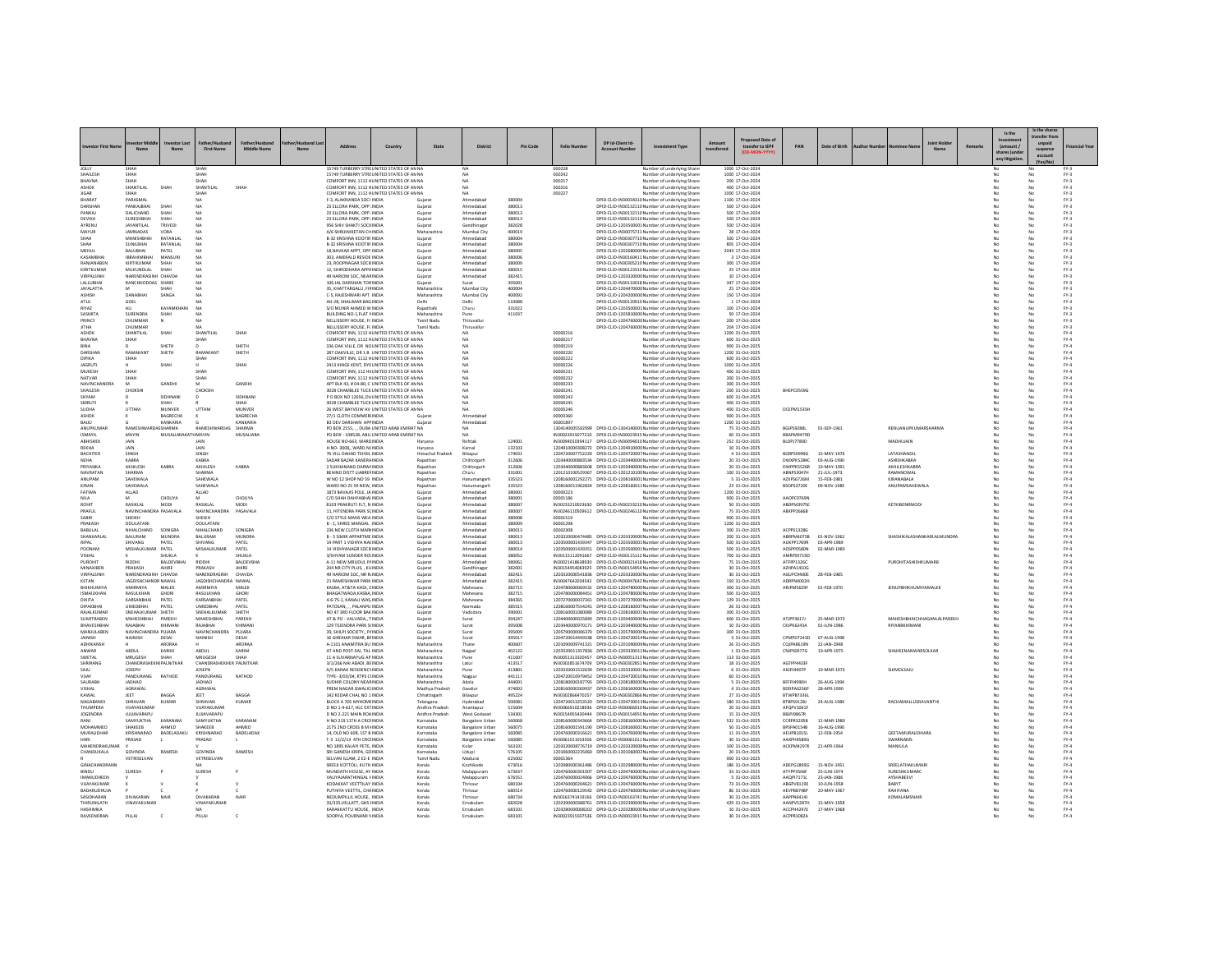| Investor First Name | Investor Middle Name | Investor Last Name | Father/Husband First Name | Father/Husband Middle Name | Father/Husband Last Name | Address | Country | State | District | Pin Code | Folio Number | DP Id-Client Id-Account Number | Investment Type | Amount transferred | Proposed Date of transfer to IEPF (DD-MON-YYYY) | PAN | Date of Birth | Aadhar Number | Nominee Name | Joint Holder Name | Remarks | Is the Investment (amount / shares )under any litigation. | Is the shares transfer from unpaid suspense account (Yes/No) | Financial Year |
|---|---|---|---|---|---|---|---|---|---|---|---|---|---|---|---|---|---|---|---|---|---|---|---|---|
| JOLLY | SHAH | | SHAH | | | 15749 TURBERRY STREE | UNITED STATES OF AM | NA | NA | | 000228 | | Number of underlying Share | 1000 | 17-Oct-2024 | | | | | | | No | No | FY-3 |
| SHAILESH | SHAH | | SHAH | | | 15749 TURBERRY STREE | UNITED STATES OF AM | NA | NA | | 000242 | | Number of underlying Share | 1000 | 17-Oct-2024 | | | | | | | No | No | FY-3 |
| BHAVNA | SHAH | | SHAH | | | COMFORT INN, 1112 H | UNITED STATES OF AM | NA | NA | | 000217 | | Number of underlying Share | 200 | 17-Oct-2024 | | | | | | | No | No | FY-3 |
| ASHOK | SHANTILAL | SHAH | SHANTILAL | SHAH | | COMFORT INN, 1112 H | UNITED STATES OF AM | NA | NA | | 000216 | | Number of underlying Share | 400 | 17-Oct-2024 | | | | | | | No | No | FY-3 |
| JIGAR | SHAH | | SHAH | | | COMFORT INN, 1112 H | UNITED STATES OF AM | NA | NA | | 000227 | | Number of underlying Share | 1000 | 17-Oct-2024 | | | | | | | No | No | FY-3 |
| BHARAT | PARASMAL | | NA | | | F-3, ALAKNANDA SOCI | INDIA | Gujarat | Ahmedabad | 380004 | | DPID-CLID-IN30034310 | Number of underlying Share | 1100 | 17-Oct-2024 | | | | | | | No | No | FY-3 |
| DARSHAN | PANKAJBHAI | SHAH | NA | | | 23 ELLORA PARK, OPP | INDIA | Gujarat | Ahmedabad | 380013 | | DPID-CLID-IN30132110 | Number of underlying Share | 500 | 17-Oct-2024 | | | | | | | No | No | FY-3 |
| PANKAJ | DALICHAND | SHAH | NA | | | 23 ELLORA PARK, OPP | INDIA | Gujarat | Ahmedabad | 380013 | | DPID-CLID-IN30132110 | Number of underlying Share | 500 | 17-Oct-2024 | | | | | | | No | No | FY-3 |
| DEVIKA | SURESHBHAI | SHAH | NA | | | 23 ELLORA PARK, OPP | INDIA | Gujarat | Ahmedabad | 380013 | | DPID-CLID-IN30132110 | Number of underlying Share | 500 | 17-Oct-2024 | | | | | | | No | No | FY-3 |
| AYRENU | JAYANTILAL | TRIVEDI | NA | | | 956 SHIV SHAKTI SOCI | INDIA | Gujarat | Gandhinagar | 382028 | | DPID-CLID-1203500001 | Number of underlying Share | 500 | 17-Oct-2024 | | | | | | | No | No | FY-3 |
| MAYUR | JAMNADAS | VORA | NA | | | A/6 SHRIJINIKETAN CH | INDIA | Maharashtra | Mumbai City | 400019 | | DPID-CLID-IN30075711 | Number of underlying Share | 28 | 17-Oct-2024 | | | | | | | No | No | FY-3 |
| SHAH | MANISHBHAI | RATANLAL | NA | | | B-32 KRISHNA KOOTIR | INDIA | Gujarat | Ahmedabad | 380004 | | DPID-CLID-IN30307710 | Number of underlying Share | 500 | 17-Oct-2024 | | | | | | | No | No | FY-3 |
| SHAH | SUNILBHAI | RATANLAL | NA | | | B-32 KRISHNA KOOTIR | INDIA | Gujarat | Ahmedabad | 380004 | | DPID-CLID-IN30307710 | Number of underlying Share | 805 | 17-Oct-2024 | | | | | | | No | No | FY-3 |
| MEHUL | BALUBHAI | PATEL | NA | | | 18,NAVKAR APPT, OPP | INDIA | Gujarat | Ahmedabad | 380005 | | DPID-CLID-1202680000 | Number of underlying Share | 2043 | 17-Oct-2024 | | | | | | | No | No | FY-3 |
| KASAMBHAI | IBRAHIMBHAI | MANSURI | NA | | | 203, AMBERALD RESIDE | INDIA | Gujarat | Ahmedabad | 380006 | | DPID-CLID-IN30160411 | Number of underlying Share | 3 | 17-Oct-2024 | | | | | | | No | No | FY-3 |
| RANJANABEN | KIRTIKUMAR | SHAH | NA | | | 23, ROOPNAGAR SOCIE | INDIA | Gujarat | Ahmedabad | 380009 | | DPID-CLID-IN30305210 | Number of underlying Share | 300 | 17-Oct-2024 | | | | | | | No | No | FY-3 |
| KIRITKUMAR | MUKUNDLAL | SHAH | NA | | | 12, SHRIODHARA APPA | INDIA | Gujarat | Ahmedabad | 380015 | | DPID-CLID-IN30123010 | Number of underlying Share | 25 | 17-Oct-2024 | | | | | | | No | No | FY-3 |
| VIRPALSINH | NARENDRASINH | CHAVDA | NA | | | 49 HARIOM SOC, NEAR | INDIA | Gujarat | Ahmedabad | 382415 | | DPID-CLID-1203320000 | Number of underlying Share | 10 | 17-Oct-2024 | | | | | | | No | No | FY-3 |
| LALLUBHAI | RANCHHODDAS | SHARE | NA | | | 106 JAL DARSHAN TOW | INDIA | Gujarat | Surat | 395001 | | DPID-CLID-IN30133018 | Number of underlying Share | 347 | 17-Oct-2024 | | | | | | | No | No | FY-3 |
| JAYALATTA | M | SHAH | NA | | | 35, KHATTARGALLI, FIR | INDIA | Maharashtra | Mumbai City | 400004 | | DPID-CLID-1204470000 | Number of underlying Share | 25 | 17-Oct-2024 | | | | | | | No | No | FY-3 |
| ASHISH | DHANJIBHAI | SANGA | NA | | | C-5, RAJESHWARI APT. | INDIA | Maharashtra | Mumbai City | 400092 | | DPID-CLID-1204200000 | Number of underlying Share | 150 | 17-Oct-2024 | | | | | | | No | No | FY-3 |
| ATUL | GOEL | | NA | | | AH-28, SHALIMAR BAG | INDIA | Delhi | Delhi | 110088 | | DPID-CLID-IN30120910 | Number of underlying Share | 1 | 17-Oct-2024 | | | | | | | No | No | FY-3 |
| RIYAZ | ALI | KAYAMKHANI | NA | | | S/O MUNIR AHMED W | INDIA | Rajasthan | Churu | 331022 | | DPID-CLID-1203500001 | Number of underlying Share | 100 | 17-Oct-2024 | | | | | | | No | No | FY-3 |
| SASMITA | SURENDRA | SHAH | NA | | | BUILDING NO-1,FLAT N | INDIA | Maharashtra | Pune | 411037 | | DPID-CLID-1205810000 | Number of underlying Share | 50 | 17-Oct-2024 | | | | | | | No | No | FY-3 |
| PRINCY | CHUMMAR | N | NA | | | NELLISSERY HOUSE, FI | INDIA | Tamil Nadu | Thiruvallur | | | DPID-CLID-1204780000 | Number of underlying Share | 200 | 17-Oct-2024 | | | | | | | No | No | FY-3 |
| JITHA | CHUMMAR | | NA | | | NELLISSERY HOUSE, FI | INDIA | Tamil Nadu | Thiruvallur | | | DPID-CLID-1204780000 | Number of underlying Share | 204 | 17-Oct-2024 | | | | | | | No | No | FY-3 |
| ASHOK | SHANTILAL | SHAH | SHANTILAL | SHAH | | COMFORT INN, 1112 H | UNITED STATES OF AM | NA | NA | | 00000216 | | Number of underlying Share | 1200 | 31-Oct-2025 | | | | | | | No | No | FY-4 |
| BHAVNA | SHAH | | SHAH | | | COMFORT INN, 1112 H | UNITED STATES OF AM | NA | NA | | 00000217 | | Number of underlying Share | 600 | 31-Oct-2025 | | | | | | | No | No | FY-4 |
| BINA | D | SHETH | D | SHETH | | 336 OAK VILLE, DR NO | UNITED STATES OF AM | NA | NA | | 00000219 | | Number of underlying Share | 900 | 31-Oct-2025 | | | | | | | No | No | FY-4 |
| DARSHAN | RAMAKANT | SHETH | RAMAKANT | SHETH | | 287 OAKVILLE, DR 1 B | UNITED STATES OF AM | NA | NA | | 00000220 | | Number of underlying Share | 1200 | 31-Oct-2025 | | | | | | | No | No | FY-4 |
| DIPIKA | SHAH | | SHAH | | | COMFORT INN, 1112 H | UNITED STATES OF AM | NA | NA | | 00000222 | | Number of underlying Share | 600 | 31-Oct-2025 | | | | | | | No | No | FY-4 |
| JAGRUTI | H | SHAH | H | SHAH | | 2413 KINGS KENT, DYE | UNITED STATES OF AM | NA | NA | | 00000226 | | Number of underlying Share | 1000 | 31-Oct-2025 | | | | | | | No | No | FY-4 |
| MUKESH | SHAH | | SHAH | | | COMFORT INN, 1112 H | UNITED STATES OF AM | NA | NA | | 00000231 | | Number of underlying Share | 400 | 31-Oct-2025 | | | | | | | No | No | FY-4 |
| NATVAR | SHAH | | SHAH | | | COMFORT INN, 1112 H | UNITED STATES OF AM | NA | NA | | 00000232 | | Number of underlying Share | 300 | 31-Oct-2025 | | | | | | | No | No | FY-4 |
| NAVINCHANDRA | M | GANDHI | M | GANDHI | | APT BLK 43, #04-80, C | UNITED STATES OF AM | NA | NA | | 00000233 | | Number of underlying Share | 300 | 31-Oct-2025 | | | | | | | No | No | FY-4 |
| SHAILESH | CHOKSHI | | CHOKSHI | | | 3028 CHAMBLEE TUCK | UNITED STATES OF AM | NA | NA | | 00000241 | | Number of underlying Share | 200 | 31-Oct-2025 | BHEPC0559G | | | | | | No | No | FY-4 |
| SHYAM | D | SIDHNANI | D | SIDHNANI | | P O BOX NO 12656, DU | UNITED STATES OF AM | NA | NA | | 00000243 | | Number of underlying Share | 600 | 31-Oct-2025 | | | | | | | No | No | FY-4 |
| SMRUTI | R | SHAH | R | SHAH | | 3028 CHAMBLEE TUCK | UNITED STATES OF AM | NA | NA | | 00000245 | | Number of underlying Share | 400 | 31-Oct-2025 | | | | | | | No | No | FY-4 |
| SUDHA | UTTAM | MUNVER | UTTAM | MUNVER | | 26 WEST BAYVIEW AV | UNITED STATES OF AM | NA | NA | | 00000246 | | Number of underlying Share | 400 | 31-Oct-2025 | DCEPM1535H | | | | | | No | No | FY-4 |
| ASHOK | K | BAGRECHA | K | BAGRECHA | | 27/1 CLOTH COMMERC | INDIA | NA | NA | | 00000360 | | Number of underlying Share | 900 | 31-Oct-2025 | | | | | | | No | No | FY-4 |
| BAIJU | G | KANKARIA | G | KANKARIA | | B3 DEV DARSHAN APP | INDIA | NA | NA | | 00001897 | | Number of underlying Share | 1200 | 31-Oct-2025 | | | | | | | No | No | FY-4 |
| ANUPKUMAR | RAMESHWARDAS | SHARMA | RAMESHWARDAS | SHARMA | | PO BOX 2155, , DUBA | UNITED ARAB EMIRAT | NA | NA | | 1304140005592999 | DPID-CLID-1304140005 | Number of underlying Share | 75 | 31-Oct-2025 | BGPPS9288L | 01-SEP-1961 | | RENUANUPKUMARSHARMA | | | No | No | FY-4 |
| ISMAYIL | MAYIN | MUSALIARAKATH | MAYIN | MUSALIARA | | PO BOX - 108528, ABU | UNITED ARAB EMIRAT | NA | NA | | IN30023915077710 | DPID-CLID-IN30023915 | Number of underlying Share | 60 | 31-Oct-2025 | BBAPM9477D | | | | | | No | No | FY-4 |
| ABHISHEK | JAIN | | JAIN | | | HOUSE NO-663, WARD | INDIA | Haryana | Rohtak | 124001 | IN30094010094117 | DPID-CLID-IN30094010 | Number of underlying Share | 252 | 31-Oct-2025 | BLDPJ7780D | | | MADHUJAIN | | | No | No | FY-4 |
| RIDHAI | JAIN | | JAIN | | | H NO- 3008, WARD NO | INDIA | Haryana | Karnal | 132103 | 1204910000938272 | DPID-CLID-1204910000 | Number of underlying Share | 10 | 31-Oct-2025 | | | | | | | No | No | FY-4 |
| BACHITER | SINGH | | SINGH | | | 76 VILL DAHAD TEHSIL | INDIA | Himachal Pradesh | Bilaspur | 174031 | 1204720007752229 | DPID-CLID-1204720007 | Number of underlying Share | 4 | 31-Oct-2025 | BGPPS9998G | 15-MAY-1976 | | LATASHANDIL | | | No | No | FY-4 |
| NEHA | KABRA | | KABRA | | | SADAR BAZAR KANER | INDIA | Rajasthan | Chittorgarh | 312606 | 1203440000380524 | DPID-CLID-1203440000 | Number of underlying Share | 20 | 31-Oct-2025 | DWAPK5284C | 03-AUG-1990 | | ASHISHKABRA | | | No | No | FY-4 |
| PRIYANKA | AKHILESH | KABRA | AKHILESH | KABRA | | 2 SUKHANAND DARWA | INDIA | Rajasthan | Chittorgarh | 312606 | 1203440000380608 | DPID-CLID-1203440000 | Number of underlying Share | 20 | 31-Oct-2025 | DWPPK5526R | 19-MAY-1991 | | AKHILESHKABRA | | | No | No | FY-4 |
| NAVRATAN | SHARMA | | SHARMA | | | BEHIND DISTT LIABRE | INDIA | Rajasthan | Churu | 331001 | 1201210100529367 | DPID-CLID-1201210100 | Number of underlying Share | 100 | 31-Oct-2025 | ABNPS3047H | 21-JUL-1973 | | RAMANOWAL | | | No | No | FY-4 |
| ANUPAM | SAHEWALA | | SAHEWALA | | | W NO 12 SHOP NO 59 | INDIA | Rajasthan | Hanumangarh | 335523 | 1208160001292271 | DPID-CLID-1208160001 | Number of underlying Share | 5 | 31-Oct-2025 | AZXPS6726M | 15-FEB-1981 | | KIRANABALA | | | No | No | FY-4 |
| KIRAN | SAHEWALA | | SAHEWALA | | | WARD NO 25 59 NEW | INDIA | Rajasthan | Hanumangarh | 335523 | 1208160011962824 | DPID-CLID-1208160011 | Number of underlying Share | 23 | 31-Oct-2025 | BSOPS3720E | 09-NOV-1985 | | ANUPAMSAHEWALA | | | No | No | FY-4 |
| FATIMA | ALLAD | | ALLAD | | | 1873 BAVAJIS POLE, LA | INDIA | Gujarat | Ahmedabad | 380001 | 00000223 | | Number of underlying Share | 1200 | 31-Oct-2025 | | | | | | | No | No | FY-4 |
| NILA | M | CHOLIYA | M | CHOLIYA | | C/O SHAH DAHYABHAI | INDIA | Gujarat | Ahmedabad | 380001 | 00001186 | | Number of underlying Share | 900 | 31-Oct-2025 | AAOPC9769N | | | | | | No | No | FY-4 |
| ROHIT | RASIKLAL | MODI | RASIKLAL | MODI | | B103 PRAKRUTI FLT, N | INDIA | Gujarat | Ahmedabad | 380007 | IN30023210023630 | DPID-CLID-IN30023210 | Number of underlying Share | 50 | 31-Oct-2025 | ABDPM3975E | | | KETKIBENRMODI | | | No | No | FY-4 |
| PRAFUL | NAVINCHANDRA | PASAVALA | NAVINCHANDRA | PASAVALA | | 11, HITENDRA PARK SC | INDIA | Gujarat | Ahmedabad | 380007 | IN30246110509612 | DPID-CLID-IN30246110 | Number of underlying Share | 75 | 31-Oct-2025 | ABXPP2666B | | | | | | No | No | FY-4 |
| SABIR | SHEIKH | | SHEIKH | | | C/O STYLE MANS WEA | INDIA | Gujarat | Ahmedabad | 380008 | 00002323 | | Number of underlying Share | 900 | 31-Oct-2025 | | | | | | | No | No | FY-4 |
| PRAKASH | DOULATANI | | DOULATANI | | | B - 1, SHREE MANGAL | INDIA | Gujarat | Ahmedabad | 380009 | 00001298 | | Number of underlying Share | 1200 | 31-Oct-2025 | | | | | | | No | No | FY-4 |
| BABULAL | NIHALCHAND | SONIGRA | NIHALCHAND | SONIGRA | | 236 NEW CLOTH MAR | INDIA | Gujarat | Ahmedabad | 380013 | 00002308 | | Number of underlying Share | 300 | 31-Oct-2025 | ACPPS1328G | | | | | | No | No | FY-4 |
| SHANKARLAL | BALURAM | MUNDRA | BALURAM | MUNDRA | | B - 3 SIMIR APPARTME | INDIA | Gujarat | Ahmedabad | 380013 | 1203320000474485 | DPID-CLID-1203320000 | Number of underlying Share | 200 | 31-Oct-2025 | ABRPM4079B | 01-NOV-1962 | | SHASHIKALASHANKARLALMUNDRA | | | No | No | FY-4 |
| RIPAL | SHIVANG | PATEL | SHIVANG | PATEL | | 14 PART 1 VIDHYA NAG | INDIA | Gujarat | Ahmedabad | 380013 | 1203500001439347 | DPID-CLID-1203500001 | Number of underlying Share | 500 | 31-Oct-2025 | AUKPP1769R | 03-APR-1989 | | | | | No | No | FY-4 |
| POONAM | MISHALKUMAR | PATEL | MISHALKUMAR | PATEL | | 14 VIDHYANAGAR SOC | INDIA | Gujarat | Ahmedabad | 380014 | 1203500001439351 | DPID-CLID-1203500001 | Number of underlying Share | 500 | 31-Oct-2025 | AOSPP0580N | 02-MAR-1983 | | | | | No | No | FY-4 |
| VISHAL | K | SHUKLA | K | SHUKLA | | 3/SHYAM SUNDER RO | INDIA | Gujarat | Ahmedabad | 380052 | IN30115112091667 | DPID-CLID-IN30115112 | Number of underlying Share | 700 | 31-Oct-2025 | AMRPS9719D | | | | | | No | No | FY-4 |
| PUROHIT | RIDDHI | BALDEVBHAI | RIDDHI | BALDEVBHA | | A-11 NEW MRUDUL PA | INDIA | Gujarat | Ahmedabad | 380061 | IN30021418638930 | DPID-CLID-IN30021418 | Number of underlying Share | 75 | 31-Oct-2025 | ATEPP3326C | | | PUROHITASHISHKUMARB | | | No | No | FY-4 |
| MINAXIBEN | PRAKASH | AHIRE | PRAKASH | AHIRE | | 204 NR CITY PLUS, , KU | INDIA | Gujarat | Gandhinagar | 382001 | IN30154954083925 | DPID-CLID-IN30154954 | Number of underlying Share | 30 | 31-Oct-2025 | AZHPA1410G | | | | | | No | No | FY-4 |
| VIRPALSINH | NARENDRASINH | CHAVDA | NARENDRASINH | CHAVDA | | 49 HARIOM SOC, NR B | INDIA | Gujarat | Ahmedabad | 382415 | 1203320000541836 | DPID-CLID-1203320000 | Number of underlying Share | 30 | 31-Oct-2025 | AGUPC5400E | 28-FEB-1985 | | | | | No | No | FY-4 |
| KETAN | JAGDISHCHANDR | NAWAL | JAGDISHCHANDRA | NAWAL | | 21 RAMESHWAR PARK | INDIA | Gujarat | Ahmedabad | 382415 | IN30047642034542 | DPID-CLID-IN30047642 | Number of underlying Share | 150 | 31-Oct-2025 | ADRPN4002H | | | | | | No | No | FY-4 |
| BHIKHUMIYA | AMIRMIYA | MALEK | AMIRMIYA | MALEK | | KASBA, AT&TA-KADI, DI | INDIA | Gujarat | Mahesana | 382715 | 1204780000069532 | DPID-CLID-1204780000 | Number of underlying Share | 300 | 31-Oct-2025 | ARJPM5629F | 01-FEB-1970 | | JENUPBHIKHUMIYAMALEK | | | No | No | FY-4 |
| ISMAILKHAN | RASULKHAN | GHORI | RASULKHAN | GHORI | | BHAGATVADA,KASBA, | INDIA | Gujarat | Mahesana | 382715 | 1204780000084451 | DPID-CLID-1204780000 | Number of underlying Share | 500 | 31-Oct-2025 | | | | | | | No | No | FY-4 |
| DIXITA | KARSANBHAI | PATEL | KARSANBHAI | PATEL | | 4-6-75-1, KANALI WAS | INDIA | Gujarat | Mahesana | 384265 | 1207270000037261 | DPID-CLID-1207270000 | Number of underlying Share | 129 | 31-Oct-2025 | | | | | | | No | No | FY-4 |
| DIPAKBHAI | UMEDBHAI | PATEL | UMEDBHAI | PATEL | | 3/3, , , PALANPUR | INDIA | Gujarat | Narmada | 385515 | 1208160007554241 | DPID-CLID-1208160007 | Number of underlying Share | 26 | 31-Oct-2025 | | | | | | | No | No | FY-4 |
| RAJALKUMAR | SNEHALKUMAR | SHETH | SNEHALKUMAR | SHETH | | NO 47 3RD FLOOR BAK | INDIA | Gujarat | Vadodara | 390001 | 1208160001080089 | DPID-CLID-1208160001 | Number of underlying Share | 300 | 31-Oct-2025 | | | | | | | No | No | FY-4 |
| SUMITRABEN | MAHESHBHAI | PAREKH | MAHESHBHAI | PAREKH | | AT & PO - VALVADA, T | INDIA | Gujarat | Valsad | 396105 | 1204400000025840 | DPID-CLID-1204400000 | Number of underlying Share | 600 | 31-Oct-2025 | ATJPP3617J | 25-MAR-1973 | | MAHESHBHAICHHAGANLALPAREKH | | | No | No | FY-4 |
| BHAVESHBHAI | RAJABHAI | KHIMANI | RAJABHAI | KHIMANI | | 129 TEJENDRA PARK SO | INDIA | Gujarat | Surat | 395008 | 1203440000970171 | DPID-CLID-1203440000 | Number of underlying Share | 10 | 31-Oct-2025 | CXJPK6243A | 01-JUN-1986 | | RIYANBKHIMANI | | | No | No | FY-4 |
| MANJULABEN | NAVINCHANDRA | PUJARA | NAVINCHANDRA | PUJARA | | 39, SHILPI SOCIETY,, P | INDIA | Gujarat | Surat | 395009 | 1205790000006370 | DPID-CLID-1205790000 | Number of underlying Share | 300 | 31-Oct-2025 | | | | | | | No | No | FY-4 |
| JAINISH | NAINISH | DESAI | NAINISH | DESAI | | 16 GIRDHAR DWAR, BP | INDIA | Gujarat | Surat | 395017 | 1204720014449338 | DPID-CLID-1204720014 | Number of underlying Share | 3 | 31-Oct-2025 | CPMPD7243D | 07-AUG-1998 | | | | | No | No | FY-4 |
| ADHIKANSH | H | ARORAA | H | ARORAA | | A-1101 ANAMITRA BU | INDIA | Maharashtra | Thane | 400607 | 1201090009741321 | DPID-CLID-1201090009 | Number of underlying Share | 26 | 31-Oct-2025 | CQJPA8619N | 22-JAN-1998 | | | | | No | No | FY-4 |
| ANWAR | ABDUL | KARIM | ABDUL | KARIM | | AT AND POST-SAI, TAL | INDIA | Maharashtra | Raigad | 402122 | 1203320011357836 | DPID-CLID-1203320011 | Number of underlying Share | 1 | 31-Oct-2025 | CNJPS0977G | 19-APR-1975 | | SHAHEENANWARSOLKAR | | | No | No | FY-4 |
| SWETAL | MRUGESH | SHAH | MRUGESH | SHAH | | 11 A SUVARNAYUG AP | INDIA | Maharashtra | Pune | 411007 | IN30051313320457 | DPID-CLID-IN30051313 | Number of underlying Share | 113 | 31-Oct-2025 | | | | | | | No | No | FY-4 |
| SHRIRANG | CHANDRASHEKHER | PALNITKAR | CHANDRASHEKHER | PALNITKAR | | 3/12,066 NAI ABADI, BE | INDIA | Maharashtra | Latur | 413517 | IN30302851674709 | DPID-CLID-IN30302851 | Number of underlying Share | 18 | 31-Oct-2025 | AGTPP4433F | | | | | | No | No | FY-4 |
| SAJU | JOSEPH | | JOSEPH | | | A/5 KANAK RESIDENCY | INDIA | Maharashtra | Pune | 413801 | 1203320001532639 | DPID-CLID-1203320001 | Number of underlying Share | 6 | 31-Oct-2025 | AIGPJ4907P | 19-MAR-1973 | | SIJIMOLSAJU | | | No | No | FY-4 |
| VIJAY | PANDURANG | RATHOD | PANDURANG | RATHOD | | TYPE- 3/03/04, KTPS C | INDIA | Maharashtra | Nagpur | 441111 | 1204720010979452 | DPID-CLID-1204720010 | Number of underlying Share | 60 | 31-Oct-2025 | | | | | | | No | No | FY-4 |
| SAURABH | JADHAO | | JADHAO | | | SUDHIR COLONY NEAR | INDIA | Maharashtra | Akola | 444001 | 1208180000187793 | DPID-CLID-1208180000 | Number of underlying Share | 5 | 31-Oct-2025 | BFFPJ4990H | 26-AUG-1994 | | | | | No | No | FY-4 |
| VISHAL | AGRAWAL | | AGRAWAL | | | PREM NAGAR GWALIO | INDIA | Madhya Pradesh | Gwalior | 474002 | 1208160000269937 | DPID-CLID-1208160000 | Number of underlying Share | 4 | 31-Oct-2025 | BDDPA6236P | 28-APR-1990 | | | | | No | No | FY-4 |
| KAWAL | JEET | BAGGA | JEET | BAGGA | | 142 KEDAR CHAL NO 1 | INDIA | Chhattisgarh | Bilaspur | 495224 | IN30302866470257 | DPID-CLID-IN30302866 | Number of underlying Share | 27 | 31-Oct-2025 | BTWPB7336L | | | | | | No | No | FY-4 |
| NAGABANDI | SHRAVAN | KUMAR | SHRAVAN | KUMAR | | BLOCK A 705 MYHOME | INDIA | Telangana | Hyderabad | 500081 | 1204720013253520 | DPID-CLID-1204720013 | Number of underlying Share | 180 | 31-Oct-2025 | DTBPS9128J | 24-AUG-1984 | | RACHAMALLUSRAVANTHI | | | No | No | FY-4 |
| THUMPERA | VIJAYAKUMAR | | VIJAYAKUMAR | | | D NO 1-4-617, HLC EXT | INDIA | Andhra Pradesh | Anantapur | 515004 | IN30066910218936 | DPID-CLID-IN30066910 | Number of underlying Share | 20 | 31-Oct-2025 | AFQPV1061F | | | | | | No | No | FY-4 |
| JOGENDRA | JUJJAVARAPU | | JUJJAVARAPU | | | D NO 2-221 MAIN ROA | INDIA | Andhra Pradesh | West Godavari | 534301 | IN30154955430444 | DPID-CLID-IN30154955 | Number of underlying Share | 15 | 31-Oct-2025 | BBJPJ8867R | | | | | | No | No | FY-4 |
| RANI | SAMYUKTHA | KARANAM | SAMYUKTHA | KARANAM | | H NO 219 11TH A CRO | INDIA | Karnataka | Bangalore Urban | 560068 | 1208160000343664 | DPID-CLID-1208160000 | Number of underlying Share | 532 | 31-Oct-2025 | CCRPK8210Q | 12-MAR-1980 | | | | | No | No | FY-4 |
| MOHAMMED | SHAKEEB | AHMED | SHAKEEB | AHMED | | 2175 2ND CROSS B M | INDIA | Karnataka | Bangalore Urban | 560075 | 1208160001591190 | DPID-CLID-1208160001 | Number of underlying Share | 50 | 31-Oct-2025 | BPSPA0154B | 16-AUG-1990 | | | | | No | No | FY-4 |
| MURALIDHAR | KRISHNARAO | BADELADAKU | KRISHNARAO | BADELADAK | | 14, OLD NO 609, 1ST B | INDIA | Karnataka | Bangalore Urban | 560085 | 1204760000316621 | DPID-CLID-1204760000 | Number of underlying Share | 11 | 31-Oct-2025 | AEUPB1015L | 12-FEB-1954 | | GEETAMURALIDHARA | | | No | No | FY-4 |
| HARI | PRASAD | L | PRASAD | | | T-3 12/2/13 4TH CROS | INDIA | Karnataka | Bangalore Urban | 560085 | IN30061010333506 | DPID-CLID-IN30061010 | Number of underlying Share | 30 | 31-Oct-2025 | AAXPH4589G | | | SWARNAMS | | | No | No | FY-4 |
| MAHENDRAKUMAR | V | | V | | | NO 1895 KALAYI PETE, | INDIA | Karnataka | Kolar | 563101 | 1203320008776719 | DPID-CLID-1203320008 | Number of underlying Share | 100 | 31-Oct-2025 | ACKPM4297K | 21-APR-1964 | | MANJULA | | | No | No | FY-4 |
| CHANDUKALA | GOVINDA | RAMESH | GOVINDA | RAMESH | | SRI GANESH KRIPA, GO | INDIA | Karnataka | Udupi | 576105 | 1201060002235060 | DPID-CLID-1201060002 | Number of underlying Share | 20 | 31-Oct-2025 | | | | | | | No | No | FY-4 |
| R | VETRISELVAN | | VETRISELVAN | | | SELVAN ILLAM, 2 E2-E | INDIA | Tamil Nadu | Madurai | 625002 | 00001364 | | Number of underlying Share | 900 | 31-Oct-2025 | | | | | | | No | No | FY-4 |
| GINACHANDRAN | | | NA | | | SREEJI KOTTOLI, KUTH | INDIA | Kerala | Kozhikode | 673016 | 1202980000361486 | DPID-CLID-1202980000 | Number of underlying Share | 186 | 31-Oct-2025 | ADEPG1899G | 15-NOV-1951 | | SREELATHAKUMARI | | | No | No | FY-4 |
| BINDU | SURESH | P | SURESH | P | | MUNDATH HOUSE, AY | INDIA | Kerala | Malappuram | 673637 | 1204760000301007 | DPID-CLID-1204760000 | Number of underlying Share | 33 | 31-Oct-2025 | ATYPP3506F | 25-JUN-1974 | | SURESHKUMARC | | | No | No | FY-4 |
| IMAMUDHEEN | V | | V | | | VALIYAKARATHINGAL | INDIA | Kerala | Malappuram | 676551 | 1204760000024066 | DPID-CLID-1204760000 | Number of underlying Share | 5 | 31-Oct-2025 | AAQPI7171L | 23-JAN-1986 | | AYSHABEEVI | | | No | No | FY-4 |
| VIJAYAKUMAR | K | V | K | V | | KODAKKAT VEETTIL AY | INDIA | Kerala | Thrissur | 680104 | 1204760000204621 | DPID-CLID-1204760000 | Number of underlying Share | 73 | 31-Oct-2025 | ABGPV8119E | 10-JUN-1958 | | BABYT | | | No | No | FY-4 |
| BADARUDHUJA | P | C | P | C | | PUTHIYA VEETTIL, CHAV | INDIA | Kerala | Thrissur | 680514 | 1204760000129542 | DPID-CLID-1204760000 | Number of underlying Share | 86 | 31-Oct-2025 | AEVPB8748P | 20-MAY-1967 | | RAHIYANA | | | No | No | FY-4 |
| SASIDHARAN | DIVAKARAN | NAIR | DIVAKARAN | NAIR | | NEDUMPILLIL HOUSE, | INDIA | Kerala | Thrissur | 680734 | IN30163741419166 | DPID-CLID-IN30163741 | Number of underlying Share | 30 | 31-Oct-2025 | AAPPN6414J | | | KOMALAMSNAIR | | | No | No | FY-4 |
| THIRUNILATH | VINAYAKUMAR | | VINAYAKUMAR | | | 33/335,VALLATT, GHS | INDIA | Kerala | Ernakulam | 682028 | 1202390000388761 | DPID-CLID-1202390000 | Number of underlying Share | 429 | 31-Oct-2025 | AANPV5287H | 15-MAY-1958 | | | | | No | No | FY-4 |
| HASHIMKA | | | NA | | | KARAKKATTU HOUSE, | INDIA | Kerala | Ernakulam | 683101 | 1203280000008202 | DPID-CLID-1203280000 | Number of underlying Share | 10 | 31-Oct-2025 | ACCPH4247E | 17-MAY-1968 | | | | | No | No | FY-4 |
| RAVEENDRAN | PILLAI | C | PILLAI | C | | SOORYA, POURNAMI IN | INDIA | Kerala | Ernakulam | 683101 | IN30023915507536 | DPID-CLID-IN30023915 | Number of underlying Share | 30 | 31-Oct-2025 | ACPPR3082A | | | | | | No | No | FY-4 |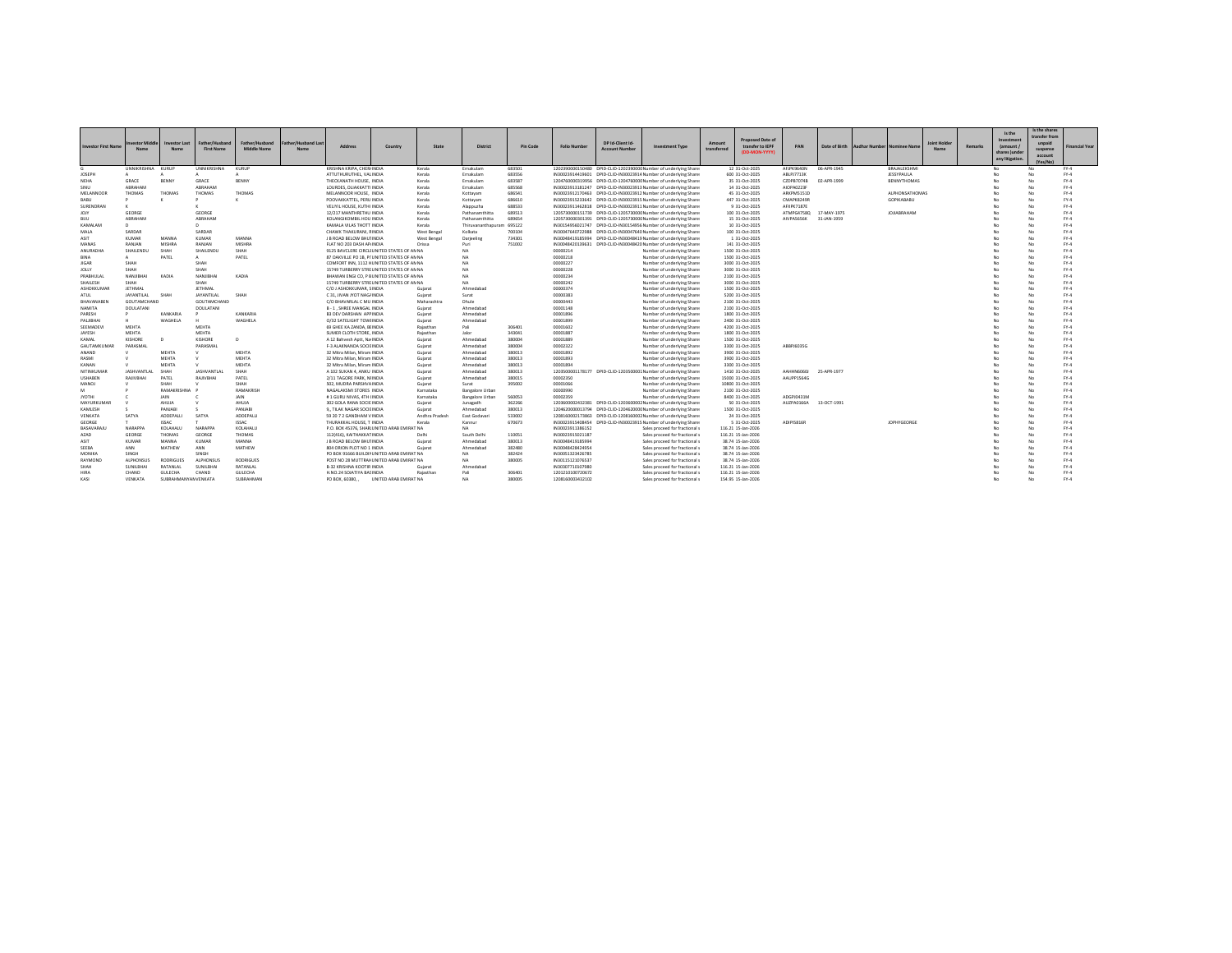| Investor First Name | Investor Middle Name | Investor Last Name | Father/Husband First Name | Father/Husband Middle Name | Father/Husband Last Name | Address | Country | State | District | Pin Code | Folio Number | DP Id-Client Id-Account Number | Investment Type | Amount transferred | Proposed Date of transfer to IEPF (DD-MON-YYYY) | PAN | Date of Birth | Aadhar Number | Nominee Name | Joint Holder Name | Remarks | Is the Investment (amount / shares )under any litigation. | Is the shares transfer from unpaid suspense account (Yes/No) | Financial Year |
|---|---|---|---|---|---|---|---|---|---|---|---|---|---|---|---|---|---|---|---|---|---|---|---|---|
| G | UNNIKRISHNA | KURUP | UNNIKRISHNA | KURUP | | KRISHNA KRIPA, CHER INDIA | | Kerala | Ernakulam | 683501 | 1202390000150480 | DPID-CLID-1202390000 | Number of underlying Share | 12 | 31-Oct-2025 | AFJPK9640N | 06-APR-1945 | | BRAJALEKSHMI | | | No | No | FY-4 |
| JOSEPH | A | A | A | A | | ATTUTHURUTHEL, VALI INDIA | | Kerala | Ernakulam | 683556 | IN30023914419601 | DPID-CLID-IN30023914 | Number of underlying Share | 600 | 31-Oct-2025 | ABLPJ7713K | | | JESSYPAULA | | | No | No | FY-4 |
| NEHA | GRACE | BENNY | GRACE | BENNY | | THECKANATH HOUSE, INDIA | | Kerala | Ernakulam | 683587 | 1204760000319956 | DPID-CLID-1204760000 | Number of underlying Share | 35 | 31-Oct-2025 | CZDPB7074B | 02-APR-1999 | | BENNYTHOMAS | | | No | No | FY-4 |
| SINU | ABRAHAM | | ABRAHAM | | | LOURDES, OLIAKKATTI INDIA | | Kerala | Ernakulam | 685568 | IN30023913181247 | DPID-CLID-IN30023913 | Number of underlying Share | 14 | 31-Oct-2025 | AIOPA0223F | | | | | | No | No | FY-4 |
| MELANNOOR | THOMAS | THOMAS | THOMAS | THOMAS | | MELANNOOR HOUSE, INDIA | | Kerala | Kottayam | 686541 | IN30023912570463 | DPID-CLID-IN30023912 | Number of underlying Share | 45 | 31-Oct-2025 | ARKPM5151D | | | ALPHONSATHOMAS | | | No | No | FY-4 |
| BABU | P | K | P | K | | POOVAKKATTEL, PERU INDIA | | Kerala | Kottayam | 686610 | IN30023915233642 | DPID-CLID-IN30023915 | Number of underlying Share | 447 | 31-Oct-2025 | CMAPB8249R | | | GOPIKABABU | | | No | No | FY-4 |
| SURENDRAN | K | | K | | | VELIYIL HOUSE, KUTHI INDIA | | Kerala | Alappuzha | 688533 | IN30023911462818 | DPID-CLID-IN30023911 | Number of underlying Share | 9 | 31-Oct-2025 | AFXPK7187E | | | | | | No | No | FY-4 |
| JOLY | GEORGE | | GEORGE | | | 12/217 MANTHRETHU INDIA | | Kerala | Pathanamthitta | 689513 | 1205730000151739 | DPID-CLID-1205730000 | Number of underlying Share | 100 | 31-Oct-2025 | ATMPG4758Q | 17-MAY-1975 | | JOJIABRAHAM | | | No | No | FY-4 |
| BIJU | ABRAHAM | | ABRAHAM | | | KOLANGIKOMBIL HOU INDIA | | Kerala | Pathanamthitta | 689654 | 1205730000301391 | DPID-CLID-1205730000 | Number of underlying Share | 15 | 31-Oct-2025 | AIVPA5656K | 31-JAN-1959 | | | | | No | No | FY-4 |
| KAMALAM | D | | D | | | KAMALA VILAS THOTT INDIA | | Kerala | Thiruvananthapuram | 695122 | IN30154956021747 | DPID-CLID-IN30154956 | Number of underlying Share | 10 | 31-Oct-2025 | | | | | | | No | No | FY-4 |
| MALA | SARDAR | | SARDAR | | | CHAWK THAKURANI, INDIA | | West Bengal | Kolkata | 700104 | IN30047640722988 | DPID-CLID-IN30047640 | Number of underlying Share | 100 | 31-Oct-2025 | | | | | | | No | No | FY-4 |
| ASIT | KUMAR | MANNA | KUMAR | MANNA | | J B ROAD BELOW BHUINDIA | | West Bengal | Darjeeling | 734301 | IN30048419185994 | DPID-CLID-IN30048419 | Number of underlying Share | 1 | 31-Oct-2025 | | | | | | | No | No | FY-4 |
| MANAS | RANJAN | MISHRA | RANJAN | MISHRA | | FLAT NO 203 DASH AP INDIA | | Orissa | Puri | 751002 | IN30048420139631 | DPID-CLID-IN30048420 | Number of underlying Share | 141 | 31-Oct-2025 | | | | | | | No | No | FY-4 |
| ANURADHA | SHAILENDU | SHAH | SHAILENDU | SHAH | | 9125 BAVCLERE CIRCLE UNITED STATES OF AM | | NA | | | 00000214 | | Number of underlying Share | 1500 | 31-Oct-2025 | | | | | | | No | No | FY-4 |
| BINA | A | PATEL | A | PATEL | | 87 OAKVILLE PO 18, PI UNITED STATES OF AM | | NA | | | 00000218 | | Number of underlying Share | 1500 | 31-Oct-2025 | | | | | | | No | No | FY-4 |
| JIGAR | SHAH | | SHAH | | | COMFORT INN, 1112 H UNITED STATES OF AM | | NA | | | 00000227 | | Number of underlying Share | 3000 | 31-Oct-2025 | | | | | | | No | No | FY-4 |
| JOLLY | SHAH | | SHAH | | | 15749 TURBERRY STRE UNITED STATES OF AM | | NA | | | 00000228 | | Number of underlying Share | 3000 | 31-Oct-2025 | | | | | | | No | No | FY-4 |
| PRABHULAL | NANJIBHAI | KADIA | NANJIBHAI | KADIA | | BHAWAN ENGI CO, P B UNITED STATES OF AM | | NA | | | 00000234 | | Number of underlying Share | 2100 | 31-Oct-2025 | | | | | | | No | No | FY-4 |
| SHAILESH | SHAH | | SHAH | | | 15749 TURBERRY STRE UNITED STATES OF AM | | NA | | | 00000242 | | Number of underlying Share | 3000 | 31-Oct-2025 | | | | | | | No | No | FY-4 |
| ASHOKKUMAR | JETHMAL | | JETHMAL | | | C/O J ASHOKKUMAR, S INDIA | | Gujarat | Ahmedabad | | 00000374 | | Number of underlying Share | 1500 | 31-Oct-2025 | | | | | | | No | No | FY-4 |
| ATUL | JAYANTILAL | SHAH | JAYANTILAL | SHAH | | C 31, JIVAN JYOT NAG INDIA | | Gujarat | Surat | | 00000383 | | Number of underlying Share | 5200 | 31-Oct-2025 | | | | | | | No | No | FY-4 |
| BHAVANABEN | GOUTAMCHAND | | GOUTAMCHAND | | | C/O BHAVARLAL C MU INDIA | | Maharashtra | Dhule | | 00000443 | | Number of underlying Share | 2100 | 31-Oct-2025 | | | | | | | No | No | FY-4 |
| NAMITA | DOULATANI | | DOULATANI | | | B - 1 , SHREE MANGAL INDIA | | Gujarat | Ahmedabad | | 00001148 | | Number of underlying Share | 2100 | 31-Oct-2025 | | | | | | | No | No | FY-4 |
| PARESH | P | KANKARIA | P | KANKARIA | | B3 DEV DARSHAN APP INDIA | | Gujarat | Ahmedabad | | 00001896 | | Number of underlying Share | 1800 | 31-Oct-2025 | | | | | | | No | No | FY-4 |
| PALJIBHAI | H | WAGHELA | H | WAGHELA | | D/32 SATELLIGHT TOW INDIA | | Gujarat | Ahmedabad | | 00001899 | | Number of underlying Share | 2400 | 31-Oct-2025 | | | | | | | No | No | FY-4 |
| SEEMADEVI | MEHTA | | MEHTA | | | 69 GHEE KA ZANDA, BE INDIA | | Rajasthan | Pali | 306401 | 00001602 | | Number of underlying Share | 4200 | 31-Oct-2025 | | | | | | | No | No | FY-4 |
| JAYESH | MEHTA | | MEHTA | | | SUMER CLOTH STORE, INDIA | | Rajasthan | Jalor | 343041 | 00001887 | | Number of underlying Share | 1800 | 31-Oct-2025 | | | | | | | No | No | FY-4 |
| KAMAL | KISHORE | D | KISHORE | D | | A 12 Bahvesh Apt, Nar INDIA | | Gujarat | Ahmedabad | 380004 | 00001889 | | Number of underlying Share | 1500 | 31-Oct-2025 | | | | | | | No | No | FY-4 |
| GAUTAMKUMAR | PARASMAL | | PARASMAL | | | F-3 ALAKNANDA SOCII INDIA | | Gujarat | Ahmedabad | 380004 | 00002322 | | Number of underlying Share | 3300 | 31-Oct-2025 | ABBPJ6035G | | | | | | No | No | FY-4 |
| ANAND | V | MEHTA | V | MEHTA | | 32 Mitra Milan, Mirar INDIA | | Gujarat | Ahmedabad | 380013 | 00001892 | | Number of underlying Share | 3900 | 31-Oct-2025 | | | | | | | No | No | FY-4 |
| RASMI | V | MEHTA | V | MEHTA | | 32 Mitra Milan, Mirar INDIA | | Gujarat | Ahmedabad | 380013 | 00001893 | | Number of underlying Share | 3900 | 31-Oct-2025 | | | | | | | No | No | FY-4 |
| KANAN | V | MEHTA | V | MEHTA | | 32 Mitra Milan, Mirar INDIA | | Gujarat | Ahmedabad | 380013 | 00001894 | | Number of underlying Share | 3300 | 31-Oct-2025 | | | | | | | No | No | FY-4 |
| NITINKUMAR | JASHVANTLAL | SHAH | JASHVANTLAL | SHAH | | A 102 SUKAN 4, ANKU INDIA | | Gujarat | Ahmedabad | 380013 | 1203500001178177 | DPID-CLID-1203500001 | Number of underlying Share | 1410 | 31-Oct-2025 | AAHHN6060J | 25-APR-1977 | | | | | No | No | FY-4 |
| USHABEN | RAJIVBHAI | PATEL | RAJIVBHAI | PATEL | | 2/11 TAGORE PARK, NR INDIA | | Gujarat | Ahmedabad | 380015 | 00002350 | | Number of underlying Share | 15000 | 31-Oct-2025 | AAUPP1564G | | | | | | No | No | FY-4 |
| MANOJ | V | SHAH | V | SHAH | | 502, MUDRA PARSHVA INDIA | | Gujarat | Surat | 395002 | 00001066 | | Number of underlying Share | 10800 | 31-Oct-2025 | | | | | | | No | No | FY-4 |
| M | P | RAMAKRISHNA | P | RAMAKRISH | | NAGALAKSMI STORES INDIA | | Karnataka | Bangalore Urban | | 00000990 | | Number of underlying Share | 2100 | 31-Oct-2025 | | | | | | | No | No | FY-4 |
| JYOTHI | C | JAIN | C | JAIN | | # 1 GURU NIVAS, 4TH INDIA | | Karnataka | Bangalore Urban | 560053 | 00002359 | | Number of underlying Share | 8400 | 31-Oct-2025 | ADGPJ0413M | | | | | | No | No | FY-4 |
| MAYURKUMAR | V | AHUJA | V | AHUJA | | 302 GOLA RANA SOCIE INDIA | | Gujarat | Junagadh | 362266 | 1203600002432381 | DPID-CLID-1203600002 | Number of underlying Share | 50 | 31-Oct-2025 | AUZPA0166A | 13-OCT-1991 | | | | | No | No | FY-4 |
| KAMLESH | S | PANJABI | S | PANJABI | | 6,, TILAK NAGAR SOCII INDIA | | Gujarat | Ahmedabad | 380013 | 1204620000013794 | DPID-CLID-1204620000 | Number of underlying Share | 1500 | 31-Oct-2025 | | | | | | | No | No | FY-4 |
| VENKATA | SATYA | ADDEPALLI | SATYA | ADDEPALLI | | 59 20 7 2 GANDHAM V INDIA | | Andhra Pradesh | East Godavari | 533002 | 1208160002173863 | DPID-CLID-1208160002 | Number of underlying Share | 24 | 31-Oct-2025 | | | | | | | No | No | FY-4 |
| GEORGE | T | ISSAC | T | ISSAC | | THURAKKAL HOUSE, T INDIA | | Kerala | Kannur | 670673 | IN30023915408454 | DPID-CLID-IN30023915 | Number of underlying Share | 5 | 31-Oct-2025 | ADIPI5816R | | | JOPHYGEORGE | | | No | No | FY-4 |
| BASAVARAJU | NARAPPA | KOLAHALU | NARAPPA | KOLAHALU | | P.O. BOX 45376, SHAR UNITED ARAB EMIRAT | NA | | NA | | IN30023911386152 | | Sales proceed for fractional s | 116.21 | 15-Jan-2026 | | | | | | | No | No | FY-4 |
| AZAD | GEORGE | THOMAS | GEORGE | THOMAS | | 112(416), KAITHAKKAT INDIA | | Delhi | South Delhi | 110051 | IN30023915021187 | | Sales proceed for fractional s | 116.21 | 15-Jan-2026 | | | | | | | No | No | FY-4 |
| ASIT | KUMAR | MANNA | KUMAR | MANNA | | J B ROAD BELOW BHU INDIA | | Gujarat | Ahmedabad | 380013 | IN30048419185994 | | Sales proceed for fractional s | 38.74 | 15-Jan-2026 | | | | | | | No | No | FY-4 |
| SEEBA | ANN | MATHEW | ANN | MATHEW | | 804 ORION PLOT NO 1 INDIA | | Gujarat | Ahmedabad | 382480 | IN30048428424954 | | Sales proceed for fractional s | 38.74 | 15-Jan-2026 | | | | | | | No | No | FY-4 |
| MONIKA | SINGH | | SINGH | | | PO BOX 91666 BUILDIN UNITED ARAB EMIRAT | NA | | NA | 382424 | IN30051323426785 | | Sales proceed for fractional s | 38.74 | 15-Jan-2026 | | | | | | | No | No | FY-4 |
| RAYMOND | ALPHONSUS | RODRIGUES | ALPHONSUS | RODRIGUES | | POST NO 28 MUTTRAH UNITED ARAB EMIRAT | NA | | NA | 380005 | IN30115121076537 | | Sales proceed for fractional s | 38.74 | 15-Jan-2026 | | | | | | | No | No | FY-4 |
| SHAH | SUNILBHAI | RATANLAL | SUNILBHAI | RATANLAL | | B-32 KRISHNA KOOT R INDIA | | Gujarat | Ahmedabad | | IN30307710107980 | | Sales proceed for fractional s | 116.21 | 15-Jan-2026 | | | | | | | No | No | FY-4 |
| HIRA | CHAND | GULECHA | CHAND | GULECHA | | H.NO.24 SOJATIYA BAS INDIA | | Rajasthan | Pali | 306401 | 1201210100720672 | | Sales proceed for fractional s | 116.21 | 15-Jan-2026 | | | | | | | No | No | FY-4 |
| KASI | VENKATA | SUBRAHMANYAM | VENKATA | SUBRAHMAN | | PO BOX, 60380, , UNITED ARAB EMIRAT | NA | | NA | 380005 | 1208160003432102 | | Sales proceed for fractional s | 154.95 | 15-Jan-2026 | | | | | | | No | No | FY-4 |